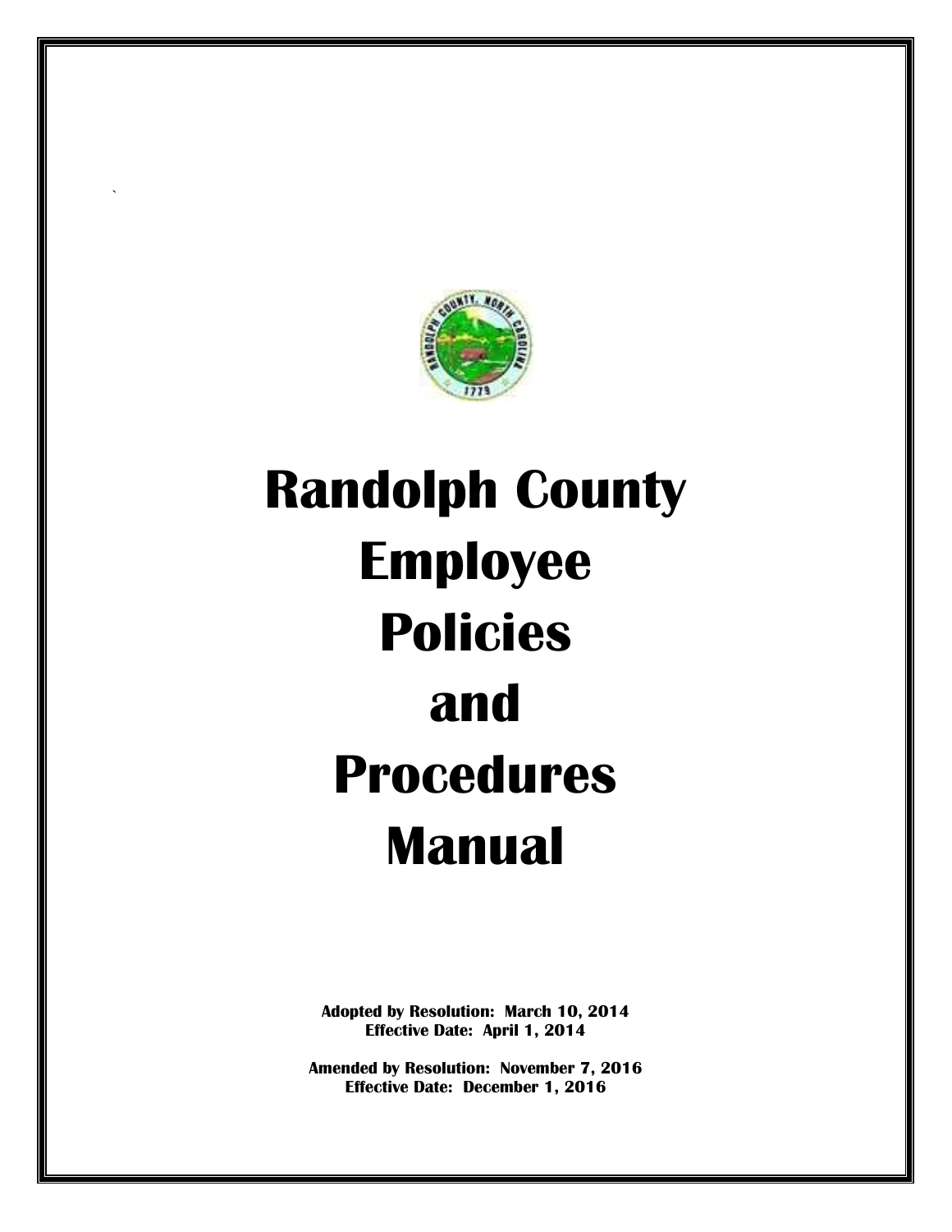# Randolph County Employee Policies and Procedures Manual

**Adopted by Resolution: March 10, 2014**
**Effective Date: April 1, 2014**

**Amended by Resolution: November 7, 2016**
**Effective Date: December 1, 2016**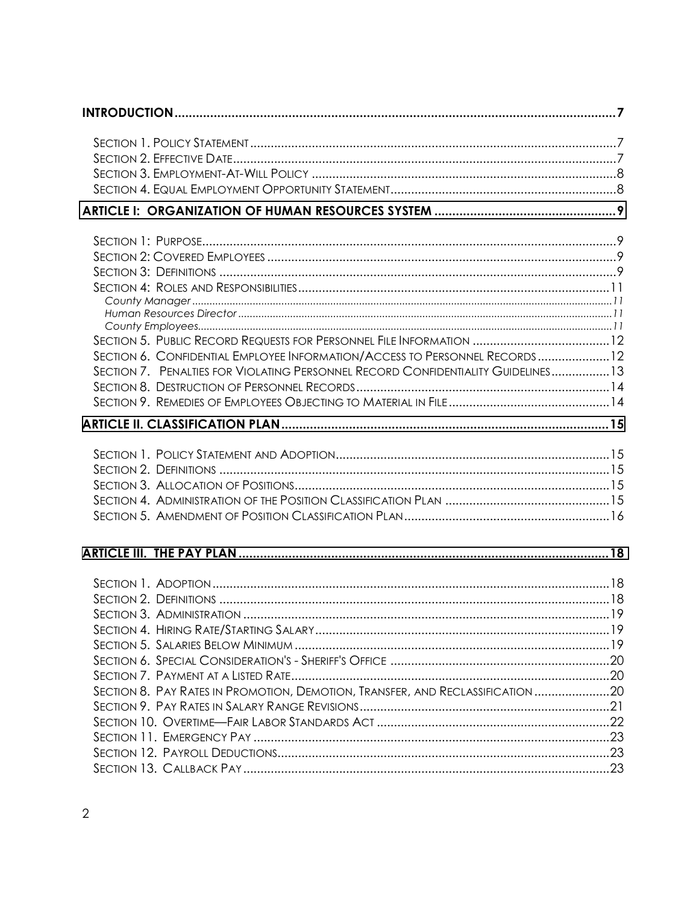**INTRODUCTION** .......... 7

Section 1. Policy Statement .......... 7
Section 2. Effective Date .......... 7
Section 3. Employment-At-Will Policy .......... 8
Section 4. Equal Employment Opportunity Statement .......... 8

**ARTICLE I: ORGANIZATION OF HUMAN RESOURCES SYSTEM** .......... 9

Section 1: Purpose .......... 9
Section 2: Covered Employees .......... 9
Section 3: Definitions .......... 9
Section 4: Roles and Responsibilities .......... 11
*County Manager* .......... 11
*Human Resources Director* .......... 11
*County Employees* .......... 11
Section 5. Public Record Requests for Personnel File Information .......... 12
Section 6. Confidential Employee Information/Access to Personnel Records .......... 12
Section 7. Penalties for Violating Personnel Record Confidentiality Guidelines .......... 13
Section 8. Destruction of Personnel Records .......... 14
Section 9. Remedies of Employees Objecting to Material in File .......... 14

**ARTICLE II. CLASSIFICATION PLAN** .......... 15

Section 1. Policy Statement and Adoption .......... 15
Section 2. Definitions .......... 15
Section 3. Allocation of Positions .......... 15
Section 4. Administration of the Position Classification Plan .......... 15
Section 5. Amendment of Position Classification Plan .......... 16

**ARTICLE III. THE PAY PLAN** .......... 18

Section 1. Adoption .......... 18
Section 2. Definitions .......... 18
Section 3. Administration .......... 19
Section 4. Hiring Rate/Starting Salary .......... 19
Section 5. Salaries Below Minimum .......... 19
Section 6. Special Consideration's - Sheriff's Office .......... 20
Section 7. Payment at a Listed Rate .......... 20
Section 8. Pay Rates in Promotion, Demotion, Transfer, and Reclassification .......... 20
Section 9. Pay Rates in Salary Range Revisions .......... 21
Section 10. Overtime—Fair Labor Standards Act .......... 22
Section 11. Emergency Pay .......... 23
Section 12. Payroll Deductions .......... 23
Section 13. Callback Pay .......... 23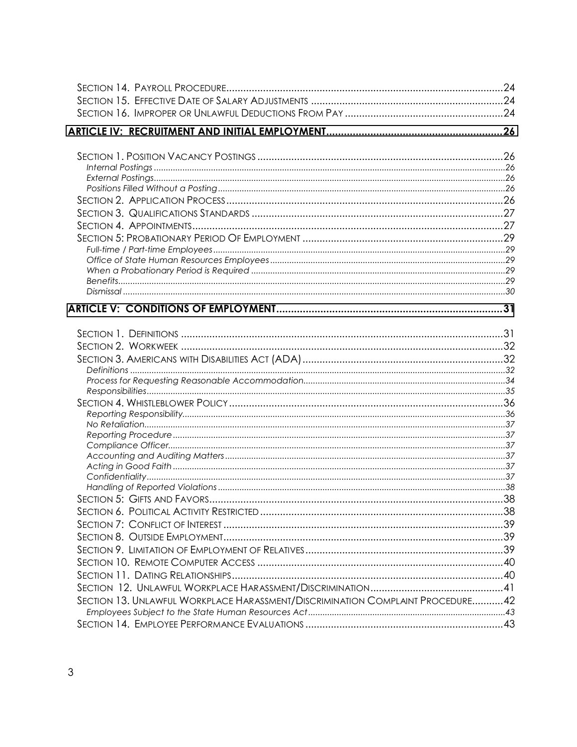Section 14. Payroll Procedure ........................................................................ 24
Section 15. Effective Date of Salary Adjustments ........................................ 24
Section 16. Improper or Unlawful Deductions From Pay ............................... 24

**ARTICLE IV: RECRUITMENT AND INITIAL EMPLOYMENT ........................................ 26**

Section 1. Position Vacancy Postings ............................................................ 26
*Internal Postings* ........................................................................................ 26
*External Postings* ....................................................................................... 26
*Positions Filled Without a Posting* ............................................................... 26
Section 2. Application Process ..................................................................... 26
Section 3. Qualifications Standards ............................................................... 27
Section 4. Appointments ............................................................................... 27
Section 5: Probationary Period Of Employment ............................................. 29
*Full-time / Part-time Employees* .................................................................... 29
*Office of State Human Resources Employees* ............................................... 29
*When a Probationary Period is Required* ....................................................... 29
*Benefits* ..................................................................................................... 29
*Dismissal* .................................................................................................... 30

**ARTICLE V: CONDITIONS OF EMPLOYMENT ................................................... 31**

Section 1. Definitions ................................................................................... 31
Section 2. Workweek .................................................................................... 32
Section 3. Americans with Disabilities Act (ADA) ............................................ 32
*Definitions* .................................................................................................. 32
*Process for Requesting Reasonable Accommodation* ..................................... 34
*Responsibilities* ........................................................................................... 35
Section 4. Whistleblower Policy ..................................................................... 36
*Reporting Responsibility* .............................................................................. 36
*No Retaliation* ............................................................................................ 37
*Reporting Procedure* ................................................................................... 37
*Compliance Officer* ..................................................................................... 37
*Accounting and Auditing Matters* ................................................................. 37
*Acting in Good Faith* ................................................................................... 37
*Confidentiality* ........................................................................................... 37
*Handling of Reported Violations* ................................................................... 38
Section 5: Gifts and Favors ........................................................................... 38
Section 6. Political Activity Restricted ........................................................... 38
Section 7: Conflict of Interest ....................................................................... 39
Section 8. Outside Employment ..................................................................... 39
Section 9. Limitation of Employment of Relatives ........................................... 39
Section 10. Remote Computer Access ........................................................... 40
Section 11. Dating Relationships ................................................................... 40
Section 12. Unlawful Workplace Harassment/Discrimination ........................... 41
Section 13. Unlawful Workplace Harassment/Discrimination Complaint Procedure ........... 42
*Employees Subject to the State Human Resources Act* .................................. 43
Section 14. Employee Performance Evaluations ............................................. 43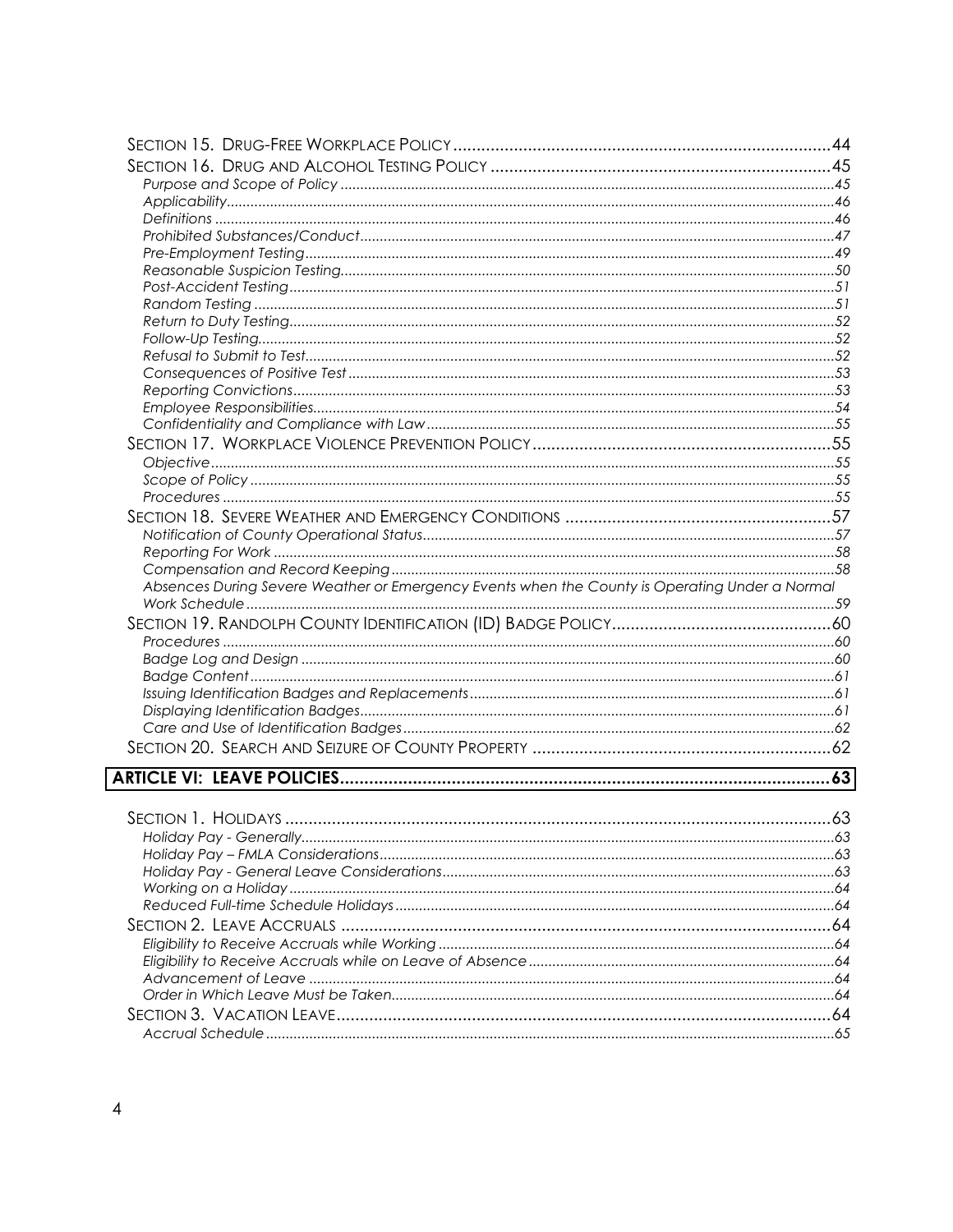Section 15. Drug-Free Workplace Policy ..... 44

Section 16. Drug and Alcohol Testing Policy ..... 45

- *Purpose and Scope of Policy ..... 45*
- *Applicability ..... 46*
- *Definitions ..... 46*
- *Prohibited Substances/Conduct ..... 47*
- *Pre-Employment Testing ..... 49*
- *Reasonable Suspicion Testing ..... 50*
- *Post-Accident Testing ..... 51*
- *Random Testing ..... 51*
- *Return to Duty Testing ..... 52*
- *Follow-Up Testing ..... 52*
- *Refusal to Submit to Test ..... 52*
- *Consequences of Positive Test ..... 53*
- *Reporting Convictions ..... 53*
- *Employee Responsibilities ..... 54*
- *Confidentiality and Compliance with Law ..... 55*

Section 17. Workplace Violence Prevention Policy ..... 55

- *Objective ..... 55*
- *Scope of Policy ..... 55*
- *Procedures ..... 55*

Section 18. Severe Weather and Emergency Conditions ..... 57

- *Notification of County Operational Status ..... 57*
- *Reporting For Work ..... 58*
- *Compensation and Record Keeping ..... 58*
- *Absences During Severe Weather or Emergency Events when the County is Operating Under a Normal Work Schedule ..... 59*

Section 19. Randolph County Identification (ID) Badge Policy ..... 60

- *Procedures ..... 60*
- *Badge Log and Design ..... 60*
- *Badge Content ..... 61*
- *Issuing Identification Badges and Replacements ..... 61*
- *Displaying Identification Badges ..... 61*
- *Care and Use of Identification Badges ..... 62*

Section 20. Search and Seizure of County Property ..... 62

**ARTICLE VI: LEAVE POLICIES ..... 63**

Section 1. Holidays ..... 63

- *Holiday Pay - Generally ..... 63*
- *Holiday Pay – FMLA Considerations ..... 63*
- *Holiday Pay - General Leave Considerations ..... 63*
- *Working on a Holiday ..... 64*
- *Reduced Full-time Schedule Holidays ..... 64*

Section 2. Leave Accruals ..... 64

- *Eligibility to Receive Accruals while Working ..... 64*
- *Eligibility to Receive Accruals while on Leave of Absence ..... 64*
- *Advancement of Leave ..... 64*
- *Order in Which Leave Must be Taken ..... 64*

Section 3. Vacation Leave ..... 64

- *Accrual Schedule ..... 65*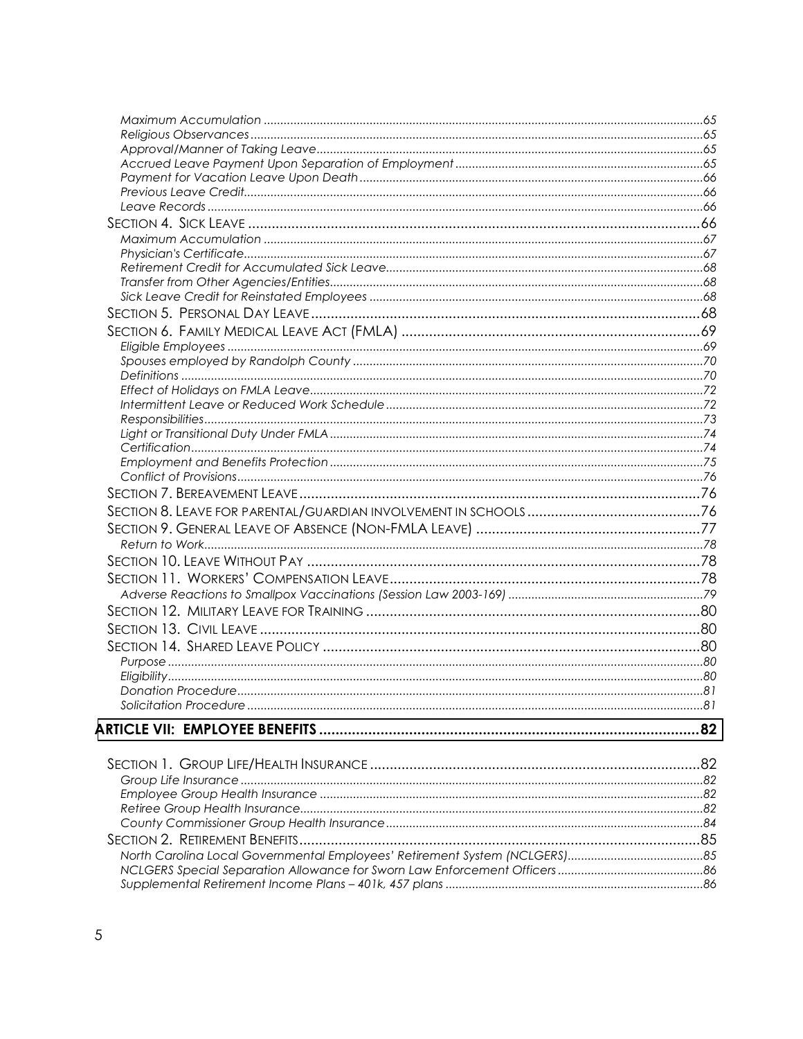*Maximum Accumulation* ....65
*Religious Observances* ....65
*Approval/Manner of Taking Leave* ....65
*Accrued Leave Payment Upon Separation of Employment* ....65
*Payment for Vacation Leave Upon Death* ....66
*Previous Leave Credit* ....66
*Leave Records* ....66

SECTION 4. SICK LEAVE ....66
*Maximum Accumulation* ....67
*Physician's Certificate* ....67
*Retirement Credit for Accumulated Sick Leave* ....68
*Transfer from Other Agencies/Entities* ....68
*Sick Leave Credit for Reinstated Employees* ....68

SECTION 5. PERSONAL DAY LEAVE ....68

SECTION 6. FAMILY MEDICAL LEAVE ACT (FMLA) ....69
*Eligible Employees* ....69
*Spouses employed by Randolph County* ....70
*Definitions* ....70
*Effect of Holidays on FMLA Leave* ....72
*Intermittent Leave or Reduced Work Schedule* ....72
*Responsibilities* ....73
*Light or Transitional Duty Under FMLA* ....74
*Certification* ....74
*Employment and Benefits Protection* ....75
*Conflict of Provisions* ....76

SECTION 7. BEREAVEMENT LEAVE ....76

SECTION 8. LEAVE FOR PARENTAL/GUARDIAN INVOLVEMENT IN SCHOOLS ....76

SECTION 9. GENERAL LEAVE OF ABSENCE (NON-FMLA LEAVE) ....77
*Return to Work* ....78

SECTION 10. LEAVE WITHOUT PAY ....78

SECTION 11. WORKERS' COMPENSATION LEAVE ....78
*Adverse Reactions to Smallpox Vaccinations (Session Law 2003-169)* ....79

SECTION 12. MILITARY LEAVE FOR TRAINING ....80

SECTION 13. CIVIL LEAVE ....80

SECTION 14. SHARED LEAVE POLICY ....80
*Purpose* ....80
*Eligibility* ....80
*Donation Procedure* ....81
*Solicitation Procedure* ....81

**ARTICLE VII: EMPLOYEE BENEFITS ....82**

SECTION 1. GROUP LIFE/HEALTH INSURANCE ....82
*Group Life Insurance* ....82
*Employee Group Health Insurance* ....82
*Retiree Group Health Insurance* ....82
*County Commissioner Group Health Insurance* ....84

SECTION 2. RETIREMENT BENEFITS ....85
*North Carolina Local Governmental Employees' Retirement System (NCLGERS)* ....85
*NCLGERS Special Separation Allowance for Sworn Law Enforcement Officers* ....86
*Supplemental Retirement Income Plans – 401k, 457 plans* ....86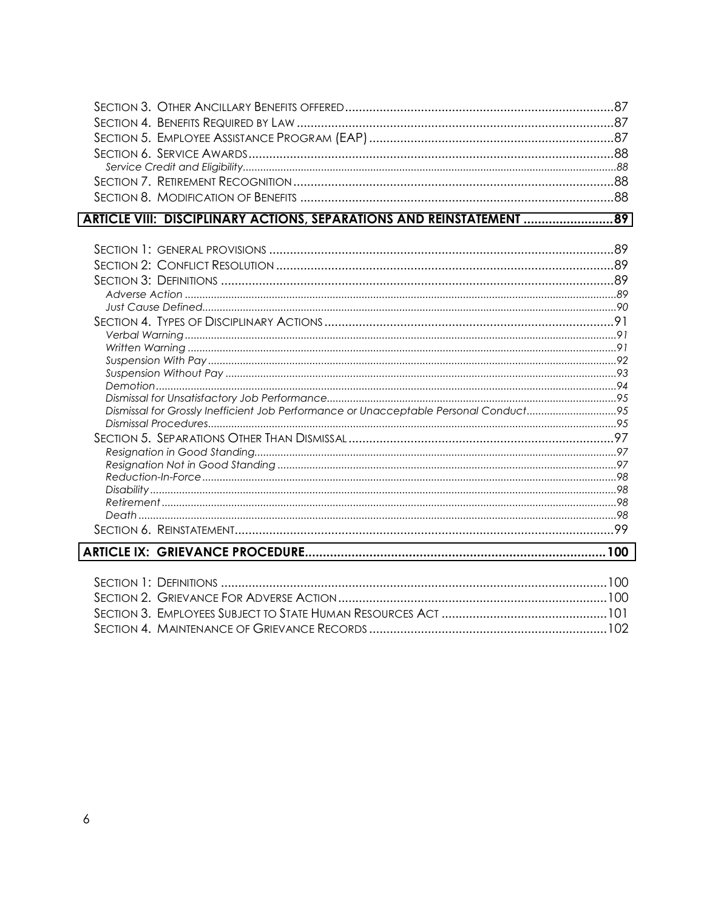Section 3. Other Ancillary Benefits offered ....87
Section 4. Benefits Required by Law ....87
Section 5. Employee Assistance Program (EAP) ....87
Section 6. Service Awards ....88
*Service Credit and Eligibility* ....88
Section 7. Retirement Recognition ....88
Section 8. Modification of Benefits ....88

**ARTICLE VIII: DISCIPLINARY ACTIONS, SEPARATIONS AND REINSTATEMENT ....89**

Section 1: general provisions ....89
Section 2: Conflict Resolution ....89
Section 3: Definitions ....89
*Adverse Action* ....89
*Just Cause Defined* ....90
Section 4. Types of Disciplinary Actions ....91
*Verbal Warning* ....91
*Written Warning* ....91
*Suspension With Pay* ....92
*Suspension Without Pay* ....93
*Demotion* ....94
*Dismissal for Unsatisfactory Job Performance* ....95
*Dismissal for Grossly Inefficient Job Performance or Unacceptable Personal Conduct* ....95
*Dismissal Procedures* ....95
Section 5. Separations Other Than Dismissal ....97
*Resignation in Good Standing* ....97
*Resignation Not in Good Standing* ....97
*Reduction-In-Force* ....98
*Disability* ....98
*Retirement* ....98
*Death* ....98
Section 6. Reinstatement ....99

**ARTICLE IX: GRIEVANCE PROCEDURE ....100**

Section 1: Definitions ....100
Section 2. Grievance For Adverse Action ....100
Section 3. Employees Subject to State Human Resources Act ....101
Section 4. Maintenance of Grievance Records ....102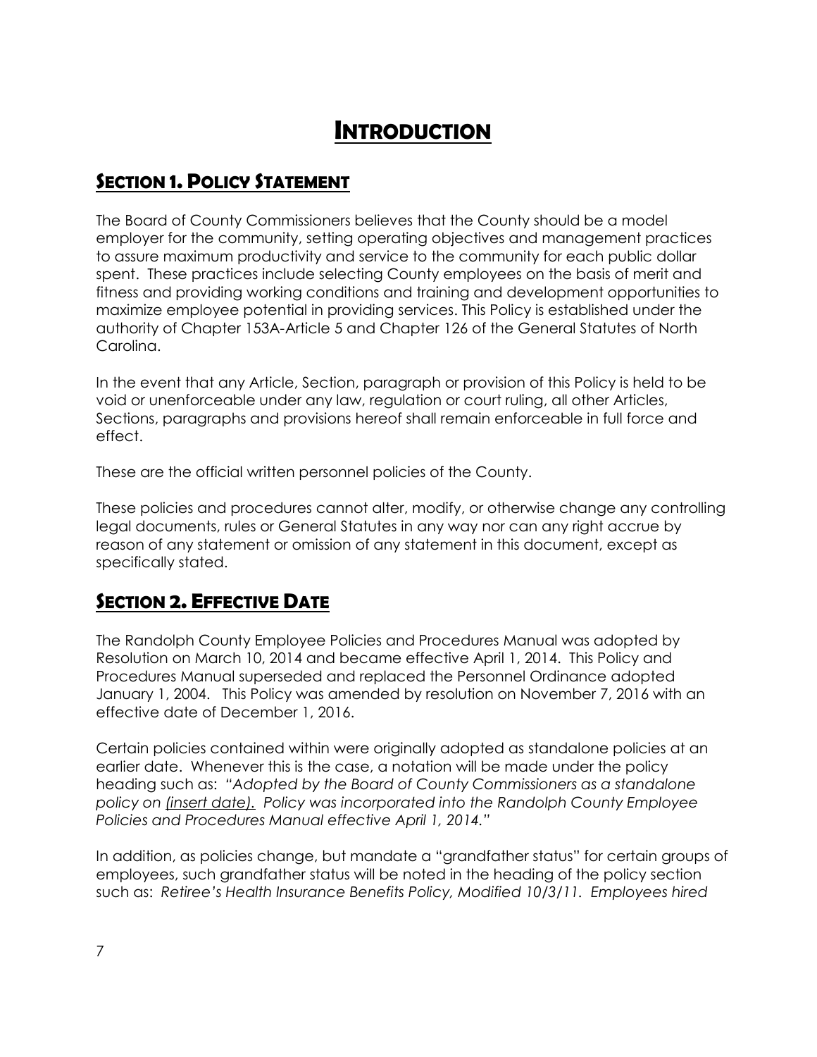# INTRODUCTION

## SECTION 1. POLICY STATEMENT

The Board of County Commissioners believes that the County should be a model employer for the community, setting operating objectives and management practices to assure maximum productivity and service to the community for each public dollar spent. These practices include selecting County employees on the basis of merit and fitness and providing working conditions and training and development opportunities to maximize employee potential in providing services. This Policy is established under the authority of Chapter 153A-Article 5 and Chapter 126 of the General Statutes of North Carolina.

In the event that any Article, Section, paragraph or provision of this Policy is held to be void or unenforceable under any law, regulation or court ruling, all other Articles, Sections, paragraphs and provisions hereof shall remain enforceable in full force and effect.

These are the official written personnel policies of the County.

These policies and procedures cannot alter, modify, or otherwise change any controlling legal documents, rules or General Statutes in any way nor can any right accrue by reason of any statement or omission of any statement in this document, except as specifically stated.

## SECTION 2. EFFECTIVE DATE

The Randolph County Employee Policies and Procedures Manual was adopted by Resolution on March 10, 2014 and became effective April 1, 2014. This Policy and Procedures Manual superseded and replaced the Personnel Ordinance adopted January 1, 2004. This Policy was amended by resolution on November 7, 2016 with an effective date of December 1, 2016.

Certain policies contained within were originally adopted as standalone policies at an earlier date. Whenever this is the case, a notation will be made under the policy heading such as: *"Adopted by the Board of County Commissioners as a standalone policy on (insert date). Policy was incorporated into the Randolph County Employee Policies and Procedures Manual effective April 1, 2014."*

In addition, as policies change, but mandate a "grandfather status" for certain groups of employees, such grandfather status will be noted in the heading of the policy section such as: *Retiree's Health Insurance Benefits Policy, Modified 10/3/11. Employees hired*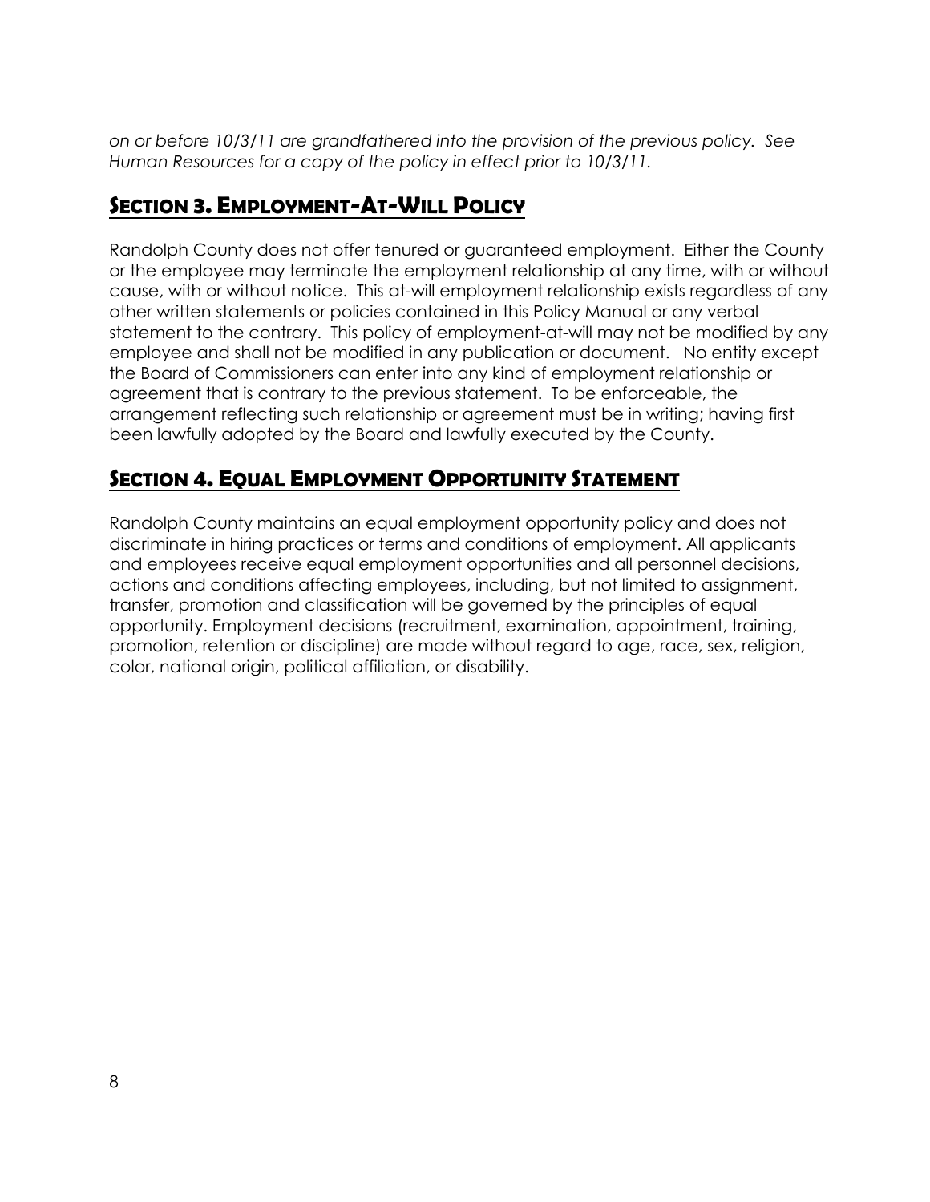*on or before 10/3/11 are grandfathered into the provision of the previous policy. See Human Resources for a copy of the policy in effect prior to 10/3/11.*

## Section 3. Employment-At-Will Policy

Randolph County does not offer tenured or guaranteed employment. Either the County or the employee may terminate the employment relationship at any time, with or without cause, with or without notice. This at-will employment relationship exists regardless of any other written statements or policies contained in this Policy Manual or any verbal statement to the contrary. This policy of employment-at-will may not be modified by any employee and shall not be modified in any publication or document. No entity except the Board of Commissioners can enter into any kind of employment relationship or agreement that is contrary to the previous statement. To be enforceable, the arrangement reflecting such relationship or agreement must be in writing; having first been lawfully adopted by the Board and lawfully executed by the County.

## Section 4. Equal Employment Opportunity Statement

Randolph County maintains an equal employment opportunity policy and does not discriminate in hiring practices or terms and conditions of employment. All applicants and employees receive equal employment opportunities and all personnel decisions, actions and conditions affecting employees, including, but not limited to assignment, transfer, promotion and classification will be governed by the principles of equal opportunity. Employment decisions (recruitment, examination, appointment, training, promotion, retention or discipline) are made without regard to age, race, sex, religion, color, national origin, political affiliation, or disability.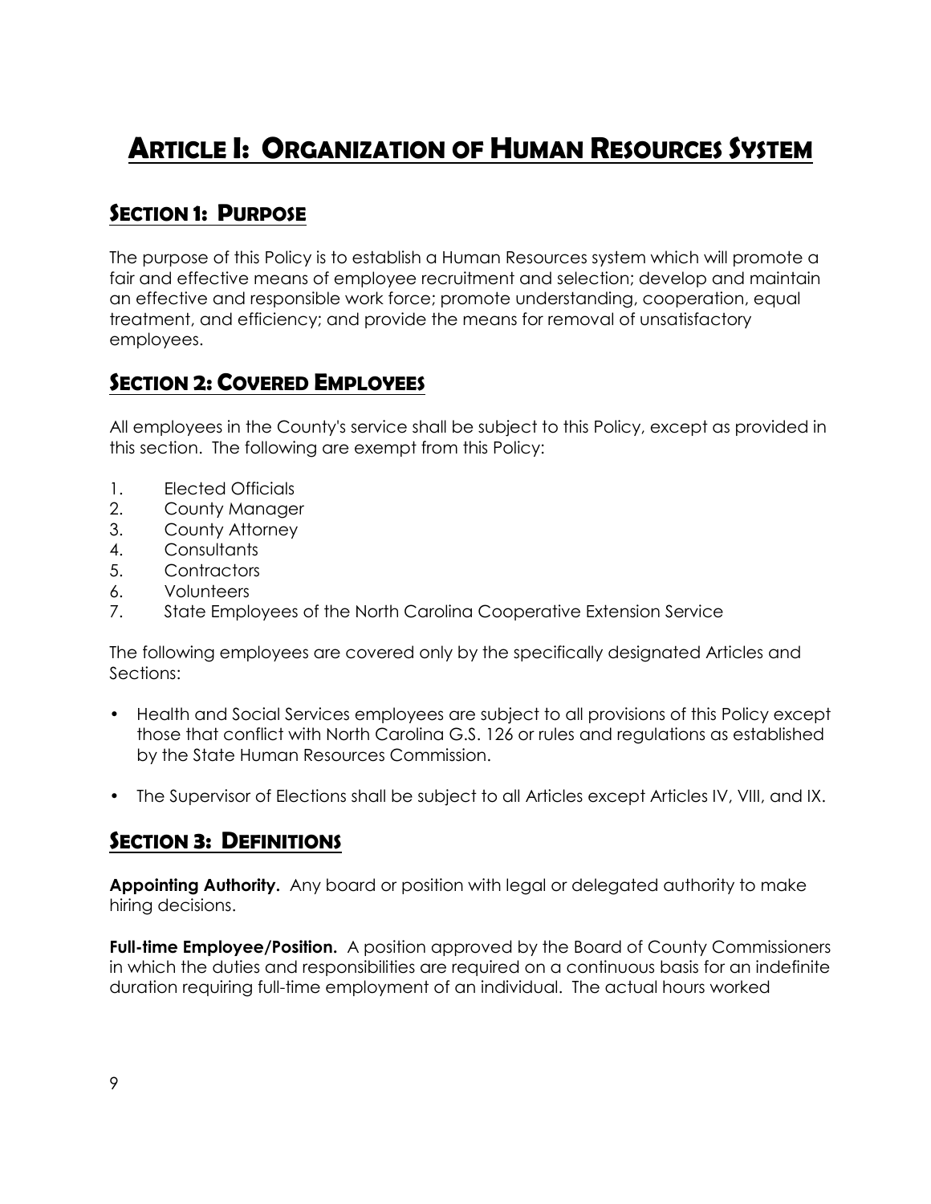# Article I: Organization of Human Resources System

## Section 1: Purpose

The purpose of this Policy is to establish a Human Resources system which will promote a fair and effective means of employee recruitment and selection; develop and maintain an effective and responsible work force; promote understanding, cooperation, equal treatment, and efficiency; and provide the means for removal of unsatisfactory employees.

## Section 2: Covered Employees

All employees in the County's service shall be subject to this Policy, except as provided in this section. The following are exempt from this Policy:

1. Elected Officials
2. County Manager
3. County Attorney
4. Consultants
5. Contractors
6. Volunteers
7. State Employees of the North Carolina Cooperative Extension Service

The following employees are covered only by the specifically designated Articles and Sections:

- Health and Social Services employees are subject to all provisions of this Policy except those that conflict with North Carolina G.S. 126 or rules and regulations as established by the State Human Resources Commission.
- The Supervisor of Elections shall be subject to all Articles except Articles IV, VIII, and IX.

## Section 3: Definitions

**Appointing Authority.** Any board or position with legal or delegated authority to make hiring decisions.

**Full-time Employee/Position.** A position approved by the Board of County Commissioners in which the duties and responsibilities are required on a continuous basis for an indefinite duration requiring full-time employment of an individual. The actual hours worked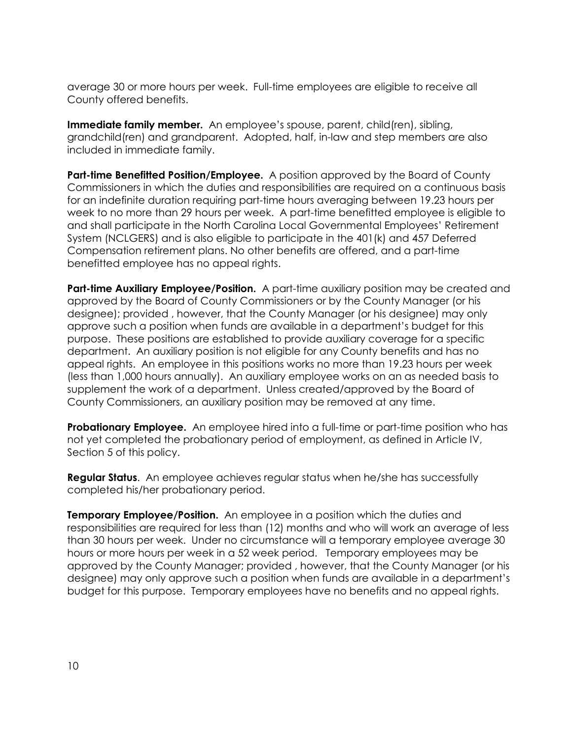average 30 or more hours per week. Full-time employees are eligible to receive all County offered benefits.

**Immediate family member.** An employee's spouse, parent, child(ren), sibling, grandchild(ren) and grandparent. Adopted, half, in-law and step members are also included in immediate family.

**Part-time Benefitted Position/Employee.** A position approved by the Board of County Commissioners in which the duties and responsibilities are required on a continuous basis for an indefinite duration requiring part-time hours averaging between 19.23 hours per week to no more than 29 hours per week. A part-time benefitted employee is eligible to and shall participate in the North Carolina Local Governmental Employees' Retirement System (NCLGERS) and is also eligible to participate in the 401(k) and 457 Deferred Compensation retirement plans. No other benefits are offered, and a part-time benefitted employee has no appeal rights.

**Part-time Auxiliary Employee/Position.** A part-time auxiliary position may be created and approved by the Board of County Commissioners or by the County Manager (or his designee); provided , however, that the County Manager (or his designee) may only approve such a position when funds are available in a department's budget for this purpose. These positions are established to provide auxiliary coverage for a specific department. An auxiliary position is not eligible for any County benefits and has no appeal rights. An employee in this positions works no more than 19.23 hours per week (less than 1,000 hours annually). An auxiliary employee works on an as needed basis to supplement the work of a department. Unless created/approved by the Board of County Commissioners, an auxiliary position may be removed at any time.

**Probationary Employee.** An employee hired into a full-time or part-time position who has not yet completed the probationary period of employment, as defined in Article IV, Section 5 of this policy.

**Regular Status**. An employee achieves regular status when he/she has successfully completed his/her probationary period.

**Temporary Employee/Position.** An employee in a position which the duties and responsibilities are required for less than (12) months and who will work an average of less than 30 hours per week. Under no circumstance will a temporary employee average 30 hours or more hours per week in a 52 week period. Temporary employees may be approved by the County Manager; provided , however, that the County Manager (or his designee) may only approve such a position when funds are available in a department's budget for this purpose. Temporary employees have no benefits and no appeal rights.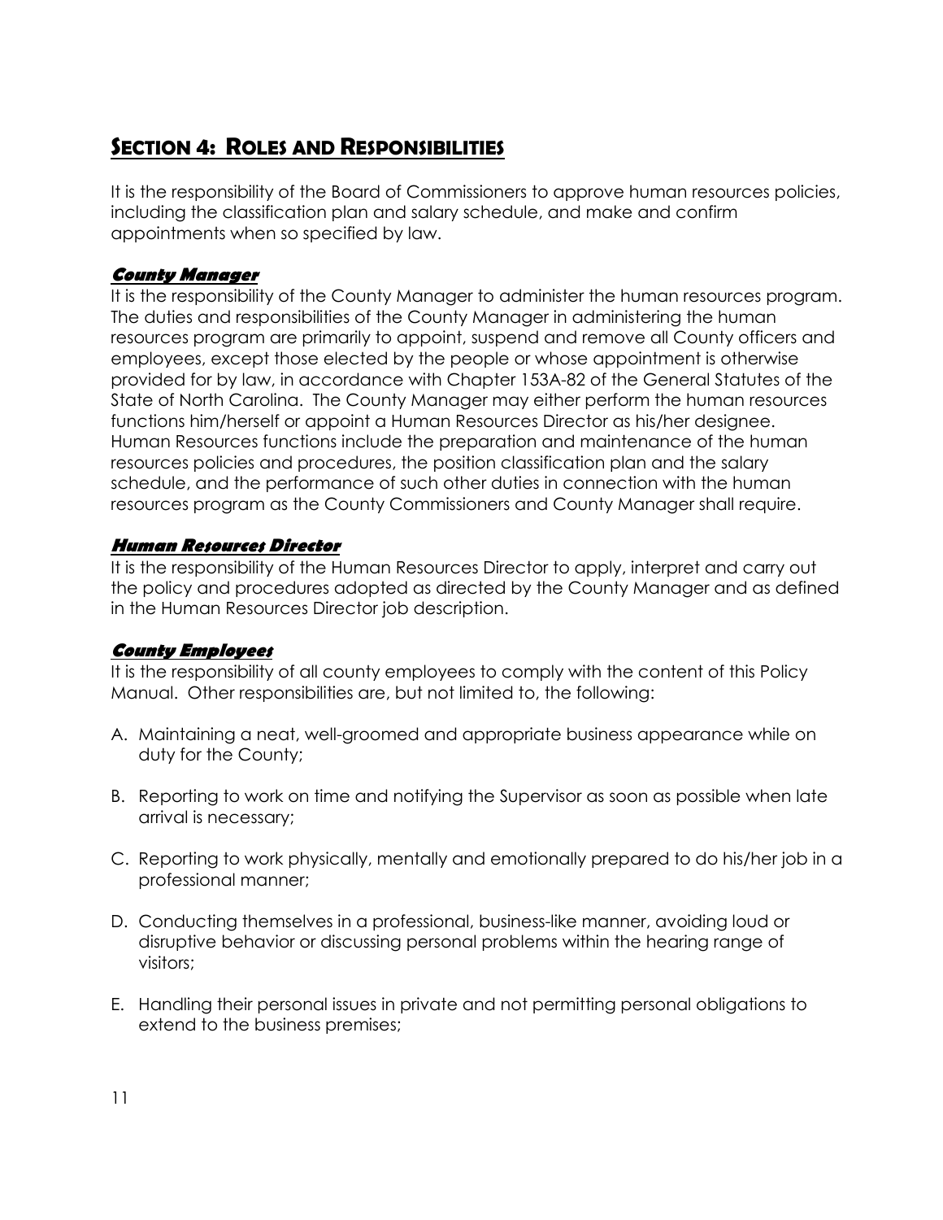## Section 4: Roles and Responsibilities

It is the responsibility of the Board of Commissioners to approve human resources policies, including the classification plan and salary schedule, and make and confirm appointments when so specified by law.

### *County Manager*

It is the responsibility of the County Manager to administer the human resources program. The duties and responsibilities of the County Manager in administering the human resources program are primarily to appoint, suspend and remove all County officers and employees, except those elected by the people or whose appointment is otherwise provided for by law, in accordance with Chapter 153A-82 of the General Statutes of the State of North Carolina. The County Manager may either perform the human resources functions him/herself or appoint a Human Resources Director as his/her designee. Human Resources functions include the preparation and maintenance of the human resources policies and procedures, the position classification plan and the salary schedule, and the performance of such other duties in connection with the human resources program as the County Commissioners and County Manager shall require.

### *Human Resources Director*

It is the responsibility of the Human Resources Director to apply, interpret and carry out the policy and procedures adopted as directed by the County Manager and as defined in the Human Resources Director job description.

### *County Employees*

It is the responsibility of all county employees to comply with the content of this Policy Manual. Other responsibilities are, but not limited to, the following:

A. Maintaining a neat, well-groomed and appropriate business appearance while on duty for the County;

B. Reporting to work on time and notifying the Supervisor as soon as possible when late arrival is necessary;

C. Reporting to work physically, mentally and emotionally prepared to do his/her job in a professional manner;

D. Conducting themselves in a professional, business-like manner, avoiding loud or disruptive behavior or discussing personal problems within the hearing range of visitors;

E. Handling their personal issues in private and not permitting personal obligations to extend to the business premises;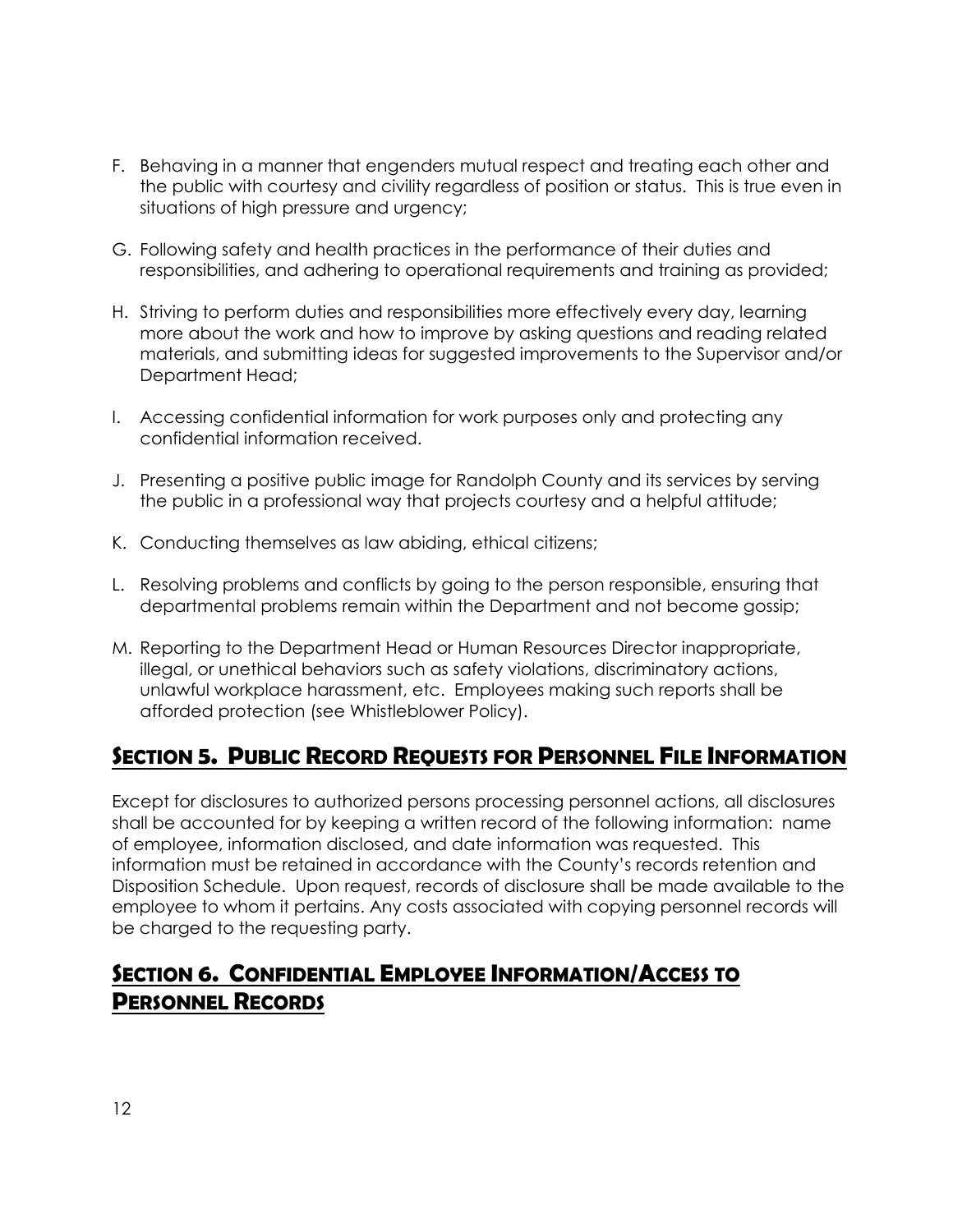F. Behaving in a manner that engenders mutual respect and treating each other and the public with courtesy and civility regardless of position or status. This is true even in situations of high pressure and urgency;

G. Following safety and health practices in the performance of their duties and responsibilities, and adhering to operational requirements and training as provided;

H. Striving to perform duties and responsibilities more effectively every day, learning more about the work and how to improve by asking questions and reading related materials, and submitting ideas for suggested improvements to the Supervisor and/or Department Head;

I. Accessing confidential information for work purposes only and protecting any confidential information received.

J. Presenting a positive public image for Randolph County and its services by serving the public in a professional way that projects courtesy and a helpful attitude;

K. Conducting themselves as law abiding, ethical citizens;

L. Resolving problems and conflicts by going to the person responsible, ensuring that departmental problems remain within the Department and not become gossip;

M. Reporting to the Department Head or Human Resources Director inappropriate, illegal, or unethical behaviors such as safety violations, discriminatory actions, unlawful workplace harassment, etc. Employees making such reports shall be afforded protection (see Whistleblower Policy).

## SECTION 5. PUBLIC RECORD REQUESTS FOR PERSONNEL FILE INFORMATION

Except for disclosures to authorized persons processing personnel actions, all disclosures shall be accounted for by keeping a written record of the following information: name of employee, information disclosed, and date information was requested. This information must be retained in accordance with the County's records retention and Disposition Schedule. Upon request, records of disclosure shall be made available to the employee to whom it pertains. Any costs associated with copying personnel records will be charged to the requesting party.

## SECTION 6. CONFIDENTIAL EMPLOYEE INFORMATION/ACCESS TO PERSONNEL RECORDS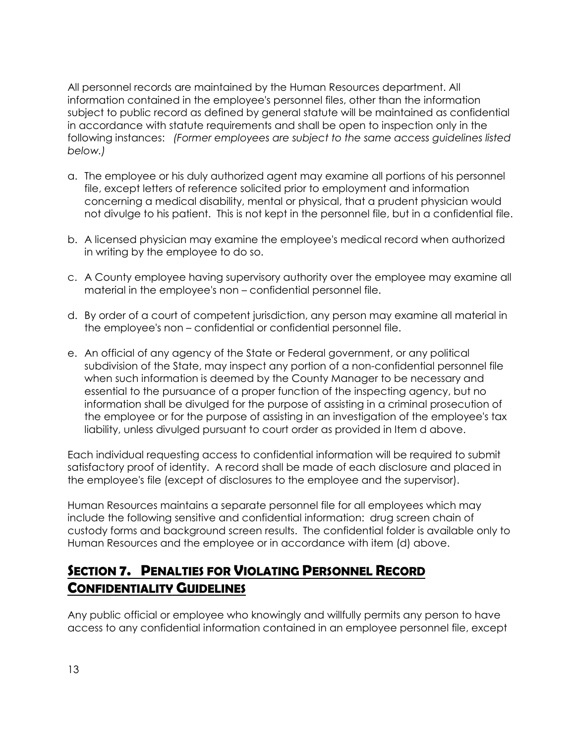All personnel records are maintained by the Human Resources department. All information contained in the employee's personnel files, other than the information subject to public record as defined by general statute will be maintained as confidential in accordance with statute requirements and shall be open to inspection only in the following instances: *(Former employees are subject to the same access guidelines listed below.)*

a. The employee or his duly authorized agent may examine all portions of his personnel file, except letters of reference solicited prior to employment and information concerning a medical disability, mental or physical, that a prudent physician would not divulge to his patient. This is not kept in the personnel file, but in a confidential file.

b. A licensed physician may examine the employee's medical record when authorized in writing by the employee to do so.

c. A County employee having supervisory authority over the employee may examine all material in the employee's non – confidential personnel file.

d. By order of a court of competent jurisdiction, any person may examine all material in the employee's non – confidential or confidential personnel file.

e. An official of any agency of the State or Federal government, or any political subdivision of the State, may inspect any portion of a non-confidential personnel file when such information is deemed by the County Manager to be necessary and essential to the pursuance of a proper function of the inspecting agency, but no information shall be divulged for the purpose of assisting in a criminal prosecution of the employee or for the purpose of assisting in an investigation of the employee's tax liability, unless divulged pursuant to court order as provided in Item d above.

Each individual requesting access to confidential information will be required to submit satisfactory proof of identity. A record shall be made of each disclosure and placed in the employee's file (except of disclosures to the employee and the supervisor).

Human Resources maintains a separate personnel file for all employees which may include the following sensitive and confidential information: drug screen chain of custody forms and background screen results. The confidential folder is available only to Human Resources and the employee or in accordance with item (d) above.

## Section 7. Penalties for Violating Personnel Record Confidentiality Guidelines

Any public official or employee who knowingly and willfully permits any person to have access to any confidential information contained in an employee personnel file, except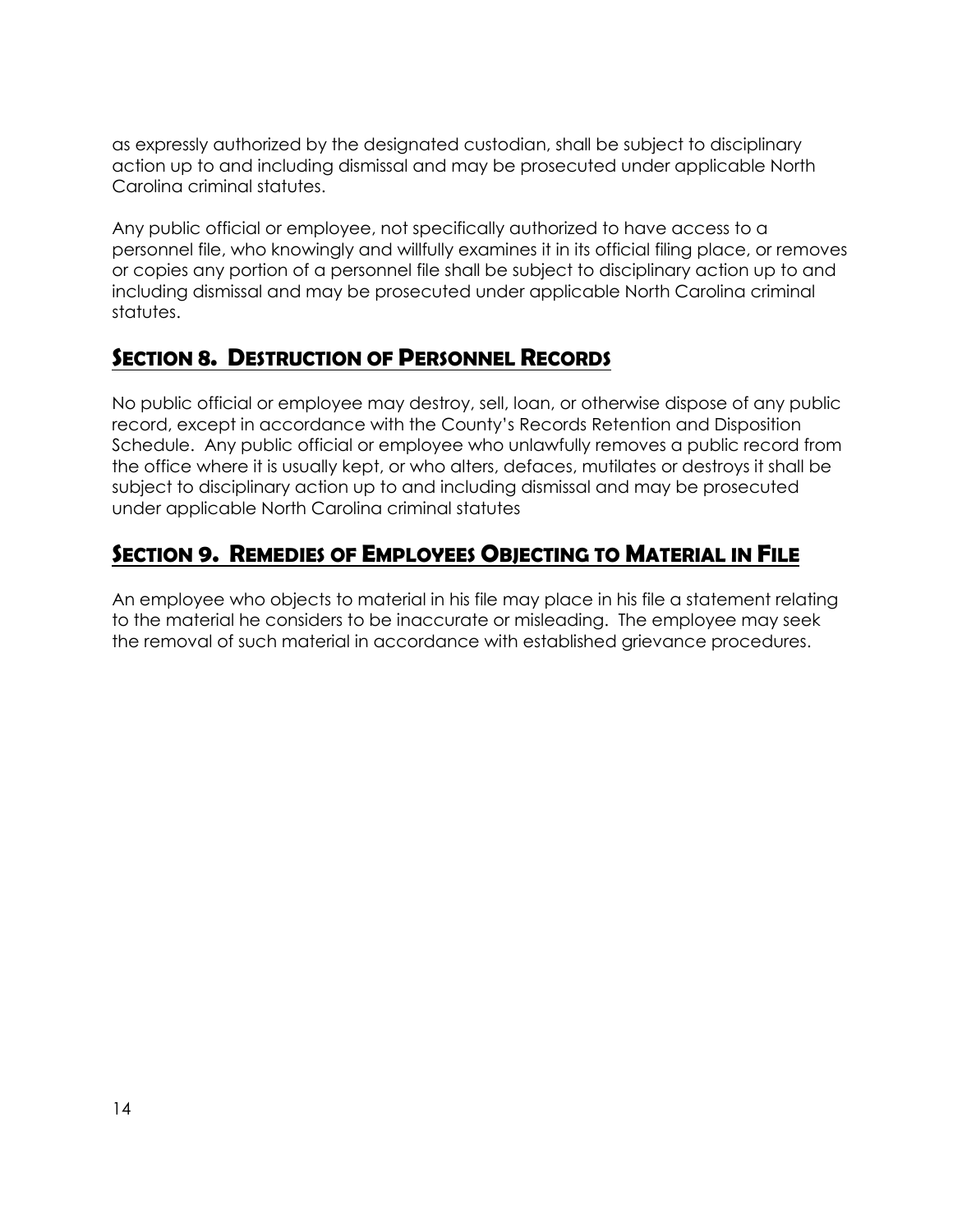as expressly authorized by the designated custodian, shall be subject to disciplinary action up to and including dismissal and may be prosecuted under applicable North Carolina criminal statutes.

Any public official or employee, not specifically authorized to have access to a personnel file, who knowingly and willfully examines it in its official filing place, or removes or copies any portion of a personnel file shall be subject to disciplinary action up to and including dismissal and may be prosecuted under applicable North Carolina criminal statutes.

## Section 8. Destruction of Personnel Records

No public official or employee may destroy, sell, loan, or otherwise dispose of any public record, except in accordance with the County's Records Retention and Disposition Schedule. Any public official or employee who unlawfully removes a public record from the office where it is usually kept, or who alters, defaces, mutilates or destroys it shall be subject to disciplinary action up to and including dismissal and may be prosecuted under applicable North Carolina criminal statutes

## Section 9. Remedies of Employees Objecting to Material in File

An employee who objects to material in his file may place in his file a statement relating to the material he considers to be inaccurate or misleading. The employee may seek the removal of such material in accordance with established grievance procedures.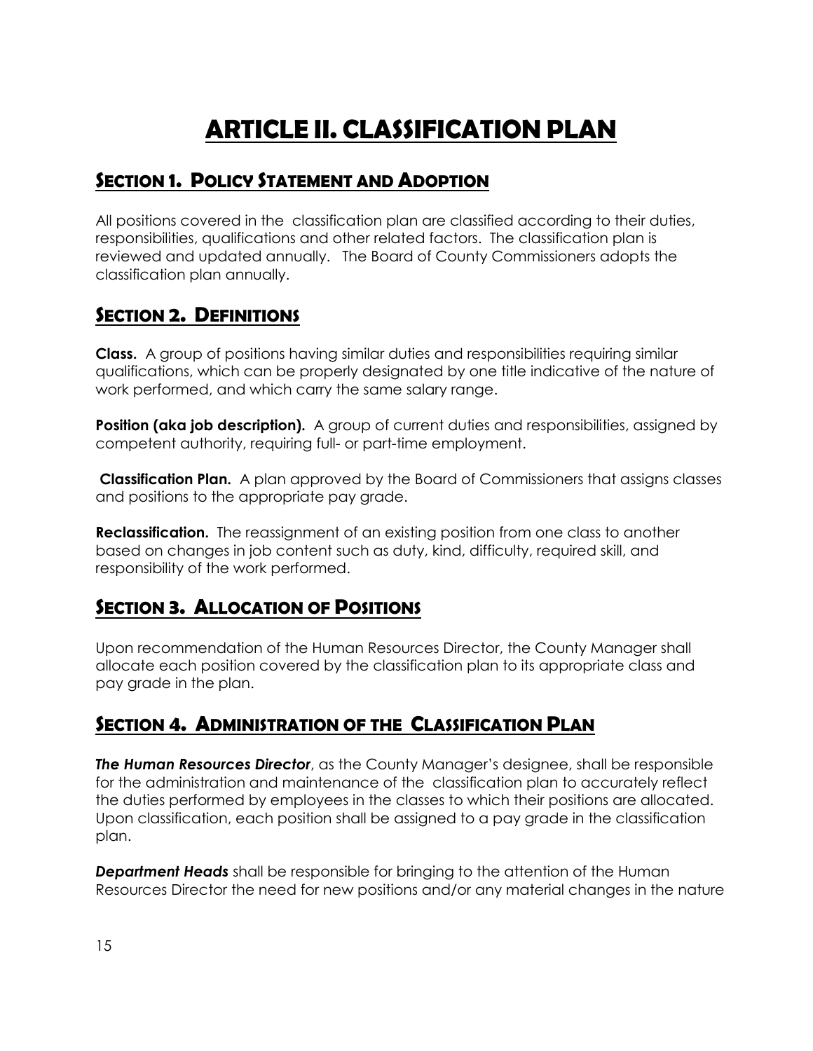# ARTICLE II. CLASSIFICATION PLAN

## SECTION 1. POLICY STATEMENT AND ADOPTION

All positions covered in the classification plan are classified according to their duties, responsibilities, qualifications and other related factors. The classification plan is reviewed and updated annually. The Board of County Commissioners adopts the classification plan annually.

## SECTION 2. DEFINITIONS

**Class.** A group of positions having similar duties and responsibilities requiring similar qualifications, which can be properly designated by one title indicative of the nature of work performed, and which carry the same salary range.

**Position (aka job description).** A group of current duties and responsibilities, assigned by competent authority, requiring full- or part-time employment.

**Classification Plan.** A plan approved by the Board of Commissioners that assigns classes and positions to the appropriate pay grade.

**Reclassification.** The reassignment of an existing position from one class to another based on changes in job content such as duty, kind, difficulty, required skill, and responsibility of the work performed.

## SECTION 3. ALLOCATION OF POSITIONS

Upon recommendation of the Human Resources Director, the County Manager shall allocate each position covered by the classification plan to its appropriate class and pay grade in the plan.

## SECTION 4. ADMINISTRATION OF THE CLASSIFICATION PLAN

***The Human Resources Director***, as the County Manager's designee, shall be responsible for the administration and maintenance of the classification plan to accurately reflect the duties performed by employees in the classes to which their positions are allocated. Upon classification, each position shall be assigned to a pay grade in the classification plan.

***Department Heads*** shall be responsible for bringing to the attention of the Human Resources Director the need for new positions and/or any material changes in the nature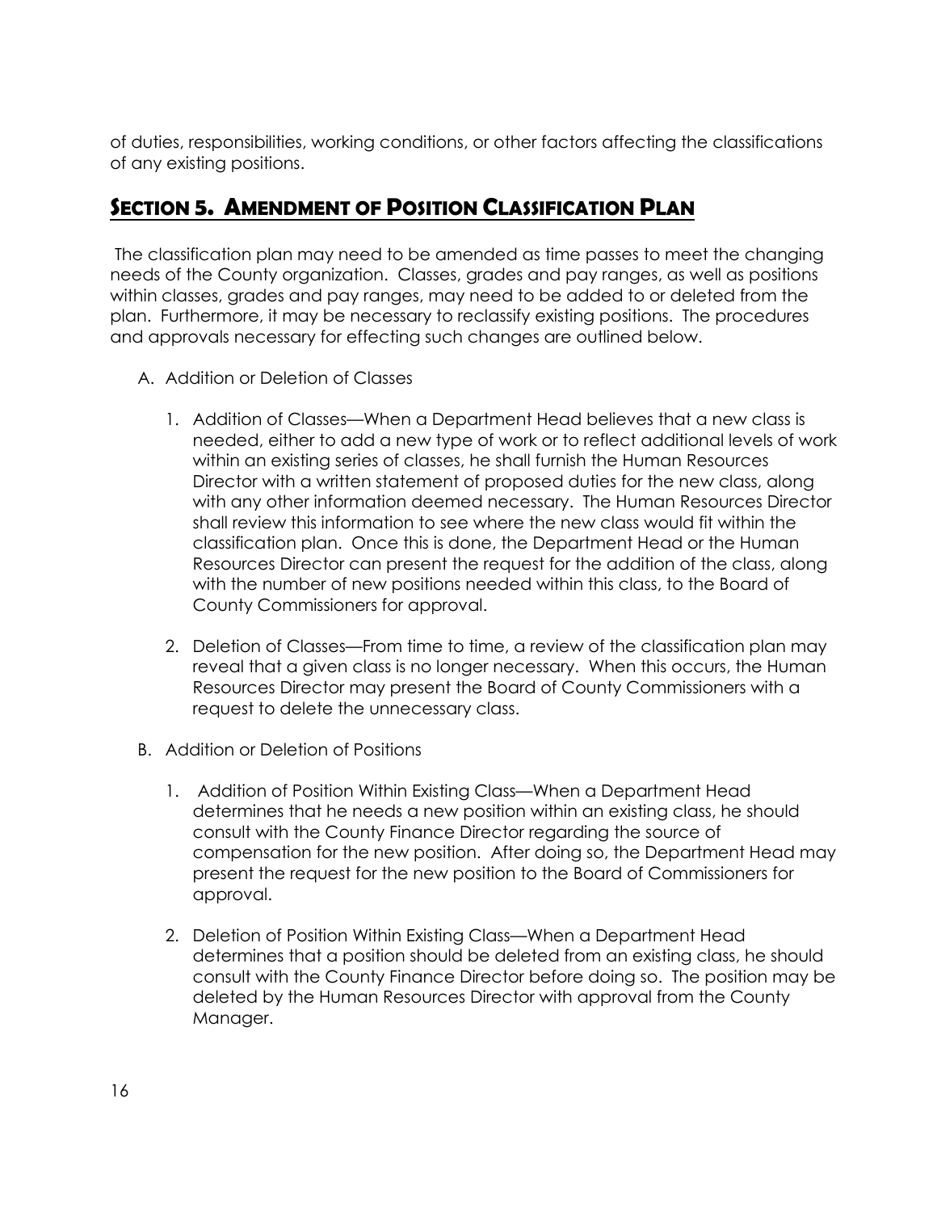of duties, responsibilities, working conditions, or other factors affecting the classifications of any existing positions.

## SECTION 5. AMENDMENT OF POSITION CLASSIFICATION PLAN

The classification plan may need to be amended as time passes to meet the changing needs of the County organization. Classes, grades and pay ranges, as well as positions within classes, grades and pay ranges, may need to be added to or deleted from the plan. Furthermore, it may be necessary to reclassify existing positions. The procedures and approvals necessary for effecting such changes are outlined below.

A. Addition or Deletion of Classes

   1. Addition of Classes—When a Department Head believes that a new class is needed, either to add a new type of work or to reflect additional levels of work within an existing series of classes, he shall furnish the Human Resources Director with a written statement of proposed duties for the new class, along with any other information deemed necessary. The Human Resources Director shall review this information to see where the new class would fit within the classification plan. Once this is done, the Department Head or the Human Resources Director can present the request for the addition of the class, along with the number of new positions needed within this class, to the Board of County Commissioners for approval.

   2. Deletion of Classes—From time to time, a review of the classification plan may reveal that a given class is no longer necessary. When this occurs, the Human Resources Director may present the Board of County Commissioners with a request to delete the unnecessary class.

B. Addition or Deletion of Positions

   1. Addition of Position Within Existing Class—When a Department Head determines that he needs a new position within an existing class, he should consult with the County Finance Director regarding the source of compensation for the new position. After doing so, the Department Head may present the request for the new position to the Board of Commissioners for approval.

   2. Deletion of Position Within Existing Class—When a Department Head determines that a position should be deleted from an existing class, he should consult with the County Finance Director before doing so. The position may be deleted by the Human Resources Director with approval from the County Manager.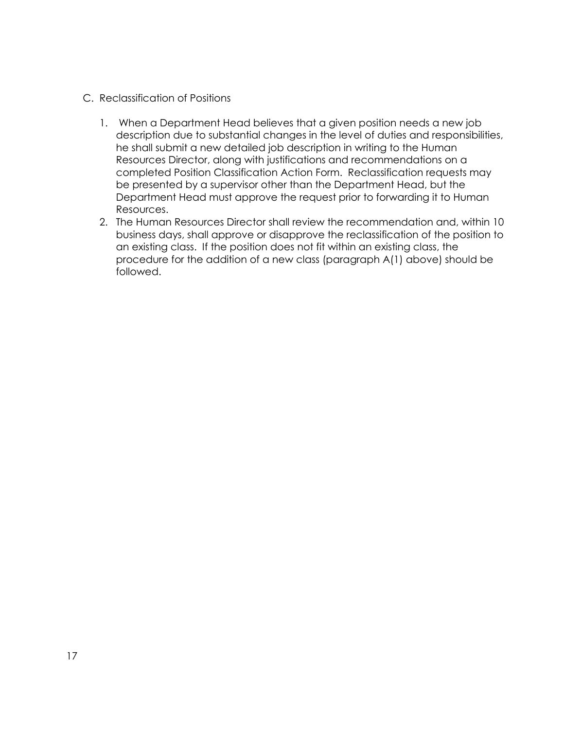C. Reclassification of Positions

1. When a Department Head believes that a given position needs a new job description due to substantial changes in the level of duties and responsibilities, he shall submit a new detailed job description in writing to the Human Resources Director, along with justifications and recommendations on a completed Position Classification Action Form. Reclassification requests may be presented by a supervisor other than the Department Head, but the Department Head must approve the request prior to forwarding it to Human Resources.
2. The Human Resources Director shall review the recommendation and, within 10 business days, shall approve or disapprove the reclassification of the position to an existing class. If the position does not fit within an existing class, the procedure for the addition of a new class (paragraph A(1) above) should be followed.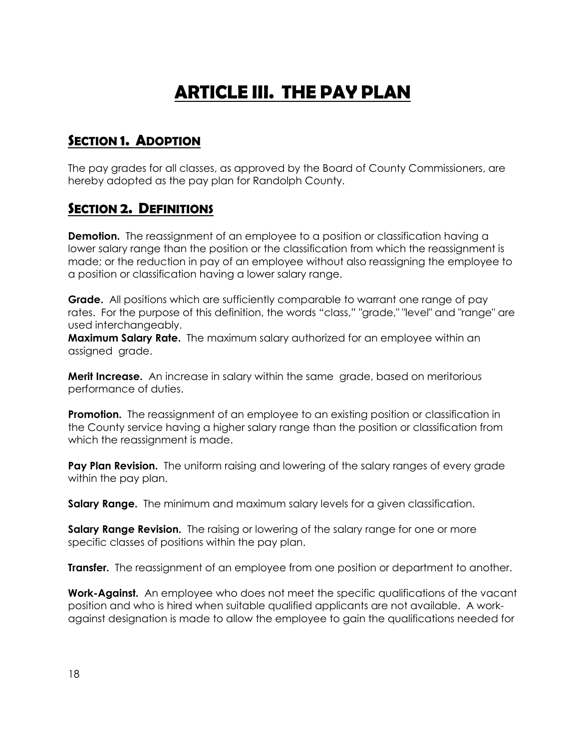# ARTICLE III. THE PAY PLAN

## SECTION 1. ADOPTION

The pay grades for all classes, as approved by the Board of County Commissioners, are hereby adopted as the pay plan for Randolph County.

## SECTION 2. DEFINITIONS

**Demotion.** The reassignment of an employee to a position or classification having a lower salary range than the position or the classification from which the reassignment is made; or the reduction in pay of an employee without also reassigning the employee to a position or classification having a lower salary range.

**Grade.** All positions which are sufficiently comparable to warrant one range of pay rates. For the purpose of this definition, the words "class," "grade," "level" and "range" are used interchangeably.

**Maximum Salary Rate.** The maximum salary authorized for an employee within an assigned grade.

**Merit Increase.** An increase in salary within the same grade, based on meritorious performance of duties.

**Promotion.** The reassignment of an employee to an existing position or classification in the County service having a higher salary range than the position or classification from which the reassignment is made.

**Pay Plan Revision.** The uniform raising and lowering of the salary ranges of every grade within the pay plan.

**Salary Range.** The minimum and maximum salary levels for a given classification.

**Salary Range Revision.** The raising or lowering of the salary range for one or more specific classes of positions within the pay plan.

**Transfer.** The reassignment of an employee from one position or department to another.

**Work-Against.** An employee who does not meet the specific qualifications of the vacant position and who is hired when suitable qualified applicants are not available. A work-against designation is made to allow the employee to gain the qualifications needed for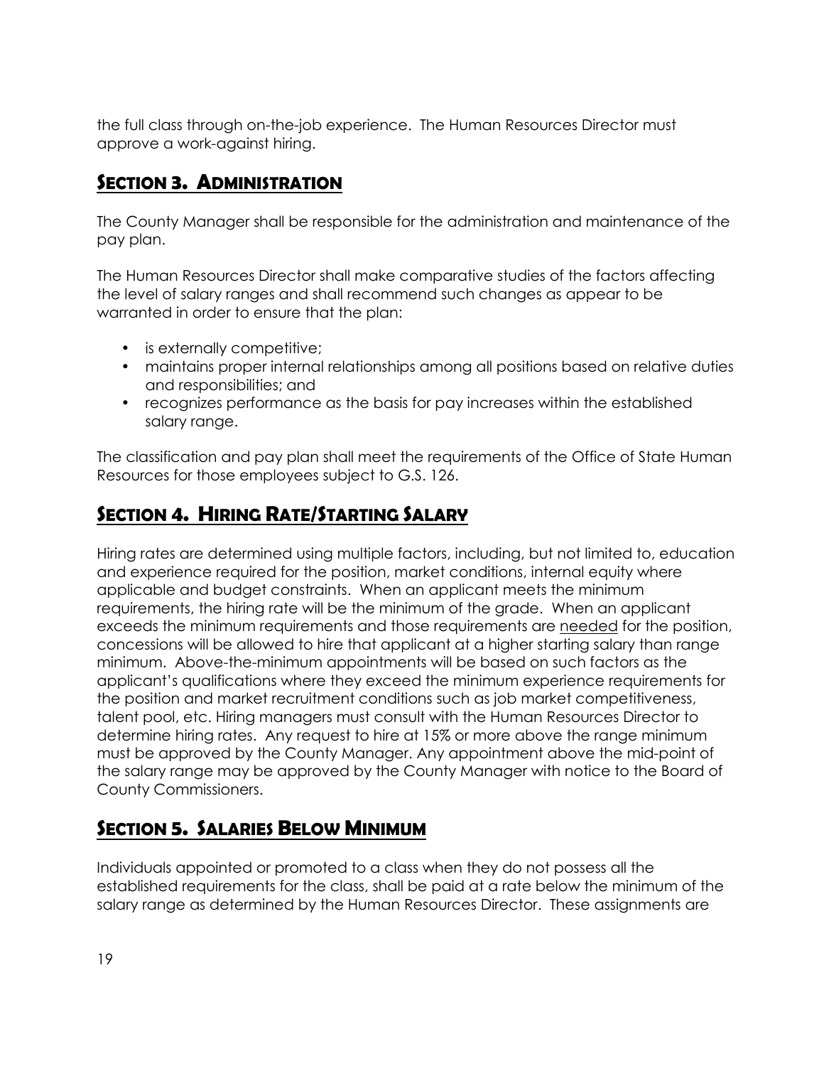the full class through on-the-job experience. The Human Resources Director must approve a work-against hiring.

## Section 3. Administration

The County Manager shall be responsible for the administration and maintenance of the pay plan.

The Human Resources Director shall make comparative studies of the factors affecting the level of salary ranges and shall recommend such changes as appear to be warranted in order to ensure that the plan:

- is externally competitive;
- maintains proper internal relationships among all positions based on relative duties and responsibilities; and
- recognizes performance as the basis for pay increases within the established salary range.

The classification and pay plan shall meet the requirements of the Office of State Human Resources for those employees subject to G.S. 126.

## Section 4. Hiring Rate/Starting Salary

Hiring rates are determined using multiple factors, including, but not limited to, education and experience required for the position, market conditions, internal equity where applicable and budget constraints. When an applicant meets the minimum requirements, the hiring rate will be the minimum of the grade. When an applicant exceeds the minimum requirements and those requirements are <u>needed</u> for the position, concessions will be allowed to hire that applicant at a higher starting salary than range minimum. Above-the-minimum appointments will be based on such factors as the applicant's qualifications where they exceed the minimum experience requirements for the position and market recruitment conditions such as job market competitiveness, talent pool, etc. Hiring managers must consult with the Human Resources Director to determine hiring rates. Any request to hire at 15% or more above the range minimum must be approved by the County Manager. Any appointment above the mid-point of the salary range may be approved by the County Manager with notice to the Board of County Commissioners.

## Section 5. Salaries Below Minimum

Individuals appointed or promoted to a class when they do not possess all the established requirements for the class, shall be paid at a rate below the minimum of the salary range as determined by the Human Resources Director. These assignments are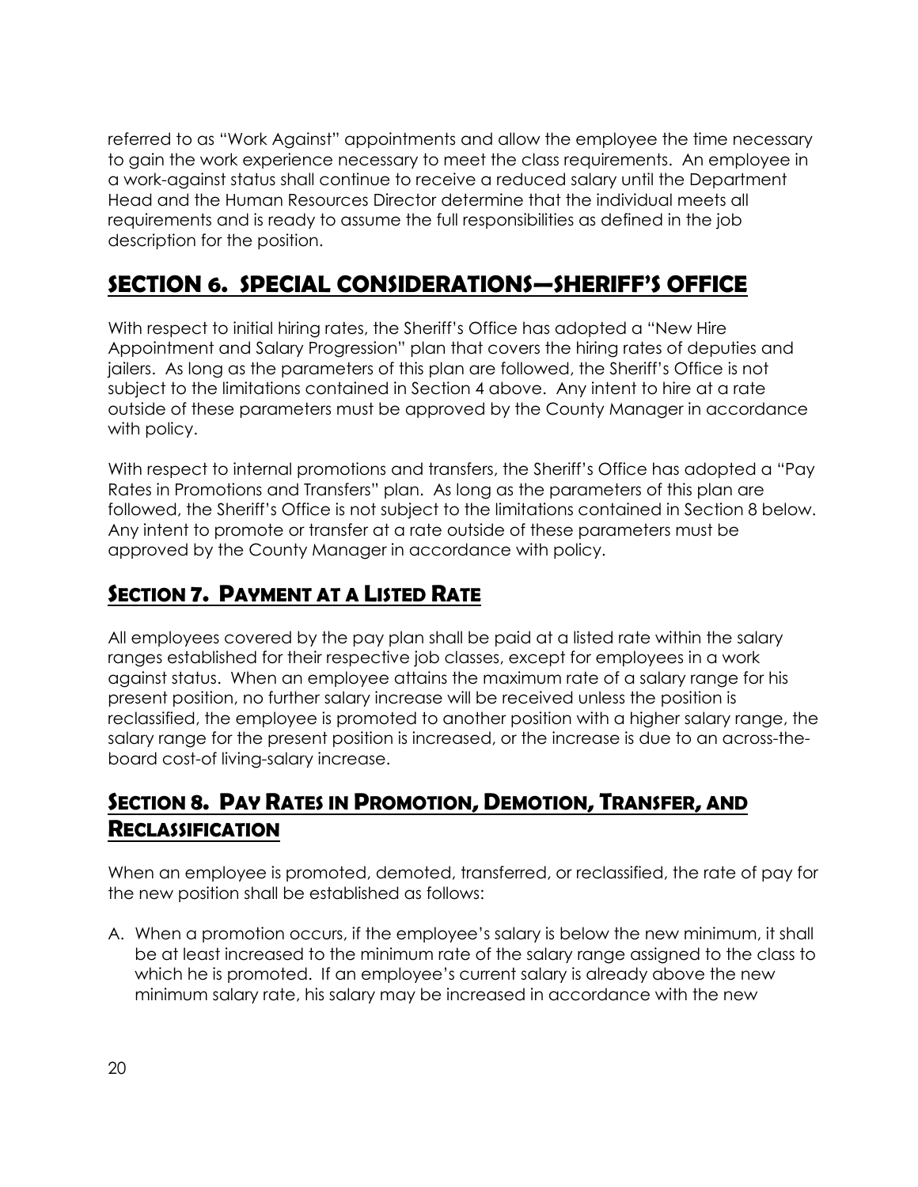referred to as "Work Against" appointments and allow the employee the time necessary to gain the work experience necessary to meet the class requirements. An employee in a work-against status shall continue to receive a reduced salary until the Department Head and the Human Resources Director determine that the individual meets all requirements and is ready to assume the full responsibilities as defined in the job description for the position.

## SECTION 6. SPECIAL CONSIDERATIONS—SHERIFF'S OFFICE

With respect to initial hiring rates, the Sheriff's Office has adopted a "New Hire Appointment and Salary Progression" plan that covers the hiring rates of deputies and jailers. As long as the parameters of this plan are followed, the Sheriff's Office is not subject to the limitations contained in Section 4 above. Any intent to hire at a rate outside of these parameters must be approved by the County Manager in accordance with policy.

With respect to internal promotions and transfers, the Sheriff's Office has adopted a "Pay Rates in Promotions and Transfers" plan. As long as the parameters of this plan are followed, the Sheriff's Office is not subject to the limitations contained in Section 8 below. Any intent to promote or transfer at a rate outside of these parameters must be approved by the County Manager in accordance with policy.

## SECTION 7. PAYMENT AT A LISTED RATE

All employees covered by the pay plan shall be paid at a listed rate within the salary ranges established for their respective job classes, except for employees in a work against status. When an employee attains the maximum rate of a salary range for his present position, no further salary increase will be received unless the position is reclassified, the employee is promoted to another position with a higher salary range, the salary range for the present position is increased, or the increase is due to an across-the-board cost-of living-salary increase.

## SECTION 8. PAY RATES IN PROMOTION, DEMOTION, TRANSFER, AND RECLASSIFICATION

When an employee is promoted, demoted, transferred, or reclassified, the rate of pay for the new position shall be established as follows:

A. When a promotion occurs, if the employee's salary is below the new minimum, it shall be at least increased to the minimum rate of the salary range assigned to the class to which he is promoted. If an employee's current salary is already above the new minimum salary rate, his salary may be increased in accordance with the new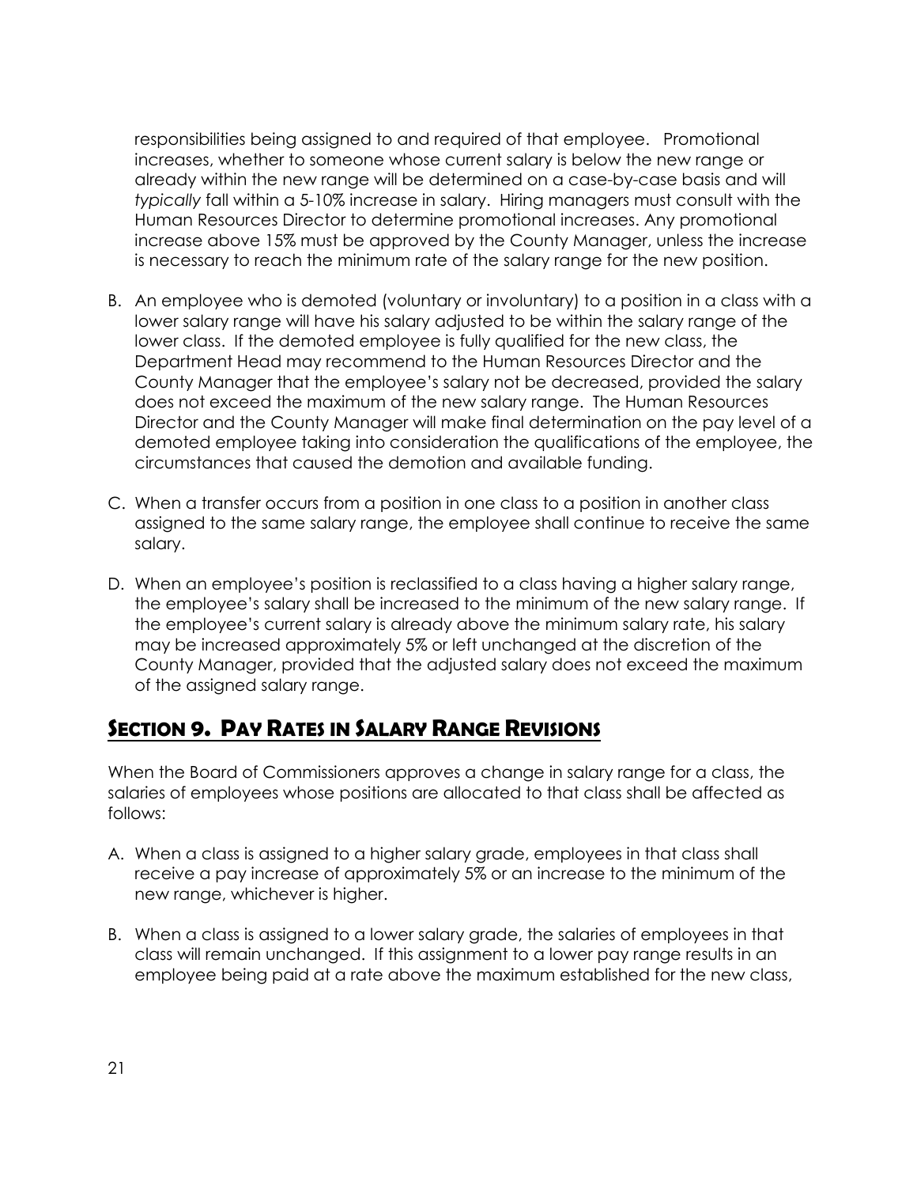responsibilities being assigned to and required of that employee. Promotional increases, whether to someone whose current salary is below the new range or already within the new range will be determined on a case-by-case basis and will *typically* fall within a 5-10% increase in salary. Hiring managers must consult with the Human Resources Director to determine promotional increases. Any promotional increase above 15% must be approved by the County Manager, unless the increase is necessary to reach the minimum rate of the salary range for the new position.

B. An employee who is demoted (voluntary or involuntary) to a position in a class with a lower salary range will have his salary adjusted to be within the salary range of the lower class. If the demoted employee is fully qualified for the new class, the Department Head may recommend to the Human Resources Director and the County Manager that the employee's salary not be decreased, provided the salary does not exceed the maximum of the new salary range. The Human Resources Director and the County Manager will make final determination on the pay level of a demoted employee taking into consideration the qualifications of the employee, the circumstances that caused the demotion and available funding.

C. When a transfer occurs from a position in one class to a position in another class assigned to the same salary range, the employee shall continue to receive the same salary.

D. When an employee's position is reclassified to a class having a higher salary range, the employee's salary shall be increased to the minimum of the new salary range. If the employee's current salary is already above the minimum salary rate, his salary may be increased approximately 5% or left unchanged at the discretion of the County Manager, provided that the adjusted salary does not exceed the maximum of the assigned salary range.

## SECTION 9. PAY RATES IN SALARY RANGE REVISIONS

When the Board of Commissioners approves a change in salary range for a class, the salaries of employees whose positions are allocated to that class shall be affected as follows:

A. When a class is assigned to a higher salary grade, employees in that class shall receive a pay increase of approximately 5% or an increase to the minimum of the new range, whichever is higher.

B. When a class is assigned to a lower salary grade, the salaries of employees in that class will remain unchanged. If this assignment to a lower pay range results in an employee being paid at a rate above the maximum established for the new class,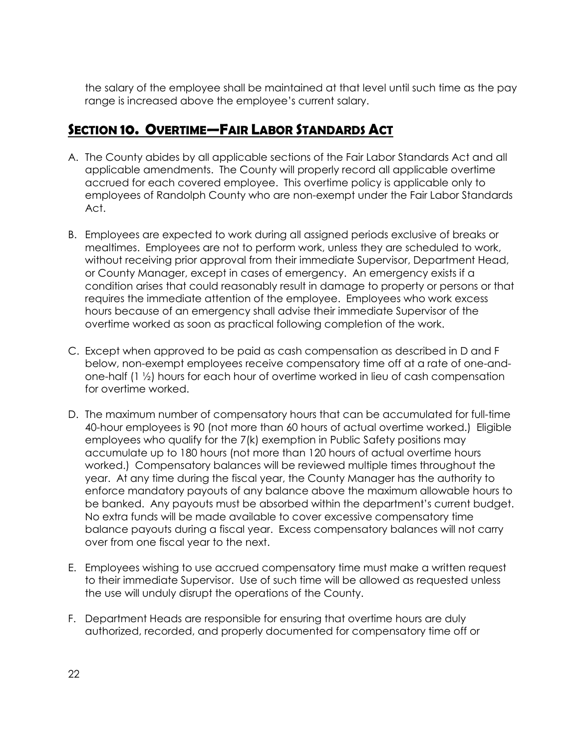the salary of the employee shall be maintained at that level until such time as the pay range is increased above the employee's current salary.

## SECTION 10. OVERTIME—FAIR LABOR STANDARDS ACT

A. The County abides by all applicable sections of the Fair Labor Standards Act and all applicable amendments. The County will properly record all applicable overtime accrued for each covered employee. This overtime policy is applicable only to employees of Randolph County who are non-exempt under the Fair Labor Standards Act.

B. Employees are expected to work during all assigned periods exclusive of breaks or mealtimes. Employees are not to perform work, unless they are scheduled to work, without receiving prior approval from their immediate Supervisor, Department Head, or County Manager, except in cases of emergency. An emergency exists if a condition arises that could reasonably result in damage to property or persons or that requires the immediate attention of the employee. Employees who work excess hours because of an emergency shall advise their immediate Supervisor of the overtime worked as soon as practical following completion of the work.

C. Except when approved to be paid as cash compensation as described in D and F below, non-exempt employees receive compensatory time off at a rate of one-and-one-half (1 ½) hours for each hour of overtime worked in lieu of cash compensation for overtime worked.

D. The maximum number of compensatory hours that can be accumulated for full-time 40-hour employees is 90 (not more than 60 hours of actual overtime worked.) Eligible employees who qualify for the 7(k) exemption in Public Safety positions may accumulate up to 180 hours (not more than 120 hours of actual overtime hours worked.) Compensatory balances will be reviewed multiple times throughout the year. At any time during the fiscal year, the County Manager has the authority to enforce mandatory payouts of any balance above the maximum allowable hours to be banked. Any payouts must be absorbed within the department's current budget. No extra funds will be made available to cover excessive compensatory time balance payouts during a fiscal year. Excess compensatory balances will not carry over from one fiscal year to the next.

E. Employees wishing to use accrued compensatory time must make a written request to their immediate Supervisor. Use of such time will be allowed as requested unless the use will unduly disrupt the operations of the County.

F. Department Heads are responsible for ensuring that overtime hours are duly authorized, recorded, and properly documented for compensatory time off or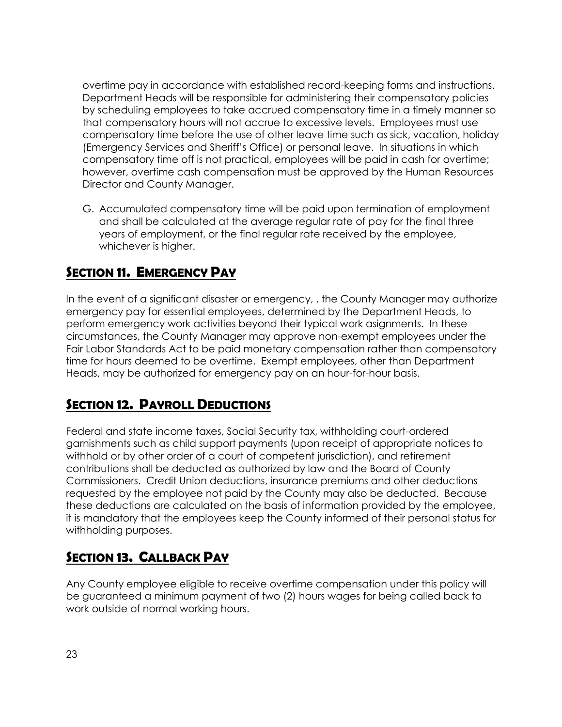overtime pay in accordance with established record-keeping forms and instructions. Department Heads will be responsible for administering their compensatory policies by scheduling employees to take accrued compensatory time in a timely manner so that compensatory hours will not accrue to excessive levels. Employees must use compensatory time before the use of other leave time such as sick, vacation, holiday (Emergency Services and Sheriff's Office) or personal leave. In situations in which compensatory time off is not practical, employees will be paid in cash for overtime; however, overtime cash compensation must be approved by the Human Resources Director and County Manager.

G. Accumulated compensatory time will be paid upon termination of employment and shall be calculated at the average regular rate of pay for the final three years of employment, or the final regular rate received by the employee, whichever is higher.

## SECTION 11. EMERGENCY PAY

In the event of a significant disaster or emergency, , the County Manager may authorize emergency pay for essential employees, determined by the Department Heads, to perform emergency work activities beyond their typical work asignments. In these circumstances, the County Manager may approve non-exempt employees under the Fair Labor Standards Act to be paid monetary compensation rather than compensatory time for hours deemed to be overtime. Exempt employees, other than Department Heads, may be authorized for emergency pay on an hour-for-hour basis.

## SECTION 12. PAYROLL DEDUCTIONS

Federal and state income taxes, Social Security tax, withholding court-ordered garnishments such as child support payments (upon receipt of appropriate notices to withhold or by other order of a court of competent jurisdiction), and retirement contributions shall be deducted as authorized by law and the Board of County Commissioners. Credit Union deductions, insurance premiums and other deductions requested by the employee not paid by the County may also be deducted. Because these deductions are calculated on the basis of information provided by the employee, it is mandatory that the employees keep the County informed of their personal status for withholding purposes.

## SECTION 13. CALLBACK PAY

Any County employee eligible to receive overtime compensation under this policy will be guaranteed a minimum payment of two (2) hours wages for being called back to work outside of normal working hours.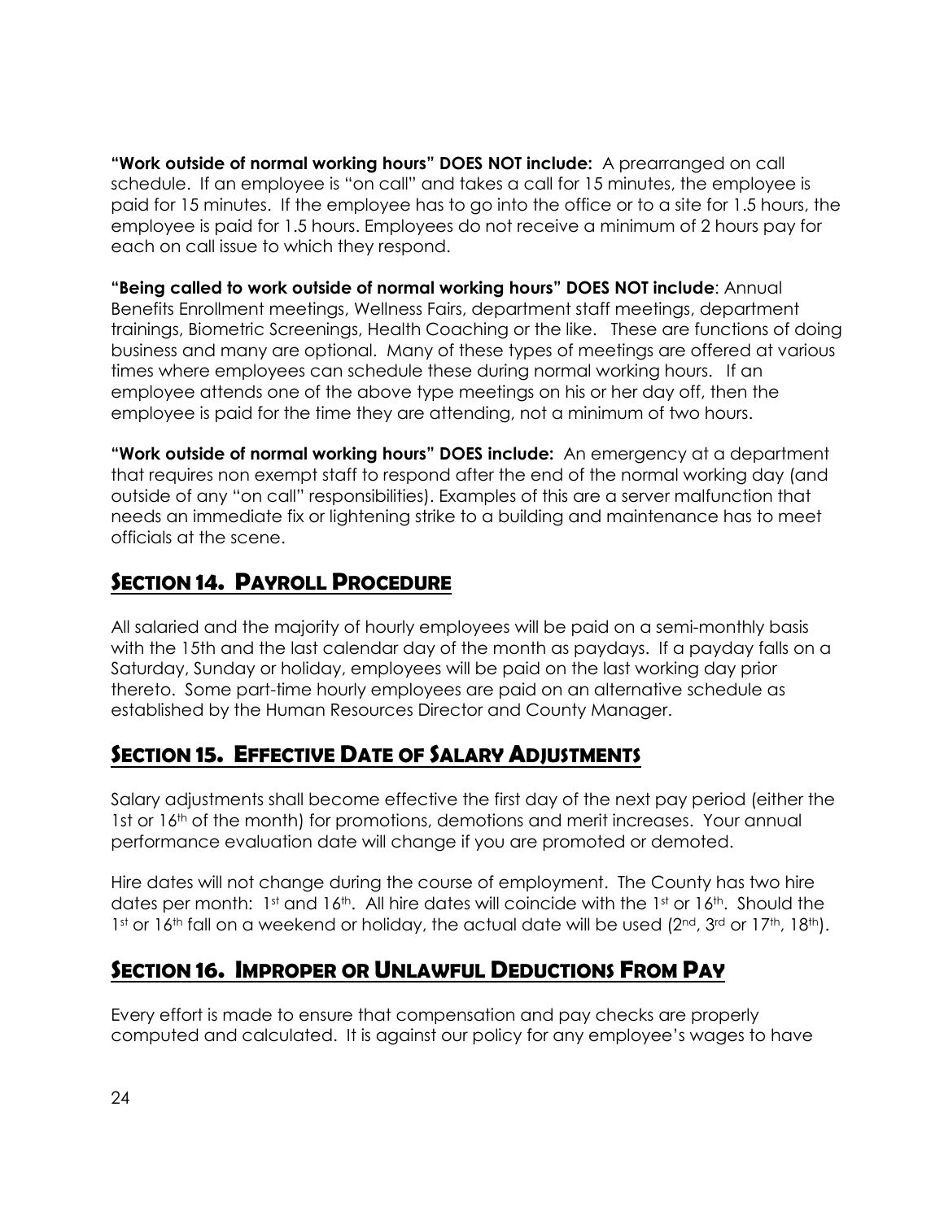**"Work outside of normal working hours" DOES NOT include:** A prearranged on call schedule. If an employee is "on call" and takes a call for 15 minutes, the employee is paid for 15 minutes. If the employee has to go into the office or to a site for 1.5 hours, the employee is paid for 1.5 hours. Employees do not receive a minimum of 2 hours pay for each on call issue to which they respond.

**"Being called to work outside of normal working hours" DOES NOT include**: Annual Benefits Enrollment meetings, Wellness Fairs, department staff meetings, department trainings, Biometric Screenings, Health Coaching or the like. These are functions of doing business and many are optional. Many of these types of meetings are offered at various times where employees can schedule these during normal working hours. If an employee attends one of the above type meetings on his or her day off, then the employee is paid for the time they are attending, not a minimum of two hours.

**"Work outside of normal working hours" DOES include:** An emergency at a department that requires non exempt staff to respond after the end of the normal working day (and outside of any "on call" responsibilities). Examples of this are a server malfunction that needs an immediate fix or lightening strike to a building and maintenance has to meet officials at the scene.

## SECTION 14. PAYROLL PROCEDURE

All salaried and the majority of hourly employees will be paid on a semi-monthly basis with the 15th and the last calendar day of the month as paydays. If a payday falls on a Saturday, Sunday or holiday, employees will be paid on the last working day prior thereto. Some part-time hourly employees are paid on an alternative schedule as established by the Human Resources Director and County Manager.

## SECTION 15. EFFECTIVE DATE OF SALARY ADJUSTMENTS

Salary adjustments shall become effective the first day of the next pay period (either the 1st or 16th of the month) for promotions, demotions and merit increases. Your annual performance evaluation date will change if you are promoted or demoted.

Hire dates will not change during the course of employment. The County has two hire dates per month: 1st and 16th. All hire dates will coincide with the 1st or 16th. Should the 1st or 16th fall on a weekend or holiday, the actual date will be used (2nd, 3rd or 17th, 18th).

## SECTION 16. IMPROPER OR UNLAWFUL DEDUCTIONS FROM PAY

Every effort is made to ensure that compensation and pay checks are properly computed and calculated. It is against our policy for any employee's wages to have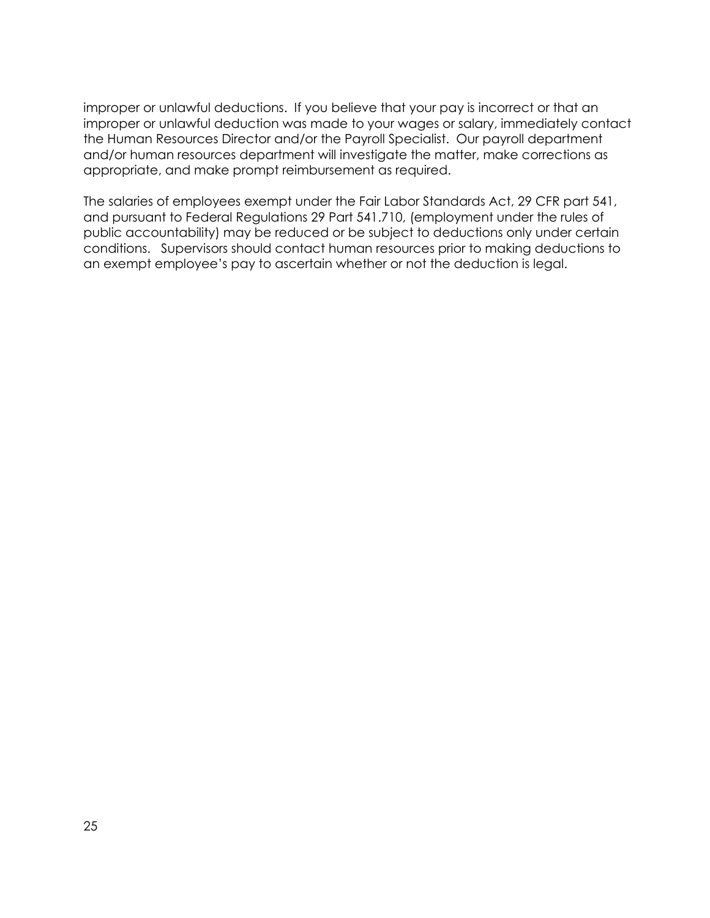improper or unlawful deductions. If you believe that your pay is incorrect or that an improper or unlawful deduction was made to your wages or salary, immediately contact the Human Resources Director and/or the Payroll Specialist. Our payroll department and/or human resources department will investigate the matter, make corrections as appropriate, and make prompt reimbursement as required.

The salaries of employees exempt under the Fair Labor Standards Act, 29 CFR part 541, and pursuant to Federal Regulations 29 Part 541.710, (employment under the rules of public accountability) may be reduced or be subject to deductions only under certain conditions. Supervisors should contact human resources prior to making deductions to an exempt employee's pay to ascertain whether or not the deduction is legal.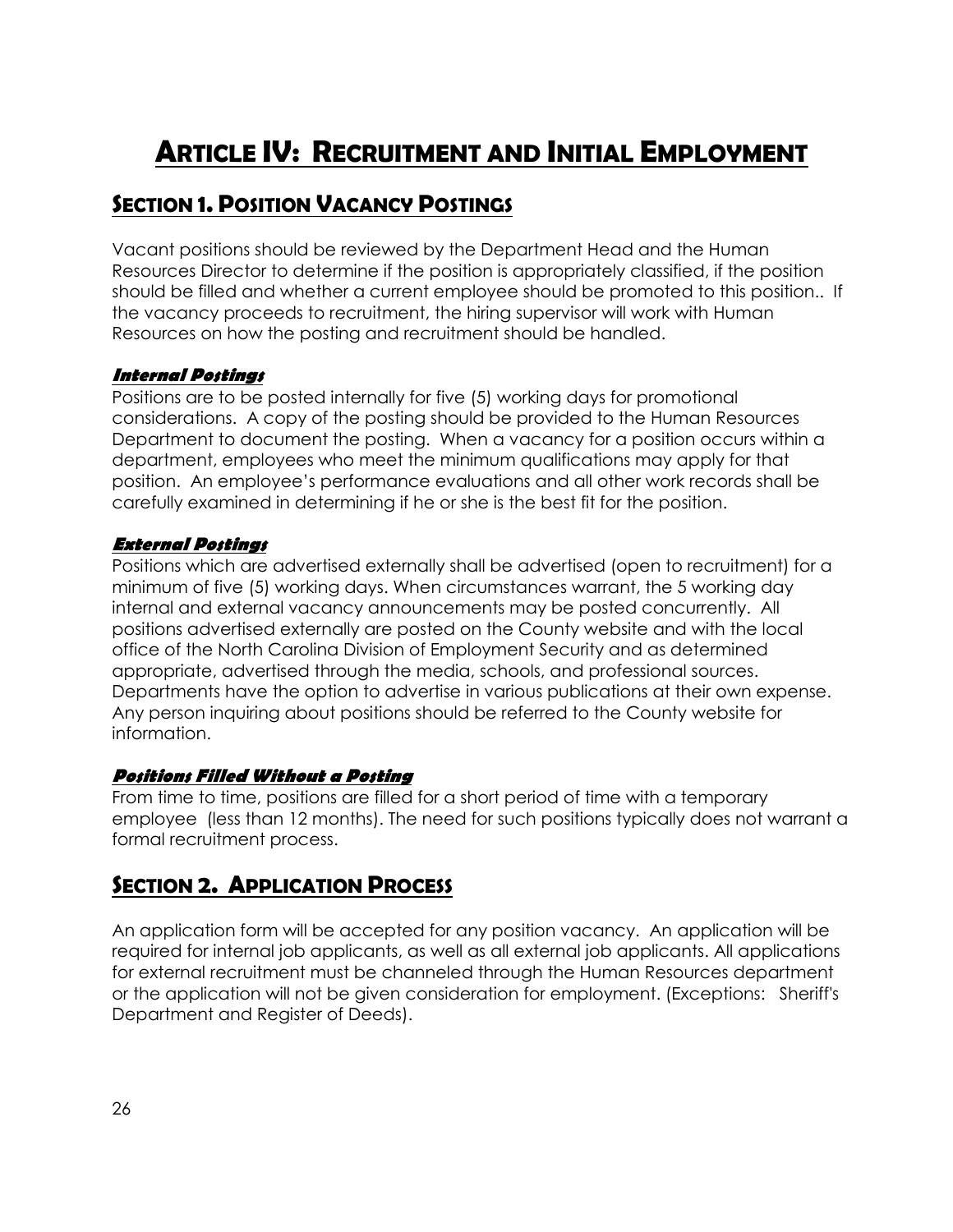# Article IV: Recruitment and Initial Employment

## Section 1. Position Vacancy Postings

Vacant positions should be reviewed by the Department Head and the Human Resources Director to determine if the position is appropriately classified, if the position should be filled and whether a current employee should be promoted to this position.. If the vacancy proceeds to recruitment, the hiring supervisor will work with Human Resources on how the posting and recruitment should be handled.

### ***Internal Postings***

Positions are to be posted internally for five (5) working days for promotional considerations. A copy of the posting should be provided to the Human Resources Department to document the posting. When a vacancy for a position occurs within a department, employees who meet the minimum qualifications may apply for that position. An employee's performance evaluations and all other work records shall be carefully examined in determining if he or she is the best fit for the position.

### ***External Postings***

Positions which are advertised externally shall be advertised (open to recruitment) for a minimum of five (5) working days. When circumstances warrant, the 5 working day internal and external vacancy announcements may be posted concurrently. All positions advertised externally are posted on the County website and with the local office of the North Carolina Division of Employment Security and as determined appropriate, advertised through the media, schools, and professional sources. Departments have the option to advertise in various publications at their own expense. Any person inquiring about positions should be referred to the County website for information.

### ***Positions Filled Without a Posting***

From time to time, positions are filled for a short period of time with a temporary employee (less than 12 months). The need for such positions typically does not warrant a formal recruitment process.

## Section 2. Application Process

An application form will be accepted for any position vacancy. An application will be required for internal job applicants, as well as all external job applicants. All applications for external recruitment must be channeled through the Human Resources department or the application will not be given consideration for employment. (Exceptions: Sheriff's Department and Register of Deeds).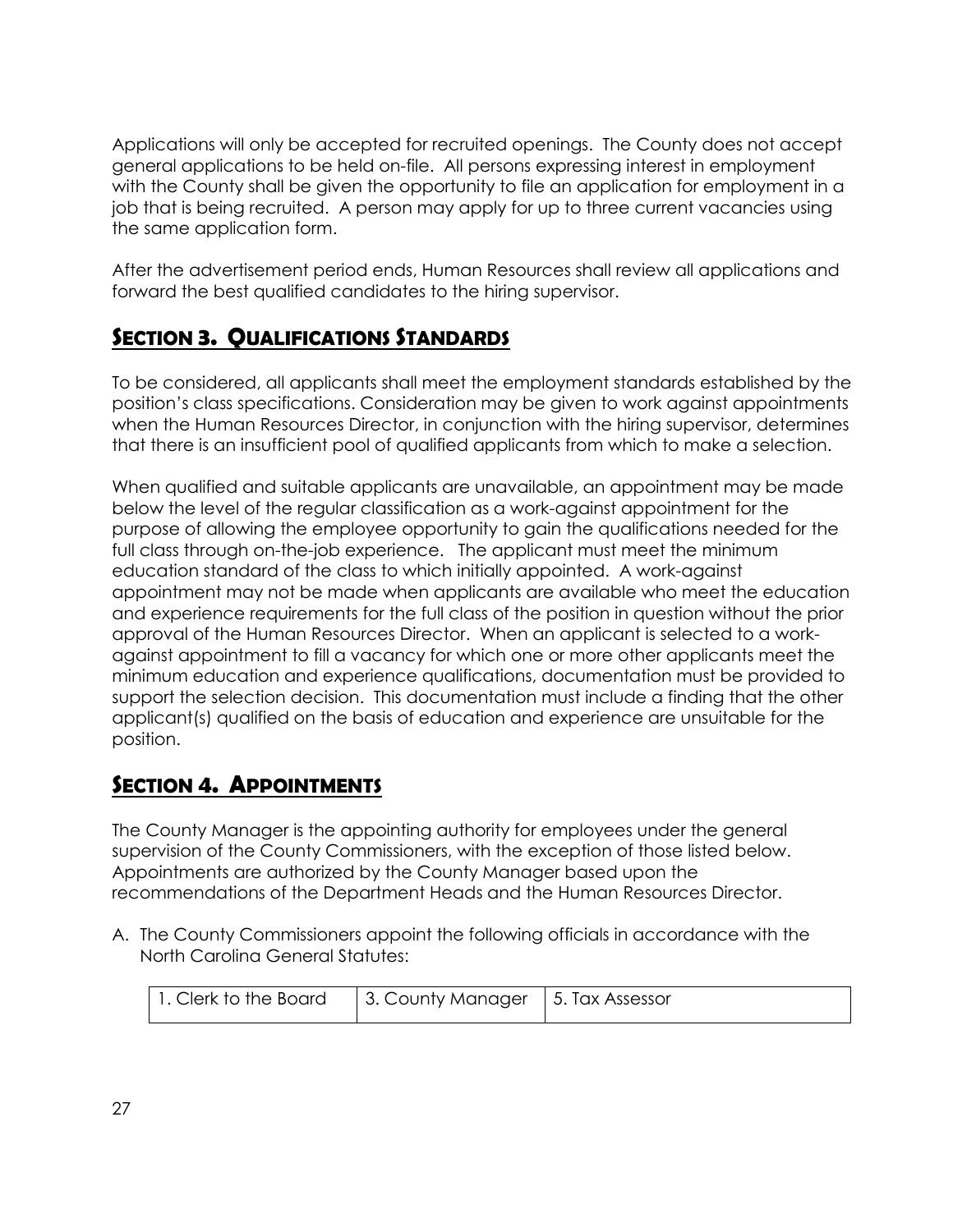Applications will only be accepted for recruited openings. The County does not accept general applications to be held on-file. All persons expressing interest in employment with the County shall be given the opportunity to file an application for employment in a job that is being recruited. A person may apply for up to three current vacancies using the same application form.

After the advertisement period ends, Human Resources shall review all applications and forward the best qualified candidates to the hiring supervisor.

## Section 3. Qualifications Standards

To be considered, all applicants shall meet the employment standards established by the position's class specifications. Consideration may be given to work against appointments when the Human Resources Director, in conjunction with the hiring supervisor, determines that there is an insufficient pool of qualified applicants from which to make a selection.

When qualified and suitable applicants are unavailable, an appointment may be made below the level of the regular classification as a work-against appointment for the purpose of allowing the employee opportunity to gain the qualifications needed for the full class through on-the-job experience. The applicant must meet the minimum education standard of the class to which initially appointed. A work-against appointment may not be made when applicants are available who meet the education and experience requirements for the full class of the position in question without the prior approval of the Human Resources Director. When an applicant is selected to a work-against appointment to fill a vacancy for which one or more other applicants meet the minimum education and experience qualifications, documentation must be provided to support the selection decision. This documentation must include a finding that the other applicant(s) qualified on the basis of education and experience are unsuitable for the position.

## Section 4. Appointments

The County Manager is the appointing authority for employees under the general supervision of the County Commissioners, with the exception of those listed below. Appointments are authorized by the County Manager based upon the recommendations of the Department Heads and the Human Resources Director.

A. The County Commissioners appoint the following officials in accordance with the North Carolina General Statutes:

| 1. Clerk to the Board | 3. County Manager | 5. Tax Assessor |
|---|---|---|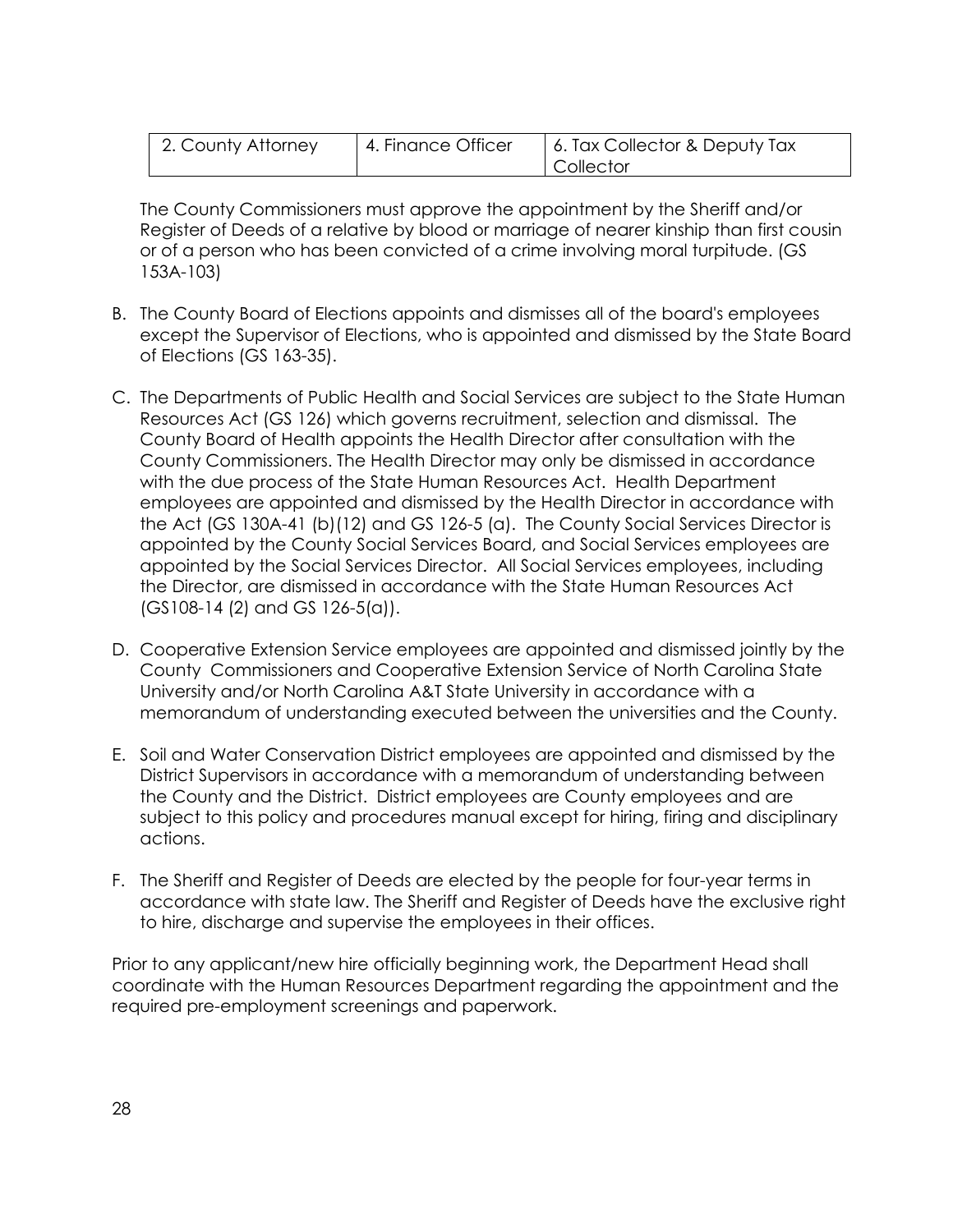| 2. County Attorney | 4. Finance Officer | 6. Tax Collector & Deputy Tax Collector |
|---|---|---|

The County Commissioners must approve the appointment by the Sheriff and/or Register of Deeds of a relative by blood or marriage of nearer kinship than first cousin or of a person who has been convicted of a crime involving moral turpitude. (GS 153A-103)

B. The County Board of Elections appoints and dismisses all of the board's employees except the Supervisor of Elections, who is appointed and dismissed by the State Board of Elections (GS 163-35).

C. The Departments of Public Health and Social Services are subject to the State Human Resources Act (GS 126) which governs recruitment, selection and dismissal. The County Board of Health appoints the Health Director after consultation with the County Commissioners. The Health Director may only be dismissed in accordance with the due process of the State Human Resources Act. Health Department employees are appointed and dismissed by the Health Director in accordance with the Act (GS 130A-41 (b)(12) and GS 126-5 (a). The County Social Services Director is appointed by the County Social Services Board, and Social Services employees are appointed by the Social Services Director. All Social Services employees, including the Director, are dismissed in accordance with the State Human Resources Act (GS108-14 (2) and GS 126-5(a)).

D. Cooperative Extension Service employees are appointed and dismissed jointly by the County Commissioners and Cooperative Extension Service of North Carolina State University and/or North Carolina A&T State University in accordance with a memorandum of understanding executed between the universities and the County.

E. Soil and Water Conservation District employees are appointed and dismissed by the District Supervisors in accordance with a memorandum of understanding between the County and the District. District employees are County employees and are subject to this policy and procedures manual except for hiring, firing and disciplinary actions.

F. The Sheriff and Register of Deeds are elected by the people for four-year terms in accordance with state law. The Sheriff and Register of Deeds have the exclusive right to hire, discharge and supervise the employees in their offices.

Prior to any applicant/new hire officially beginning work, the Department Head shall coordinate with the Human Resources Department regarding the appointment and the required pre-employment screenings and paperwork.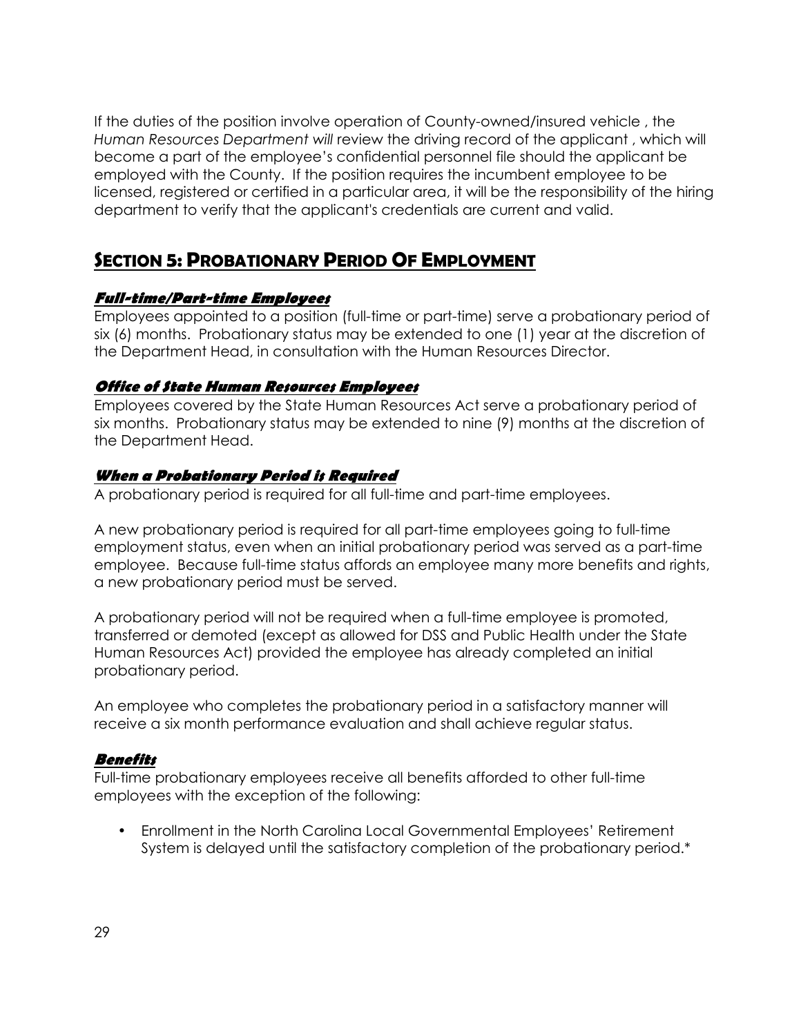If the duties of the position involve operation of County-owned/insured vehicle , the *Human Resources Department will* review the driving record of the applicant , which will become a part of the employee's confidential personnel file should the applicant be employed with the County. If the position requires the incumbent employee to be licensed, registered or certified in a particular area, it will be the responsibility of the hiring department to verify that the applicant's credentials are current and valid.

## SECTION 5: PROBATIONARY PERIOD OF EMPLOYMENT

### *Full-time/Part-time Employees*

Employees appointed to a position (full-time or part-time) serve a probationary period of six (6) months. Probationary status may be extended to one (1) year at the discretion of the Department Head, in consultation with the Human Resources Director.

### *Office of State Human Resources Employees*

Employees covered by the State Human Resources Act serve a probationary period of six months. Probationary status may be extended to nine (9) months at the discretion of the Department Head.

### *When a Probationary Period is Required*

A probationary period is required for all full-time and part-time employees.

A new probationary period is required for all part-time employees going to full-time employment status, even when an initial probationary period was served as a part-time employee. Because full-time status affords an employee many more benefits and rights, a new probationary period must be served.

A probationary period will not be required when a full-time employee is promoted, transferred or demoted (except as allowed for DSS and Public Health under the State Human Resources Act) provided the employee has already completed an initial probationary period.

An employee who completes the probationary period in a satisfactory manner will receive a six month performance evaluation and shall achieve regular status.

### *Benefits*

Full-time probationary employees receive all benefits afforded to other full-time employees with the exception of the following:

- Enrollment in the North Carolina Local Governmental Employees' Retirement System is delayed until the satisfactory completion of the probationary period.*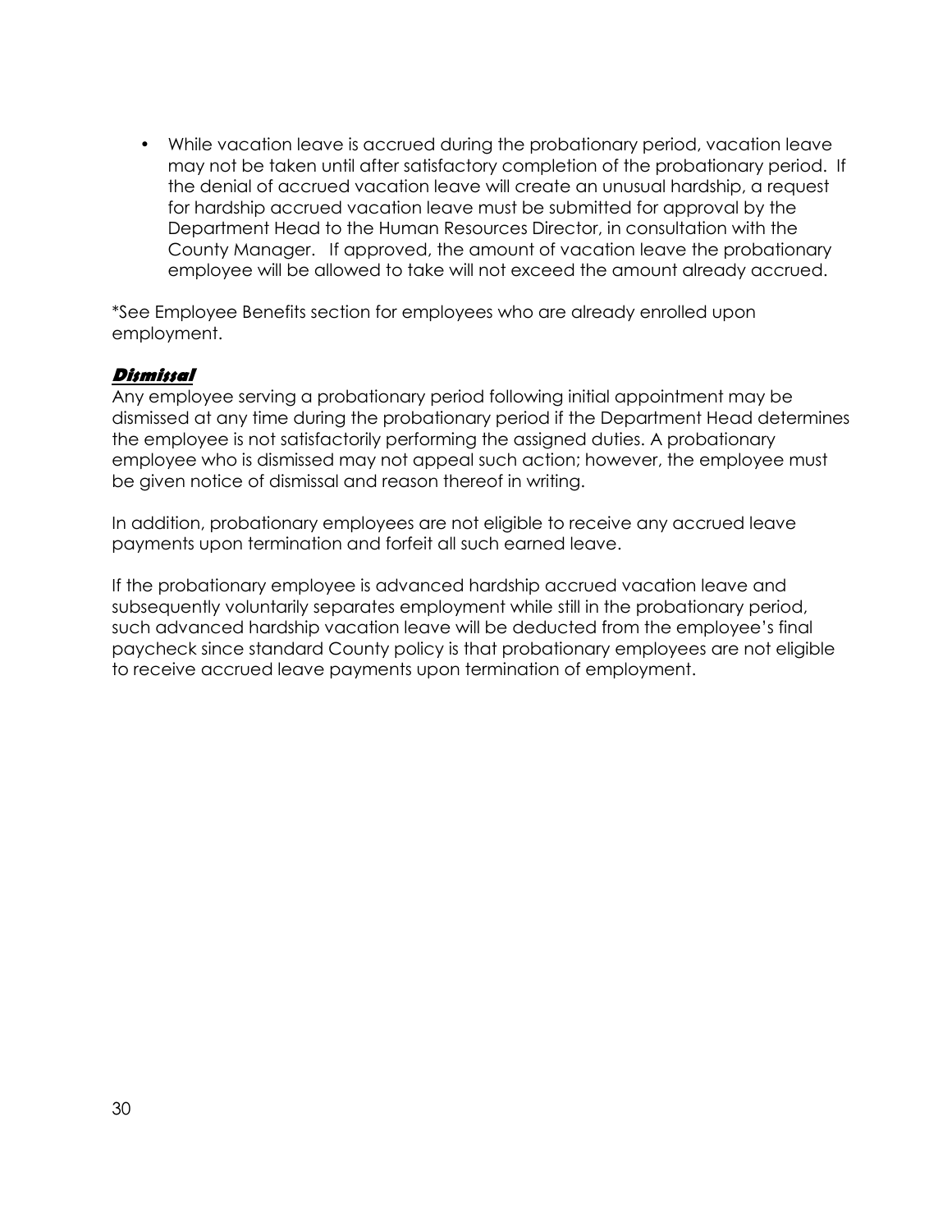- While vacation leave is accrued during the probationary period, vacation leave may not be taken until after satisfactory completion of the probationary period. If the denial of accrued vacation leave will create an unusual hardship, a request for hardship accrued vacation leave must be submitted for approval by the Department Head to the Human Resources Director, in consultation with the County Manager. If approved, the amount of vacation leave the probationary employee will be allowed to take will not exceed the amount already accrued.

*See Employee Benefits section for employees who are already enrolled upon employment.

### ***Dismissal***

Any employee serving a probationary period following initial appointment may be dismissed at any time during the probationary period if the Department Head determines the employee is not satisfactorily performing the assigned duties. A probationary employee who is dismissed may not appeal such action; however, the employee must be given notice of dismissal and reason thereof in writing.

In addition, probationary employees are not eligible to receive any accrued leave payments upon termination and forfeit all such earned leave.

If the probationary employee is advanced hardship accrued vacation leave and subsequently voluntarily separates employment while still in the probationary period, such advanced hardship vacation leave will be deducted from the employee's final paycheck since standard County policy is that probationary employees are not eligible to receive accrued leave payments upon termination of employment.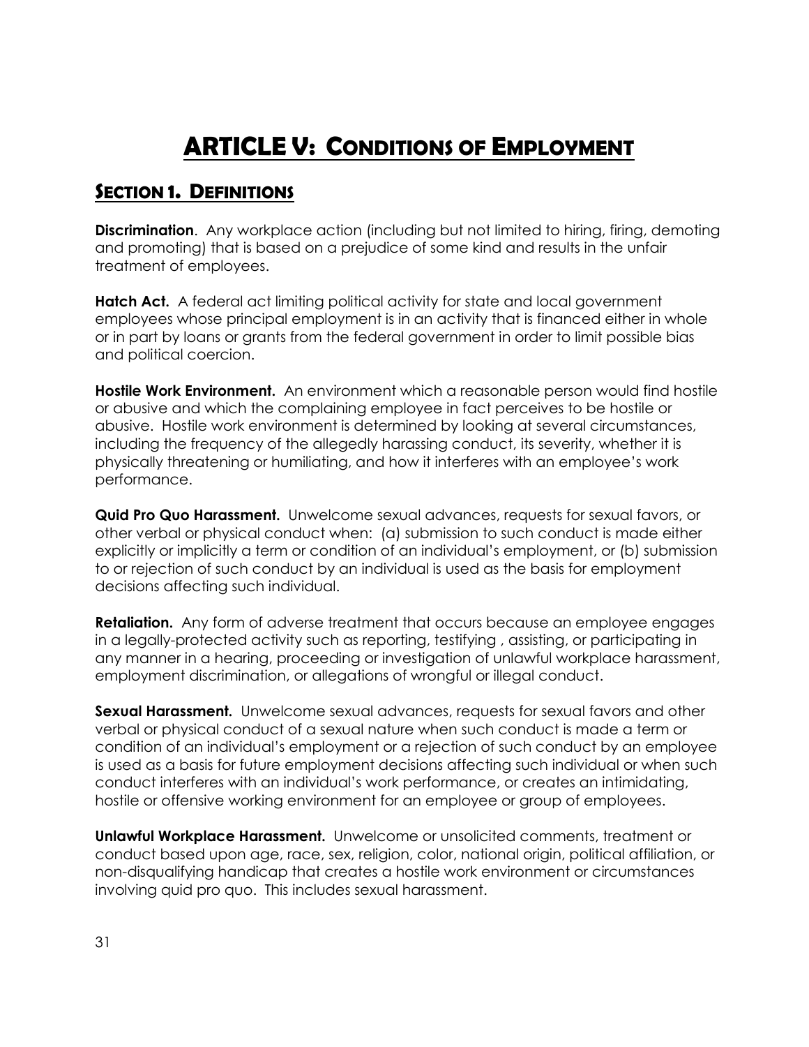# ARTICLE V: CONDITIONS OF EMPLOYMENT

## SECTION 1. DEFINITIONS

**Discrimination**. Any workplace action (including but not limited to hiring, firing, demoting and promoting) that is based on a prejudice of some kind and results in the unfair treatment of employees.

**Hatch Act.** A federal act limiting political activity for state and local government employees whose principal employment is in an activity that is financed either in whole or in part by loans or grants from the federal government in order to limit possible bias and political coercion.

**Hostile Work Environment.** An environment which a reasonable person would find hostile or abusive and which the complaining employee in fact perceives to be hostile or abusive. Hostile work environment is determined by looking at several circumstances, including the frequency of the allegedly harassing conduct, its severity, whether it is physically threatening or humiliating, and how it interferes with an employee's work performance.

**Quid Pro Quo Harassment.** Unwelcome sexual advances, requests for sexual favors, or other verbal or physical conduct when: (a) submission to such conduct is made either explicitly or implicitly a term or condition of an individual's employment, or (b) submission to or rejection of such conduct by an individual is used as the basis for employment decisions affecting such individual.

**Retaliation.** Any form of adverse treatment that occurs because an employee engages in a legally-protected activity such as reporting, testifying , assisting, or participating in any manner in a hearing, proceeding or investigation of unlawful workplace harassment, employment discrimination, or allegations of wrongful or illegal conduct.

**Sexual Harassment.** Unwelcome sexual advances, requests for sexual favors and other verbal or physical conduct of a sexual nature when such conduct is made a term or condition of an individual's employment or a rejection of such conduct by an employee is used as a basis for future employment decisions affecting such individual or when such conduct interferes with an individual's work performance, or creates an intimidating, hostile or offensive working environment for an employee or group of employees.

**Unlawful Workplace Harassment.** Unwelcome or unsolicited comments, treatment or conduct based upon age, race, sex, religion, color, national origin, political affiliation, or non-disqualifying handicap that creates a hostile work environment or circumstances involving quid pro quo. This includes sexual harassment.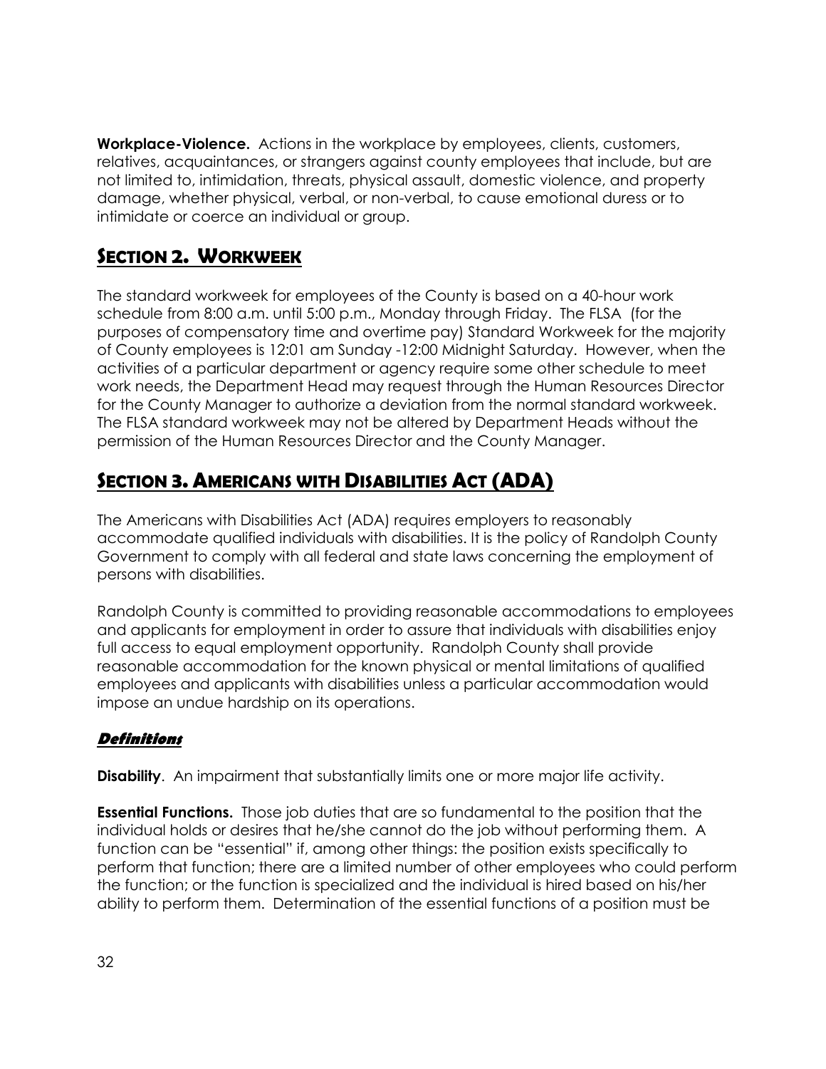**Workplace-Violence.** Actions in the workplace by employees, clients, customers, relatives, acquaintances, or strangers against county employees that include, but are not limited to, intimidation, threats, physical assault, domestic violence, and property damage, whether physical, verbal, or non-verbal, to cause emotional duress or to intimidate or coerce an individual or group.

## SECTION 2. WORKWEEK

The standard workweek for employees of the County is based on a 40-hour work schedule from 8:00 a.m. until 5:00 p.m., Monday through Friday. The FLSA (for the purposes of compensatory time and overtime pay) Standard Workweek for the majority of County employees is 12:01 am Sunday -12:00 Midnight Saturday. However, when the activities of a particular department or agency require some other schedule to meet work needs, the Department Head may request through the Human Resources Director for the County Manager to authorize a deviation from the normal standard workweek. The FLSA standard workweek may not be altered by Department Heads without the permission of the Human Resources Director and the County Manager.

## SECTION 3. AMERICANS WITH DISABILITIES ACT (ADA)

The Americans with Disabilities Act (ADA) requires employers to reasonably accommodate qualified individuals with disabilities. It is the policy of Randolph County Government to comply with all federal and state laws concerning the employment of persons with disabilities.

Randolph County is committed to providing reasonable accommodations to employees and applicants for employment in order to assure that individuals with disabilities enjoy full access to equal employment opportunity. Randolph County shall provide reasonable accommodation for the known physical or mental limitations of qualified employees and applicants with disabilities unless a particular accommodation would impose an undue hardship on its operations.

### *Definitions*

**Disability**. An impairment that substantially limits one or more major life activity.

**Essential Functions.** Those job duties that are so fundamental to the position that the individual holds or desires that he/she cannot do the job without performing them. A function can be "essential" if, among other things: the position exists specifically to perform that function; there are a limited number of other employees who could perform the function; or the function is specialized and the individual is hired based on his/her ability to perform them. Determination of the essential functions of a position must be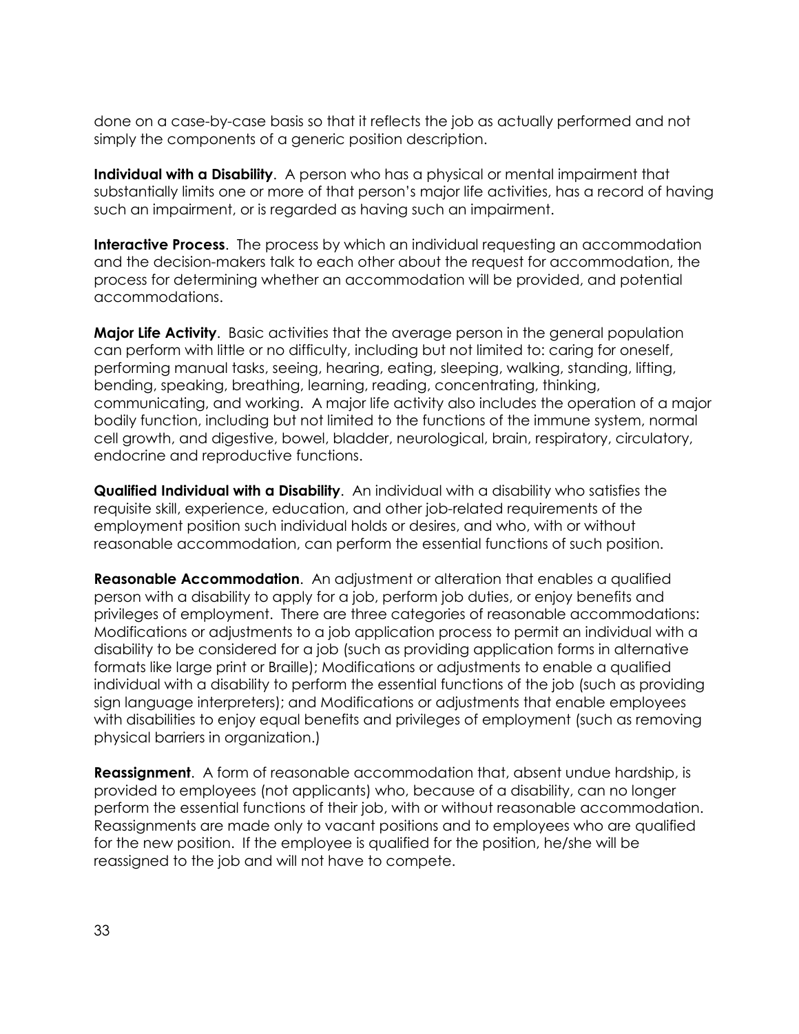done on a case-by-case basis so that it reflects the job as actually performed and not simply the components of a generic position description.

**Individual with a Disability**. A person who has a physical or mental impairment that substantially limits one or more of that person's major life activities, has a record of having such an impairment, or is regarded as having such an impairment.

**Interactive Process**. The process by which an individual requesting an accommodation and the decision-makers talk to each other about the request for accommodation, the process for determining whether an accommodation will be provided, and potential accommodations.

**Major Life Activity**. Basic activities that the average person in the general population can perform with little or no difficulty, including but not limited to: caring for oneself, performing manual tasks, seeing, hearing, eating, sleeping, walking, standing, lifting, bending, speaking, breathing, learning, reading, concentrating, thinking, communicating, and working. A major life activity also includes the operation of a major bodily function, including but not limited to the functions of the immune system, normal cell growth, and digestive, bowel, bladder, neurological, brain, respiratory, circulatory, endocrine and reproductive functions.

**Qualified Individual with a Disability**. An individual with a disability who satisfies the requisite skill, experience, education, and other job-related requirements of the employment position such individual holds or desires, and who, with or without reasonable accommodation, can perform the essential functions of such position.

**Reasonable Accommodation**. An adjustment or alteration that enables a qualified person with a disability to apply for a job, perform job duties, or enjoy benefits and privileges of employment. There are three categories of reasonable accommodations: Modifications or adjustments to a job application process to permit an individual with a disability to be considered for a job (such as providing application forms in alternative formats like large print or Braille); Modifications or adjustments to enable a qualified individual with a disability to perform the essential functions of the job (such as providing sign language interpreters); and Modifications or adjustments that enable employees with disabilities to enjoy equal benefits and privileges of employment (such as removing physical barriers in organization.)

**Reassignment**. A form of reasonable accommodation that, absent undue hardship, is provided to employees (not applicants) who, because of a disability, can no longer perform the essential functions of their job, with or without reasonable accommodation. Reassignments are made only to vacant positions and to employees who are qualified for the new position. If the employee is qualified for the position, he/she will be reassigned to the job and will not have to compete.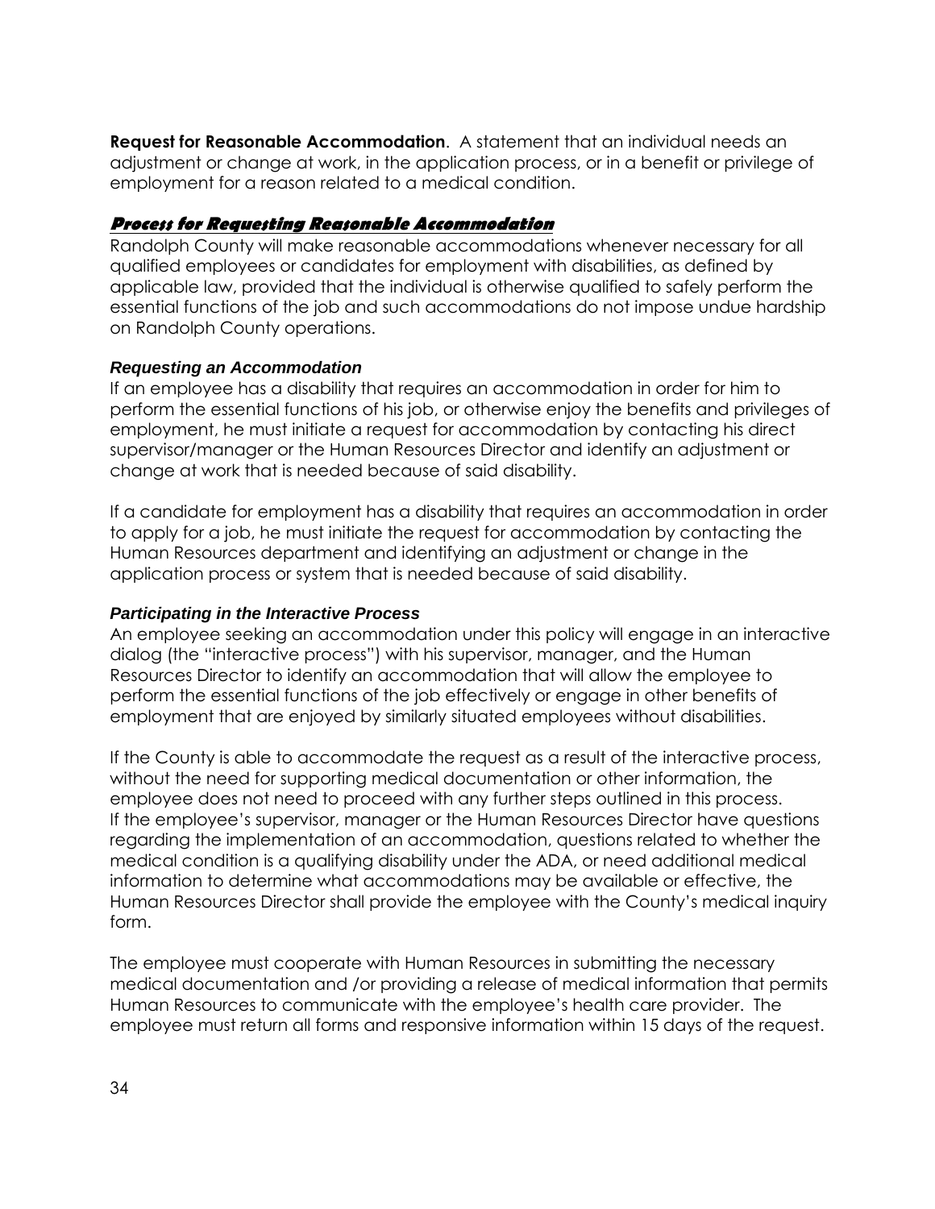**Request for Reasonable Accommodation**. A statement that an individual needs an adjustment or change at work, in the application process, or in a benefit or privilege of employment for a reason related to a medical condition.

## Process for Requesting Reasonable Accommodation

Randolph County will make reasonable accommodations whenever necessary for all qualified employees or candidates for employment with disabilities, as defined by applicable law, provided that the individual is otherwise qualified to safely perform the essential functions of the job and such accommodations do not impose undue hardship on Randolph County operations.

### *Requesting an Accommodation*

If an employee has a disability that requires an accommodation in order for him to perform the essential functions of his job, or otherwise enjoy the benefits and privileges of employment, he must initiate a request for accommodation by contacting his direct supervisor/manager or the Human Resources Director and identify an adjustment or change at work that is needed because of said disability.

If a candidate for employment has a disability that requires an accommodation in order to apply for a job, he must initiate the request for accommodation by contacting the Human Resources department and identifying an adjustment or change in the application process or system that is needed because of said disability.

### *Participating in the Interactive Process*

An employee seeking an accommodation under this policy will engage in an interactive dialog (the "interactive process") with his supervisor, manager, and the Human Resources Director to identify an accommodation that will allow the employee to perform the essential functions of the job effectively or engage in other benefits of employment that are enjoyed by similarly situated employees without disabilities.

If the County is able to accommodate the request as a result of the interactive process, without the need for supporting medical documentation or other information, the employee does not need to proceed with any further steps outlined in this process. If the employee's supervisor, manager or the Human Resources Director have questions regarding the implementation of an accommodation, questions related to whether the medical condition is a qualifying disability under the ADA, or need additional medical information to determine what accommodations may be available or effective, the Human Resources Director shall provide the employee with the County's medical inquiry form.

The employee must cooperate with Human Resources in submitting the necessary medical documentation and /or providing a release of medical information that permits Human Resources to communicate with the employee's health care provider. The employee must return all forms and responsive information within 15 days of the request.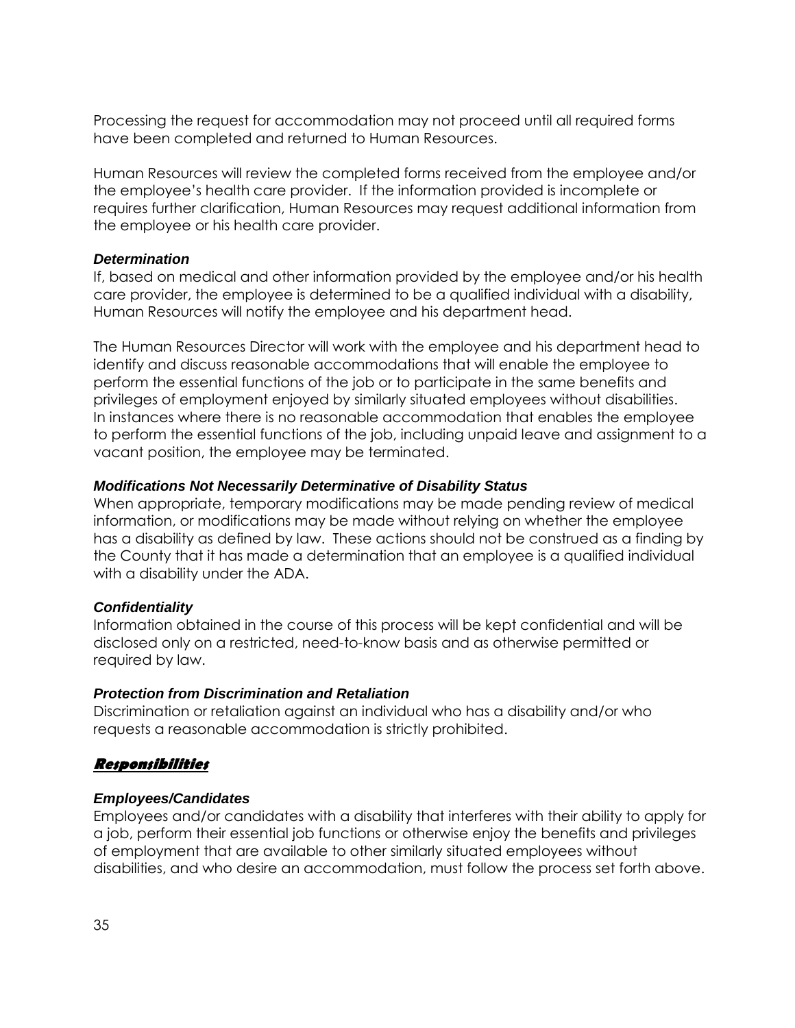Processing the request for accommodation may not proceed until all required forms have been completed and returned to Human Resources.

Human Resources will review the completed forms received from the employee and/or the employee's health care provider. If the information provided is incomplete or requires further clarification, Human Resources may request additional information from the employee or his health care provider.

***Determination***

If, based on medical and other information provided by the employee and/or his health care provider, the employee is determined to be a qualified individual with a disability, Human Resources will notify the employee and his department head.

The Human Resources Director will work with the employee and his department head to identify and discuss reasonable accommodations that will enable the employee to perform the essential functions of the job or to participate in the same benefits and privileges of employment enjoyed by similarly situated employees without disabilities. In instances where there is no reasonable accommodation that enables the employee to perform the essential functions of the job, including unpaid leave and assignment to a vacant position, the employee may be terminated.

***Modifications Not Necessarily Determinative of Disability Status***

When appropriate, temporary modifications may be made pending review of medical information, or modifications may be made without relying on whether the employee has a disability as defined by law. These actions should not be construed as a finding by the County that it has made a determination that an employee is a qualified individual with a disability under the ADA.

***Confidentiality***

Information obtained in the course of this process will be kept confidential and will be disclosed only on a restricted, need-to-know basis and as otherwise permitted or required by law.

***Protection from Discrimination and Retaliation***

Discrimination or retaliation against an individual who has a disability and/or who requests a reasonable accommodation is strictly prohibited.

## Responsibilities

***Employees/Candidates***

Employees and/or candidates with a disability that interferes with their ability to apply for a job, perform their essential job functions or otherwise enjoy the benefits and privileges of employment that are available to other similarly situated employees without disabilities, and who desire an accommodation, must follow the process set forth above.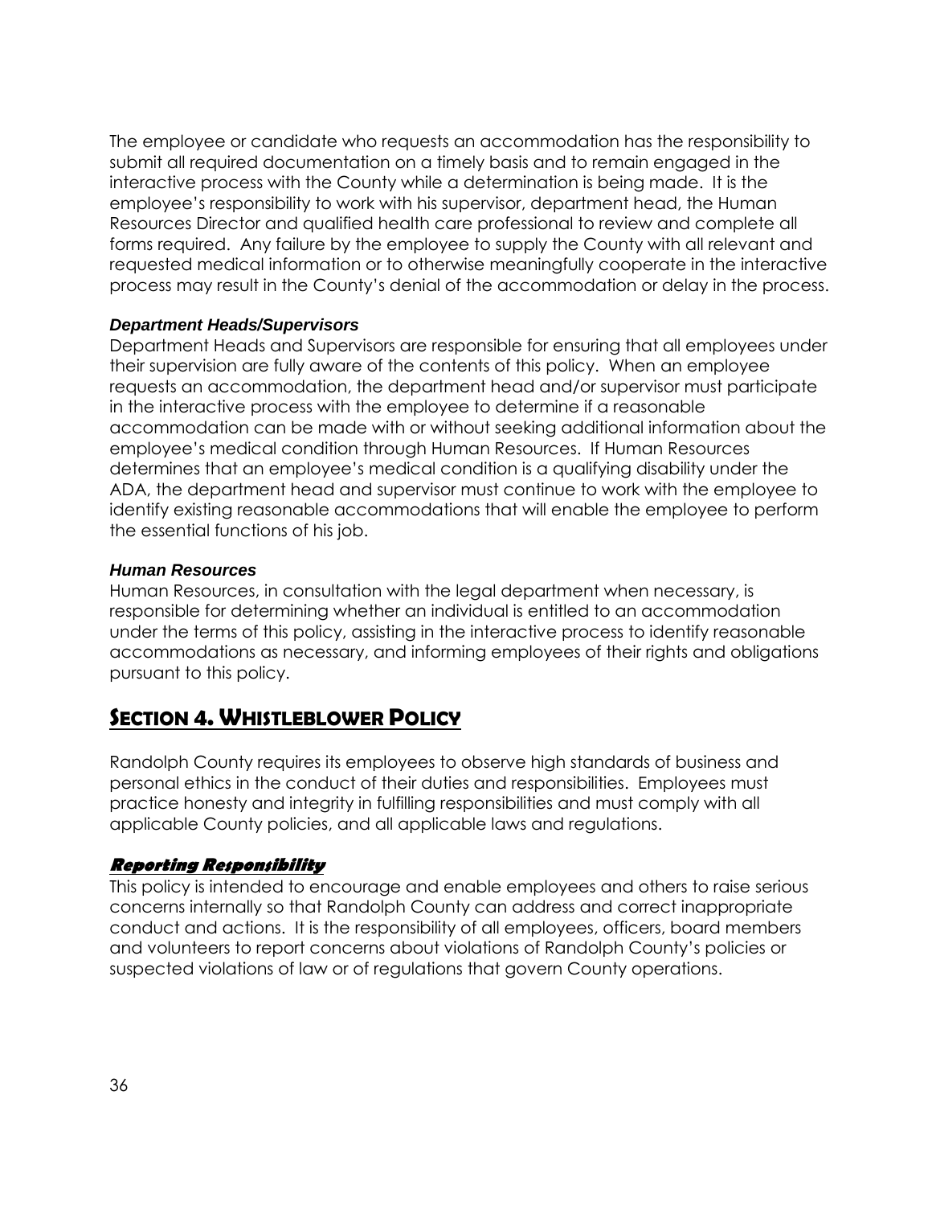The employee or candidate who requests an accommodation has the responsibility to submit all required documentation on a timely basis and to remain engaged in the interactive process with the County while a determination is being made. It is the employee's responsibility to work with his supervisor, department head, the Human Resources Director and qualified health care professional to review and complete all forms required. Any failure by the employee to supply the County with all relevant and requested medical information or to otherwise meaningfully cooperate in the interactive process may result in the County's denial of the accommodation or delay in the process.

***Department Heads/Supervisors***

Department Heads and Supervisors are responsible for ensuring that all employees under their supervision are fully aware of the contents of this policy. When an employee requests an accommodation, the department head and/or supervisor must participate in the interactive process with the employee to determine if a reasonable accommodation can be made with or without seeking additional information about the employee's medical condition through Human Resources. If Human Resources determines that an employee's medical condition is a qualifying disability under the ADA, the department head and supervisor must continue to work with the employee to identify existing reasonable accommodations that will enable the employee to perform the essential functions of his job.

***Human Resources***

Human Resources, in consultation with the legal department when necessary, is responsible for determining whether an individual is entitled to an accommodation under the terms of this policy, assisting in the interactive process to identify reasonable accommodations as necessary, and informing employees of their rights and obligations pursuant to this policy.

## SECTION 4. WHISTLEBLOWER POLICY

Randolph County requires its employees to observe high standards of business and personal ethics in the conduct of their duties and responsibilities. Employees must practice honesty and integrity in fulfilling responsibilities and must comply with all applicable County policies, and all applicable laws and regulations.

### *Reporting Responsibility*

This policy is intended to encourage and enable employees and others to raise serious concerns internally so that Randolph County can address and correct inappropriate conduct and actions. It is the responsibility of all employees, officers, board members and volunteers to report concerns about violations of Randolph County's policies or suspected violations of law or of regulations that govern County operations.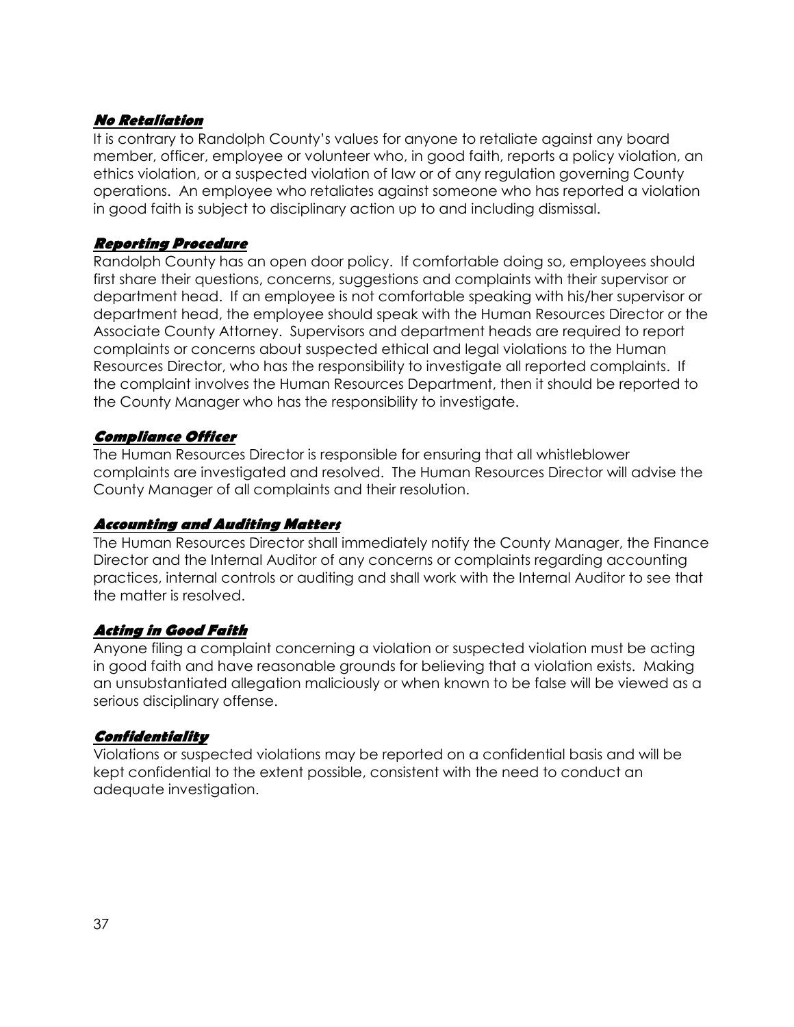### ***No Retaliation***

It is contrary to Randolph County's values for anyone to retaliate against any board member, officer, employee or volunteer who, in good faith, reports a policy violation, an ethics violation, or a suspected violation of law or of any regulation governing County operations. An employee who retaliates against someone who has reported a violation in good faith is subject to disciplinary action up to and including dismissal.

### ***Reporting Procedure***

Randolph County has an open door policy. If comfortable doing so, employees should first share their questions, concerns, suggestions and complaints with their supervisor or department head. If an employee is not comfortable speaking with his/her supervisor or department head, the employee should speak with the Human Resources Director or the Associate County Attorney. Supervisors and department heads are required to report complaints or concerns about suspected ethical and legal violations to the Human Resources Director, who has the responsibility to investigate all reported complaints. If the complaint involves the Human Resources Department, then it should be reported to the County Manager who has the responsibility to investigate.

### ***Compliance Officer***

The Human Resources Director is responsible for ensuring that all whistleblower complaints are investigated and resolved. The Human Resources Director will advise the County Manager of all complaints and their resolution.

### ***Accounting and Auditing Matters***

The Human Resources Director shall immediately notify the County Manager, the Finance Director and the Internal Auditor of any concerns or complaints regarding accounting practices, internal controls or auditing and shall work with the Internal Auditor to see that the matter is resolved.

### ***Acting in Good Faith***

Anyone filing a complaint concerning a violation or suspected violation must be acting in good faith and have reasonable grounds for believing that a violation exists. Making an unsubstantiated allegation maliciously or when known to be false will be viewed as a serious disciplinary offense.

### ***Confidentiality***

Violations or suspected violations may be reported on a confidential basis and will be kept confidential to the extent possible, consistent with the need to conduct an adequate investigation.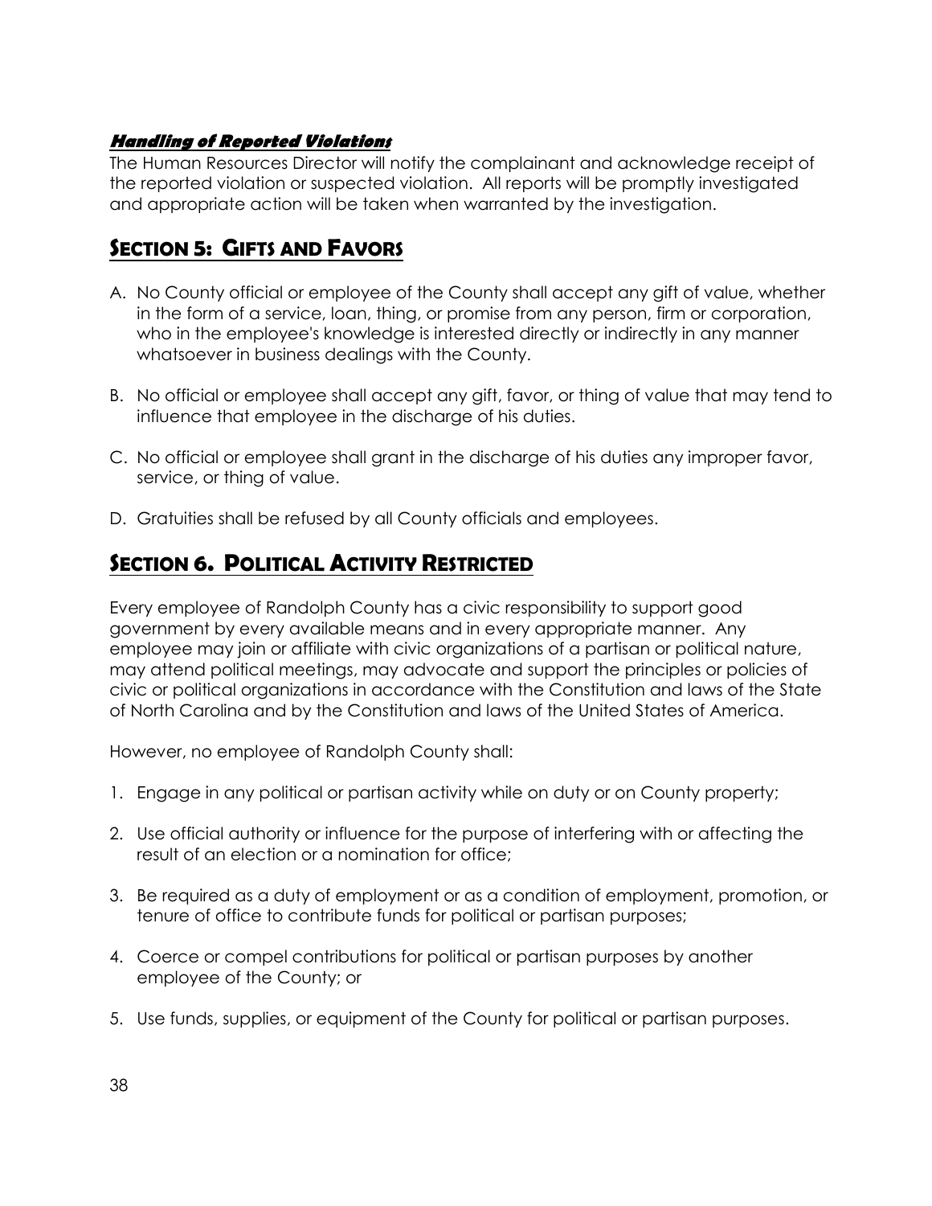***Handling of Reported Violations***

The Human Resources Director will notify the complainant and acknowledge receipt of the reported violation or suspected violation. All reports will be promptly investigated and appropriate action will be taken when warranted by the investigation.

## SECTION 5: GIFTS AND FAVORS

A. No County official or employee of the County shall accept any gift of value, whether in the form of a service, loan, thing, or promise from any person, firm or corporation, who in the employee's knowledge is interested directly or indirectly in any manner whatsoever in business dealings with the County.

B. No official or employee shall accept any gift, favor, or thing of value that may tend to influence that employee in the discharge of his duties.

C. No official or employee shall grant in the discharge of his duties any improper favor, service, or thing of value.

D. Gratuities shall be refused by all County officials and employees.

## SECTION 6. POLITICAL ACTIVITY RESTRICTED

Every employee of Randolph County has a civic responsibility to support good government by every available means and in every appropriate manner. Any employee may join or affiliate with civic organizations of a partisan or political nature, may attend political meetings, may advocate and support the principles or policies of civic or political organizations in accordance with the Constitution and laws of the State of North Carolina and by the Constitution and laws of the United States of America.

However, no employee of Randolph County shall:

1. Engage in any political or partisan activity while on duty or on County property;

2. Use official authority or influence for the purpose of interfering with or affecting the result of an election or a nomination for office;

3. Be required as a duty of employment or as a condition of employment, promotion, or tenure of office to contribute funds for political or partisan purposes;

4. Coerce or compel contributions for political or partisan purposes by another employee of the County; or

5. Use funds, supplies, or equipment of the County for political or partisan purposes.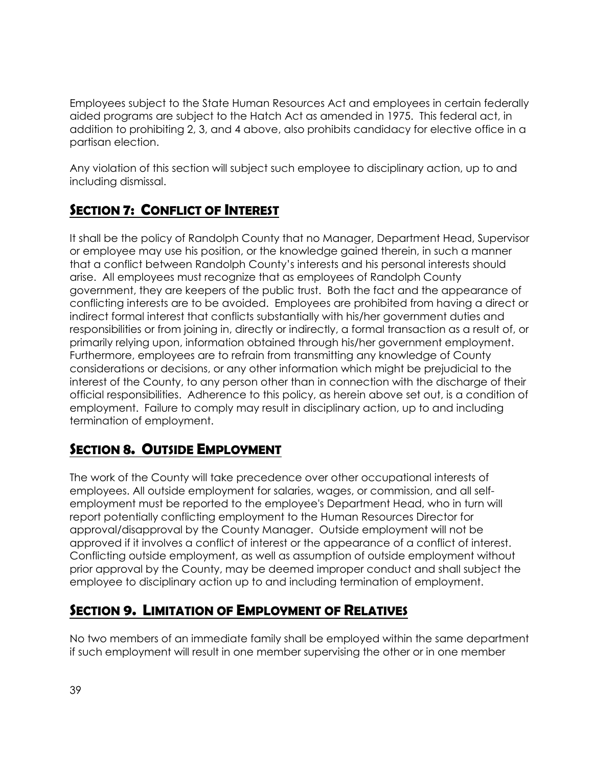Employees subject to the State Human Resources Act and employees in certain federally aided programs are subject to the Hatch Act as amended in 1975. This federal act, in addition to prohibiting 2, 3, and 4 above, also prohibits candidacy for elective office in a partisan election.

Any violation of this section will subject such employee to disciplinary action, up to and including dismissal.

## SECTION 7: CONFLICT OF INTEREST

It shall be the policy of Randolph County that no Manager, Department Head, Supervisor or employee may use his position, or the knowledge gained therein, in such a manner that a conflict between Randolph County's interests and his personal interests should arise. All employees must recognize that as employees of Randolph County government, they are keepers of the public trust. Both the fact and the appearance of conflicting interests are to be avoided. Employees are prohibited from having a direct or indirect formal interest that conflicts substantially with his/her government duties and responsibilities or from joining in, directly or indirectly, a formal transaction as a result of, or primarily relying upon, information obtained through his/her government employment. Furthermore, employees are to refrain from transmitting any knowledge of County considerations or decisions, or any other information which might be prejudicial to the interest of the County, to any person other than in connection with the discharge of their official responsibilities. Adherence to this policy, as herein above set out, is a condition of employment. Failure to comply may result in disciplinary action, up to and including termination of employment.

## SECTION 8. OUTSIDE EMPLOYMENT

The work of the County will take precedence over other occupational interests of employees. All outside employment for salaries, wages, or commission, and all self-employment must be reported to the employee's Department Head, who in turn will report potentially conflicting employment to the Human Resources Director for approval/disapproval by the County Manager. Outside employment will not be approved if it involves a conflict of interest or the appearance of a conflict of interest. Conflicting outside employment, as well as assumption of outside employment without prior approval by the County, may be deemed improper conduct and shall subject the employee to disciplinary action up to and including termination of employment.

## SECTION 9. LIMITATION OF EMPLOYMENT OF RELATIVES

No two members of an immediate family shall be employed within the same department if such employment will result in one member supervising the other or in one member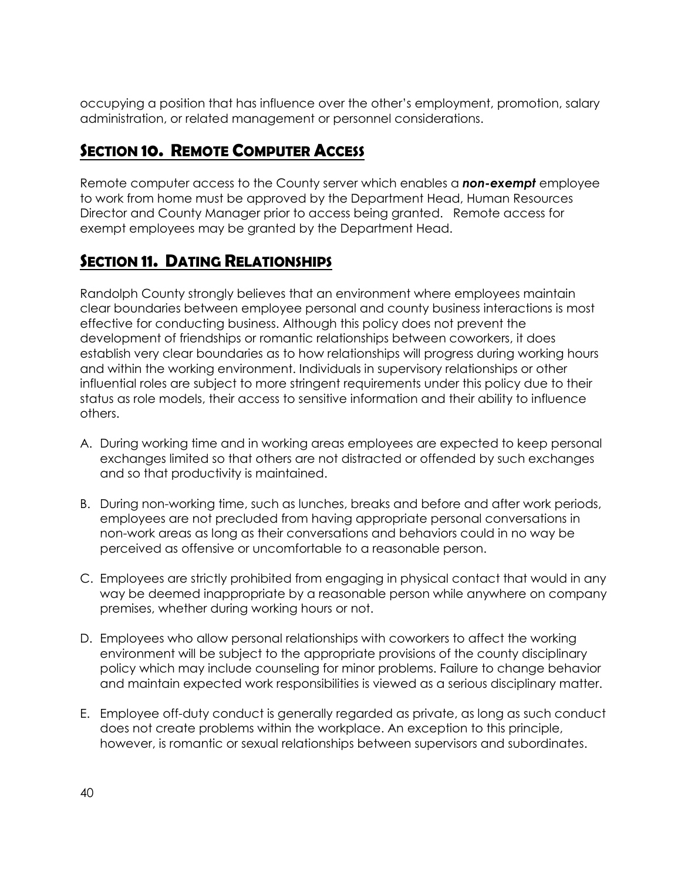occupying a position that has influence over the other's employment, promotion, salary administration, or related management or personnel considerations.

## Section 10. Remote Computer Access

Remote computer access to the County server which enables a ***non-exempt*** employee to work from home must be approved by the Department Head, Human Resources Director and County Manager prior to access being granted. Remote access for exempt employees may be granted by the Department Head.

## Section 11. Dating Relationships

Randolph County strongly believes that an environment where employees maintain clear boundaries between employee personal and county business interactions is most effective for conducting business. Although this policy does not prevent the development of friendships or romantic relationships between coworkers, it does establish very clear boundaries as to how relationships will progress during working hours and within the working environment. Individuals in supervisory relationships or other influential roles are subject to more stringent requirements under this policy due to their status as role models, their access to sensitive information and their ability to influence others.

A. During working time and in working areas employees are expected to keep personal exchanges limited so that others are not distracted or offended by such exchanges and so that productivity is maintained.

B. During non-working time, such as lunches, breaks and before and after work periods, employees are not precluded from having appropriate personal conversations in non-work areas as long as their conversations and behaviors could in no way be perceived as offensive or uncomfortable to a reasonable person.

C. Employees are strictly prohibited from engaging in physical contact that would in any way be deemed inappropriate by a reasonable person while anywhere on company premises, whether during working hours or not.

D. Employees who allow personal relationships with coworkers to affect the working environment will be subject to the appropriate provisions of the county disciplinary policy which may include counseling for minor problems. Failure to change behavior and maintain expected work responsibilities is viewed as a serious disciplinary matter.

E. Employee off-duty conduct is generally regarded as private, as long as such conduct does not create problems within the workplace. An exception to this principle, however, is romantic or sexual relationships between supervisors and subordinates.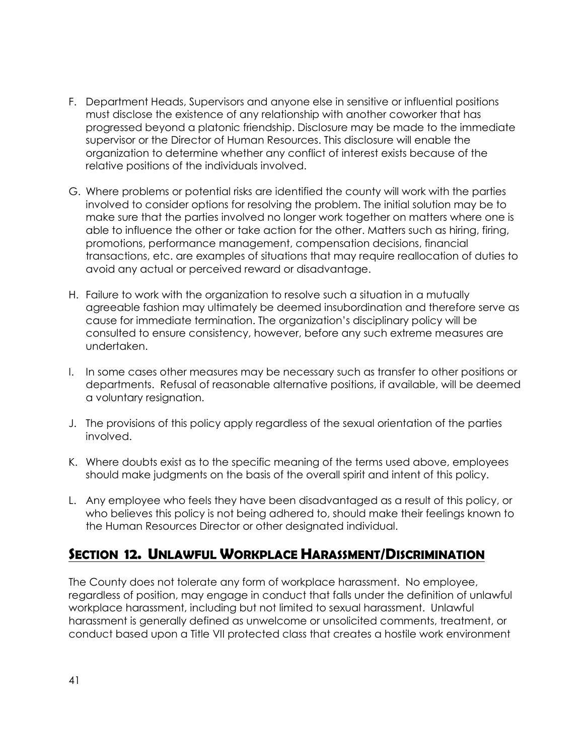F. Department Heads, Supervisors and anyone else in sensitive or influential positions must disclose the existence of any relationship with another coworker that has progressed beyond a platonic friendship. Disclosure may be made to the immediate supervisor or the Director of Human Resources. This disclosure will enable the organization to determine whether any conflict of interest exists because of the relative positions of the individuals involved.

G. Where problems or potential risks are identified the county will work with the parties involved to consider options for resolving the problem. The initial solution may be to make sure that the parties involved no longer work together on matters where one is able to influence the other or take action for the other. Matters such as hiring, firing, promotions, performance management, compensation decisions, financial transactions, etc. are examples of situations that may require reallocation of duties to avoid any actual or perceived reward or disadvantage.

H. Failure to work with the organization to resolve such a situation in a mutually agreeable fashion may ultimately be deemed insubordination and therefore serve as cause for immediate termination. The organization's disciplinary policy will be consulted to ensure consistency, however, before any such extreme measures are undertaken.

I. In some cases other measures may be necessary such as transfer to other positions or departments. Refusal of reasonable alternative positions, if available, will be deemed a voluntary resignation.

J. The provisions of this policy apply regardless of the sexual orientation of the parties involved.

K. Where doubts exist as to the specific meaning of the terms used above, employees should make judgments on the basis of the overall spirit and intent of this policy.

L. Any employee who feels they have been disadvantaged as a result of this policy, or who believes this policy is not being adhered to, should make their feelings known to the Human Resources Director or other designated individual.

## Section 12. Unlawful Workplace Harassment/Discrimination

The County does not tolerate any form of workplace harassment. No employee, regardless of position, may engage in conduct that falls under the definition of unlawful workplace harassment, including but not limited to sexual harassment. Unlawful harassment is generally defined as unwelcome or unsolicited comments, treatment, or conduct based upon a Title VII protected class that creates a hostile work environment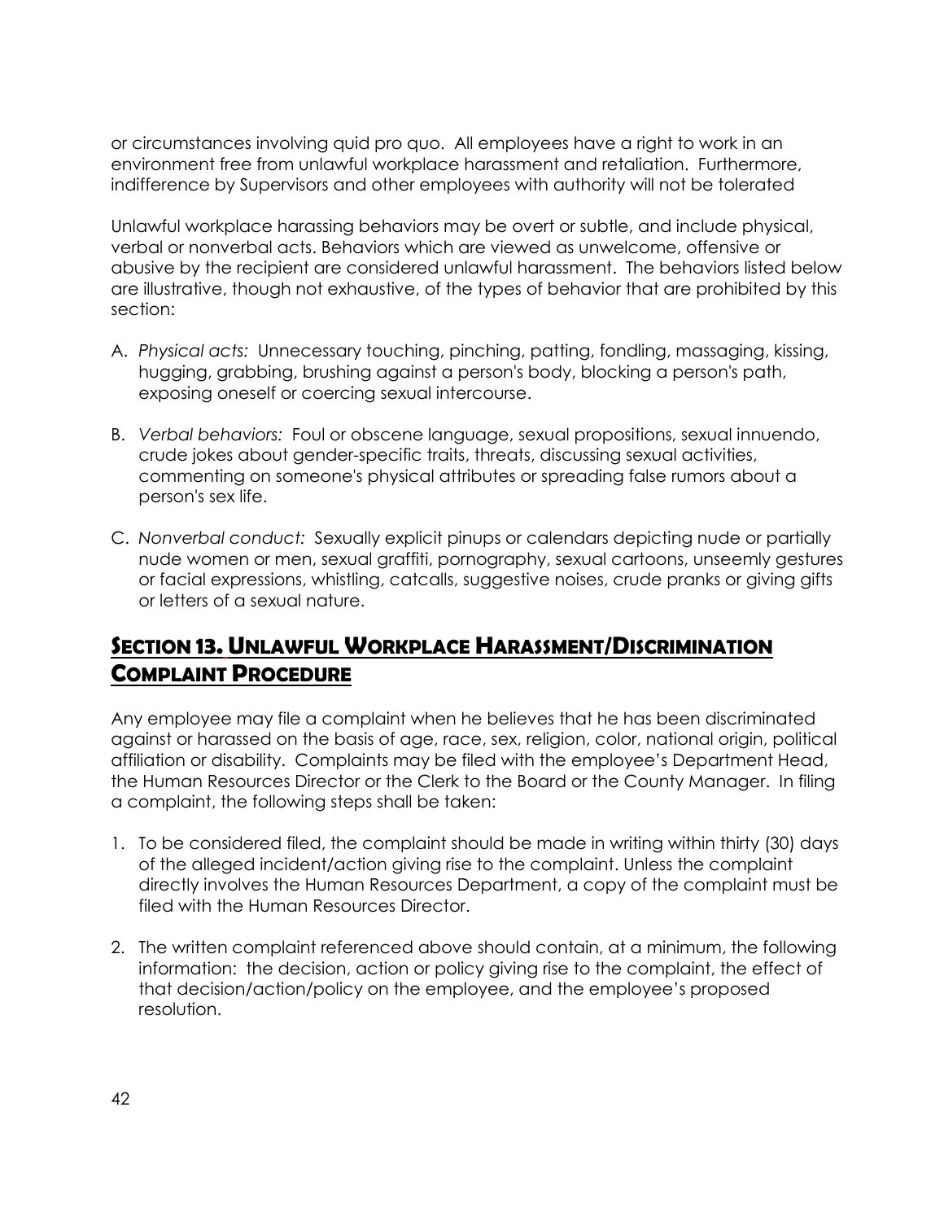or circumstances involving quid pro quo. All employees have a right to work in an environment free from unlawful workplace harassment and retaliation. Furthermore, indifference by Supervisors and other employees with authority will not be tolerated

Unlawful workplace harassing behaviors may be overt or subtle, and include physical, verbal or nonverbal acts. Behaviors which are viewed as unwelcome, offensive or abusive by the recipient are considered unlawful harassment. The behaviors listed below are illustrative, though not exhaustive, of the types of behavior that are prohibited by this section:

A. *Physical acts:* Unnecessary touching, pinching, patting, fondling, massaging, kissing, hugging, grabbing, brushing against a person's body, blocking a person's path, exposing oneself or coercing sexual intercourse.

B. *Verbal behaviors:* Foul or obscene language, sexual propositions, sexual innuendo, crude jokes about gender-specific traits, threats, discussing sexual activities, commenting on someone's physical attributes or spreading false rumors about a person's sex life.

C. *Nonverbal conduct:* Sexually explicit pinups or calendars depicting nude or partially nude women or men, sexual graffiti, pornography, sexual cartoons, unseemly gestures or facial expressions, whistling, catcalls, suggestive noises, crude pranks or giving gifts or letters of a sexual nature.

## Section 13. Unlawful Workplace Harassment/Discrimination Complaint Procedure

Any employee may file a complaint when he believes that he has been discriminated against or harassed on the basis of age, race, sex, religion, color, national origin, political affiliation or disability. Complaints may be filed with the employee's Department Head, the Human Resources Director or the Clerk to the Board or the County Manager. In filing a complaint, the following steps shall be taken:

1. To be considered filed, the complaint should be made in writing within thirty (30) days of the alleged incident/action giving rise to the complaint. Unless the complaint directly involves the Human Resources Department, a copy of the complaint must be filed with the Human Resources Director.

2. The written complaint referenced above should contain, at a minimum, the following information: the decision, action or policy giving rise to the complaint, the effect of that decision/action/policy on the employee, and the employee's proposed resolution.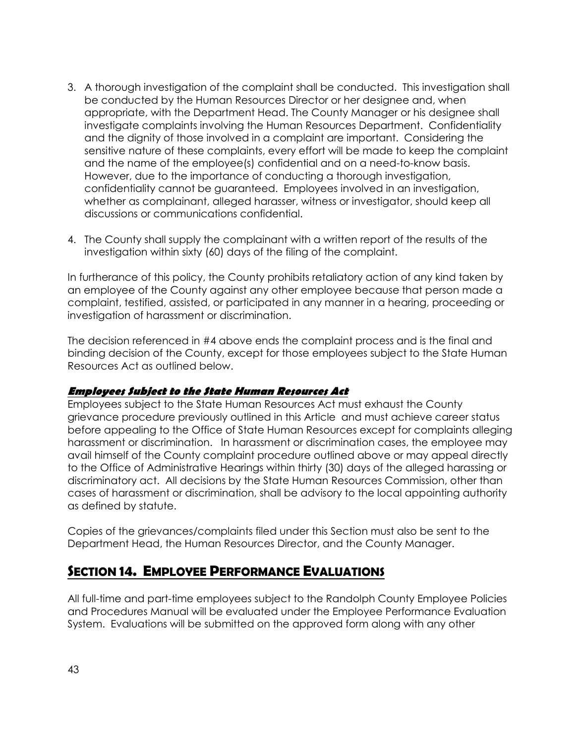3. A thorough investigation of the complaint shall be conducted. This investigation shall be conducted by the Human Resources Director or her designee and, when appropriate, with the Department Head. The County Manager or his designee shall investigate complaints involving the Human Resources Department. Confidentiality and the dignity of those involved in a complaint are important. Considering the sensitive nature of these complaints, every effort will be made to keep the complaint and the name of the employee(s) confidential and on a need-to-know basis. However, due to the importance of conducting a thorough investigation, confidentiality cannot be guaranteed. Employees involved in an investigation, whether as complainant, alleged harasser, witness or investigator, should keep all discussions or communications confidential.

4. The County shall supply the complainant with a written report of the results of the investigation within sixty (60) days of the filing of the complaint.

In furtherance of this policy, the County prohibits retaliatory action of any kind taken by an employee of the County against any other employee because that person made a complaint, testified, assisted, or participated in any manner in a hearing, proceeding or investigation of harassment or discrimination.

The decision referenced in #4 above ends the complaint process and is the final and binding decision of the County, except for those employees subject to the State Human Resources Act as outlined below.

***Employees Subject to the State Human Resources Act***

Employees subject to the State Human Resources Act must exhaust the County grievance procedure previously outlined in this Article and must achieve career status before appealing to the Office of State Human Resources except for complaints alleging harassment or discrimination. In harassment or discrimination cases, the employee may avail himself of the County complaint procedure outlined above or may appeal directly to the Office of Administrative Hearings within thirty (30) days of the alleged harassing or discriminatory act. All decisions by the State Human Resources Commission, other than cases of harassment or discrimination, shall be advisory to the local appointing authority as defined by statute.

Copies of the grievances/complaints filed under this Section must also be sent to the Department Head, the Human Resources Director, and the County Manager.

## SECTION 14. EMPLOYEE PERFORMANCE EVALUATIONS

All full-time and part-time employees subject to the Randolph County Employee Policies and Procedures Manual will be evaluated under the Employee Performance Evaluation System. Evaluations will be submitted on the approved form along with any other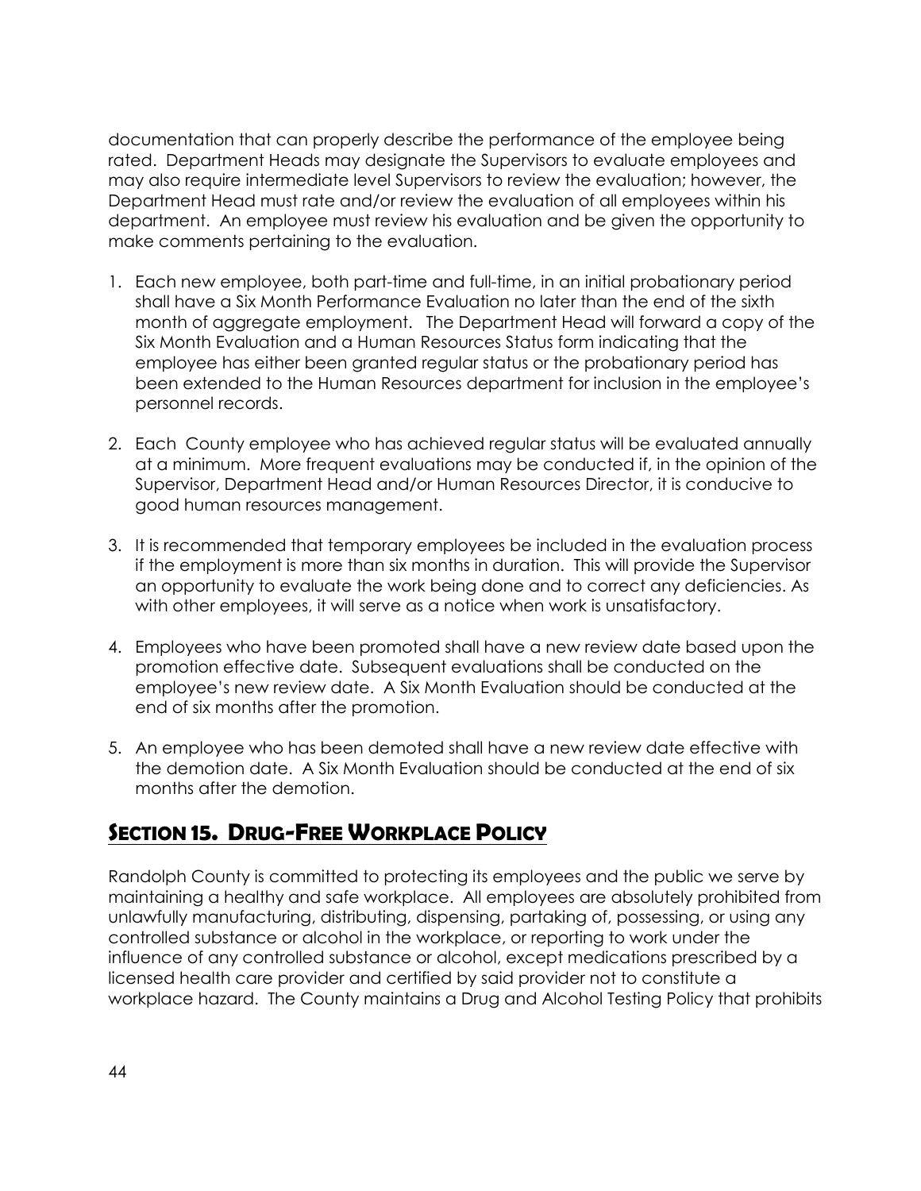documentation that can properly describe the performance of the employee being rated. Department Heads may designate the Supervisors to evaluate employees and may also require intermediate level Supervisors to review the evaluation; however, the Department Head must rate and/or review the evaluation of all employees within his department. An employee must review his evaluation and be given the opportunity to make comments pertaining to the evaluation.

1. Each new employee, both part-time and full-time, in an initial probationary period shall have a Six Month Performance Evaluation no later than the end of the sixth month of aggregate employment. The Department Head will forward a copy of the Six Month Evaluation and a Human Resources Status form indicating that the employee has either been granted regular status or the probationary period has been extended to the Human Resources department for inclusion in the employee's personnel records.

2. Each County employee who has achieved regular status will be evaluated annually at a minimum. More frequent evaluations may be conducted if, in the opinion of the Supervisor, Department Head and/or Human Resources Director, it is conducive to good human resources management.

3. It is recommended that temporary employees be included in the evaluation process if the employment is more than six months in duration. This will provide the Supervisor an opportunity to evaluate the work being done and to correct any deficiencies. As with other employees, it will serve as a notice when work is unsatisfactory.

4. Employees who have been promoted shall have a new review date based upon the promotion effective date. Subsequent evaluations shall be conducted on the employee's new review date. A Six Month Evaluation should be conducted at the end of six months after the promotion.

5. An employee who has been demoted shall have a new review date effective with the demotion date. A Six Month Evaluation should be conducted at the end of six months after the demotion.

## Section 15. Drug-Free Workplace Policy

Randolph County is committed to protecting its employees and the public we serve by maintaining a healthy and safe workplace. All employees are absolutely prohibited from unlawfully manufacturing, distributing, dispensing, partaking of, possessing, or using any controlled substance or alcohol in the workplace, or reporting to work under the influence of any controlled substance or alcohol, except medications prescribed by a licensed health care provider and certified by said provider not to constitute a workplace hazard. The County maintains a Drug and Alcohol Testing Policy that prohibits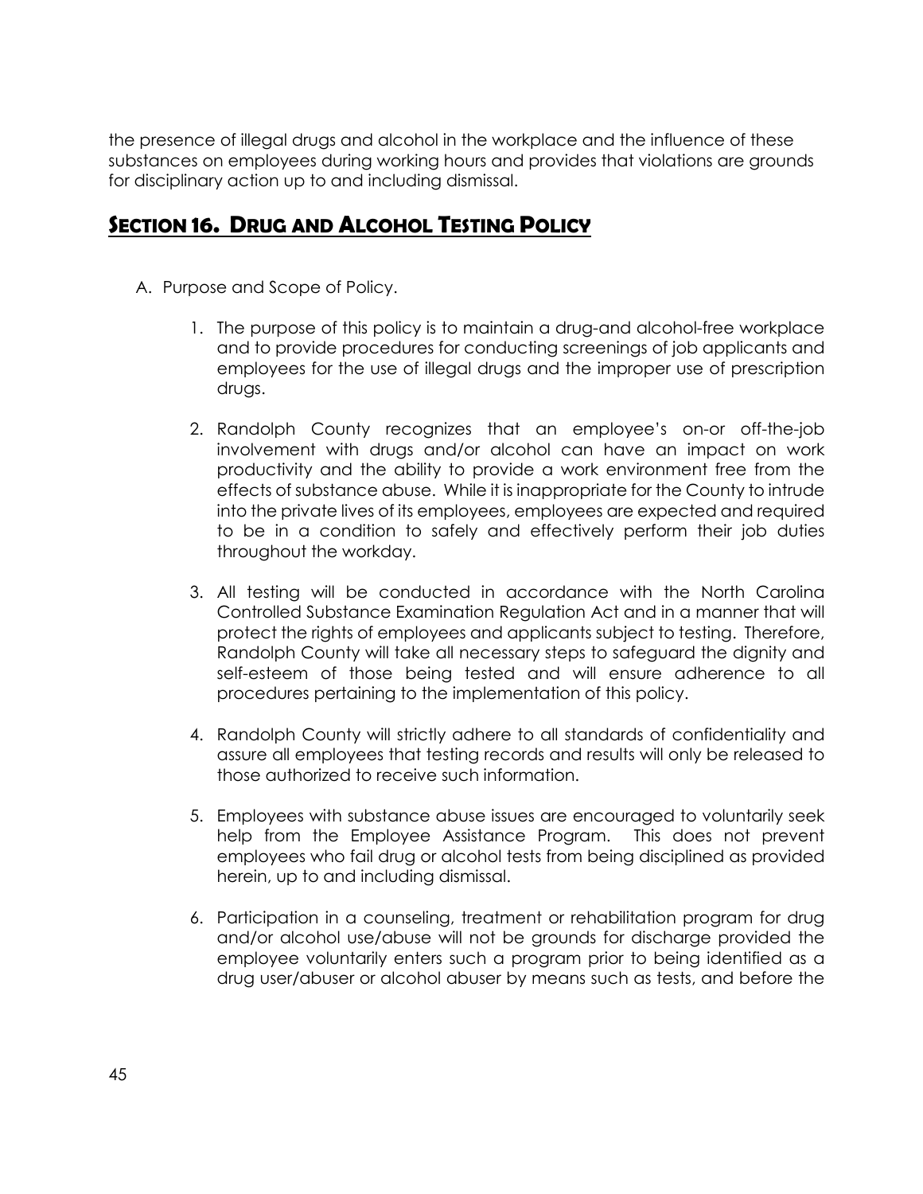the presence of illegal drugs and alcohol in the workplace and the influence of these substances on employees during working hours and provides that violations are grounds for disciplinary action up to and including dismissal.

## Section 16. Drug and Alcohol Testing Policy

A. Purpose and Scope of Policy.

1. The purpose of this policy is to maintain a drug-and alcohol-free workplace and to provide procedures for conducting screenings of job applicants and employees for the use of illegal drugs and the improper use of prescription drugs.

2. Randolph County recognizes that an employee's on-or off-the-job involvement with drugs and/or alcohol can have an impact on work productivity and the ability to provide a work environment free from the effects of substance abuse. While it is inappropriate for the County to intrude into the private lives of its employees, employees are expected and required to be in a condition to safely and effectively perform their job duties throughout the workday.

3. All testing will be conducted in accordance with the North Carolina Controlled Substance Examination Regulation Act and in a manner that will protect the rights of employees and applicants subject to testing. Therefore, Randolph County will take all necessary steps to safeguard the dignity and self-esteem of those being tested and will ensure adherence to all procedures pertaining to the implementation of this policy.

4. Randolph County will strictly adhere to all standards of confidentiality and assure all employees that testing records and results will only be released to those authorized to receive such information.

5. Employees with substance abuse issues are encouraged to voluntarily seek help from the Employee Assistance Program. This does not prevent employees who fail drug or alcohol tests from being disciplined as provided herein, up to and including dismissal.

6. Participation in a counseling, treatment or rehabilitation program for drug and/or alcohol use/abuse will not be grounds for discharge provided the employee voluntarily enters such a program prior to being identified as a drug user/abuser or alcohol abuser by means such as tests, and before the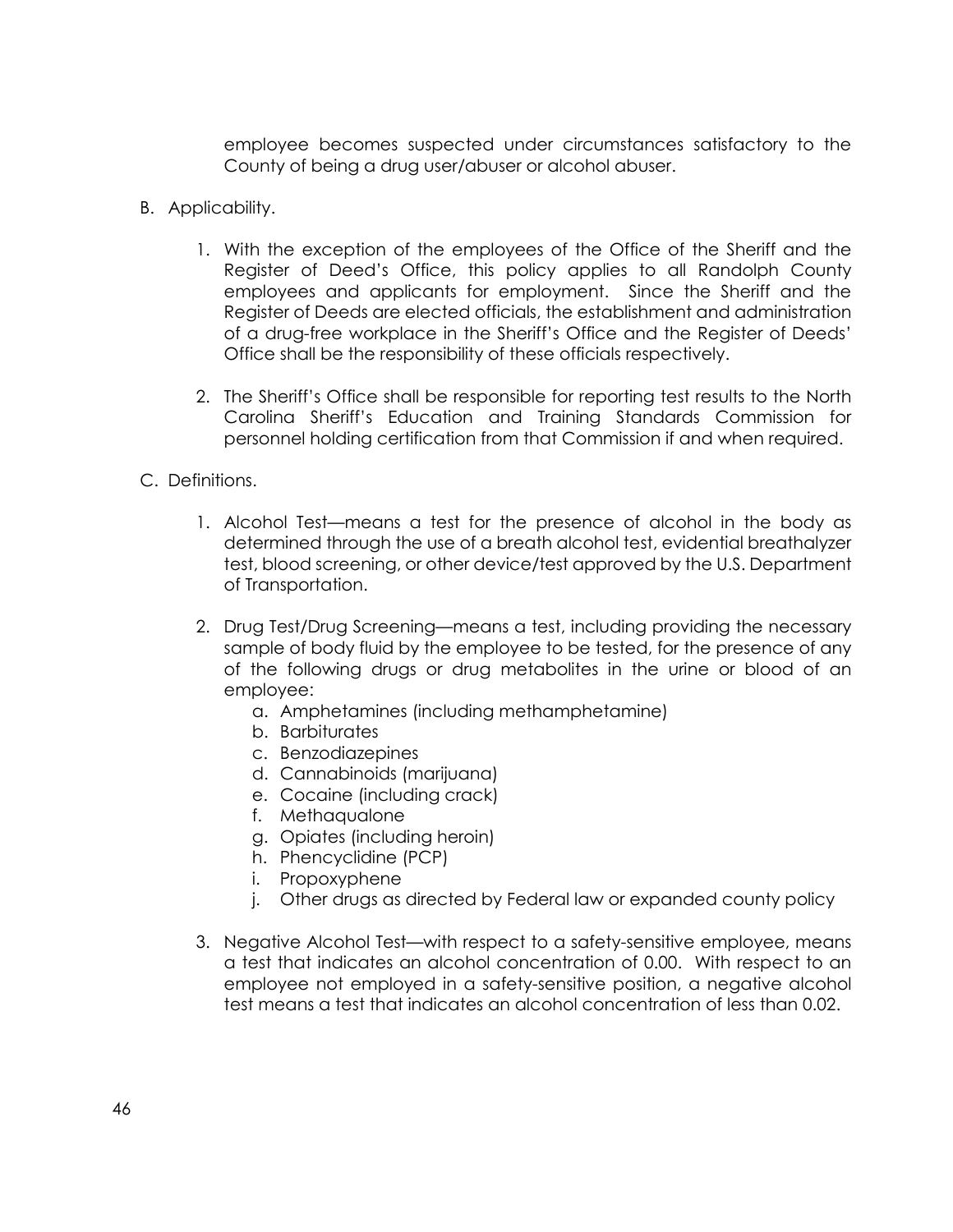employee becomes suspected under circumstances satisfactory to the County of being a drug user/abuser or alcohol abuser.

B. Applicability.

   1. With the exception of the employees of the Office of the Sheriff and the Register of Deed's Office, this policy applies to all Randolph County employees and applicants for employment. Since the Sheriff and the Register of Deeds are elected officials, the establishment and administration of a drug-free workplace in the Sheriff's Office and the Register of Deeds' Office shall be the responsibility of these officials respectively.

   2. The Sheriff's Office shall be responsible for reporting test results to the North Carolina Sheriff's Education and Training Standards Commission for personnel holding certification from that Commission if and when required.

C. Definitions.

   1. Alcohol Test—means a test for the presence of alcohol in the body as determined through the use of a breath alcohol test, evidential breathalyzer test, blood screening, or other device/test approved by the U.S. Department of Transportation.

   2. Drug Test/Drug Screening—means a test, including providing the necessary sample of body fluid by the employee to be tested, for the presence of any of the following drugs or drug metabolites in the urine or blood of an employee:
      a. Amphetamines (including methamphetamine)
      b. Barbiturates
      c. Benzodiazepines
      d. Cannabinoids (marijuana)
      e. Cocaine (including crack)
      f. Methaqualone
      g. Opiates (including heroin)
      h. Phencyclidine (PCP)
      i. Propoxyphene
      j. Other drugs as directed by Federal law or expanded county policy

   3. Negative Alcohol Test—with respect to a safety-sensitive employee, means a test that indicates an alcohol concentration of 0.00. With respect to an employee not employed in a safety-sensitive position, a negative alcohol test means a test that indicates an alcohol concentration of less than 0.02.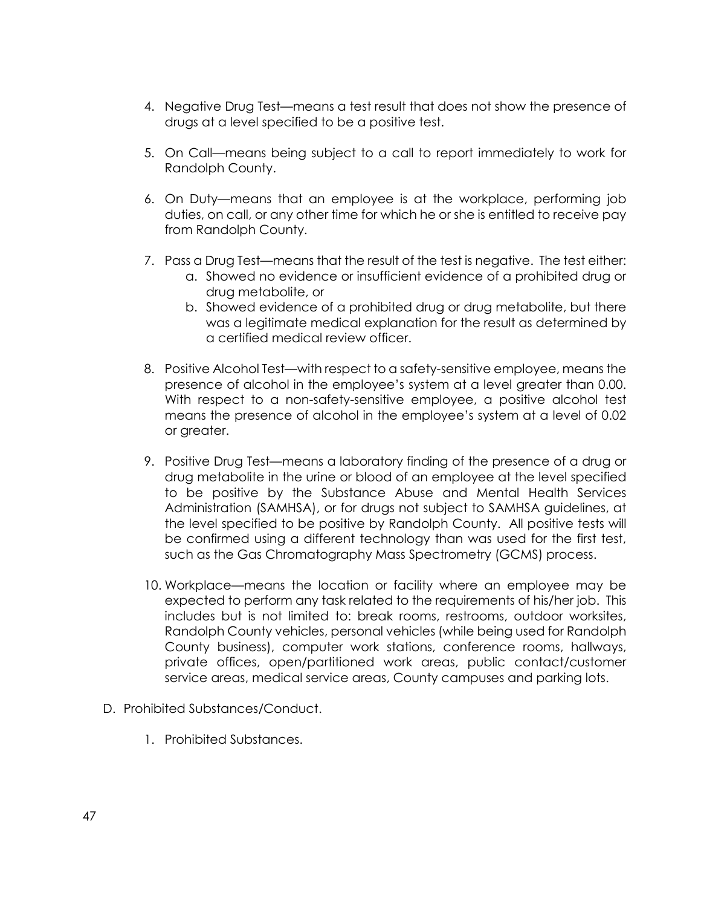4. Negative Drug Test—means a test result that does not show the presence of drugs at a level specified to be a positive test.

5. On Call—means being subject to a call to report immediately to work for Randolph County.

6. On Duty—means that an employee is at the workplace, performing job duties, on call, or any other time for which he or she is entitled to receive pay from Randolph County.

7. Pass a Drug Test—means that the result of the test is negative. The test either:
   a. Showed no evidence or insufficient evidence of a prohibited drug or drug metabolite, or
   b. Showed evidence of a prohibited drug or drug metabolite, but there was a legitimate medical explanation for the result as determined by a certified medical review officer.

8. Positive Alcohol Test—with respect to a safety-sensitive employee, means the presence of alcohol in the employee's system at a level greater than 0.00. With respect to a non-safety-sensitive employee, a positive alcohol test means the presence of alcohol in the employee's system at a level of 0.02 or greater.

9. Positive Drug Test—means a laboratory finding of the presence of a drug or drug metabolite in the urine or blood of an employee at the level specified to be positive by the Substance Abuse and Mental Health Services Administration (SAMHSA), or for drugs not subject to SAMHSA guidelines, at the level specified to be positive by Randolph County. All positive tests will be confirmed using a different technology than was used for the first test, such as the Gas Chromatography Mass Spectrometry (GCMS) process.

10. Workplace—means the location or facility where an employee may be expected to perform any task related to the requirements of his/her job. This includes but is not limited to: break rooms, restrooms, outdoor worksites, Randolph County vehicles, personal vehicles (while being used for Randolph County business), computer work stations, conference rooms, hallways, private offices, open/partitioned work areas, public contact/customer service areas, medical service areas, County campuses and parking lots.

D. Prohibited Substances/Conduct.

   1. Prohibited Substances.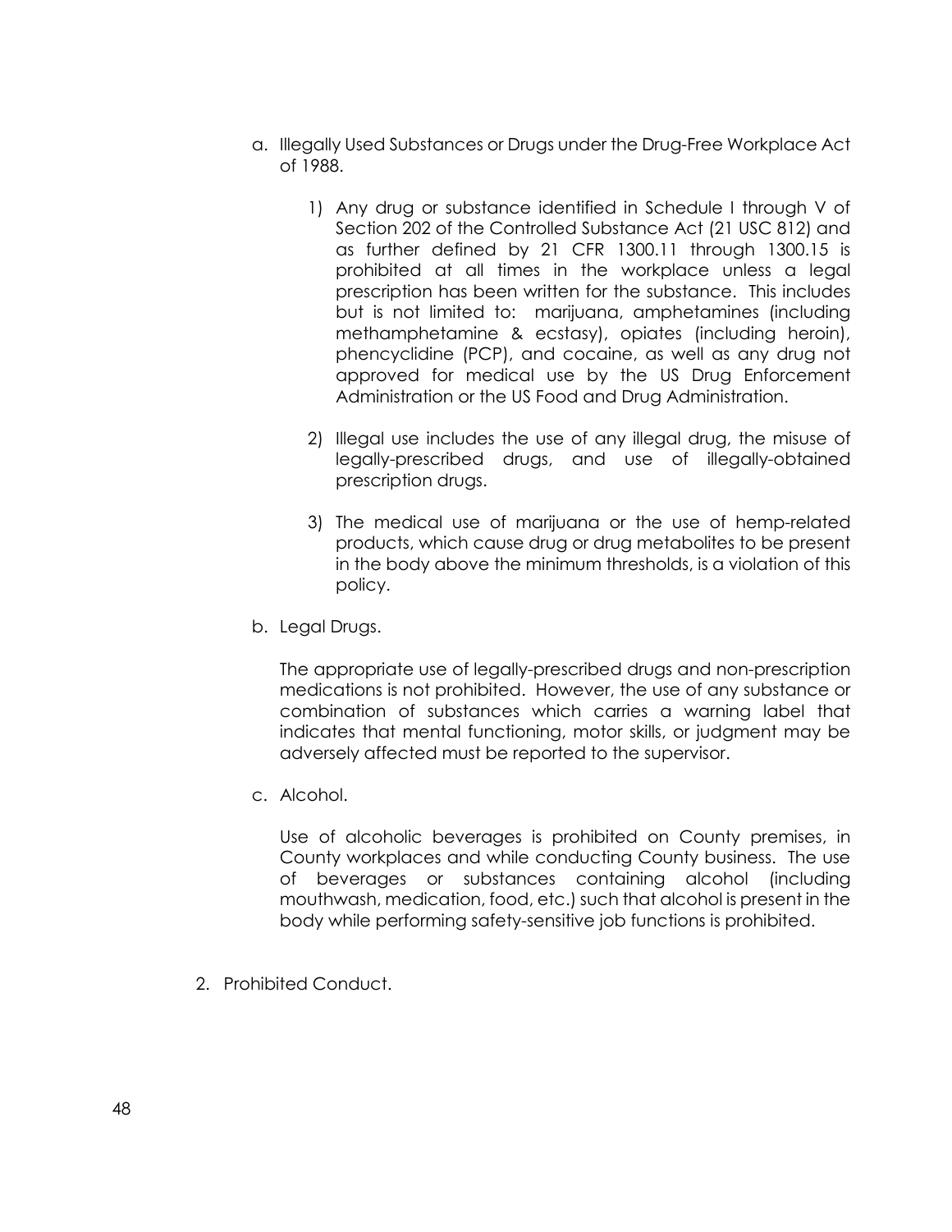a. Illegally Used Substances or Drugs under the Drug-Free Workplace Act of 1988.

   1) Any drug or substance identified in Schedule I through V of Section 202 of the Controlled Substance Act (21 USC 812) and as further defined by 21 CFR 1300.11 through 1300.15 is prohibited at all times in the workplace unless a legal prescription has been written for the substance. This includes but is not limited to: marijuana, amphetamines (including methamphetamine & ecstasy), opiates (including heroin), phencyclidine (PCP), and cocaine, as well as any drug not approved for medical use by the US Drug Enforcement Administration or the US Food and Drug Administration.

   2) Illegal use includes the use of any illegal drug, the misuse of legally-prescribed drugs, and use of illegally-obtained prescription drugs.

   3) The medical use of marijuana or the use of hemp-related products, which cause drug or drug metabolites to be present in the body above the minimum thresholds, is a violation of this policy.

b. Legal Drugs.

   The appropriate use of legally-prescribed drugs and non-prescription medications is not prohibited. However, the use of any substance or combination of substances which carries a warning label that indicates that mental functioning, motor skills, or judgment may be adversely affected must be reported to the supervisor.

c. Alcohol.

   Use of alcoholic beverages is prohibited on County premises, in County workplaces and while conducting County business. The use of beverages or substances containing alcohol (including mouthwash, medication, food, etc.) such that alcohol is present in the body while performing safety-sensitive job functions is prohibited.

2. Prohibited Conduct.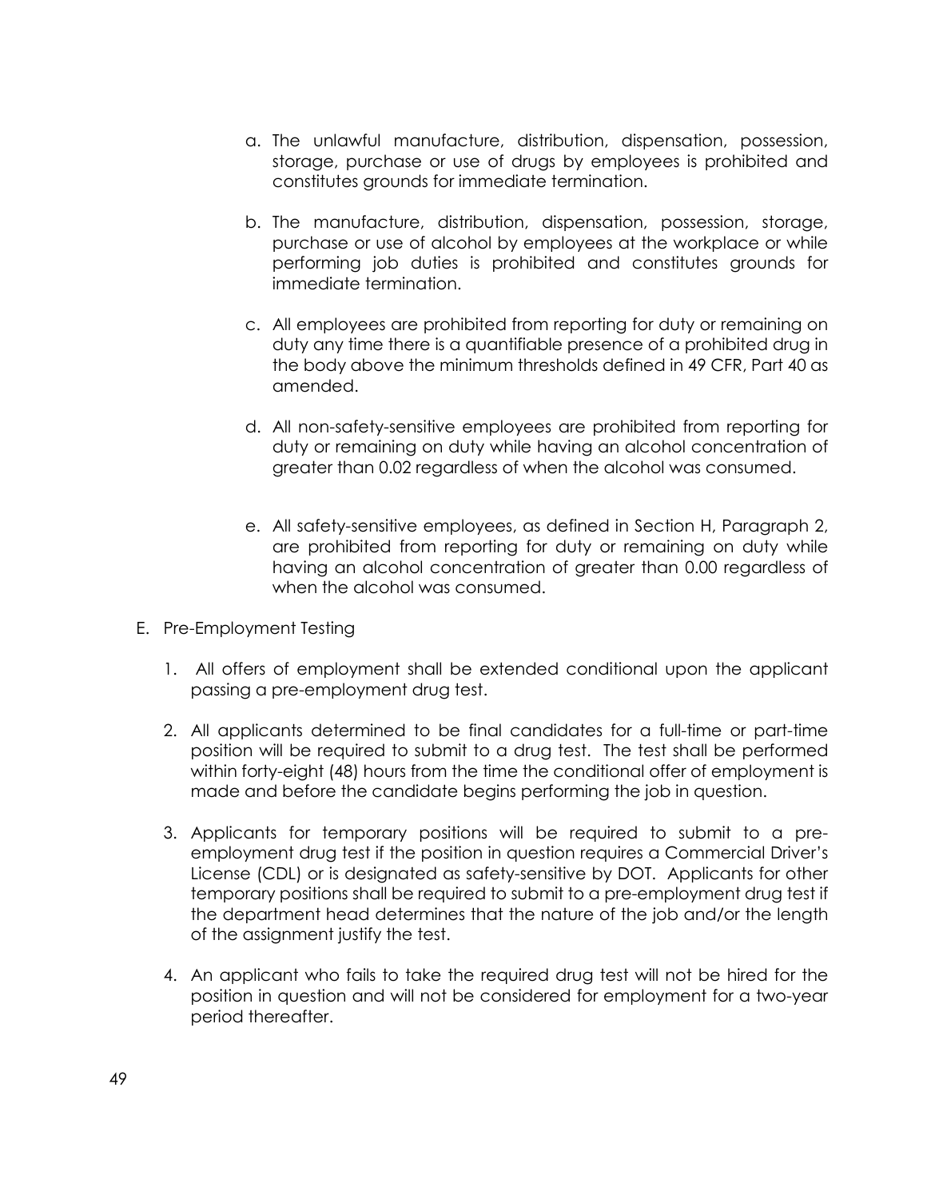a. The unlawful manufacture, distribution, dispensation, possession, storage, purchase or use of drugs by employees is prohibited and constitutes grounds for immediate termination.

b. The manufacture, distribution, dispensation, possession, storage, purchase or use of alcohol by employees at the workplace or while performing job duties is prohibited and constitutes grounds for immediate termination.

c. All employees are prohibited from reporting for duty or remaining on duty any time there is a quantifiable presence of a prohibited drug in the body above the minimum thresholds defined in 49 CFR, Part 40 as amended.

d. All non-safety-sensitive employees are prohibited from reporting for duty or remaining on duty while having an alcohol concentration of greater than 0.02 regardless of when the alcohol was consumed.

e. All safety-sensitive employees, as defined in Section H, Paragraph 2, are prohibited from reporting for duty or remaining on duty while having an alcohol concentration of greater than 0.00 regardless of when the alcohol was consumed.

E. Pre-Employment Testing

1. All offers of employment shall be extended conditional upon the applicant passing a pre-employment drug test.

2. All applicants determined to be final candidates for a full-time or part-time position will be required to submit to a drug test. The test shall be performed within forty-eight (48) hours from the time the conditional offer of employment is made and before the candidate begins performing the job in question.

3. Applicants for temporary positions will be required to submit to a pre-employment drug test if the position in question requires a Commercial Driver's License (CDL) or is designated as safety-sensitive by DOT. Applicants for other temporary positions shall be required to submit to a pre-employment drug test if the department head determines that the nature of the job and/or the length of the assignment justify the test.

4. An applicant who fails to take the required drug test will not be hired for the position in question and will not be considered for employment for a two-year period thereafter.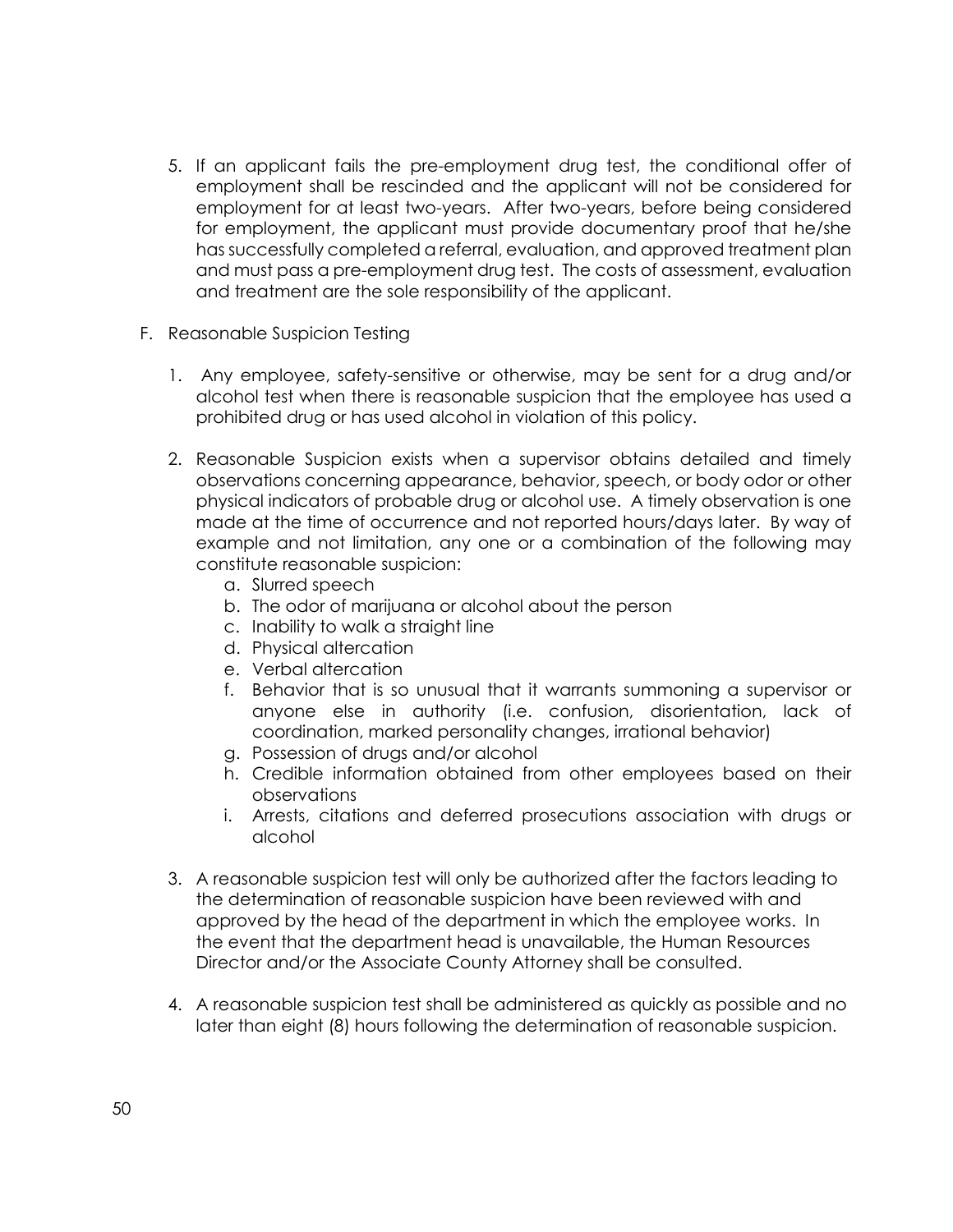5. If an applicant fails the pre-employment drug test, the conditional offer of employment shall be rescinded and the applicant will not be considered for employment for at least two-years. After two-years, before being considered for employment, the applicant must provide documentary proof that he/she has successfully completed a referral, evaluation, and approved treatment plan and must pass a pre-employment drug test. The costs of assessment, evaluation and treatment are the sole responsibility of the applicant.

F. Reasonable Suspicion Testing

1. Any employee, safety-sensitive or otherwise, may be sent for a drug and/or alcohol test when there is reasonable suspicion that the employee has used a prohibited drug or has used alcohol in violation of this policy.

2. Reasonable Suspicion exists when a supervisor obtains detailed and timely observations concerning appearance, behavior, speech, or body odor or other physical indicators of probable drug or alcohol use. A timely observation is one made at the time of occurrence and not reported hours/days later. By way of example and not limitation, any one or a combination of the following may constitute reasonable suspicion:
   a. Slurred speech
   b. The odor of marijuana or alcohol about the person
   c. Inability to walk a straight line
   d. Physical altercation
   e. Verbal altercation
   f. Behavior that is so unusual that it warrants summoning a supervisor or anyone else in authority (i.e. confusion, disorientation, lack of coordination, marked personality changes, irrational behavior)
   g. Possession of drugs and/or alcohol
   h. Credible information obtained from other employees based on their observations
   i. Arrests, citations and deferred prosecutions association with drugs or alcohol

3. A reasonable suspicion test will only be authorized after the factors leading to the determination of reasonable suspicion have been reviewed with and approved by the head of the department in which the employee works. In the event that the department head is unavailable, the Human Resources Director and/or the Associate County Attorney shall be consulted.

4. A reasonable suspicion test shall be administered as quickly as possible and no later than eight (8) hours following the determination of reasonable suspicion.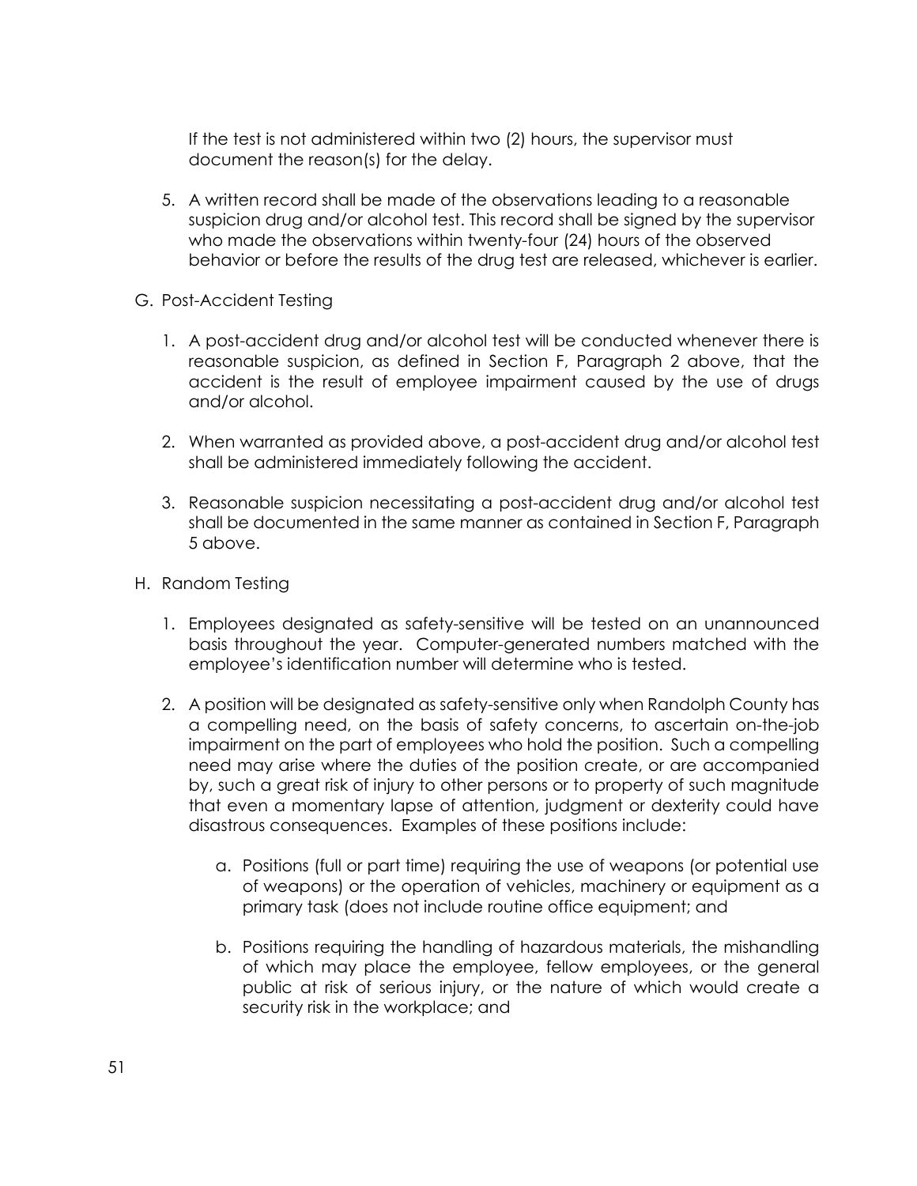If the test is not administered within two (2) hours, the supervisor must document the reason(s) for the delay.

5. A written record shall be made of the observations leading to a reasonable suspicion drug and/or alcohol test. This record shall be signed by the supervisor who made the observations within twenty-four (24) hours of the observed behavior or before the results of the drug test are released, whichever is earlier.

G. Post-Accident Testing

1. A post-accident drug and/or alcohol test will be conducted whenever there is reasonable suspicion, as defined in Section F, Paragraph 2 above, that the accident is the result of employee impairment caused by the use of drugs and/or alcohol.

2. When warranted as provided above, a post-accident drug and/or alcohol test shall be administered immediately following the accident.

3. Reasonable suspicion necessitating a post-accident drug and/or alcohol test shall be documented in the same manner as contained in Section F, Paragraph 5 above.

H. Random Testing

1. Employees designated as safety-sensitive will be tested on an unannounced basis throughout the year. Computer-generated numbers matched with the employee's identification number will determine who is tested.

2. A position will be designated as safety-sensitive only when Randolph County has a compelling need, on the basis of safety concerns, to ascertain on-the-job impairment on the part of employees who hold the position. Such a compelling need may arise where the duties of the position create, or are accompanied by, such a great risk of injury to other persons or to property of such magnitude that even a momentary lapse of attention, judgment or dexterity could have disastrous consequences. Examples of these positions include:

   a. Positions (full or part time) requiring the use of weapons (or potential use of weapons) or the operation of vehicles, machinery or equipment as a primary task (does not include routine office equipment; and

   b. Positions requiring the handling of hazardous materials, the mishandling of which may place the employee, fellow employees, or the general public at risk of serious injury, or the nature of which would create a security risk in the workplace; and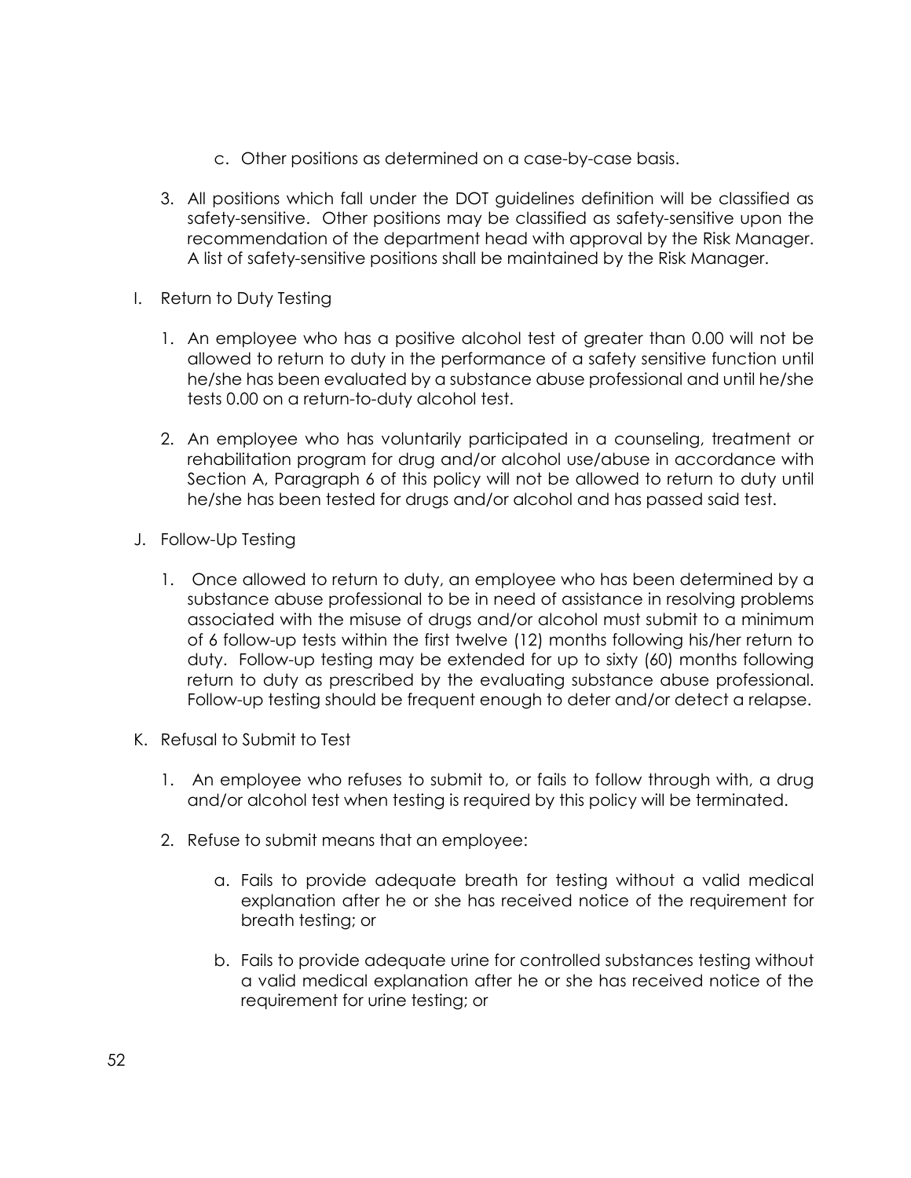c. Other positions as determined on a case-by-case basis.

3. All positions which fall under the DOT guidelines definition will be classified as safety-sensitive. Other positions may be classified as safety-sensitive upon the recommendation of the department head with approval by the Risk Manager. A list of safety-sensitive positions shall be maintained by the Risk Manager.

I. Return to Duty Testing

1. An employee who has a positive alcohol test of greater than 0.00 will not be allowed to return to duty in the performance of a safety sensitive function until he/she has been evaluated by a substance abuse professional and until he/she tests 0.00 on a return-to-duty alcohol test.

2. An employee who has voluntarily participated in a counseling, treatment or rehabilitation program for drug and/or alcohol use/abuse in accordance with Section A, Paragraph 6 of this policy will not be allowed to return to duty until he/she has been tested for drugs and/or alcohol and has passed said test.

J. Follow-Up Testing

1. Once allowed to return to duty, an employee who has been determined by a substance abuse professional to be in need of assistance in resolving problems associated with the misuse of drugs and/or alcohol must submit to a minimum of 6 follow-up tests within the first twelve (12) months following his/her return to duty. Follow-up testing may be extended for up to sixty (60) months following return to duty as prescribed by the evaluating substance abuse professional. Follow-up testing should be frequent enough to deter and/or detect a relapse.

K. Refusal to Submit to Test

1. An employee who refuses to submit to, or fails to follow through with, a drug and/or alcohol test when testing is required by this policy will be terminated.

2. Refuse to submit means that an employee:

   a. Fails to provide adequate breath for testing without a valid medical explanation after he or she has received notice of the requirement for breath testing; or

   b. Fails to provide adequate urine for controlled substances testing without a valid medical explanation after he or she has received notice of the requirement for urine testing; or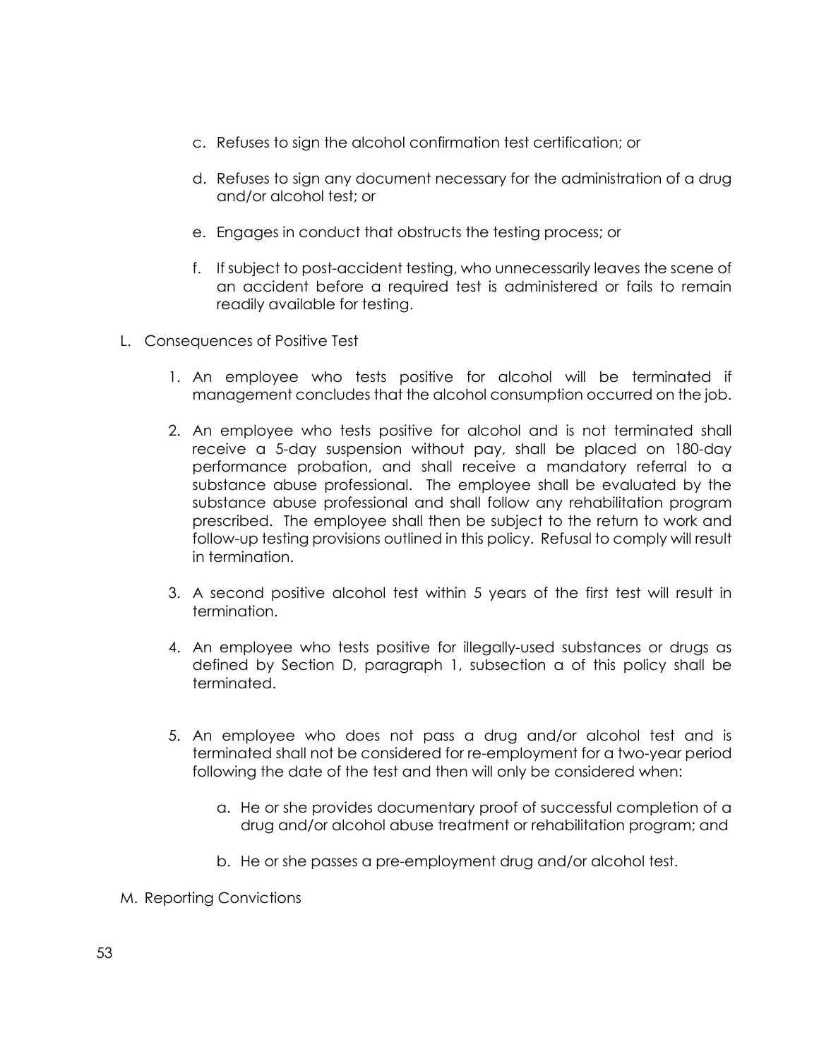c. Refuses to sign the alcohol confirmation test certification; or

d. Refuses to sign any document necessary for the administration of a drug and/or alcohol test; or

e. Engages in conduct that obstructs the testing process; or

f. If subject to post-accident testing, who unnecessarily leaves the scene of an accident before a required test is administered or fails to remain readily available for testing.

L. Consequences of Positive Test

1. An employee who tests positive for alcohol will be terminated if management concludes that the alcohol consumption occurred on the job.

2. An employee who tests positive for alcohol and is not terminated shall receive a 5-day suspension without pay, shall be placed on 180-day performance probation, and shall receive a mandatory referral to a substance abuse professional. The employee shall be evaluated by the substance abuse professional and shall follow any rehabilitation program prescribed. The employee shall then be subject to the return to work and follow-up testing provisions outlined in this policy. Refusal to comply will result in termination.

3. A second positive alcohol test within 5 years of the first test will result in termination.

4. An employee who tests positive for illegally-used substances or drugs as defined by Section D, paragraph 1, subsection a of this policy shall be terminated.

5. An employee who does not pass a drug and/or alcohol test and is terminated shall not be considered for re-employment for a two-year period following the date of the test and then will only be considered when:

   a. He or she provides documentary proof of successful completion of a drug and/or alcohol abuse treatment or rehabilitation program; and

   b. He or she passes a pre-employment drug and/or alcohol test.

M. Reporting Convictions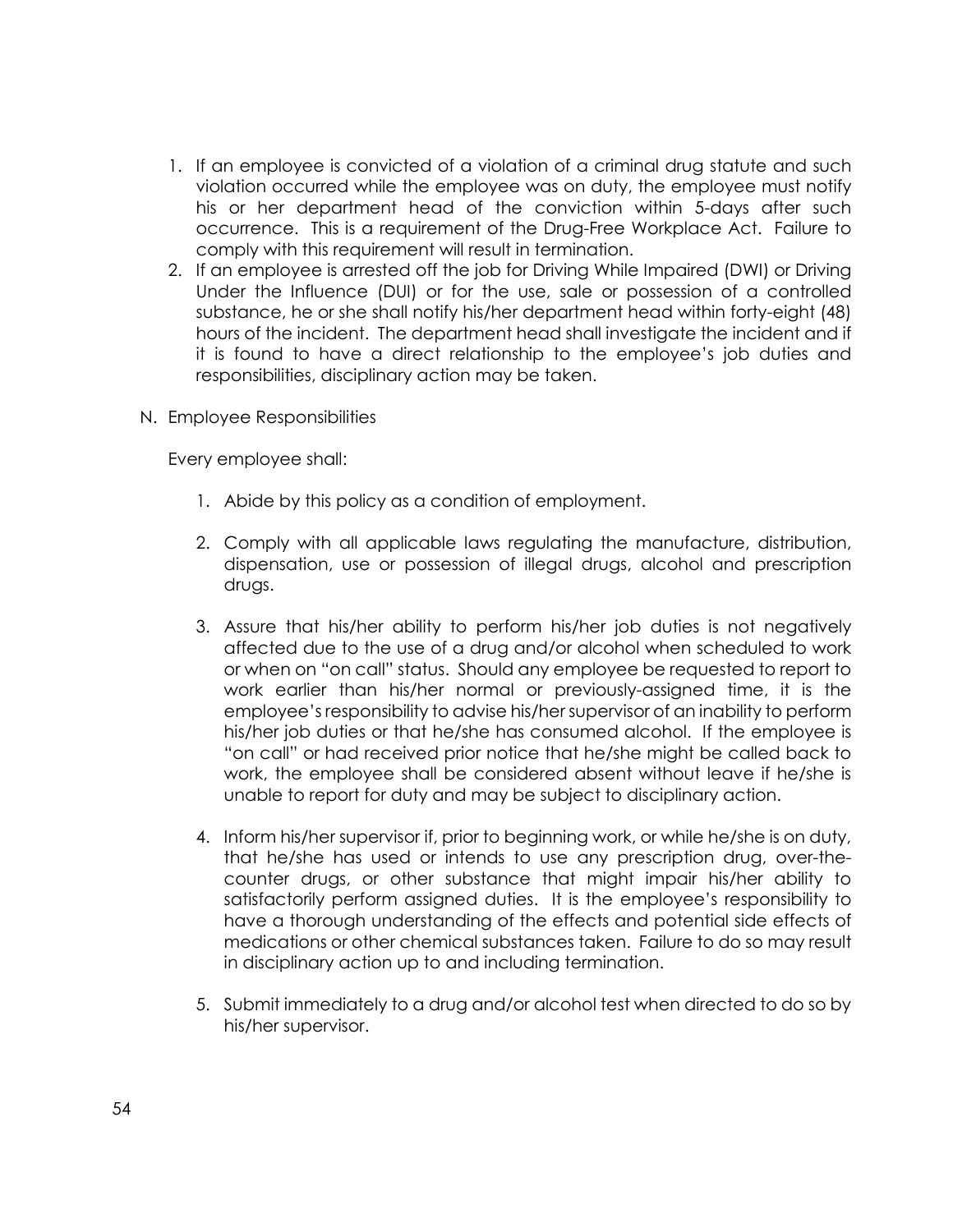1. If an employee is convicted of a violation of a criminal drug statute and such violation occurred while the employee was on duty, the employee must notify his or her department head of the conviction within 5-days after such occurrence. This is a requirement of the Drug-Free Workplace Act. Failure to comply with this requirement will result in termination.
2. If an employee is arrested off the job for Driving While Impaired (DWI) or Driving Under the Influence (DUI) or for the use, sale or possession of a controlled substance, he or she shall notify his/her department head within forty-eight (48) hours of the incident. The department head shall investigate the incident and if it is found to have a direct relationship to the employee's job duties and responsibilities, disciplinary action may be taken.

N. Employee Responsibilities

Every employee shall:

1. Abide by this policy as a condition of employment.

2. Comply with all applicable laws regulating the manufacture, distribution, dispensation, use or possession of illegal drugs, alcohol and prescription drugs.

3. Assure that his/her ability to perform his/her job duties is not negatively affected due to the use of a drug and/or alcohol when scheduled to work or when on "on call" status. Should any employee be requested to report to work earlier than his/her normal or previously-assigned time, it is the employee's responsibility to advise his/her supervisor of an inability to perform his/her job duties or that he/she has consumed alcohol. If the employee is "on call" or had received prior notice that he/she might be called back to work, the employee shall be considered absent without leave if he/she is unable to report for duty and may be subject to disciplinary action.

4. Inform his/her supervisor if, prior to beginning work, or while he/she is on duty, that he/she has used or intends to use any prescription drug, over-the-counter drugs, or other substance that might impair his/her ability to satisfactorily perform assigned duties. It is the employee's responsibility to have a thorough understanding of the effects and potential side effects of medications or other chemical substances taken. Failure to do so may result in disciplinary action up to and including termination.

5. Submit immediately to a drug and/or alcohol test when directed to do so by his/her supervisor.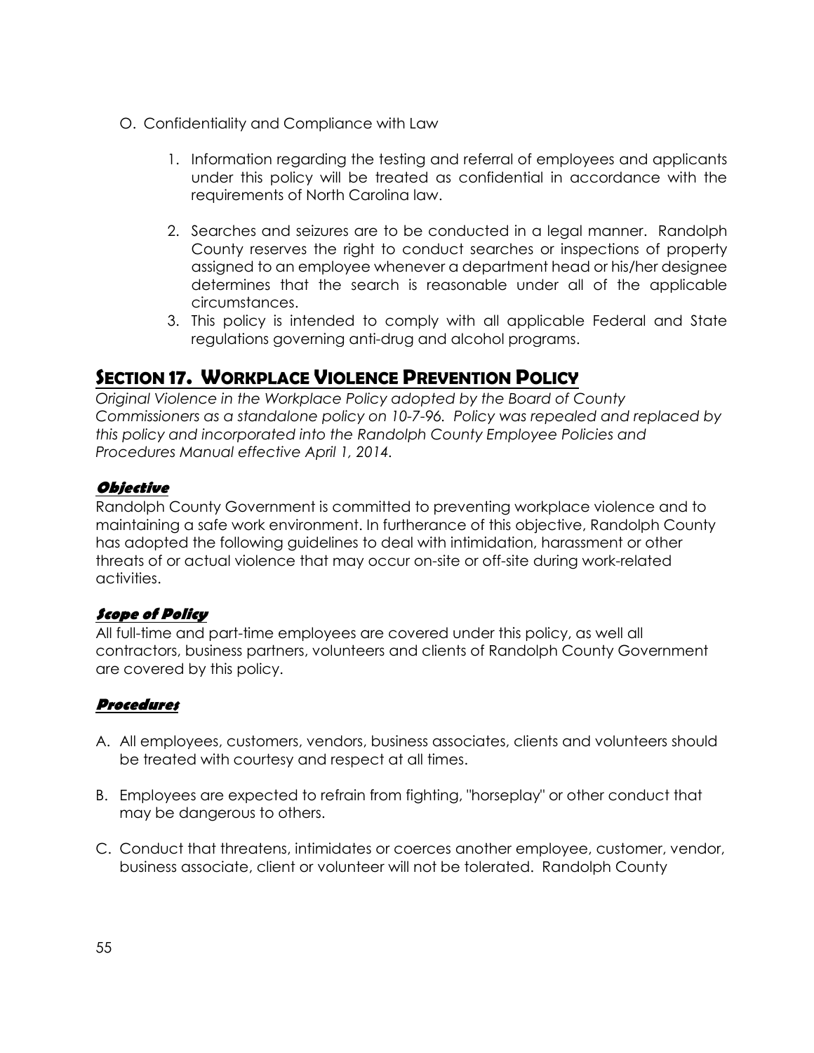O. Confidentiality and Compliance with Law

1. Information regarding the testing and referral of employees and applicants under this policy will be treated as confidential in accordance with the requirements of North Carolina law.

2. Searches and seizures are to be conducted in a legal manner. Randolph County reserves the right to conduct searches or inspections of property assigned to an employee whenever a department head or his/her designee determines that the search is reasonable under all of the applicable circumstances.
3. This policy is intended to comply with all applicable Federal and State regulations governing anti-drug and alcohol programs.

## Section 17. Workplace Violence Prevention Policy

*Original Violence in the Workplace Policy adopted by the Board of County Commissioners as a standalone policy on 10-7-96. Policy was repealed and replaced by this policy and incorporated into the Randolph County Employee Policies and Procedures Manual effective April 1, 2014.*

### Objective

Randolph County Government is committed to preventing workplace violence and to maintaining a safe work environment. In furtherance of this objective, Randolph County has adopted the following guidelines to deal with intimidation, harassment or other threats of or actual violence that may occur on-site or off-site during work-related activities.

### Scope of Policy

All full-time and part-time employees are covered under this policy, as well all contractors, business partners, volunteers and clients of Randolph County Government are covered by this policy.

### Procedures

A. All employees, customers, vendors, business associates, clients and volunteers should be treated with courtesy and respect at all times.

B. Employees are expected to refrain from fighting, "horseplay" or other conduct that may be dangerous to others.

C. Conduct that threatens, intimidates or coerces another employee, customer, vendor, business associate, client or volunteer will not be tolerated. Randolph County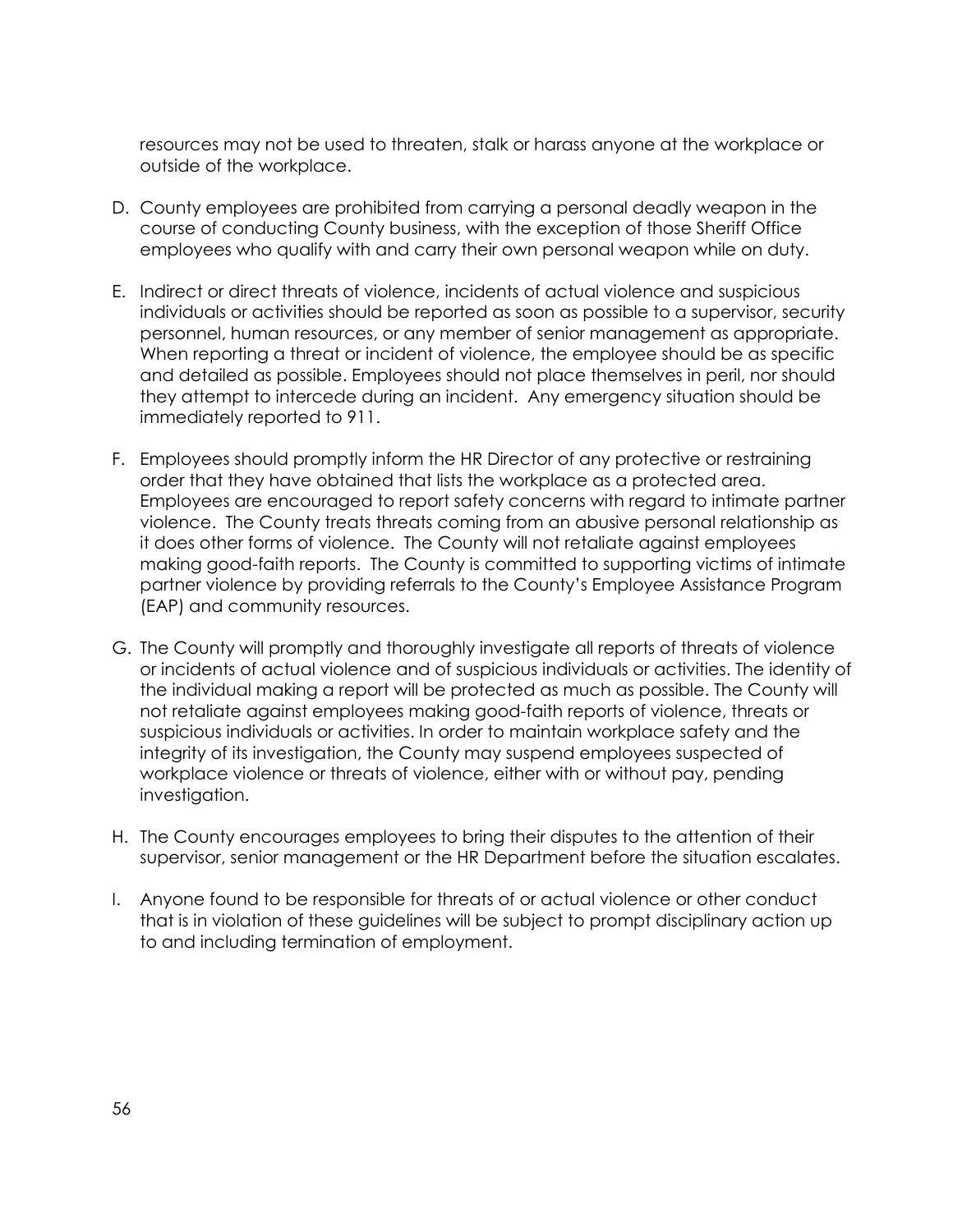resources may not be used to threaten, stalk or harass anyone at the workplace or outside of the workplace.

D. County employees are prohibited from carrying a personal deadly weapon in the course of conducting County business, with the exception of those Sheriff Office employees who qualify with and carry their own personal weapon while on duty.

E. Indirect or direct threats of violence, incidents of actual violence and suspicious individuals or activities should be reported as soon as possible to a supervisor, security personnel, human resources, or any member of senior management as appropriate. When reporting a threat or incident of violence, the employee should be as specific and detailed as possible. Employees should not place themselves in peril, nor should they attempt to intercede during an incident. Any emergency situation should be immediately reported to 911.

F. Employees should promptly inform the HR Director of any protective or restraining order that they have obtained that lists the workplace as a protected area. Employees are encouraged to report safety concerns with regard to intimate partner violence. The County treats threats coming from an abusive personal relationship as it does other forms of violence. The County will not retaliate against employees making good-faith reports. The County is committed to supporting victims of intimate partner violence by providing referrals to the County's Employee Assistance Program (EAP) and community resources.

G. The County will promptly and thoroughly investigate all reports of threats of violence or incidents of actual violence and of suspicious individuals or activities. The identity of the individual making a report will be protected as much as possible. The County will not retaliate against employees making good-faith reports of violence, threats or suspicious individuals or activities. In order to maintain workplace safety and the integrity of its investigation, the County may suspend employees suspected of workplace violence or threats of violence, either with or without pay, pending investigation.

H. The County encourages employees to bring their disputes to the attention of their supervisor, senior management or the HR Department before the situation escalates.

I. Anyone found to be responsible for threats of or actual violence or other conduct that is in violation of these guidelines will be subject to prompt disciplinary action up to and including termination of employment.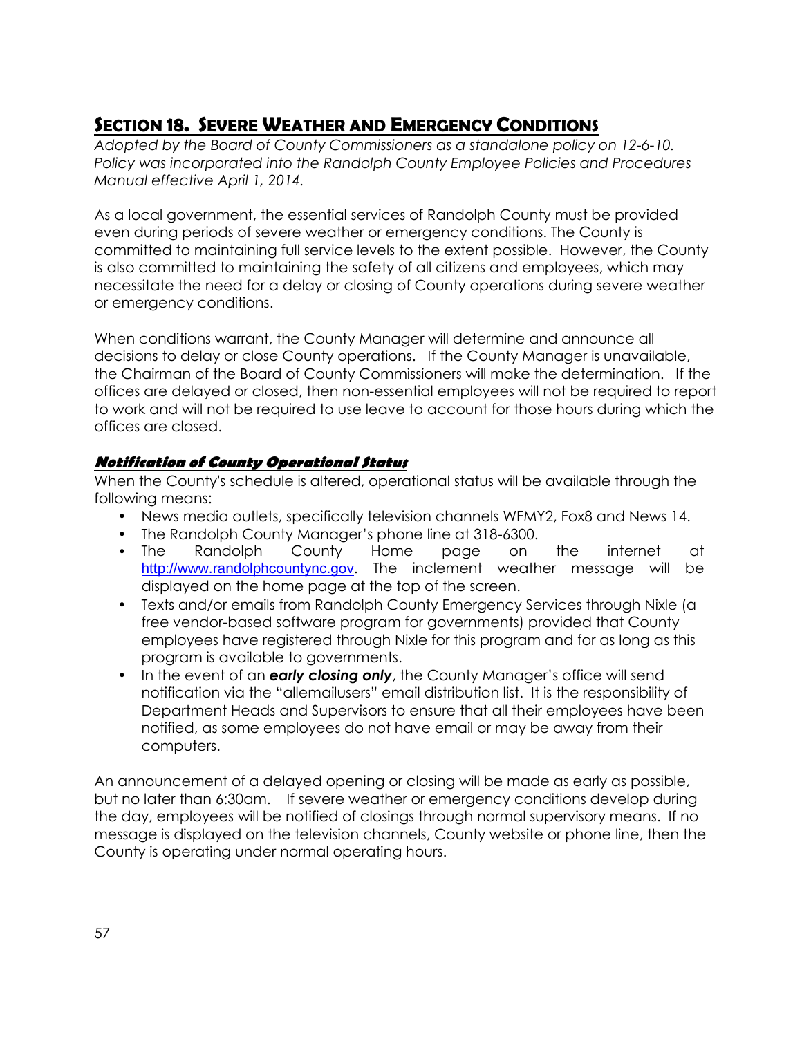## SECTION 18. SEVERE WEATHER AND EMERGENCY CONDITIONS

*Adopted by the Board of County Commissioners as a standalone policy on 12-6-10. Policy was incorporated into the Randolph County Employee Policies and Procedures Manual effective April 1, 2014.*

As a local government, the essential services of Randolph County must be provided even during periods of severe weather or emergency conditions. The County is committed to maintaining full service levels to the extent possible. However, the County is also committed to maintaining the safety of all citizens and employees, which may necessitate the need for a delay or closing of County operations during severe weather or emergency conditions.

When conditions warrant, the County Manager will determine and announce all decisions to delay or close County operations. If the County Manager is unavailable, the Chairman of the Board of County Commissioners will make the determination. If the offices are delayed or closed, then non-essential employees will not be required to report to work and will not be required to use leave to account for those hours during which the offices are closed.

### ***Notification of County Operational Status***

When the County's schedule is altered, operational status will be available through the following means:

- News media outlets, specifically television channels WFMY2, Fox8 and News 14.
- The Randolph County Manager's phone line at 318-6300.
- The Randolph County Home page on the internet at http://www.randolphcountync.gov. The inclement weather message will be displayed on the home page at the top of the screen.
- Texts and/or emails from Randolph County Emergency Services through Nixle (a free vendor-based software program for governments) provided that County employees have registered through Nixle for this program and for as long as this program is available to governments.
- In the event of an ***early closing only***, the County Manager's office will send notification via the "allemailusers" email distribution list. It is the responsibility of Department Heads and Supervisors to ensure that all their employees have been notified, as some employees do not have email or may be away from their computers.

An announcement of a delayed opening or closing will be made as early as possible, but no later than 6:30am. If severe weather or emergency conditions develop during the day, employees will be notified of closings through normal supervisory means. If no message is displayed on the television channels, County website or phone line, then the County is operating under normal operating hours.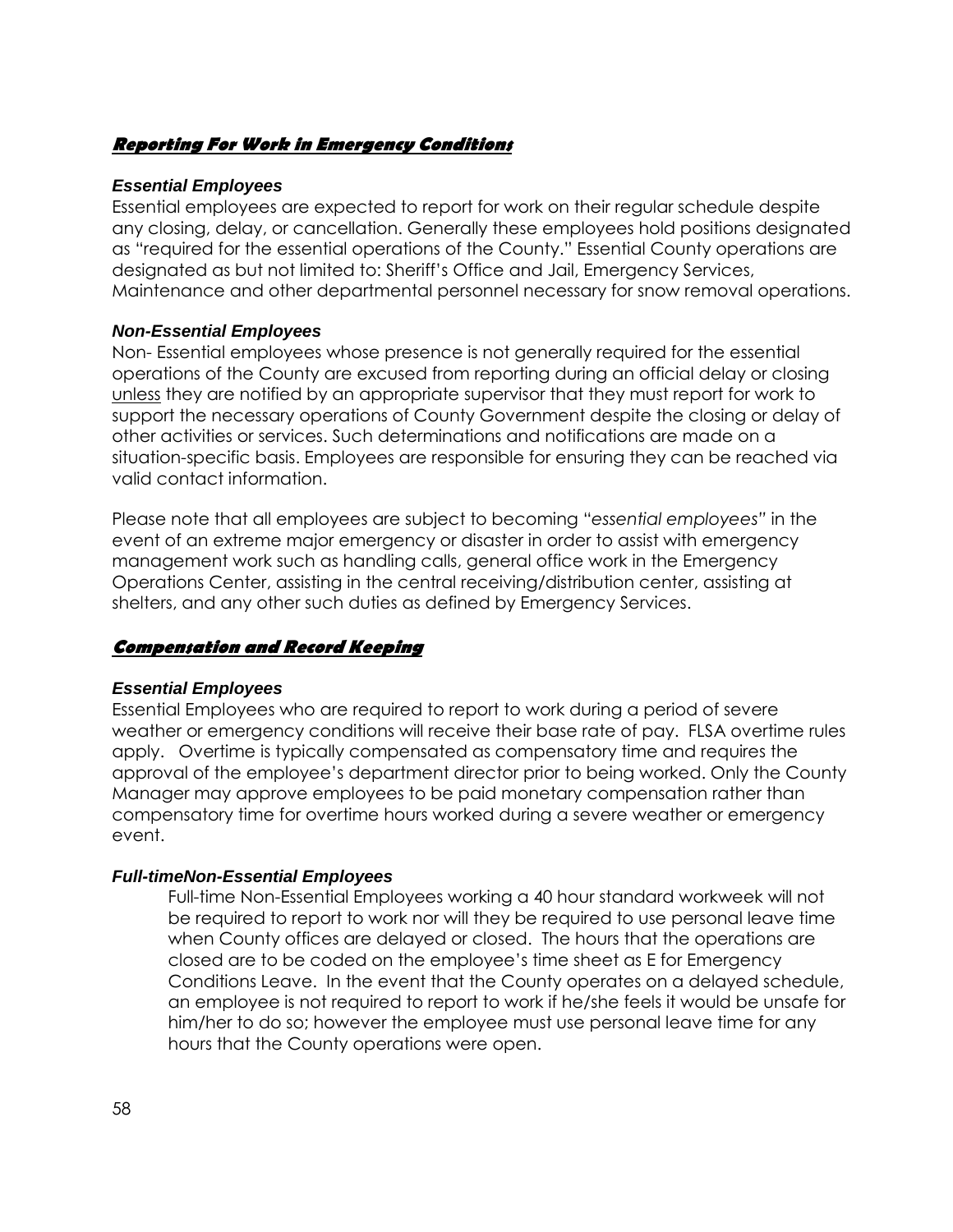## Reporting For Work in Emergency Conditions

### Essential Employees

Essential employees are expected to report for work on their regular schedule despite any closing, delay, or cancellation. Generally these employees hold positions designated as "required for the essential operations of the County." Essential County operations are designated as but not limited to: Sheriff's Office and Jail, Emergency Services, Maintenance and other departmental personnel necessary for snow removal operations.

### Non-Essential Employees

Non- Essential employees whose presence is not generally required for the essential operations of the County are excused from reporting during an official delay or closing unless they are notified by an appropriate supervisor that they must report for work to support the necessary operations of County Government despite the closing or delay of other activities or services. Such determinations and notifications are made on a situation-specific basis. Employees are responsible for ensuring they can be reached via valid contact information.

Please note that all employees are subject to becoming "*essential employees"* in the event of an extreme major emergency or disaster in order to assist with emergency management work such as handling calls, general office work in the Emergency Operations Center, assisting in the central receiving/distribution center, assisting at shelters, and any other such duties as defined by Emergency Services.

## Compensation and Record Keeping

### Essential Employees

Essential Employees who are required to report to work during a period of severe weather or emergency conditions will receive their base rate of pay. FLSA overtime rules apply. Overtime is typically compensated as compensatory time and requires the approval of the employee's department director prior to being worked. Only the County Manager may approve employees to be paid monetary compensation rather than compensatory time for overtime hours worked during a severe weather or emergency event.

### Full-timeNon-Essential Employees

Full-time Non-Essential Employees working a 40 hour standard workweek will not be required to report to work nor will they be required to use personal leave time when County offices are delayed or closed. The hours that the operations are closed are to be coded on the employee's time sheet as E for Emergency Conditions Leave. In the event that the County operates on a delayed schedule, an employee is not required to report to work if he/she feels it would be unsafe for him/her to do so; however the employee must use personal leave time for any hours that the County operations were open.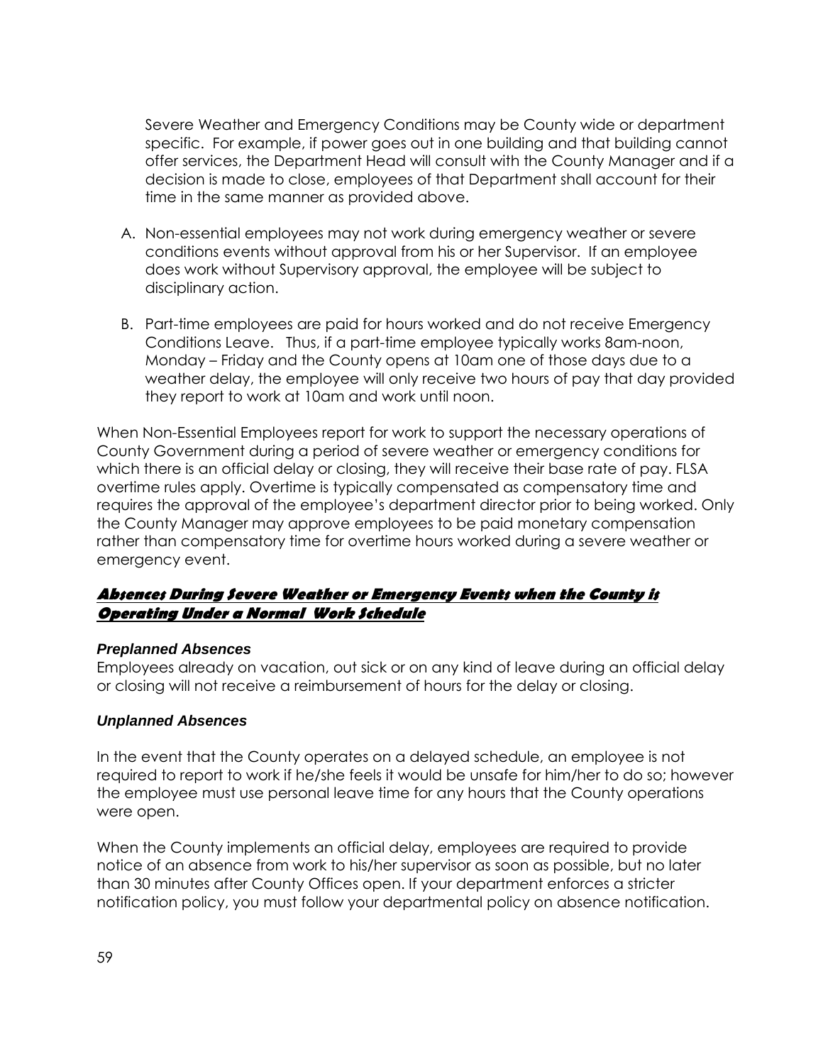Severe Weather and Emergency Conditions may be County wide or department specific. For example, if power goes out in one building and that building cannot offer services, the Department Head will consult with the County Manager and if a decision is made to close, employees of that Department shall account for their time in the same manner as provided above.

A. Non-essential employees may not work during emergency weather or severe conditions events without approval from his or her Supervisor. If an employee does work without Supervisory approval, the employee will be subject to disciplinary action.

B. Part-time employees are paid for hours worked and do not receive Emergency Conditions Leave. Thus, if a part-time employee typically works 8am-noon, Monday – Friday and the County opens at 10am one of those days due to a weather delay, the employee will only receive two hours of pay that day provided they report to work at 10am and work until noon.

When Non-Essential Employees report for work to support the necessary operations of County Government during a period of severe weather or emergency conditions for which there is an official delay or closing, they will receive their base rate of pay. FLSA overtime rules apply. Overtime is typically compensated as compensatory time and requires the approval of the employee's department director prior to being worked. Only the County Manager may approve employees to be paid monetary compensation rather than compensatory time for overtime hours worked during a severe weather or emergency event.

## ***Absences During Severe Weather or Emergency Events when the County is Operating Under a Normal Work Schedule***

### *Preplanned Absences*

Employees already on vacation, out sick or on any kind of leave during an official delay or closing will not receive a reimbursement of hours for the delay or closing.

### *Unplanned Absences*

In the event that the County operates on a delayed schedule, an employee is not required to report to work if he/she feels it would be unsafe for him/her to do so; however the employee must use personal leave time for any hours that the County operations were open.

When the County implements an official delay, employees are required to provide notice of an absence from work to his/her supervisor as soon as possible, but no later than 30 minutes after County Offices open. If your department enforces a stricter notification policy, you must follow your departmental policy on absence notification.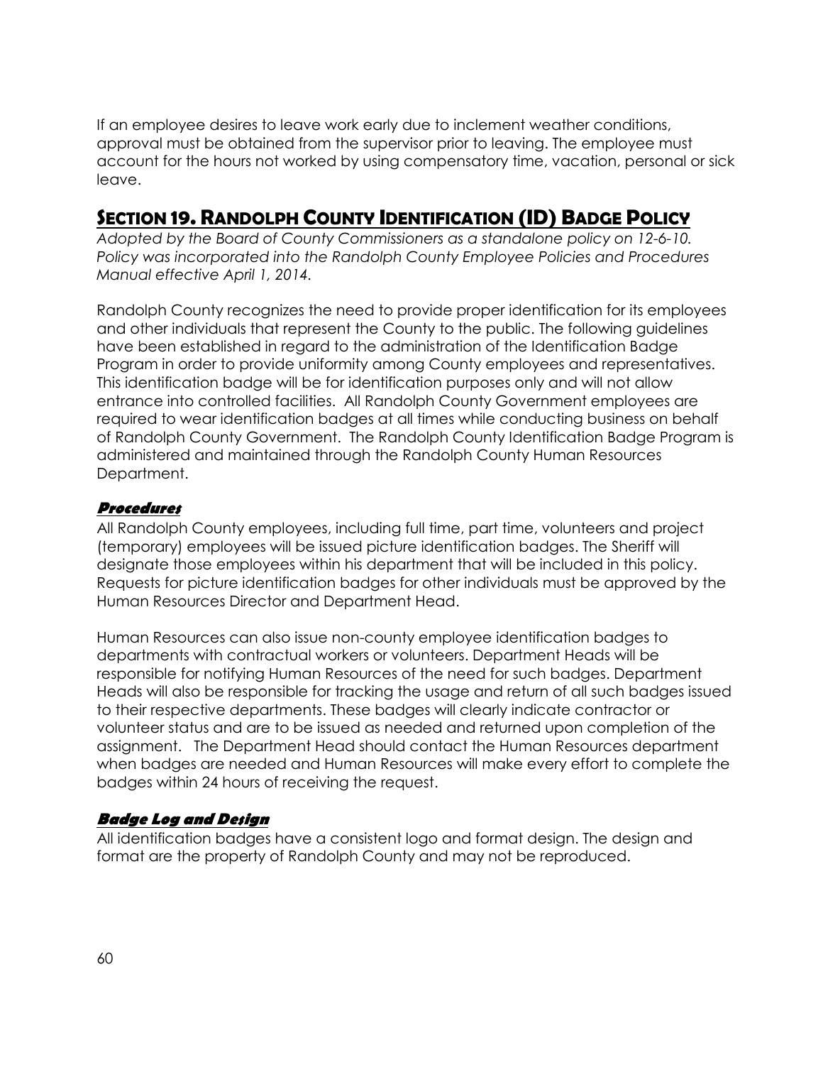If an employee desires to leave work early due to inclement weather conditions, approval must be obtained from the supervisor prior to leaving. The employee must account for the hours not worked by using compensatory time, vacation, personal or sick leave.

## SECTION 19. RANDOLPH COUNTY IDENTIFICATION (ID) BADGE POLICY

*Adopted by the Board of County Commissioners as a standalone policy on 12-6-10. Policy was incorporated into the Randolph County Employee Policies and Procedures Manual effective April 1, 2014.*

Randolph County recognizes the need to provide proper identification for its employees and other individuals that represent the County to the public. The following guidelines have been established in regard to the administration of the Identification Badge Program in order to provide uniformity among County employees and representatives. This identification badge will be for identification purposes only and will not allow entrance into controlled facilities. All Randolph County Government employees are required to wear identification badges at all times while conducting business on behalf of Randolph County Government. The Randolph County Identification Badge Program is administered and maintained through the Randolph County Human Resources Department.

### Procedures

All Randolph County employees, including full time, part time, volunteers and project (temporary) employees will be issued picture identification badges. The Sheriff will designate those employees within his department that will be included in this policy. Requests for picture identification badges for other individuals must be approved by the Human Resources Director and Department Head.

Human Resources can also issue non-county employee identification badges to departments with contractual workers or volunteers. Department Heads will be responsible for notifying Human Resources of the need for such badges. Department Heads will also be responsible for tracking the usage and return of all such badges issued to their respective departments. These badges will clearly indicate contractor or volunteer status and are to be issued as needed and returned upon completion of the assignment. The Department Head should contact the Human Resources department when badges are needed and Human Resources will make every effort to complete the badges within 24 hours of receiving the request.

### Badge Log and Design

All identification badges have a consistent logo and format design. The design and format are the property of Randolph County and may not be reproduced.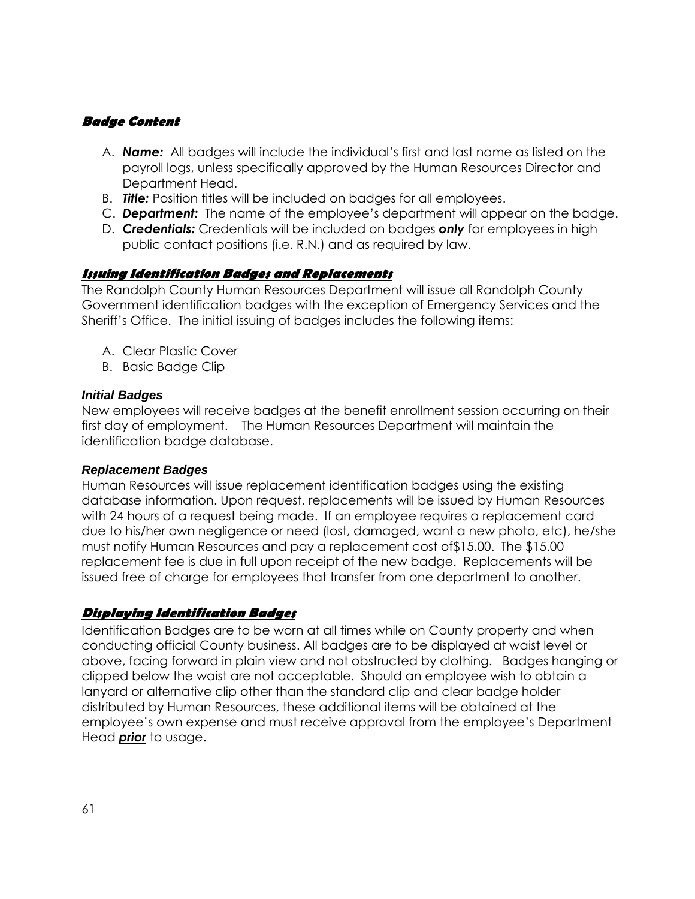## Badge Content

A. ***Name:*** All badges will include the individual's first and last name as listed on the payroll logs, unless specifically approved by the Human Resources Director and Department Head.
B. ***Title:*** Position titles will be included on badges for all employees.
C. ***Department:*** The name of the employee's department will appear on the badge.
D. ***Credentials:*** Credentials will be included on badges ***only*** for employees in high public contact positions (i.e. R.N.) and as required by law.

## Issuing Identification Badges and Replacements

The Randolph County Human Resources Department will issue all Randolph County Government identification badges with the exception of Emergency Services and the Sheriff's Office. The initial issuing of badges includes the following items:

A. Clear Plastic Cover
B. Basic Badge Clip

### *Initial Badges*

New employees will receive badges at the benefit enrollment session occurring on their first day of employment. The Human Resources Department will maintain the identification badge database.

### *Replacement Badges*

Human Resources will issue replacement identification badges using the existing database information. Upon request, replacements will be issued by Human Resources with 24 hours of a request being made. If an employee requires a replacement card due to his/her own negligence or need (lost, damaged, want a new photo, etc), he/she must notify Human Resources and pay a replacement cost of$15.00. The $15.00 replacement fee is due in full upon receipt of the new badge. Replacements will be issued free of charge for employees that transfer from one department to another.

## Displaying Identification Badges

Identification Badges are to be worn at all times while on County property and when conducting official County business. All badges are to be displayed at waist level or above, facing forward in plain view and not obstructed by clothing. Badges hanging or clipped below the waist are not acceptable. Should an employee wish to obtain a lanyard or alternative clip other than the standard clip and clear badge holder distributed by Human Resources, these additional items will be obtained at the employee's own expense and must receive approval from the employee's Department Head ***prior*** to usage.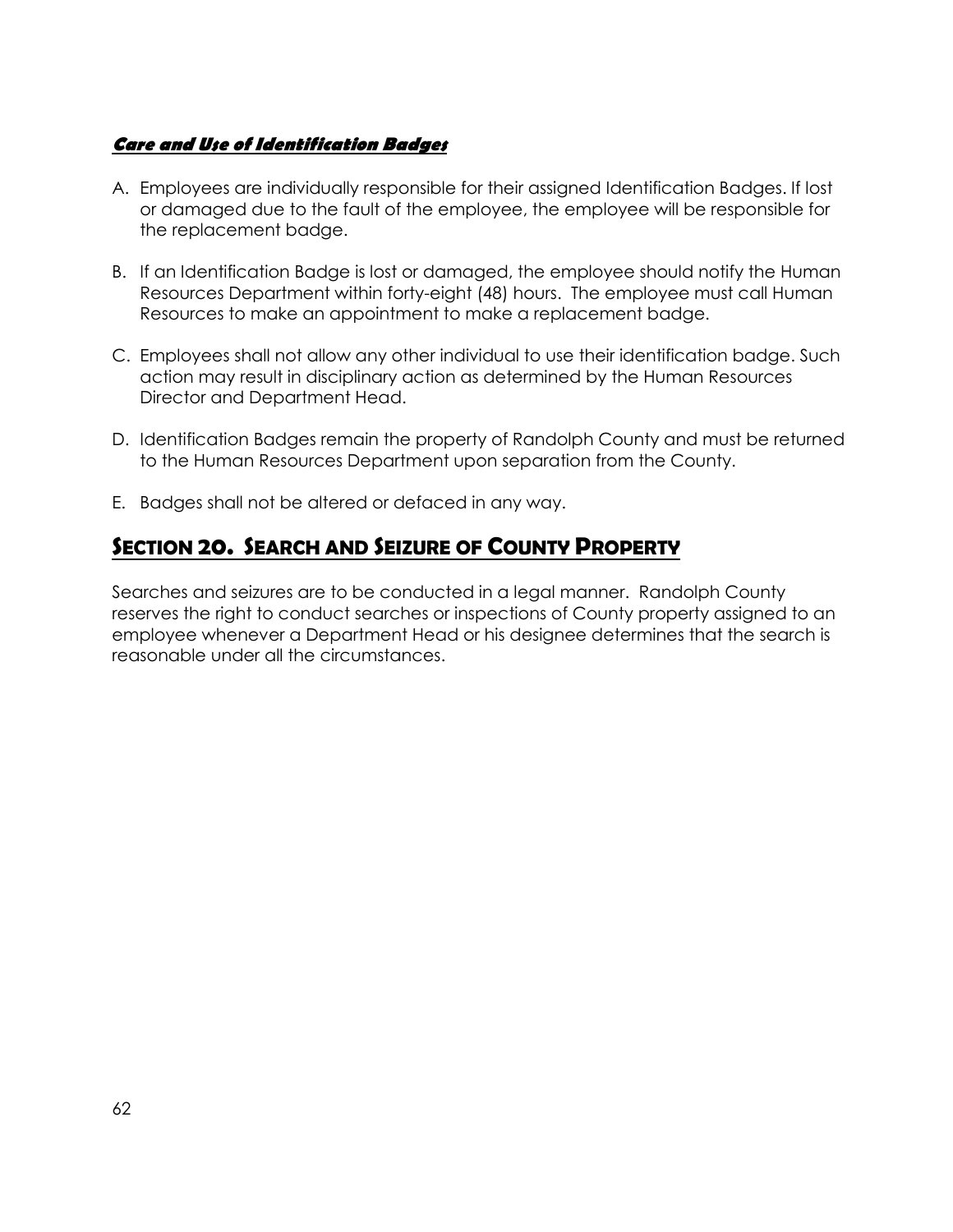### ***Care and Use of Identification Badges***

A. Employees are individually responsible for their assigned Identification Badges. If lost or damaged due to the fault of the employee, the employee will be responsible for the replacement badge.

B. If an Identification Badge is lost or damaged, the employee should notify the Human Resources Department within forty-eight (48) hours. The employee must call Human Resources to make an appointment to make a replacement badge.

C. Employees shall not allow any other individual to use their identification badge. Such action may result in disciplinary action as determined by the Human Resources Director and Department Head.

D. Identification Badges remain the property of Randolph County and must be returned to the Human Resources Department upon separation from the County.

E. Badges shall not be altered or defaced in any way.

## SECTION 20. SEARCH AND SEIZURE OF COUNTY PROPERTY

Searches and seizures are to be conducted in a legal manner. Randolph County reserves the right to conduct searches or inspections of County property assigned to an employee whenever a Department Head or his designee determines that the search is reasonable under all the circumstances.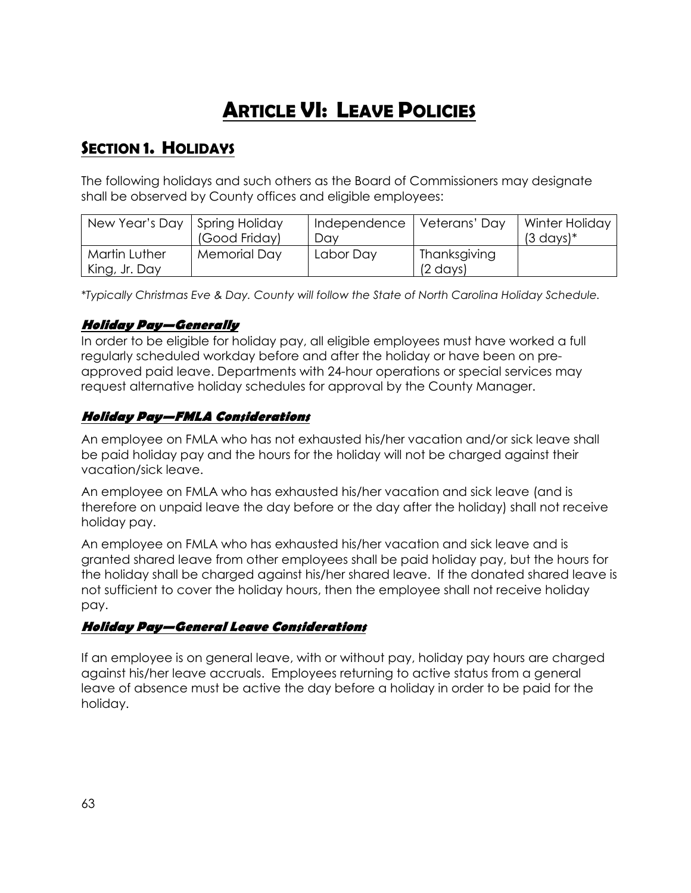# Article VI: Leave Policies

## Section 1. Holidays

The following holidays and such others as the Board of Commissioners may designate shall be observed by County offices and eligible employees:

| New Year's Day | Spring Holiday (Good Friday) | Independence Day | Veterans' Day | Winter Holiday (3 days)* |
|---|---|---|---|---|
| Martin Luther King, Jr. Day | Memorial Day | Labor Day | Thanksgiving (2 days) | |

*\*Typically Christmas Eve & Day. County will follow the State of North Carolina Holiday Schedule.*

### *Holiday Pay—Generally*

In order to be eligible for holiday pay, all eligible employees must have worked a full regularly scheduled workday before and after the holiday or have been on pre-approved paid leave. Departments with 24-hour operations or special services may request alternative holiday schedules for approval by the County Manager.

### *Holiday Pay—FMLA Considerations*

An employee on FMLA who has not exhausted his/her vacation and/or sick leave shall be paid holiday pay and the hours for the holiday will not be charged against their vacation/sick leave.

An employee on FMLA who has exhausted his/her vacation and sick leave (and is therefore on unpaid leave the day before or the day after the holiday) shall not receive holiday pay.

An employee on FMLA who has exhausted his/her vacation and sick leave and is granted shared leave from other employees shall be paid holiday pay, but the hours for the holiday shall be charged against his/her shared leave. If the donated shared leave is not sufficient to cover the holiday hours, then the employee shall not receive holiday pay.

### *Holiday Pay—General Leave Considerations*

If an employee is on general leave, with or without pay, holiday pay hours are charged against his/her leave accruals. Employees returning to active status from a general leave of absence must be active the day before a holiday in order to be paid for the holiday.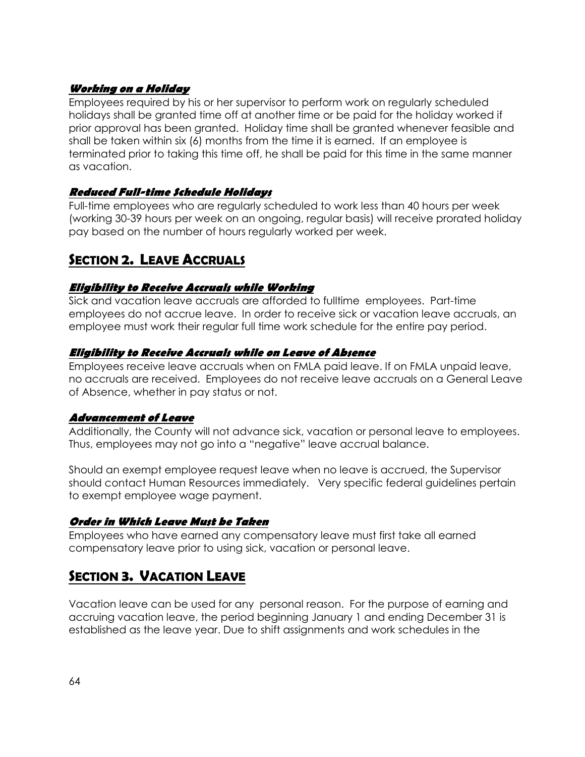### Working on a Holiday

Employees required by his or her supervisor to perform work on regularly scheduled holidays shall be granted time off at another time or be paid for the holiday worked if prior approval has been granted. Holiday time shall be granted whenever feasible and shall be taken within six (6) months from the time it is earned. If an employee is terminated prior to taking this time off, he shall be paid for this time in the same manner as vacation.

### Reduced Full-time Schedule Holidays

Full-time employees who are regularly scheduled to work less than 40 hours per week (working 30-39 hours per week on an ongoing, regular basis) will receive prorated holiday pay based on the number of hours regularly worked per week.

## SECTION 2. LEAVE ACCRUALS

### Eligibility to Receive Accruals while Working

Sick and vacation leave accruals are afforded to fulltime employees. Part-time employees do not accrue leave. In order to receive sick or vacation leave accruals, an employee must work their regular full time work schedule for the entire pay period.

### Eligibility to Receive Accruals while on Leave of Absence

Employees receive leave accruals when on FMLA paid leave. If on FMLA unpaid leave, no accruals are received. Employees do not receive leave accruals on a General Leave of Absence, whether in pay status or not.

### Advancement of Leave

Additionally, the County will not advance sick, vacation or personal leave to employees. Thus, employees may not go into a "negative" leave accrual balance.

Should an exempt employee request leave when no leave is accrued, the Supervisor should contact Human Resources immediately. Very specific federal guidelines pertain to exempt employee wage payment.

### Order in Which Leave Must be Taken

Employees who have earned any compensatory leave must first take all earned compensatory leave prior to using sick, vacation or personal leave.

## SECTION 3. VACATION LEAVE

Vacation leave can be used for any personal reason. For the purpose of earning and accruing vacation leave, the period beginning January 1 and ending December 31 is established as the leave year. Due to shift assignments and work schedules in the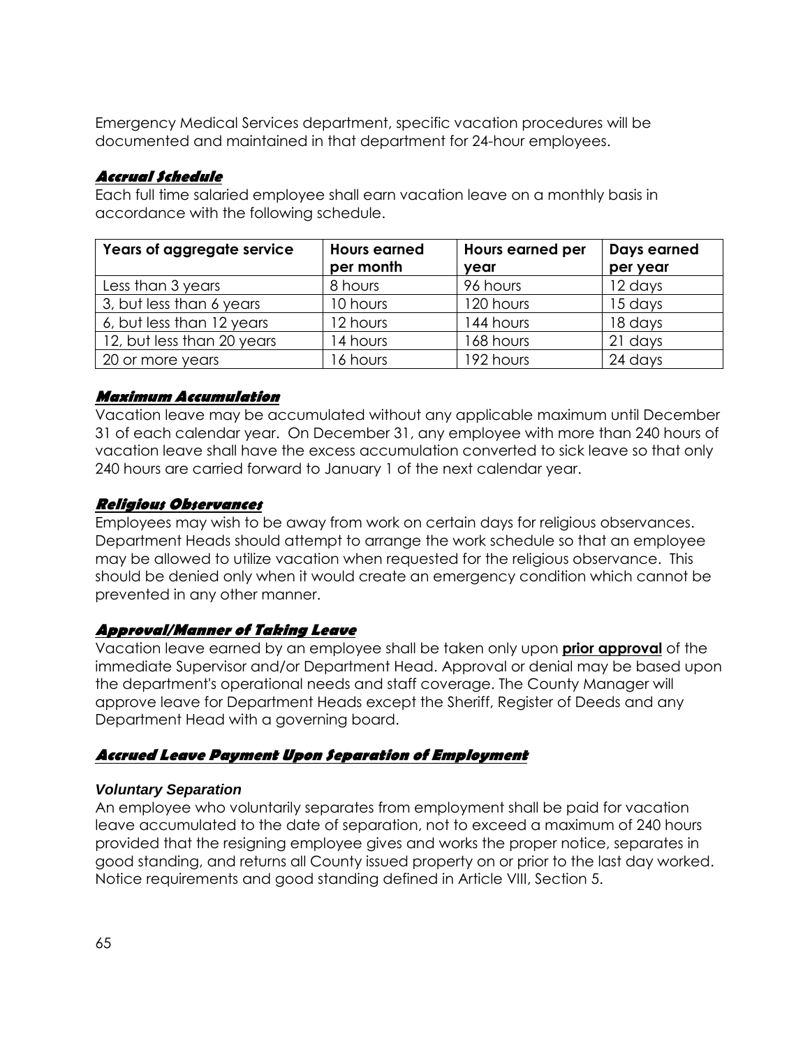Emergency Medical Services department, specific vacation procedures will be documented and maintained in that department for 24-hour employees.

### ***Accrual Schedule***

Each full time salaried employee shall earn vacation leave on a monthly basis in accordance with the following schedule.

| Years of aggregate service | Hours earned per month | Hours earned per year | Days earned per year |
|---|---|---|---|
| Less than 3 years | 8 hours | 96 hours | 12 days |
| 3, but less than 6 years | 10 hours | 120 hours | 15 days |
| 6, but less than 12 years | 12 hours | 144 hours | 18 days |
| 12, but less than 20 years | 14 hours | 168 hours | 21 days |
| 20 or more years | 16 hours | 192 hours | 24 days |

### ***Maximum Accumulation***

Vacation leave may be accumulated without any applicable maximum until December 31 of each calendar year. On December 31, any employee with more than 240 hours of vacation leave shall have the excess accumulation converted to sick leave so that only 240 hours are carried forward to January 1 of the next calendar year.

### ***Religious Observances***

Employees may wish to be away from work on certain days for religious observances. Department Heads should attempt to arrange the work schedule so that an employee may be allowed to utilize vacation when requested for the religious observance. This should be denied only when it would create an emergency condition which cannot be prevented in any other manner.

### ***Approval/Manner of Taking Leave***

Vacation leave earned by an employee shall be taken only upon **prior approval** of the immediate Supervisor and/or Department Head. Approval or denial may be based upon the department's operational needs and staff coverage. The County Manager will approve leave for Department Heads except the Sheriff, Register of Deeds and any Department Head with a governing board.

### ***Accrued Leave Payment Upon Separation of Employment***

#### *Voluntary Separation*

An employee who voluntarily separates from employment shall be paid for vacation leave accumulated to the date of separation, not to exceed a maximum of 240 hours provided that the resigning employee gives and works the proper notice, separates in good standing, and returns all County issued property on or prior to the last day worked. Notice requirements and good standing defined in Article VIII, Section 5.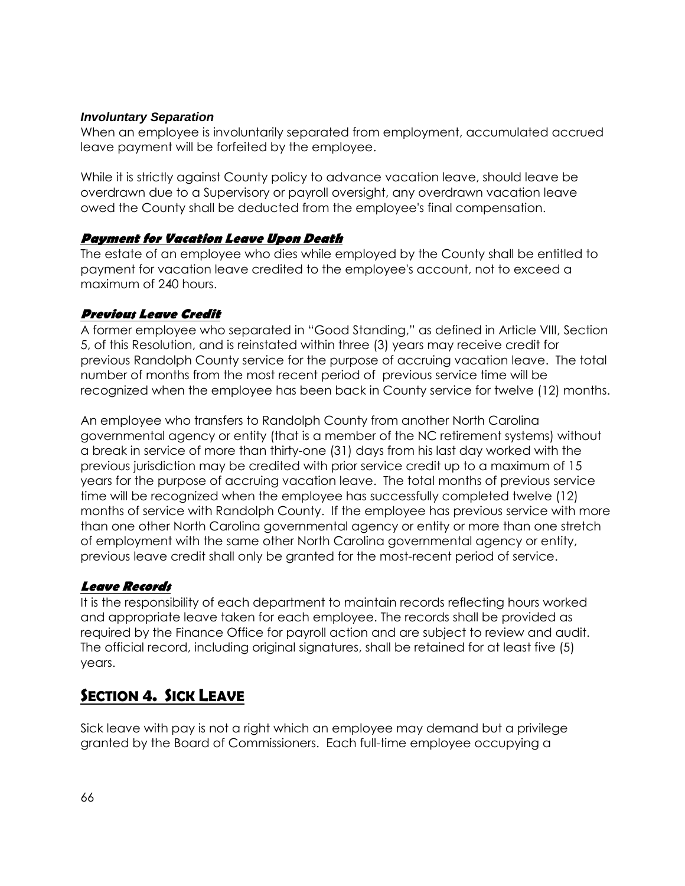***Involuntary Separation***

When an employee is involuntarily separated from employment, accumulated accrued leave payment will be forfeited by the employee.

While it is strictly against County policy to advance vacation leave, should leave be overdrawn due to a Supervisory or payroll oversight, any overdrawn vacation leave owed the County shall be deducted from the employee's final compensation.

***Payment for Vacation Leave Upon Death***

The estate of an employee who dies while employed by the County shall be entitled to payment for vacation leave credited to the employee's account, not to exceed a maximum of 240 hours.

***Previous Leave Credit***

A former employee who separated in "Good Standing," as defined in Article VIII, Section 5, of this Resolution, and is reinstated within three (3) years may receive credit for previous Randolph County service for the purpose of accruing vacation leave. The total number of months from the most recent period of previous service time will be recognized when the employee has been back in County service for twelve (12) months.

An employee who transfers to Randolph County from another North Carolina governmental agency or entity (that is a member of the NC retirement systems) without a break in service of more than thirty-one (31) days from his last day worked with the previous jurisdiction may be credited with prior service credit up to a maximum of 15 years for the purpose of accruing vacation leave. The total months of previous service time will be recognized when the employee has successfully completed twelve (12) months of service with Randolph County. If the employee has previous service with more than one other North Carolina governmental agency or entity or more than one stretch of employment with the same other North Carolina governmental agency or entity, previous leave credit shall only be granted for the most-recent period of service.

***Leave Records***

It is the responsibility of each department to maintain records reflecting hours worked and appropriate leave taken for each employee. The records shall be provided as required by the Finance Office for payroll action and are subject to review and audit. The official record, including original signatures, shall be retained for at least five (5) years.

## SECTION 4. SICK LEAVE

Sick leave with pay is not a right which an employee may demand but a privilege granted by the Board of Commissioners. Each full-time employee occupying a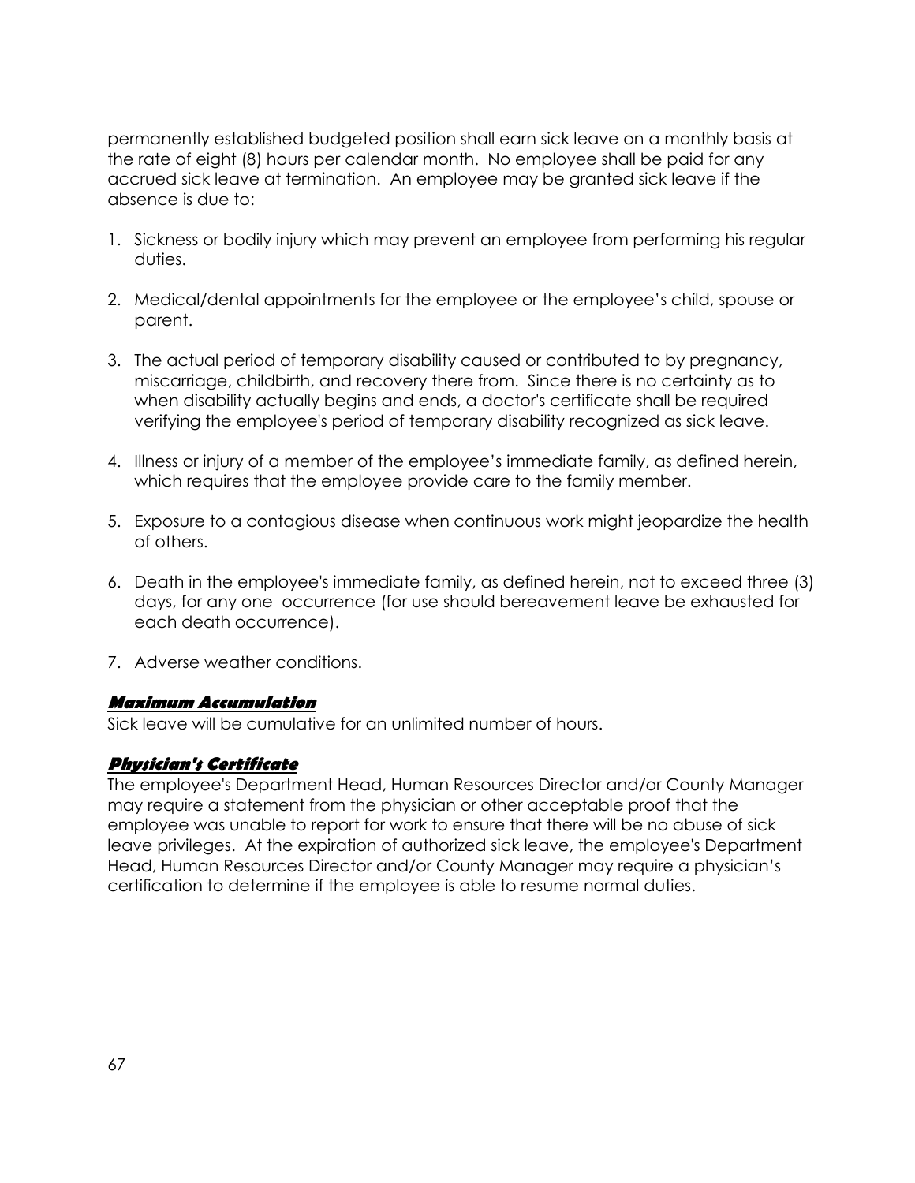permanently established budgeted position shall earn sick leave on a monthly basis at the rate of eight (8) hours per calendar month. No employee shall be paid for any accrued sick leave at termination. An employee may be granted sick leave if the absence is due to:

1. Sickness or bodily injury which may prevent an employee from performing his regular duties.

2. Medical/dental appointments for the employee or the employee's child, spouse or parent.

3. The actual period of temporary disability caused or contributed to by pregnancy, miscarriage, childbirth, and recovery there from. Since there is no certainty as to when disability actually begins and ends, a doctor's certificate shall be required verifying the employee's period of temporary disability recognized as sick leave.

4. Illness or injury of a member of the employee's immediate family, as defined herein, which requires that the employee provide care to the family member.

5. Exposure to a contagious disease when continuous work might jeopardize the health of others.

6. Death in the employee's immediate family, as defined herein, not to exceed three (3) days, for any one occurrence (for use should bereavement leave be exhausted for each death occurrence).

7. Adverse weather conditions.

***Maximum Accumulation***

Sick leave will be cumulative for an unlimited number of hours.

***Physician's Certificate***

The employee's Department Head, Human Resources Director and/or County Manager may require a statement from the physician or other acceptable proof that the employee was unable to report for work to ensure that there will be no abuse of sick leave privileges. At the expiration of authorized sick leave, the employee's Department Head, Human Resources Director and/or County Manager may require a physician's certification to determine if the employee is able to resume normal duties.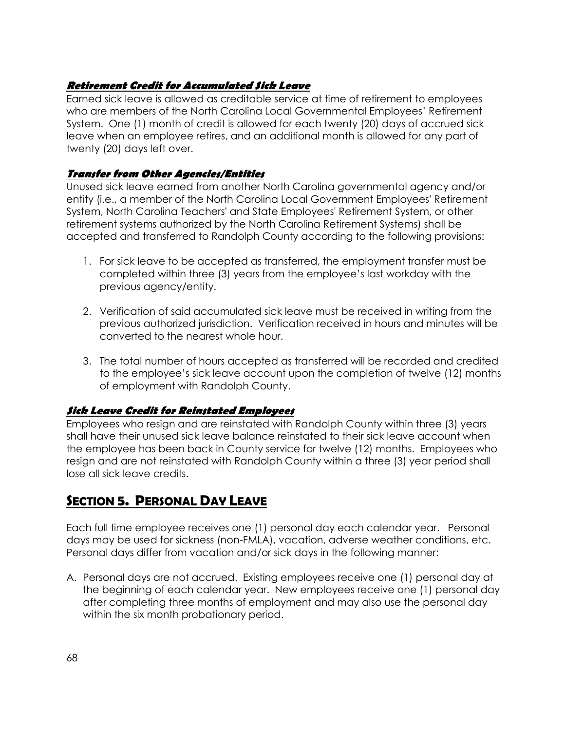***Retirement Credit for Accumulated Sick Leave***

Earned sick leave is allowed as creditable service at time of retirement to employees who are members of the North Carolina Local Governmental Employees' Retirement System. One (1) month of credit is allowed for each twenty (20) days of accrued sick leave when an employee retires, and an additional month is allowed for any part of twenty (20) days left over.

***Transfer from Other Agencies/Entities***

Unused sick leave earned from another North Carolina governmental agency and/or entity (i.e., a member of the North Carolina Local Government Employees' Retirement System, North Carolina Teachers' and State Employees' Retirement System, or other retirement systems authorized by the North Carolina Retirement Systems) shall be accepted and transferred to Randolph County according to the following provisions:

1. For sick leave to be accepted as transferred, the employment transfer must be completed within three (3) years from the employee's last workday with the previous agency/entity.

2. Verification of said accumulated sick leave must be received in writing from the previous authorized jurisdiction. Verification received in hours and minutes will be converted to the nearest whole hour.

3. The total number of hours accepted as transferred will be recorded and credited to the employee's sick leave account upon the completion of twelve (12) months of employment with Randolph County.

***Sick Leave Credit for Reinstated Employees***

Employees who resign and are reinstated with Randolph County within three (3) years shall have their unused sick leave balance reinstated to their sick leave account when the employee has been back in County service for twelve (12) months. Employees who resign and are not reinstated with Randolph County within a three (3) year period shall lose all sick leave credits.

## SECTION 5. PERSONAL DAY LEAVE

Each full time employee receives one (1) personal day each calendar year. Personal days may be used for sickness (non-FMLA), vacation, adverse weather conditions, etc. Personal days differ from vacation and/or sick days in the following manner:

A. Personal days are not accrued. Existing employees receive one (1) personal day at the beginning of each calendar year. New employees receive one (1) personal day after completing three months of employment and may also use the personal day within the six month probationary period.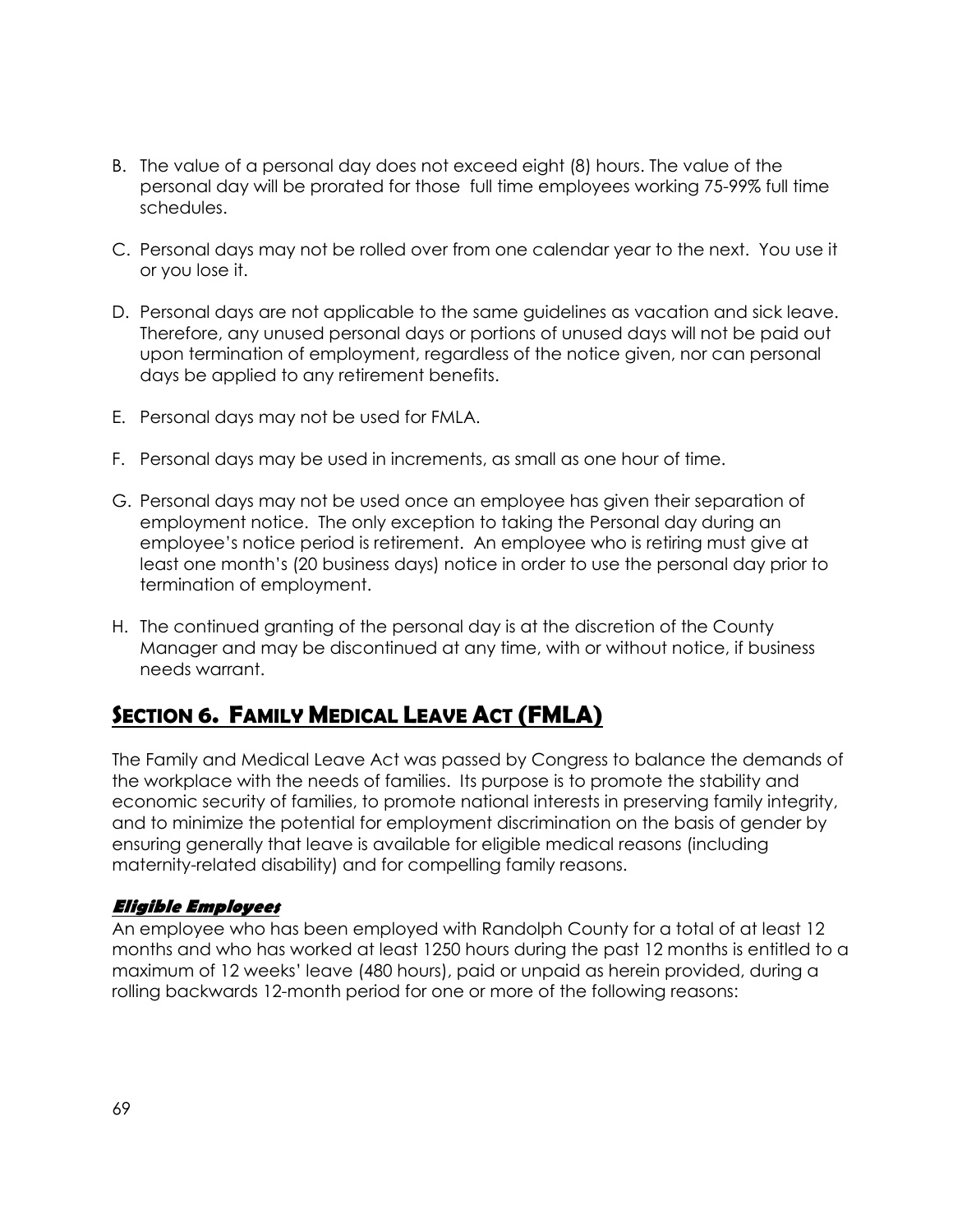B. The value of a personal day does not exceed eight (8) hours. The value of the personal day will be prorated for those full time employees working 75-99% full time schedules.

C. Personal days may not be rolled over from one calendar year to the next. You use it or you lose it.

D. Personal days are not applicable to the same guidelines as vacation and sick leave. Therefore, any unused personal days or portions of unused days will not be paid out upon termination of employment, regardless of the notice given, nor can personal days be applied to any retirement benefits.

E. Personal days may not be used for FMLA.

F. Personal days may be used in increments, as small as one hour of time.

G. Personal days may not be used once an employee has given their separation of employment notice. The only exception to taking the Personal day during an employee's notice period is retirement. An employee who is retiring must give at least one month's (20 business days) notice in order to use the personal day prior to termination of employment.

H. The continued granting of the personal day is at the discretion of the County Manager and may be discontinued at any time, with or without notice, if business needs warrant.

## Section 6. Family Medical Leave Act (FMLA)

The Family and Medical Leave Act was passed by Congress to balance the demands of the workplace with the needs of families. Its purpose is to promote the stability and economic security of families, to promote national interests in preserving family integrity, and to minimize the potential for employment discrimination on the basis of gender by ensuring generally that leave is available for eligible medical reasons (including maternity-related disability) and for compelling family reasons.

### Eligible Employees

An employee who has been employed with Randolph County for a total of at least 12 months and who has worked at least 1250 hours during the past 12 months is entitled to a maximum of 12 weeks' leave (480 hours), paid or unpaid as herein provided, during a rolling backwards 12-month period for one or more of the following reasons: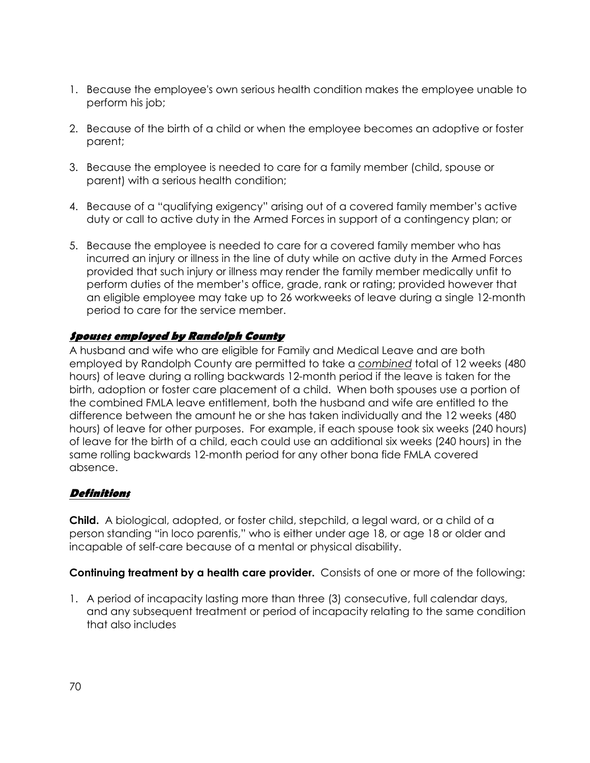1. Because the employee's own serious health condition makes the employee unable to perform his job;

2. Because of the birth of a child or when the employee becomes an adoptive or foster parent;

3. Because the employee is needed to care for a family member (child, spouse or parent) with a serious health condition;

4. Because of a "qualifying exigency" arising out of a covered family member's active duty or call to active duty in the Armed Forces in support of a contingency plan; or

5. Because the employee is needed to care for a covered family member who has incurred an injury or illness in the line of duty while on active duty in the Armed Forces provided that such injury or illness may render the family member medically unfit to perform duties of the member's office, grade, rank or rating; provided however that an eligible employee may take up to 26 workweeks of leave during a single 12-month period to care for the service member.

### ***Spouses employed by Randolph County***

A husband and wife who are eligible for Family and Medical Leave and are both employed by Randolph County are permitted to take a *combined* total of 12 weeks (480 hours) of leave during a rolling backwards 12-month period if the leave is taken for the birth, adoption or foster care placement of a child. When both spouses use a portion of the combined FMLA leave entitlement, both the husband and wife are entitled to the difference between the amount he or she has taken individually and the 12 weeks (480 hours) of leave for other purposes. For example, if each spouse took six weeks (240 hours) of leave for the birth of a child, each could use an additional six weeks (240 hours) in the same rolling backwards 12-month period for any other bona fide FMLA covered absence.

### ***Definitions***

**Child.** A biological, adopted, or foster child, stepchild, a legal ward, or a child of a person standing "in loco parentis," who is either under age 18, or age 18 or older and incapable of self-care because of a mental or physical disability.

**Continuing treatment by a health care provider.** Consists of one or more of the following:

1. A period of incapacity lasting more than three (3) consecutive, full calendar days, and any subsequent treatment or period of incapacity relating to the same condition that also includes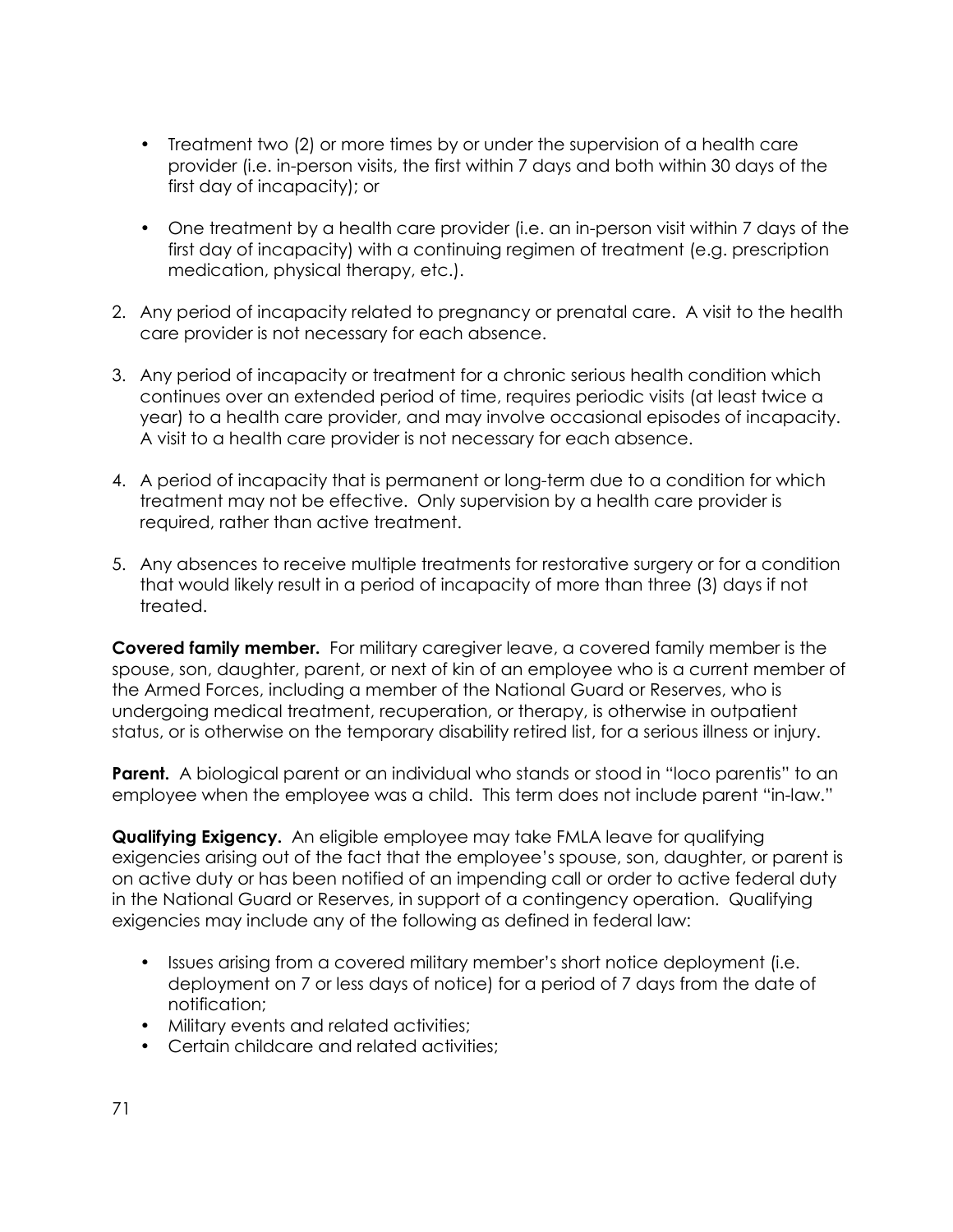- Treatment two (2) or more times by or under the supervision of a health care provider (i.e. in-person visits, the first within 7 days and both within 30 days of the first day of incapacity); or
- One treatment by a health care provider (i.e. an in-person visit within 7 days of the first day of incapacity) with a continuing regimen of treatment (e.g. prescription medication, physical therapy, etc.).

2. Any period of incapacity related to pregnancy or prenatal care. A visit to the health care provider is not necessary for each absence.
3. Any period of incapacity or treatment for a chronic serious health condition which continues over an extended period of time, requires periodic visits (at least twice a year) to a health care provider, and may involve occasional episodes of incapacity. A visit to a health care provider is not necessary for each absence.
4. A period of incapacity that is permanent or long-term due to a condition for which treatment may not be effective. Only supervision by a health care provider is required, rather than active treatment.
5. Any absences to receive multiple treatments for restorative surgery or for a condition that would likely result in a period of incapacity of more than three (3) days if not treated.

**Covered family member.** For military caregiver leave, a covered family member is the spouse, son, daughter, parent, or next of kin of an employee who is a current member of the Armed Forces, including a member of the National Guard or Reserves, who is undergoing medical treatment, recuperation, or therapy, is otherwise in outpatient status, or is otherwise on the temporary disability retired list, for a serious illness or injury.

**Parent.** A biological parent or an individual who stands or stood in "loco parentis" to an employee when the employee was a child. This term does not include parent "in-law."

**Qualifying Exigency.** An eligible employee may take FMLA leave for qualifying exigencies arising out of the fact that the employee's spouse, son, daughter, or parent is on active duty or has been notified of an impending call or order to active federal duty in the National Guard or Reserves, in support of a contingency operation. Qualifying exigencies may include any of the following as defined in federal law:

- Issues arising from a covered military member's short notice deployment (i.e. deployment on 7 or less days of notice) for a period of 7 days from the date of notification;
- Military events and related activities;
- Certain childcare and related activities;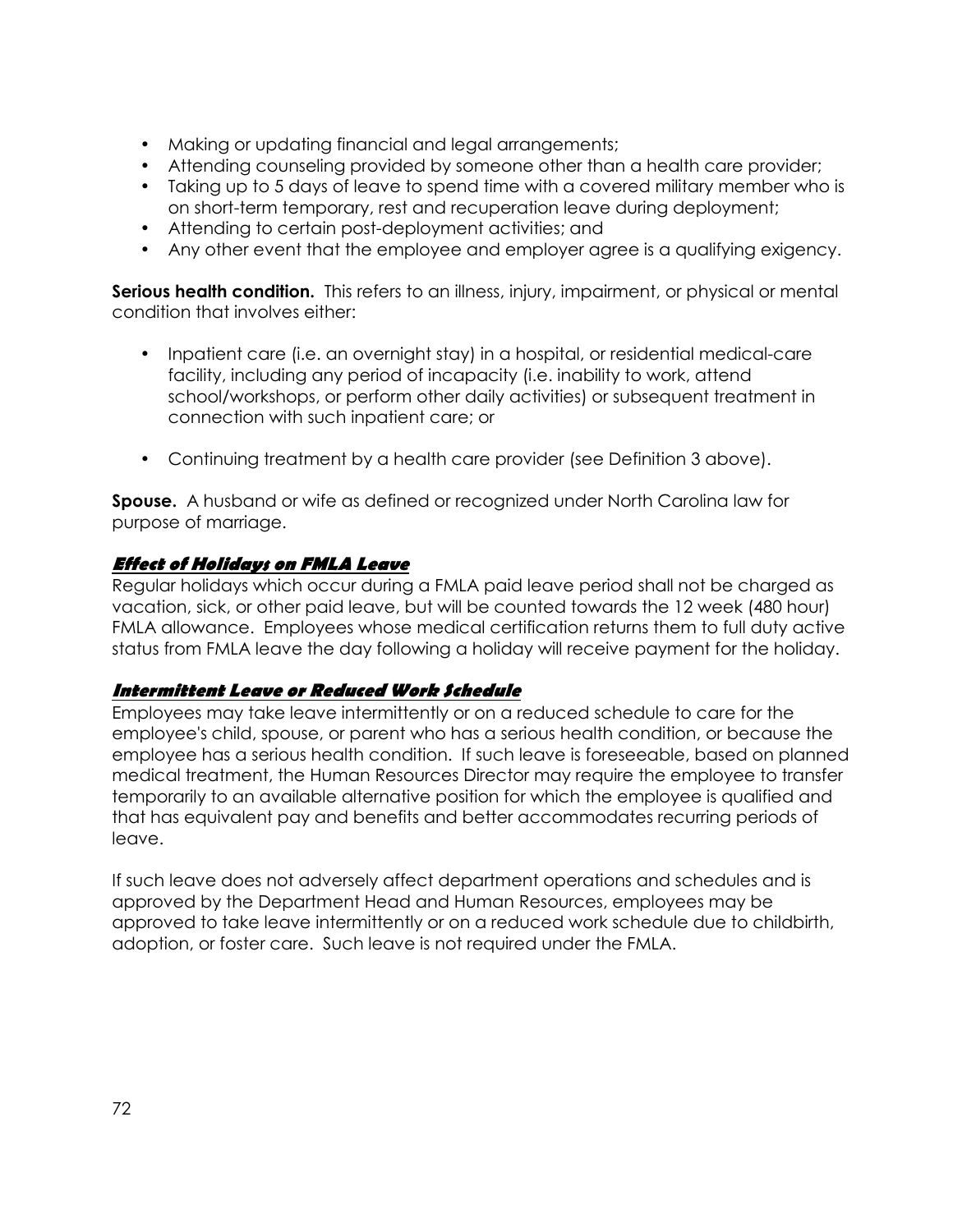- Making or updating financial and legal arrangements;
- Attending counseling provided by someone other than a health care provider;
- Taking up to 5 days of leave to spend time with a covered military member who is on short-term temporary, rest and recuperation leave during deployment;
- Attending to certain post-deployment activities; and
- Any other event that the employee and employer agree is a qualifying exigency.

**Serious health condition.** This refers to an illness, injury, impairment, or physical or mental condition that involves either:

- Inpatient care (i.e. an overnight stay) in a hospital, or residential medical-care facility, including any period of incapacity (i.e. inability to work, attend school/workshops, or perform other daily activities) or subsequent treatment in connection with such inpatient care; or

- Continuing treatment by a health care provider (see Definition 3 above).

**Spouse.** A husband or wife as defined or recognized under North Carolina law for purpose of marriage.

### ***Effect of Holidays on FMLA Leave***

Regular holidays which occur during a FMLA paid leave period shall not be charged as vacation, sick, or other paid leave, but will be counted towards the 12 week (480 hour) FMLA allowance. Employees whose medical certification returns them to full duty active status from FMLA leave the day following a holiday will receive payment for the holiday.

### ***Intermittent Leave or Reduced Work Schedule***

Employees may take leave intermittently or on a reduced schedule to care for the employee's child, spouse, or parent who has a serious health condition, or because the employee has a serious health condition. If such leave is foreseeable, based on planned medical treatment, the Human Resources Director may require the employee to transfer temporarily to an available alternative position for which the employee is qualified and that has equivalent pay and benefits and better accommodates recurring periods of leave.

If such leave does not adversely affect department operations and schedules and is approved by the Department Head and Human Resources, employees may be approved to take leave intermittently or on a reduced work schedule due to childbirth, adoption, or foster care. Such leave is not required under the FMLA.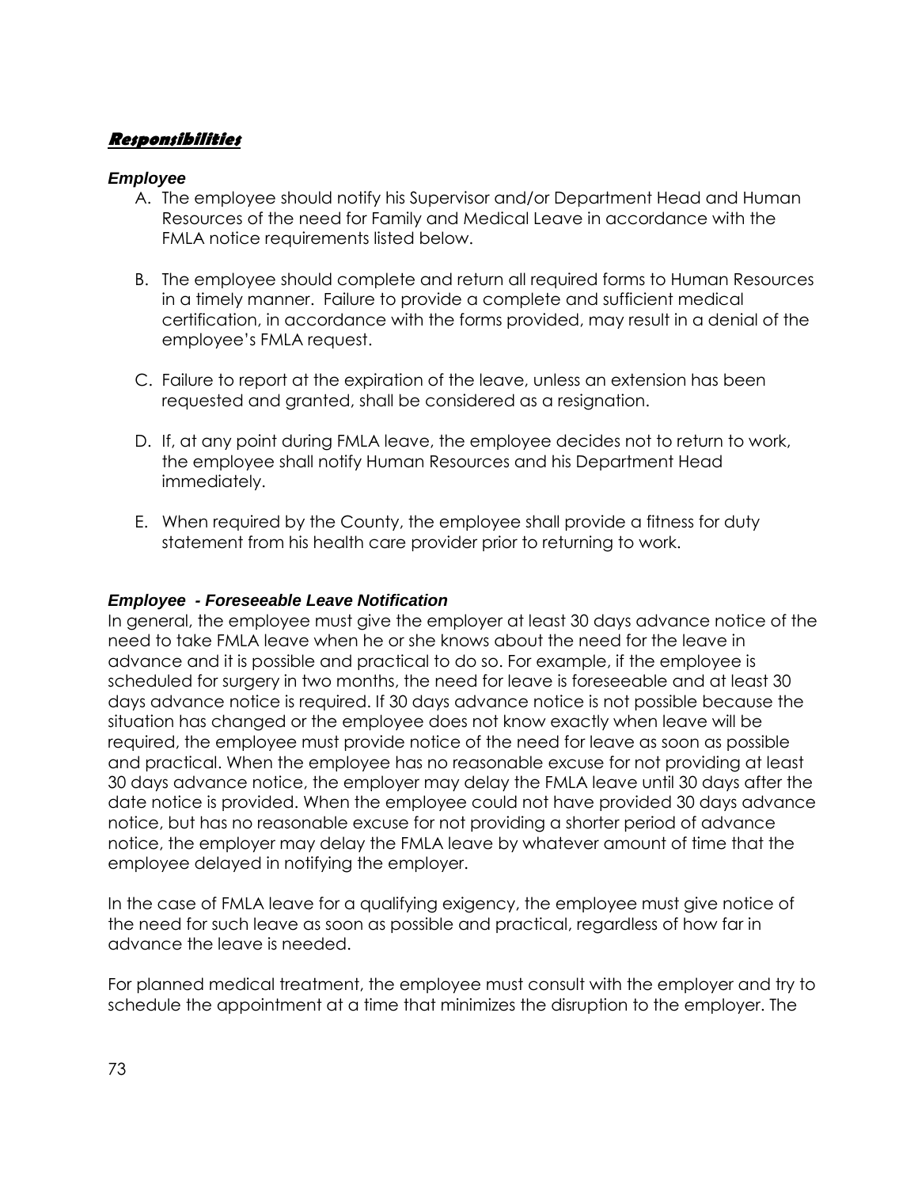## ***Responsibilities***

### *Employee*

A. The employee should notify his Supervisor and/or Department Head and Human Resources of the need for Family and Medical Leave in accordance with the FMLA notice requirements listed below.

B. The employee should complete and return all required forms to Human Resources in a timely manner. Failure to provide a complete and sufficient medical certification, in accordance with the forms provided, may result in a denial of the employee's FMLA request.

C. Failure to report at the expiration of the leave, unless an extension has been requested and granted, shall be considered as a resignation.

D. If, at any point during FMLA leave, the employee decides not to return to work, the employee shall notify Human Resources and his Department Head immediately.

E. When required by the County, the employee shall provide a fitness for duty statement from his health care provider prior to returning to work.

### *Employee - Foreseeable Leave Notification*

In general, the employee must give the employer at least 30 days advance notice of the need to take FMLA leave when he or she knows about the need for the leave in advance and it is possible and practical to do so. For example, if the employee is scheduled for surgery in two months, the need for leave is foreseeable and at least 30 days advance notice is required. If 30 days advance notice is not possible because the situation has changed or the employee does not know exactly when leave will be required, the employee must provide notice of the need for leave as soon as possible and practical. When the employee has no reasonable excuse for not providing at least 30 days advance notice, the employer may delay the FMLA leave until 30 days after the date notice is provided. When the employee could not have provided 30 days advance notice, but has no reasonable excuse for not providing a shorter period of advance notice, the employer may delay the FMLA leave by whatever amount of time that the employee delayed in notifying the employer.

In the case of FMLA leave for a qualifying exigency, the employee must give notice of the need for such leave as soon as possible and practical, regardless of how far in advance the leave is needed.

For planned medical treatment, the employee must consult with the employer and try to schedule the appointment at a time that minimizes the disruption to the employer. The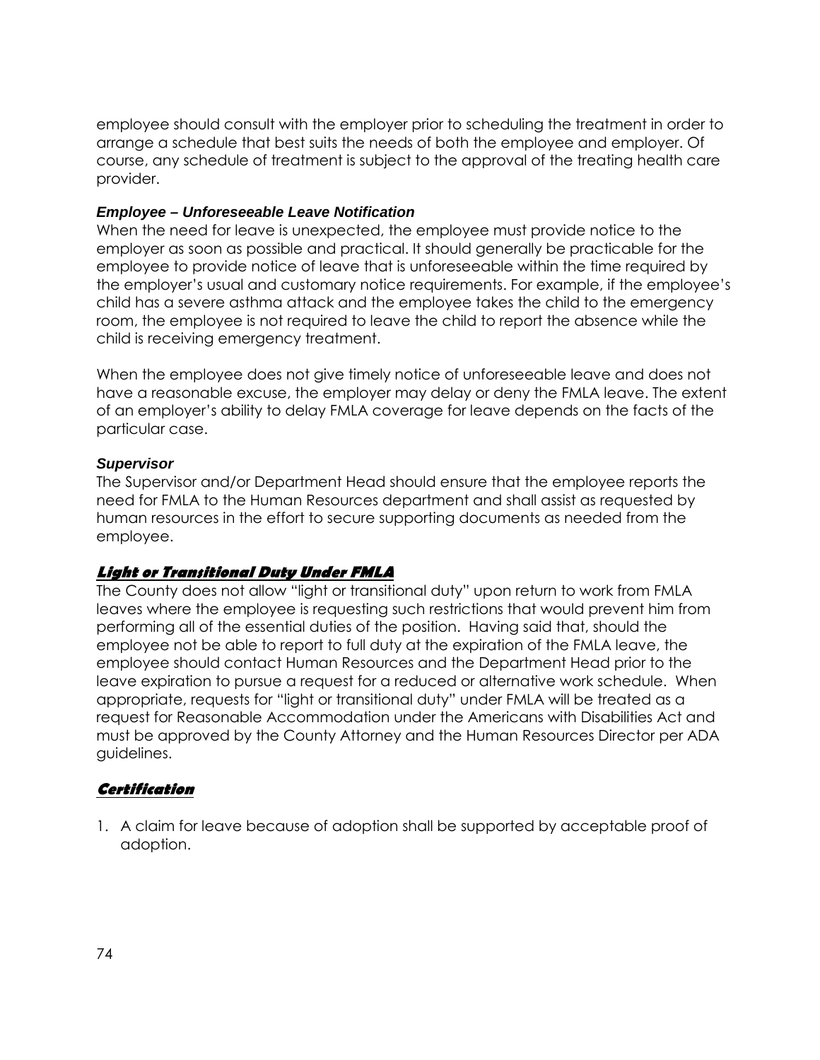employee should consult with the employer prior to scheduling the treatment in order to arrange a schedule that best suits the needs of both the employee and employer. Of course, any schedule of treatment is subject to the approval of the treating health care provider.

***Employee – Unforeseeable Leave Notification***

When the need for leave is unexpected, the employee must provide notice to the employer as soon as possible and practical. It should generally be practicable for the employee to provide notice of leave that is unforeseeable within the time required by the employer's usual and customary notice requirements. For example, if the employee's child has a severe asthma attack and the employee takes the child to the emergency room, the employee is not required to leave the child to report the absence while the child is receiving emergency treatment.

When the employee does not give timely notice of unforeseeable leave and does not have a reasonable excuse, the employer may delay or deny the FMLA leave. The extent of an employer's ability to delay FMLA coverage for leave depends on the facts of the particular case.

***Supervisor***

The Supervisor and/or Department Head should ensure that the employee reports the need for FMLA to the Human Resources department and shall assist as requested by human resources in the effort to secure supporting documents as needed from the employee.

## ***Light or Transitional Duty Under FMLA***

The County does not allow "light or transitional duty" upon return to work from FMLA leaves where the employee is requesting such restrictions that would prevent him from performing all of the essential duties of the position. Having said that, should the employee not be able to report to full duty at the expiration of the FMLA leave, the employee should contact Human Resources and the Department Head prior to the leave expiration to pursue a request for a reduced or alternative work schedule. When appropriate, requests for "light or transitional duty" under FMLA will be treated as a request for Reasonable Accommodation under the Americans with Disabilities Act and must be approved by the County Attorney and the Human Resources Director per ADA guidelines.

## ***Certification***

1. A claim for leave because of adoption shall be supported by acceptable proof of adoption.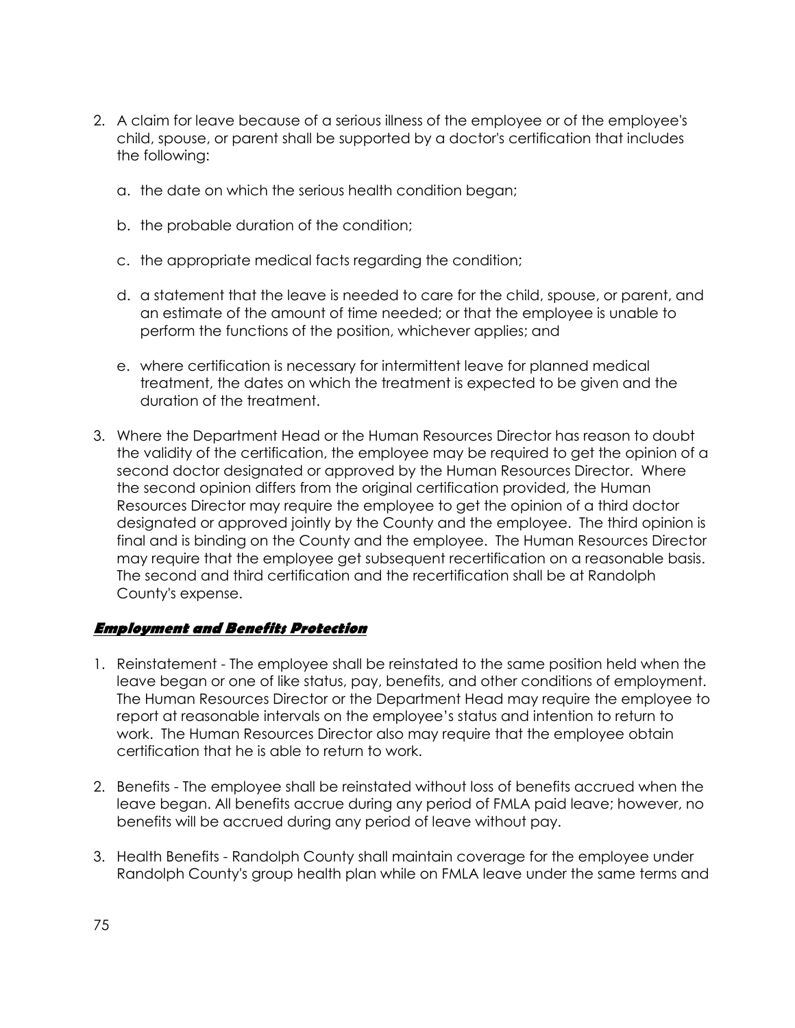2. A claim for leave because of a serious illness of the employee or of the employee's child, spouse, or parent shall be supported by a doctor's certification that includes the following:

   a. the date on which the serious health condition began;

   b. the probable duration of the condition;

   c. the appropriate medical facts regarding the condition;

   d. a statement that the leave is needed to care for the child, spouse, or parent, and an estimate of the amount of time needed; or that the employee is unable to perform the functions of the position, whichever applies; and

   e. where certification is necessary for intermittent leave for planned medical treatment, the dates on which the treatment is expected to be given and the duration of the treatment.

3. Where the Department Head or the Human Resources Director has reason to doubt the validity of the certification, the employee may be required to get the opinion of a second doctor designated or approved by the Human Resources Director. Where the second opinion differs from the original certification provided, the Human Resources Director may require the employee to get the opinion of a third doctor designated or approved jointly by the County and the employee. The third opinion is final and is binding on the County and the employee. The Human Resources Director may require that the employee get subsequent recertification on a reasonable basis. The second and third certification and the recertification shall be at Randolph County's expense.

***Employment and Benefits Protection***

1. Reinstatement - The employee shall be reinstated to the same position held when the leave began or one of like status, pay, benefits, and other conditions of employment. The Human Resources Director or the Department Head may require the employee to report at reasonable intervals on the employee's status and intention to return to work. The Human Resources Director also may require that the employee obtain certification that he is able to return to work.

2. Benefits - The employee shall be reinstated without loss of benefits accrued when the leave began. All benefits accrue during any period of FMLA paid leave; however, no benefits will be accrued during any period of leave without pay.

3. Health Benefits - Randolph County shall maintain coverage for the employee under Randolph County's group health plan while on FMLA leave under the same terms and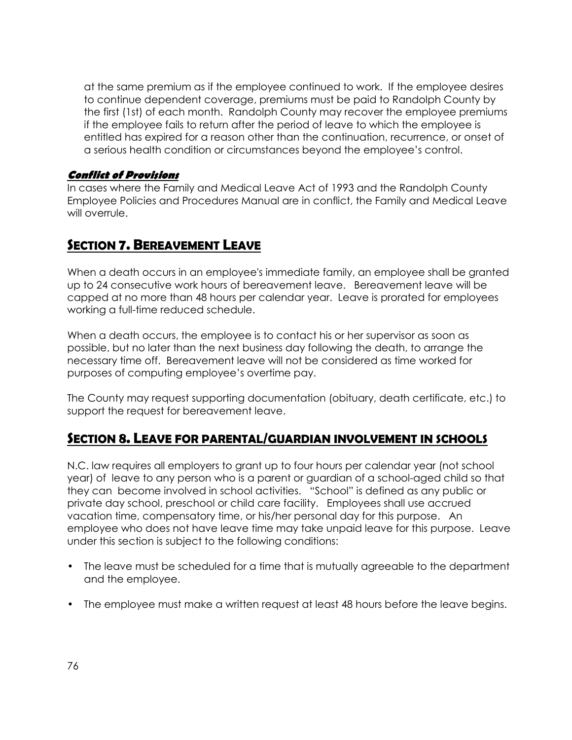at the same premium as if the employee continued to work. If the employee desires to continue dependent coverage, premiums must be paid to Randolph County by the first (1st) of each month. Randolph County may recover the employee premiums if the employee fails to return after the period of leave to which the employee is entitled has expired for a reason other than the continuation, recurrence, or onset of a serious health condition or circumstances beyond the employee's control.

***Conflict of Provisions***

In cases where the Family and Medical Leave Act of 1993 and the Randolph County Employee Policies and Procedures Manual are in conflict, the Family and Medical Leave will overrule.

## SECTION 7. BEREAVEMENT LEAVE

When a death occurs in an employee's immediate family, an employee shall be granted up to 24 consecutive work hours of bereavement leave. Bereavement leave will be capped at no more than 48 hours per calendar year. Leave is prorated for employees working a full-time reduced schedule.

When a death occurs, the employee is to contact his or her supervisor as soon as possible, but no later than the next business day following the death, to arrange the necessary time off. Bereavement leave will not be considered as time worked for purposes of computing employee's overtime pay.

The County may request supporting documentation (obituary, death certificate, etc.) to support the request for bereavement leave.

## SECTION 8. LEAVE FOR PARENTAL/GUARDIAN INVOLVEMENT IN SCHOOLS

N.C. law requires all employers to grant up to four hours per calendar year (not school year) of leave to any person who is a parent or guardian of a school-aged child so that they can become involved in school activities. "School" is defined as any public or private day school, preschool or child care facility. Employees shall use accrued vacation time, compensatory time, or his/her personal day for this purpose. An employee who does not have leave time may take unpaid leave for this purpose. Leave under this section is subject to the following conditions:

- The leave must be scheduled for a time that is mutually agreeable to the department and the employee.
- The employee must make a written request at least 48 hours before the leave begins.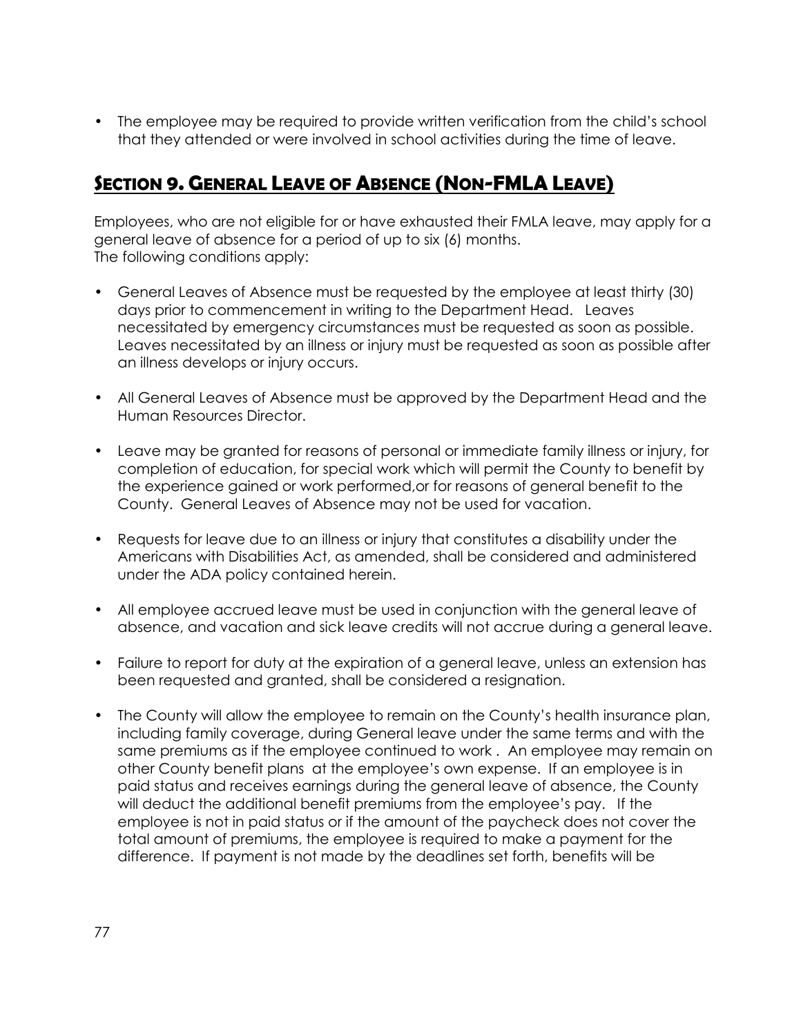- The employee may be required to provide written verification from the child's school that they attended or were involved in school activities during the time of leave.

## Section 9. General Leave of Absence (Non-FMLA Leave)

Employees, who are not eligible for or have exhausted their FMLA leave, may apply for a general leave of absence for a period of up to six (6) months.
The following conditions apply:

- General Leaves of Absence must be requested by the employee at least thirty (30) days prior to commencement in writing to the Department Head. Leaves necessitated by emergency circumstances must be requested as soon as possible. Leaves necessitated by an illness or injury must be requested as soon as possible after an illness develops or injury occurs.

- All General Leaves of Absence must be approved by the Department Head and the Human Resources Director.

- Leave may be granted for reasons of personal or immediate family illness or injury, for completion of education, for special work which will permit the County to benefit by the experience gained or work performed,or for reasons of general benefit to the County. General Leaves of Absence may not be used for vacation.

- Requests for leave due to an illness or injury that constitutes a disability under the Americans with Disabilities Act, as amended, shall be considered and administered under the ADA policy contained herein.

- All employee accrued leave must be used in conjunction with the general leave of absence, and vacation and sick leave credits will not accrue during a general leave.

- Failure to report for duty at the expiration of a general leave, unless an extension has been requested and granted, shall be considered a resignation.

- The County will allow the employee to remain on the County's health insurance plan, including family coverage, during General leave under the same terms and with the same premiums as if the employee continued to work . An employee may remain on other County benefit plans at the employee's own expense. If an employee is in paid status and receives earnings during the general leave of absence, the County will deduct the additional benefit premiums from the employee's pay. If the employee is not in paid status or if the amount of the paycheck does not cover the total amount of premiums, the employee is required to make a payment for the difference. If payment is not made by the deadlines set forth, benefits will be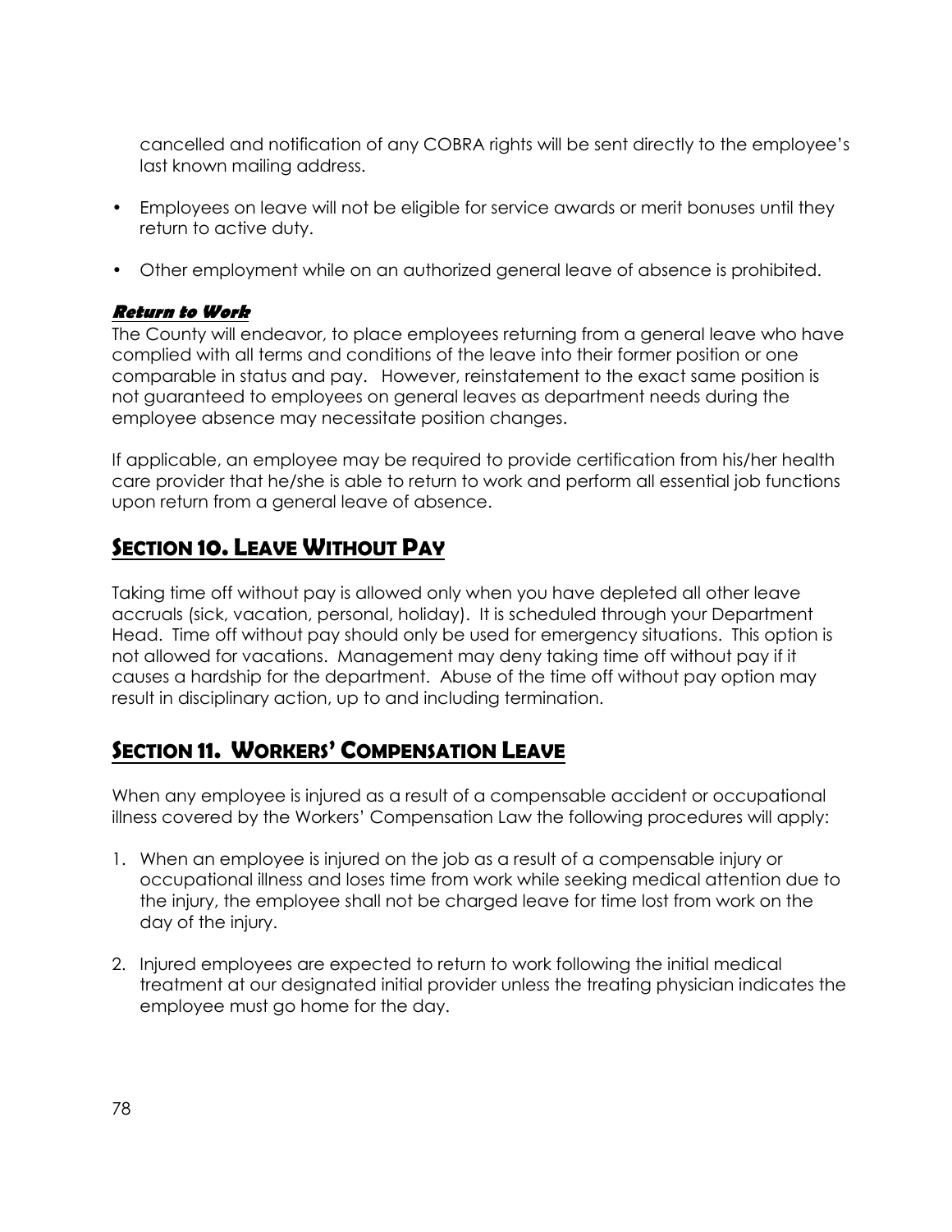cancelled and notification of any COBRA rights will be sent directly to the employee's last known mailing address.

- Employees on leave will not be eligible for service awards or merit bonuses until they return to active duty.
- Other employment while on an authorized general leave of absence is prohibited.

### *Return to Work*

The County will endeavor, to place employees returning from a general leave who have complied with all terms and conditions of the leave into their former position or one comparable in status and pay. However, reinstatement to the exact same position is not guaranteed to employees on general leaves as department needs during the employee absence may necessitate position changes.

If applicable, an employee may be required to provide certification from his/her health care provider that he/she is able to return to work and perform all essential job functions upon return from a general leave of absence.

## SECTION 10. LEAVE WITHOUT PAY

Taking time off without pay is allowed only when you have depleted all other leave accruals (sick, vacation, personal, holiday). It is scheduled through your Department Head. Time off without pay should only be used for emergency situations. This option is not allowed for vacations. Management may deny taking time off without pay if it causes a hardship for the department. Abuse of the time off without pay option may result in disciplinary action, up to and including termination.

## SECTION 11. WORKERS' COMPENSATION LEAVE

When any employee is injured as a result of a compensable accident or occupational illness covered by the Workers' Compensation Law the following procedures will apply:

1. When an employee is injured on the job as a result of a compensable injury or occupational illness and loses time from work while seeking medical attention due to the injury, the employee shall not be charged leave for time lost from work on the day of the injury.
2. Injured employees are expected to return to work following the initial medical treatment at our designated initial provider unless the treating physician indicates the employee must go home for the day.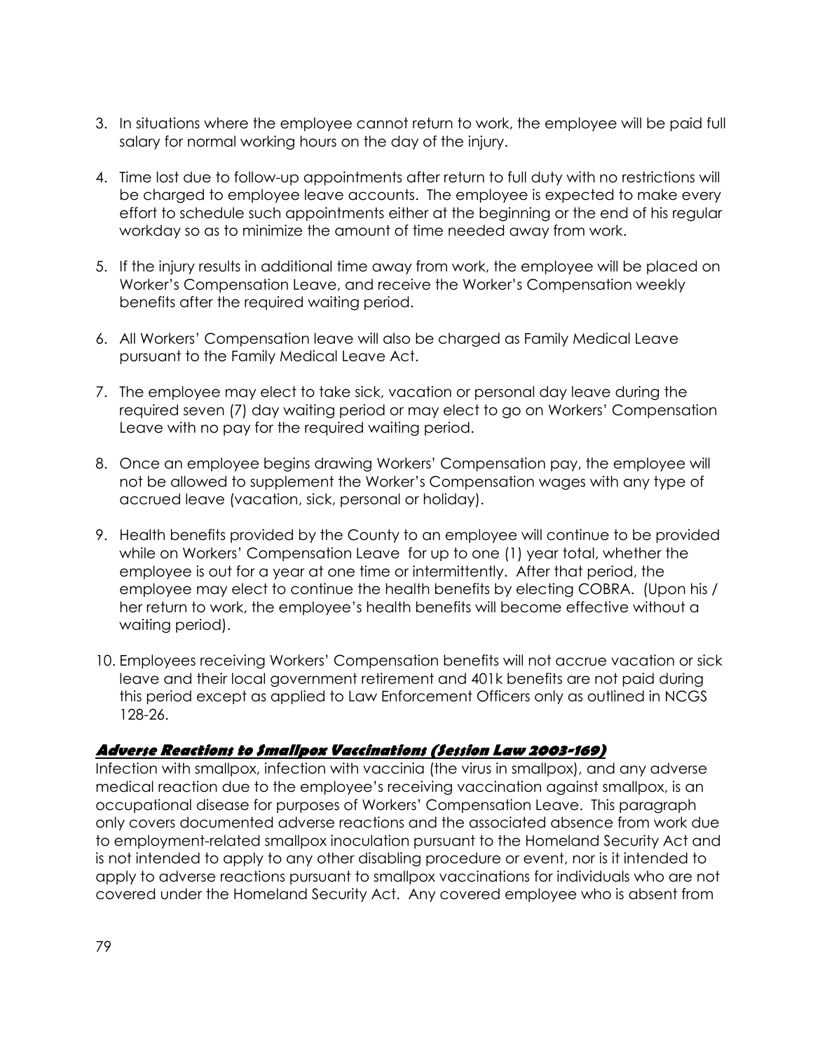3. In situations where the employee cannot return to work, the employee will be paid full salary for normal working hours on the day of the injury.

4. Time lost due to follow-up appointments after return to full duty with no restrictions will be charged to employee leave accounts. The employee is expected to make every effort to schedule such appointments either at the beginning or the end of his regular workday so as to minimize the amount of time needed away from work.

5. If the injury results in additional time away from work, the employee will be placed on Worker's Compensation Leave, and receive the Worker's Compensation weekly benefits after the required waiting period.

6. All Workers' Compensation leave will also be charged as Family Medical Leave pursuant to the Family Medical Leave Act.

7. The employee may elect to take sick, vacation or personal day leave during the required seven (7) day waiting period or may elect to go on Workers' Compensation Leave with no pay for the required waiting period.

8. Once an employee begins drawing Workers' Compensation pay, the employee will not be allowed to supplement the Worker's Compensation wages with any type of accrued leave (vacation, sick, personal or holiday).

9. Health benefits provided by the County to an employee will continue to be provided while on Workers' Compensation Leave for up to one (1) year total, whether the employee is out for a year at one time or intermittently. After that period, the employee may elect to continue the health benefits by electing COBRA. (Upon his / her return to work, the employee's health benefits will become effective without a waiting period).

10. Employees receiving Workers' Compensation benefits will not accrue vacation or sick leave and their local government retirement and 401k benefits are not paid during this period except as applied to Law Enforcement Officers only as outlined in NCGS 128-26.

**Adverse Reactions to Smallpox Vaccinations (Session Law 2003-169)**

Infection with smallpox, infection with vaccinia (the virus in smallpox), and any adverse medical reaction due to the employee's receiving vaccination against smallpox, is an occupational disease for purposes of Workers' Compensation Leave. This paragraph only covers documented adverse reactions and the associated absence from work due to employment-related smallpox inoculation pursuant to the Homeland Security Act and is not intended to apply to any other disabling procedure or event, nor is it intended to apply to adverse reactions pursuant to smallpox vaccinations for individuals who are not covered under the Homeland Security Act. Any covered employee who is absent from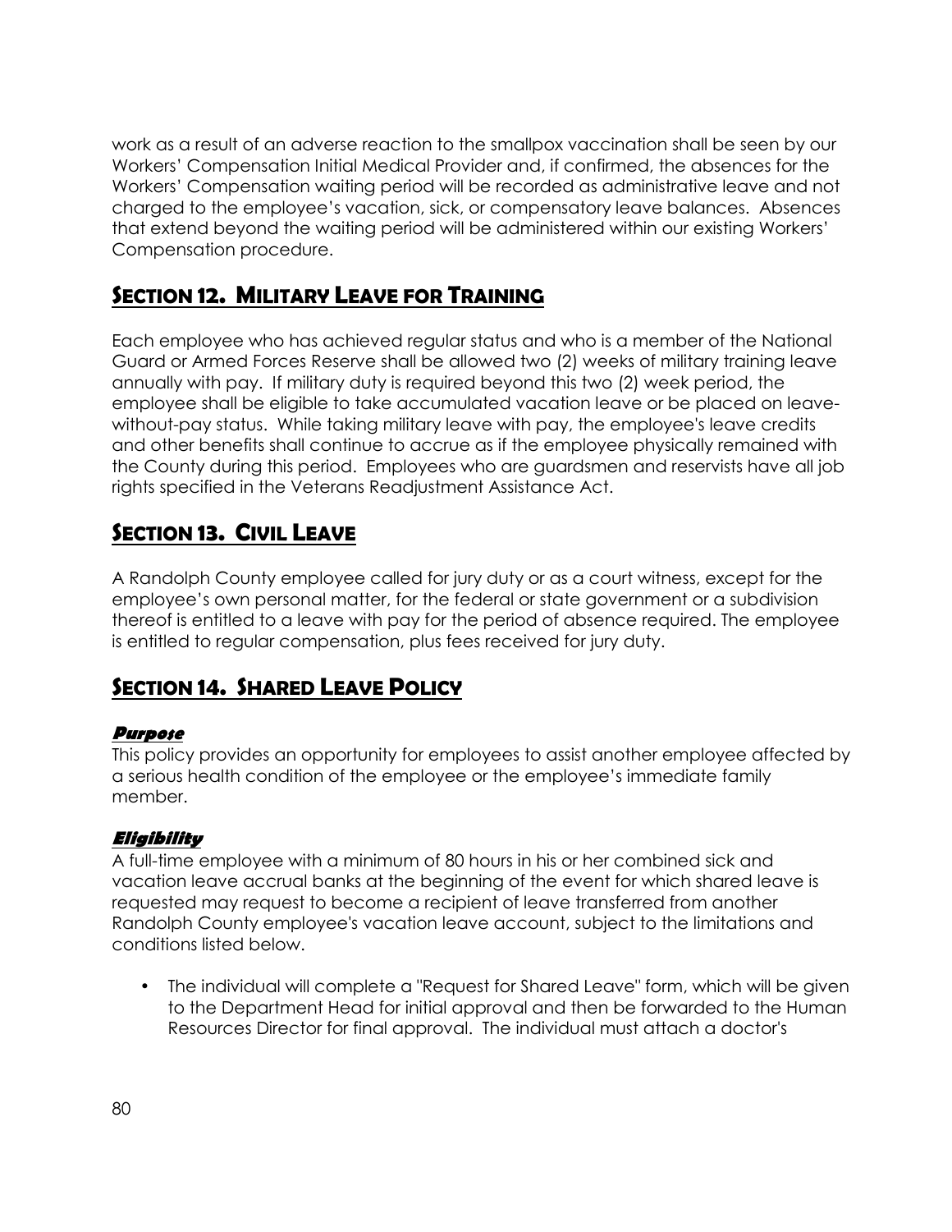work as a result of an adverse reaction to the smallpox vaccination shall be seen by our Workers' Compensation Initial Medical Provider and, if confirmed, the absences for the Workers' Compensation waiting period will be recorded as administrative leave and not charged to the employee's vacation, sick, or compensatory leave balances. Absences that extend beyond the waiting period will be administered within our existing Workers' Compensation procedure.

## Section 12. Military Leave for Training

Each employee who has achieved regular status and who is a member of the National Guard or Armed Forces Reserve shall be allowed two (2) weeks of military training leave annually with pay. If military duty is required beyond this two (2) week period, the employee shall be eligible to take accumulated vacation leave or be placed on leave-without-pay status. While taking military leave with pay, the employee's leave credits and other benefits shall continue to accrue as if the employee physically remained with the County during this period. Employees who are guardsmen and reservists have all job rights specified in the Veterans Readjustment Assistance Act.

## Section 13. Civil Leave

A Randolph County employee called for jury duty or as a court witness, except for the employee's own personal matter, for the federal or state government or a subdivision thereof is entitled to a leave with pay for the period of absence required. The employee is entitled to regular compensation, plus fees received for jury duty.

## Section 14. Shared Leave Policy

### *Purpose*

This policy provides an opportunity for employees to assist another employee affected by a serious health condition of the employee or the employee's immediate family member.

### *Eligibility*

A full-time employee with a minimum of 80 hours in his or her combined sick and vacation leave accrual banks at the beginning of the event for which shared leave is requested may request to become a recipient of leave transferred from another Randolph County employee's vacation leave account, subject to the limitations and conditions listed below.

- The individual will complete a "Request for Shared Leave" form, which will be given to the Department Head for initial approval and then be forwarded to the Human Resources Director for final approval. The individual must attach a doctor's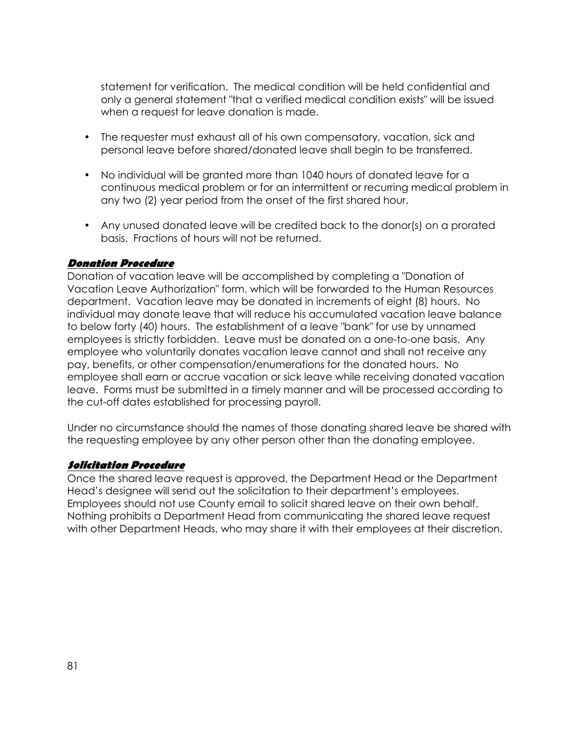statement for verification. The medical condition will be held confidential and only a general statement "that a verified medical condition exists" will be issued when a request for leave donation is made.

- The requester must exhaust all of his own compensatory, vacation, sick and personal leave before shared/donated leave shall begin to be transferred.
- No individual will be granted more than 1040 hours of donated leave for a continuous medical problem or for an intermittent or recurring medical problem in any two (2) year period from the onset of the first shared hour.
- Any unused donated leave will be credited back to the donor(s) on a prorated basis. Fractions of hours will not be returned.

***Donation Procedure***

Donation of vacation leave will be accomplished by completing a "Donation of Vacation Leave Authorization" form, which will be forwarded to the Human Resources department. Vacation leave may be donated in increments of eight (8) hours. No individual may donate leave that will reduce his accumulated vacation leave balance to below forty (40) hours. The establishment of a leave "bank" for use by unnamed employees is strictly forbidden. Leave must be donated on a one-to-one basis. Any employee who voluntarily donates vacation leave cannot and shall not receive any pay, benefits, or other compensation/enumerations for the donated hours. No employee shall earn or accrue vacation or sick leave while receiving donated vacation leave. Forms must be submitted in a timely manner and will be processed according to the cut-off dates established for processing payroll.

Under no circumstance should the names of those donating shared leave be shared with the requesting employee by any other person other than the donating employee.

***Solicitation Procedure***

Once the shared leave request is approved, the Department Head or the Department Head's designee will send out the solicitation to their department's employees. Employees should not use County email to solicit shared leave on their own behalf. Nothing prohibits a Department Head from communicating the shared leave request with other Department Heads, who may share it with their employees at their discretion.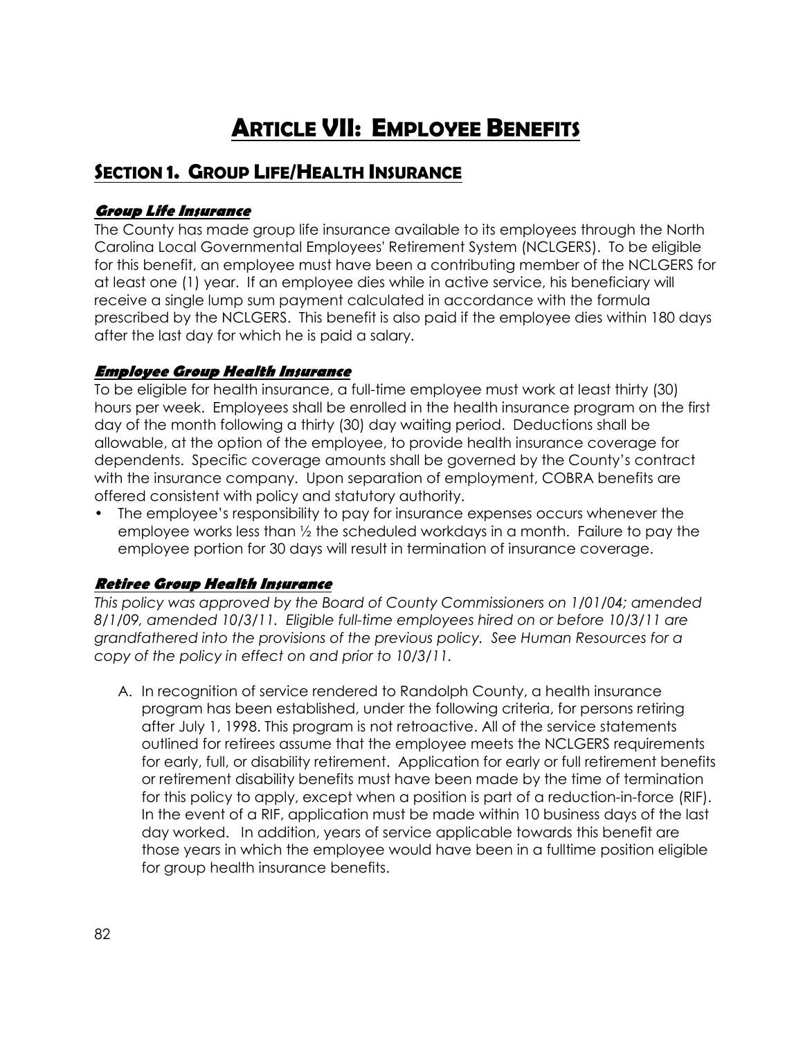# ARTICLE VII: EMPLOYEE BENEFITS

## SECTION 1. GROUP LIFE/HEALTH INSURANCE

### *Group Life Insurance*

The County has made group life insurance available to its employees through the North Carolina Local Governmental Employees' Retirement System (NCLGERS). To be eligible for this benefit, an employee must have been a contributing member of the NCLGERS for at least one (1) year. If an employee dies while in active service, his beneficiary will receive a single lump sum payment calculated in accordance with the formula prescribed by the NCLGERS. This benefit is also paid if the employee dies within 180 days after the last day for which he is paid a salary.

### *Employee Group Health Insurance*

To be eligible for health insurance, a full-time employee must work at least thirty (30) hours per week. Employees shall be enrolled in the health insurance program on the first day of the month following a thirty (30) day waiting period. Deductions shall be allowable, at the option of the employee, to provide health insurance coverage for dependents. Specific coverage amounts shall be governed by the County's contract with the insurance company. Upon separation of employment, COBRA benefits are offered consistent with policy and statutory authority.

- The employee's responsibility to pay for insurance expenses occurs whenever the employee works less than ½ the scheduled workdays in a month. Failure to pay the employee portion for 30 days will result in termination of insurance coverage.

### *Retiree Group Health Insurance*

*This policy was approved by the Board of County Commissioners on 1/01/04; amended 8/1/09, amended 10/3/11. Eligible full-time employees hired on or before 10/3/11 are grandfathered into the provisions of the previous policy. See Human Resources for a copy of the policy in effect on and prior to 10/3/11.*

A. In recognition of service rendered to Randolph County, a health insurance program has been established, under the following criteria, for persons retiring after July 1, 1998. This program is not retroactive. All of the service statements outlined for retirees assume that the employee meets the NCLGERS requirements for early, full, or disability retirement. Application for early or full retirement benefits or retirement disability benefits must have been made by the time of termination for this policy to apply, except when a position is part of a reduction-in-force (RIF). In the event of a RIF, application must be made within 10 business days of the last day worked. In addition, years of service applicable towards this benefit are those years in which the employee would have been in a fulltime position eligible for group health insurance benefits.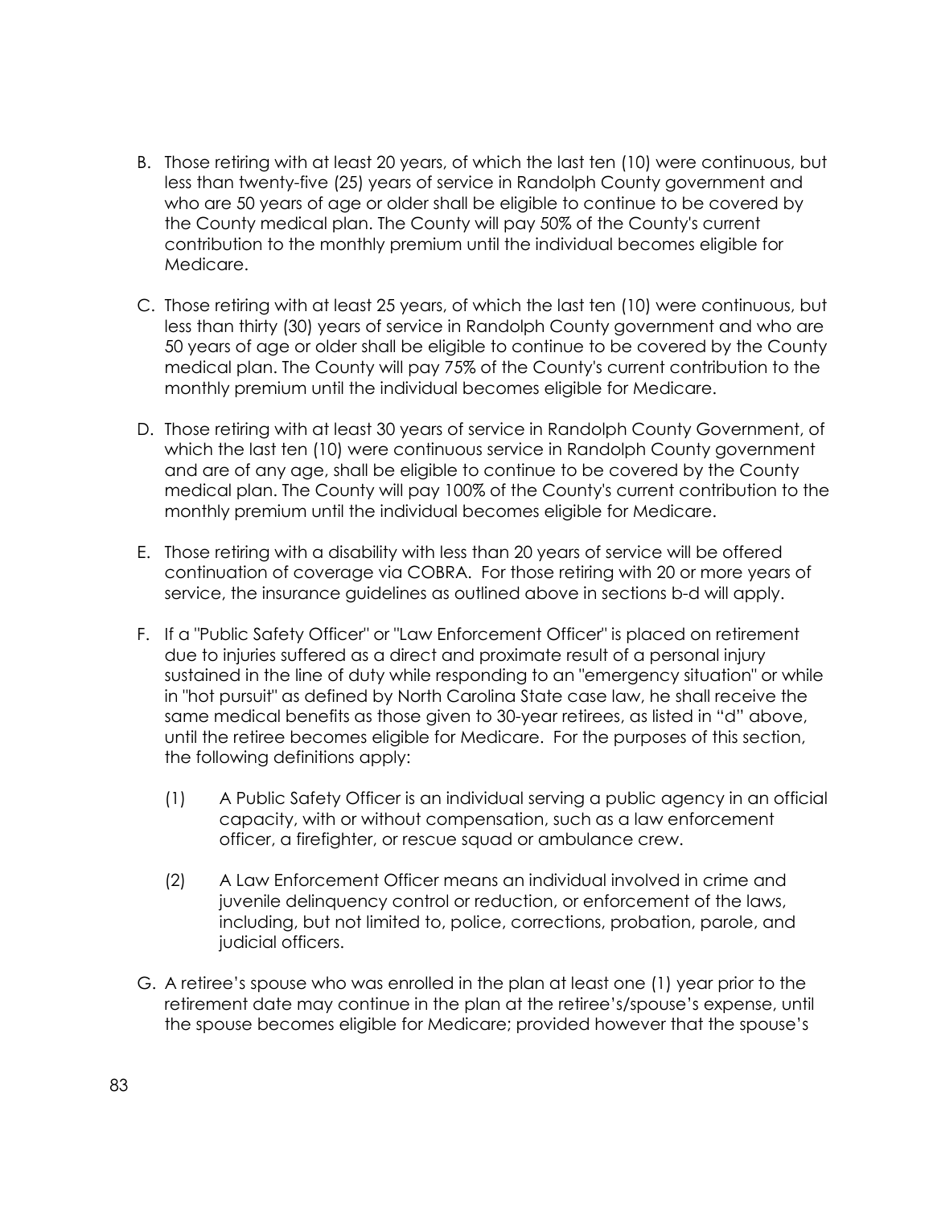B. Those retiring with at least 20 years, of which the last ten (10) were continuous, but less than twenty-five (25) years of service in Randolph County government and who are 50 years of age or older shall be eligible to continue to be covered by the County medical plan. The County will pay 50% of the County's current contribution to the monthly premium until the individual becomes eligible for Medicare.

C. Those retiring with at least 25 years, of which the last ten (10) were continuous, but less than thirty (30) years of service in Randolph County government and who are 50 years of age or older shall be eligible to continue to be covered by the County medical plan. The County will pay 75% of the County's current contribution to the monthly premium until the individual becomes eligible for Medicare.

D. Those retiring with at least 30 years of service in Randolph County Government, of which the last ten (10) were continuous service in Randolph County government and are of any age, shall be eligible to continue to be covered by the County medical plan. The County will pay 100% of the County's current contribution to the monthly premium until the individual becomes eligible for Medicare.

E. Those retiring with a disability with less than 20 years of service will be offered continuation of coverage via COBRA. For those retiring with 20 or more years of service, the insurance guidelines as outlined above in sections b-d will apply.

F. If a "Public Safety Officer" or "Law Enforcement Officer" is placed on retirement due to injuries suffered as a direct and proximate result of a personal injury sustained in the line of duty while responding to an "emergency situation" or while in "hot pursuit" as defined by North Carolina State case law, he shall receive the same medical benefits as those given to 30-year retirees, as listed in "d" above, until the retiree becomes eligible for Medicare. For the purposes of this section, the following definitions apply:

   (1) A Public Safety Officer is an individual serving a public agency in an official capacity, with or without compensation, such as a law enforcement officer, a firefighter, or rescue squad or ambulance crew.

   (2) A Law Enforcement Officer means an individual involved in crime and juvenile delinquency control or reduction, or enforcement of the laws, including, but not limited to, police, corrections, probation, parole, and judicial officers.

G. A retiree's spouse who was enrolled in the plan at least one (1) year prior to the retirement date may continue in the plan at the retiree's/spouse's expense, until the spouse becomes eligible for Medicare; provided however that the spouse's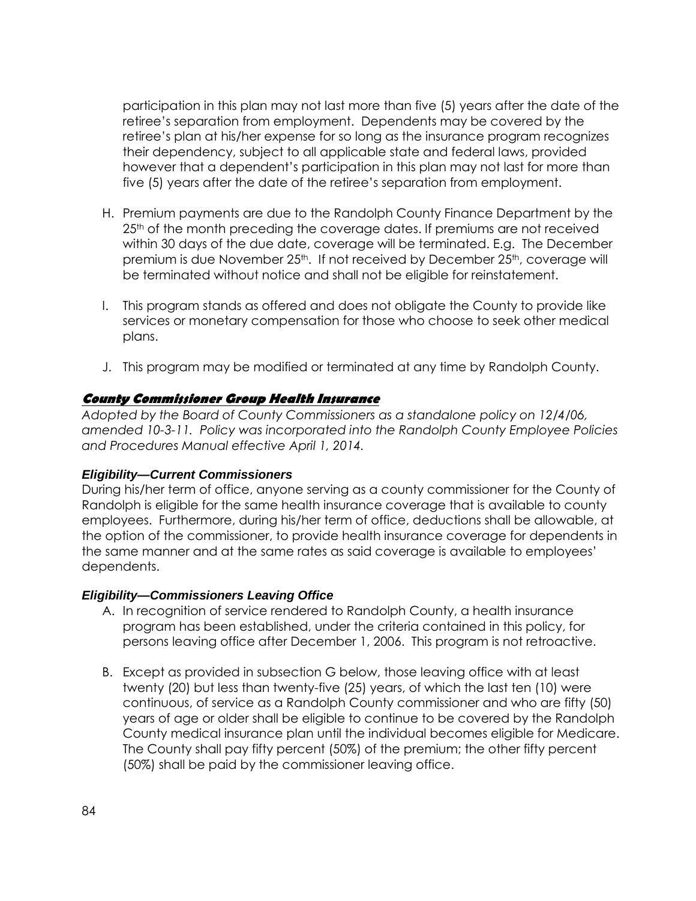participation in this plan may not last more than five (5) years after the date of the retiree's separation from employment. Dependents may be covered by the retiree's plan at his/her expense for so long as the insurance program recognizes their dependency, subject to all applicable state and federal laws, provided however that a dependent's participation in this plan may not last for more than five (5) years after the date of the retiree's separation from employment.

H. Premium payments are due to the Randolph County Finance Department by the 25th of the month preceding the coverage dates. If premiums are not received within 30 days of the due date, coverage will be terminated. E.g. The December premium is due November 25th. If not received by December 25th, coverage will be terminated without notice and shall not be eligible for reinstatement.

I. This program stands as offered and does not obligate the County to provide like services or monetary compensation for those who choose to seek other medical plans.

J. This program may be modified or terminated at any time by Randolph County.

## County Commissioner Group Health Insurance

*Adopted by the Board of County Commissioners as a standalone policy on 12/4/06, amended 10-3-11. Policy was incorporated into the Randolph County Employee Policies and Procedures Manual effective April 1, 2014.*

### Eligibility—Current Commissioners

During his/her term of office, anyone serving as a county commissioner for the County of Randolph is eligible for the same health insurance coverage that is available to county employees. Furthermore, during his/her term of office, deductions shall be allowable, at the option of the commissioner, to provide health insurance coverage for dependents in the same manner and at the same rates as said coverage is available to employees' dependents.

### Eligibility—Commissioners Leaving Office

A. In recognition of service rendered to Randolph County, a health insurance program has been established, under the criteria contained in this policy, for persons leaving office after December 1, 2006. This program is not retroactive.

B. Except as provided in subsection G below, those leaving office with at least twenty (20) but less than twenty-five (25) years, of which the last ten (10) were continuous, of service as a Randolph County commissioner and who are fifty (50) years of age or older shall be eligible to continue to be covered by the Randolph County medical insurance plan until the individual becomes eligible for Medicare. The County shall pay fifty percent (50%) of the premium; the other fifty percent (50%) shall be paid by the commissioner leaving office.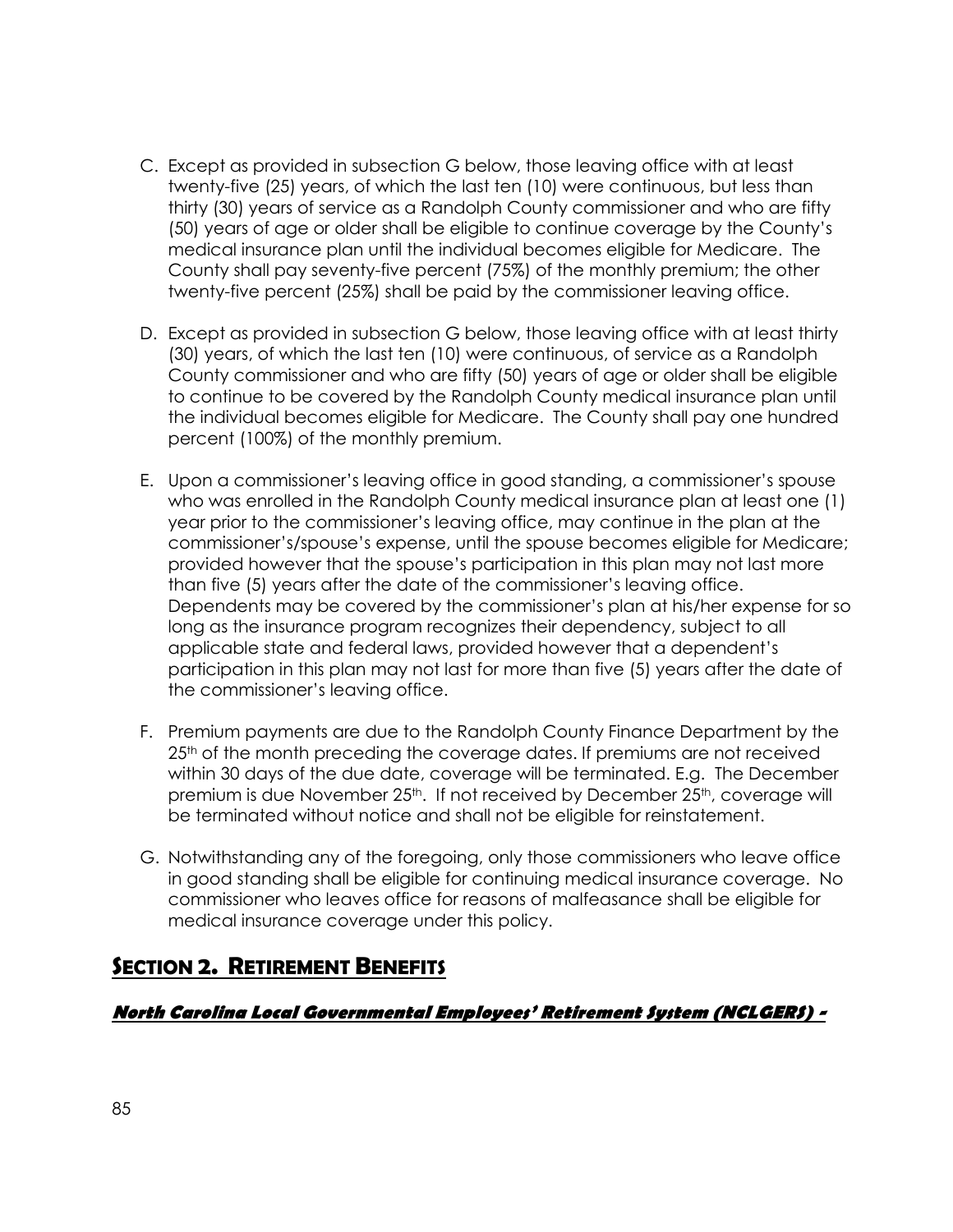C. Except as provided in subsection G below, those leaving office with at least twenty-five (25) years, of which the last ten (10) were continuous, but less than thirty (30) years of service as a Randolph County commissioner and who are fifty (50) years of age or older shall be eligible to continue coverage by the County's medical insurance plan until the individual becomes eligible for Medicare. The County shall pay seventy-five percent (75%) of the monthly premium; the other twenty-five percent (25%) shall be paid by the commissioner leaving office.

D. Except as provided in subsection G below, those leaving office with at least thirty (30) years, of which the last ten (10) were continuous, of service as a Randolph County commissioner and who are fifty (50) years of age or older shall be eligible to continue to be covered by the Randolph County medical insurance plan until the individual becomes eligible for Medicare. The County shall pay one hundred percent (100%) of the monthly premium.

E. Upon a commissioner's leaving office in good standing, a commissioner's spouse who was enrolled in the Randolph County medical insurance plan at least one (1) year prior to the commissioner's leaving office, may continue in the plan at the commissioner's/spouse's expense, until the spouse becomes eligible for Medicare; provided however that the spouse's participation in this plan may not last more than five (5) years after the date of the commissioner's leaving office. Dependents may be covered by the commissioner's plan at his/her expense for so long as the insurance program recognizes their dependency, subject to all applicable state and federal laws, provided however that a dependent's participation in this plan may not last for more than five (5) years after the date of the commissioner's leaving office.

F. Premium payments are due to the Randolph County Finance Department by the 25th of the month preceding the coverage dates. If premiums are not received within 30 days of the due date, coverage will be terminated. E.g. The December premium is due November 25th. If not received by December 25th, coverage will be terminated without notice and shall not be eligible for reinstatement.

G. Notwithstanding any of the foregoing, only those commissioners who leave office in good standing shall be eligible for continuing medical insurance coverage. No commissioner who leaves office for reasons of malfeasance shall be eligible for medical insurance coverage under this policy.

## SECTION 2. RETIREMENT BENEFITS

***North Carolina Local Governmental Employees' Retirement System (NCLGERS) -***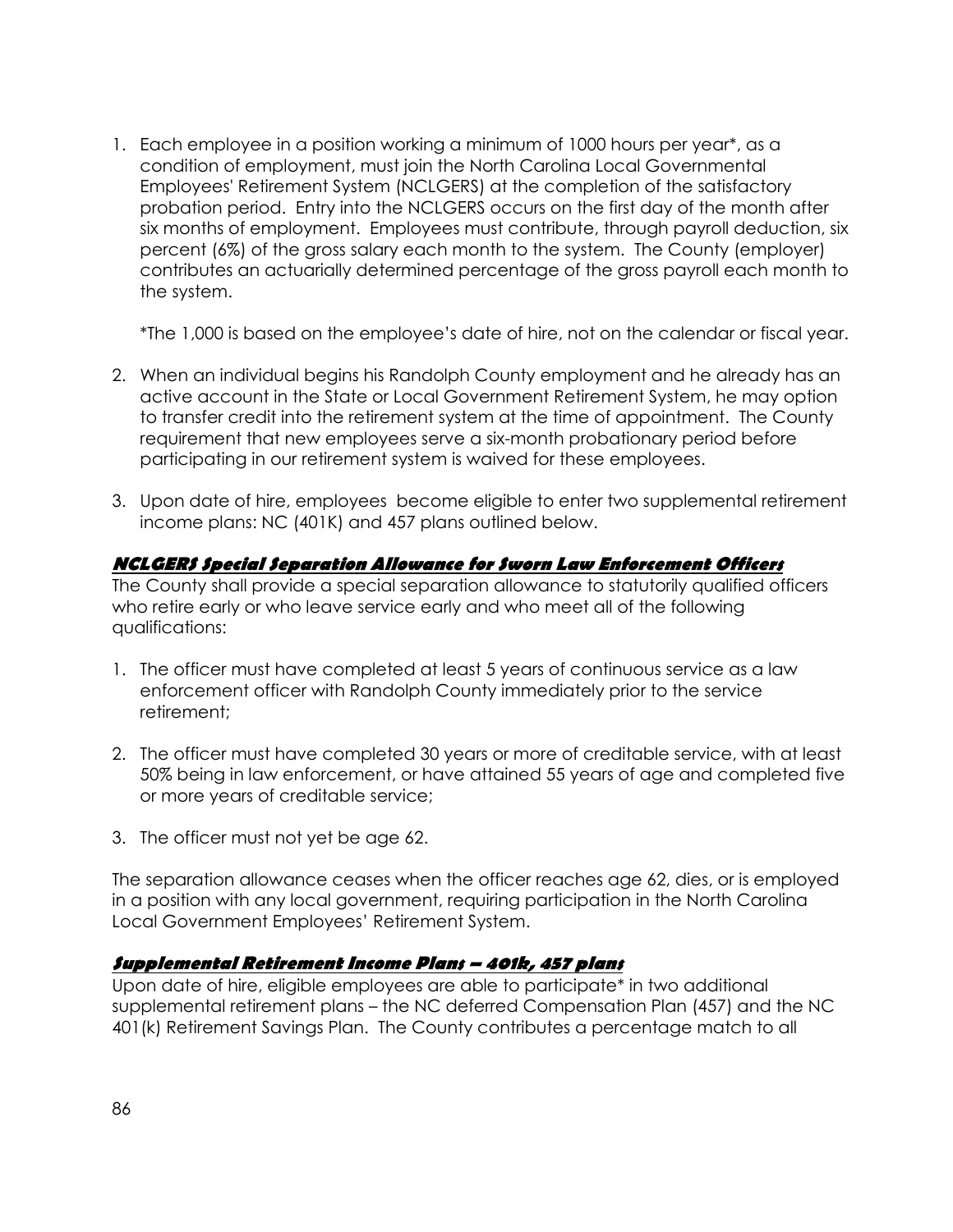1. Each employee in a position working a minimum of 1000 hours per year*, as a condition of employment, must join the North Carolina Local Governmental Employees' Retirement System (NCLGERS) at the completion of the satisfactory probation period. Entry into the NCLGERS occurs on the first day of the month after six months of employment. Employees must contribute, through payroll deduction, six percent (6%) of the gross salary each month to the system. The County (employer) contributes an actuarially determined percentage of the gross payroll each month to the system.

   *The 1,000 is based on the employee's date of hire, not on the calendar or fiscal year.

2. When an individual begins his Randolph County employment and he already has an active account in the State or Local Government Retirement System, he may option to transfer credit into the retirement system at the time of appointment. The County requirement that new employees serve a six-month probationary period before participating in our retirement system is waived for these employees.

3. Upon date of hire, employees become eligible to enter two supplemental retirement income plans: NC (401K) and 457 plans outlined below.

### NCLGERS Special Separation Allowance for Sworn Law Enforcement Officers

The County shall provide a special separation allowance to statutorily qualified officers who retire early or who leave service early and who meet all of the following qualifications:

1. The officer must have completed at least 5 years of continuous service as a law enforcement officer with Randolph County immediately prior to the service retirement;

2. The officer must have completed 30 years or more of creditable service, with at least 50% being in law enforcement, or have attained 55 years of age and completed five or more years of creditable service;

3. The officer must not yet be age 62.

The separation allowance ceases when the officer reaches age 62, dies, or is employed in a position with any local government, requiring participation in the North Carolina Local Government Employees' Retirement System.

### Supplemental Retirement Income Plans – 401k, 457 plans

Upon date of hire, eligible employees are able to participate* in two additional supplemental retirement plans – the NC deferred Compensation Plan (457) and the NC 401(k) Retirement Savings Plan. The County contributes a percentage match to all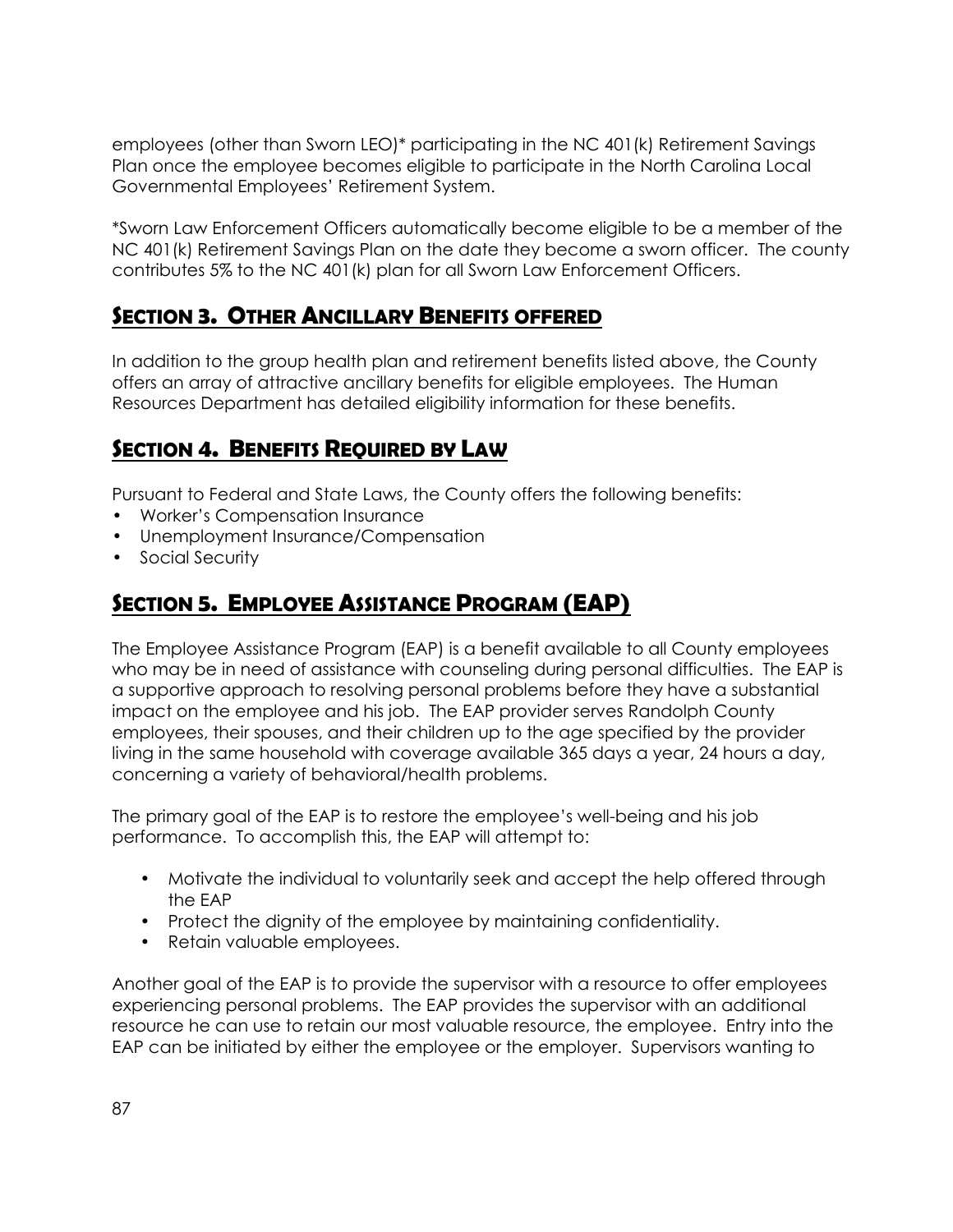employees (other than Sworn LEO)* participating in the NC 401(k) Retirement Savings Plan once the employee becomes eligible to participate in the North Carolina Local Governmental Employees' Retirement System.

*Sworn Law Enforcement Officers automatically become eligible to be a member of the NC 401(k) Retirement Savings Plan on the date they become a sworn officer. The county contributes 5% to the NC 401(k) plan for all Sworn Law Enforcement Officers.

## SECTION 3. OTHER ANCILLARY BENEFITS OFFERED

In addition to the group health plan and retirement benefits listed above, the County offers an array of attractive ancillary benefits for eligible employees. The Human Resources Department has detailed eligibility information for these benefits.

## SECTION 4. BENEFITS REQUIRED BY LAW

Pursuant to Federal and State Laws, the County offers the following benefits:

- Worker's Compensation Insurance
- Unemployment Insurance/Compensation
- Social Security

## SECTION 5. EMPLOYEE ASSISTANCE PROGRAM (EAP)

The Employee Assistance Program (EAP) is a benefit available to all County employees who may be in need of assistance with counseling during personal difficulties. The EAP is a supportive approach to resolving personal problems before they have a substantial impact on the employee and his job. The EAP provider serves Randolph County employees, their spouses, and their children up to the age specified by the provider living in the same household with coverage available 365 days a year, 24 hours a day, concerning a variety of behavioral/health problems.

The primary goal of the EAP is to restore the employee's well-being and his job performance. To accomplish this, the EAP will attempt to:

- Motivate the individual to voluntarily seek and accept the help offered through the EAP
- Protect the dignity of the employee by maintaining confidentiality.
- Retain valuable employees.

Another goal of the EAP is to provide the supervisor with a resource to offer employees experiencing personal problems. The EAP provides the supervisor with an additional resource he can use to retain our most valuable resource, the employee. Entry into the EAP can be initiated by either the employee or the employer. Supervisors wanting to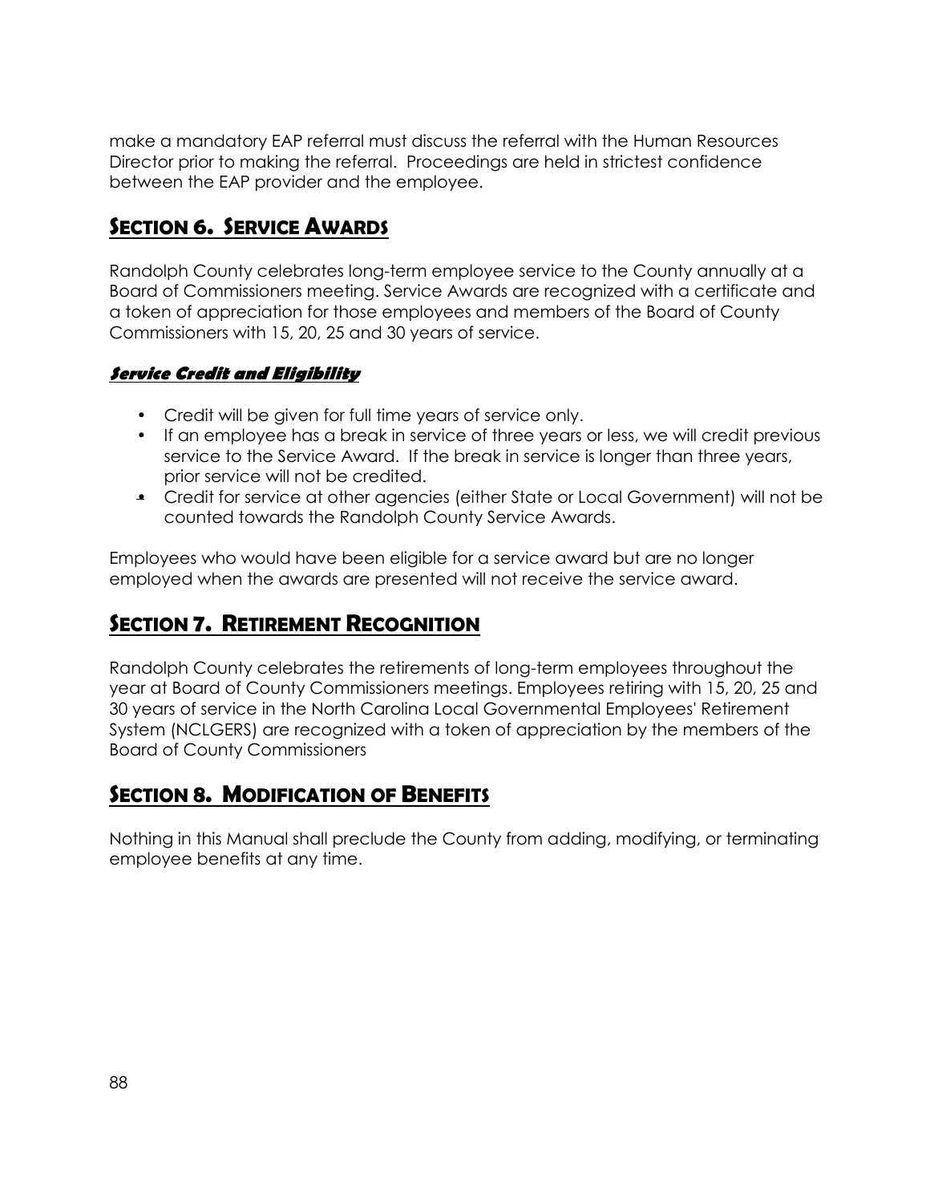make a mandatory EAP referral must discuss the referral with the Human Resources Director prior to making the referral. Proceedings are held in strictest confidence between the EAP provider and the employee.

## SECTION 6. SERVICE AWARDS

Randolph County celebrates long-term employee service to the County annually at a Board of Commissioners meeting. Service Awards are recognized with a certificate and a token of appreciation for those employees and members of the Board of County Commissioners with 15, 20, 25 and 30 years of service.

### *Service Credit and Eligibility*

- Credit will be given for full time years of service only.
- If an employee has a break in service of three years or less, we will credit previous service to the Service Award. If the break in service is longer than three years, prior service will not be credited.
- Credit for service at other agencies (either State or Local Government) will not be counted towards the Randolph County Service Awards.

Employees who would have been eligible for a service award but are no longer employed when the awards are presented will not receive the service award.

## SECTION 7. RETIREMENT RECOGNITION

Randolph County celebrates the retirements of long-term employees throughout the year at Board of County Commissioners meetings. Employees retiring with 15, 20, 25 and 30 years of service in the North Carolina Local Governmental Employees' Retirement System (NCLGERS) are recognized with a token of appreciation by the members of the Board of County Commissioners

## SECTION 8. MODIFICATION OF BENEFITS

Nothing in this Manual shall preclude the County from adding, modifying, or terminating employee benefits at any time.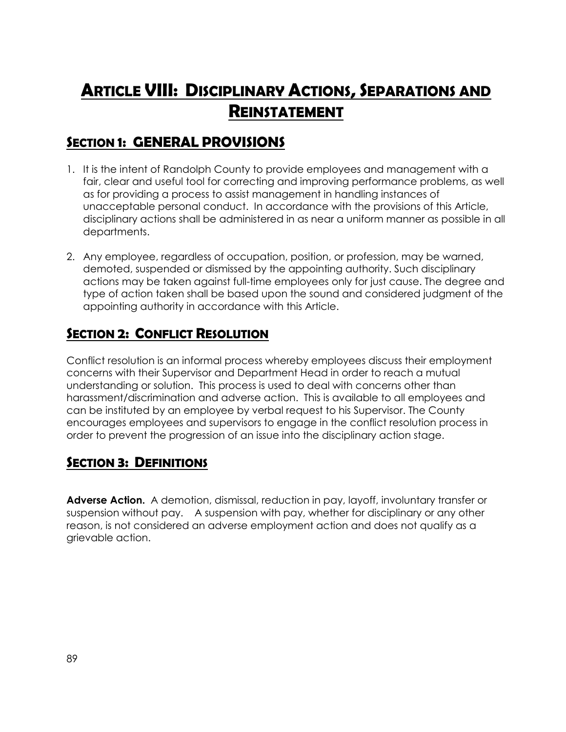# Article VIII: Disciplinary Actions, Separations and Reinstatement

## Section 1: GENERAL PROVISIONS

1. It is the intent of Randolph County to provide employees and management with a fair, clear and useful tool for correcting and improving performance problems, as well as for providing a process to assist management in handling instances of unacceptable personal conduct. In accordance with the provisions of this Article, disciplinary actions shall be administered in as near a uniform manner as possible in all departments.

2. Any employee, regardless of occupation, position, or profession, may be warned, demoted, suspended or dismissed by the appointing authority. Such disciplinary actions may be taken against full-time employees only for just cause. The degree and type of action taken shall be based upon the sound and considered judgment of the appointing authority in accordance with this Article.

## Section 2: Conflict Resolution

Conflict resolution is an informal process whereby employees discuss their employment concerns with their Supervisor and Department Head in order to reach a mutual understanding or solution. This process is used to deal with concerns other than harassment/discrimination and adverse action. This is available to all employees and can be instituted by an employee by verbal request to his Supervisor. The County encourages employees and supervisors to engage in the conflict resolution process in order to prevent the progression of an issue into the disciplinary action stage.

## Section 3: Definitions

**Adverse Action.** A demotion, dismissal, reduction in pay, layoff, involuntary transfer or suspension without pay. A suspension with pay, whether for disciplinary or any other reason, is not considered an adverse employment action and does not qualify as a grievable action.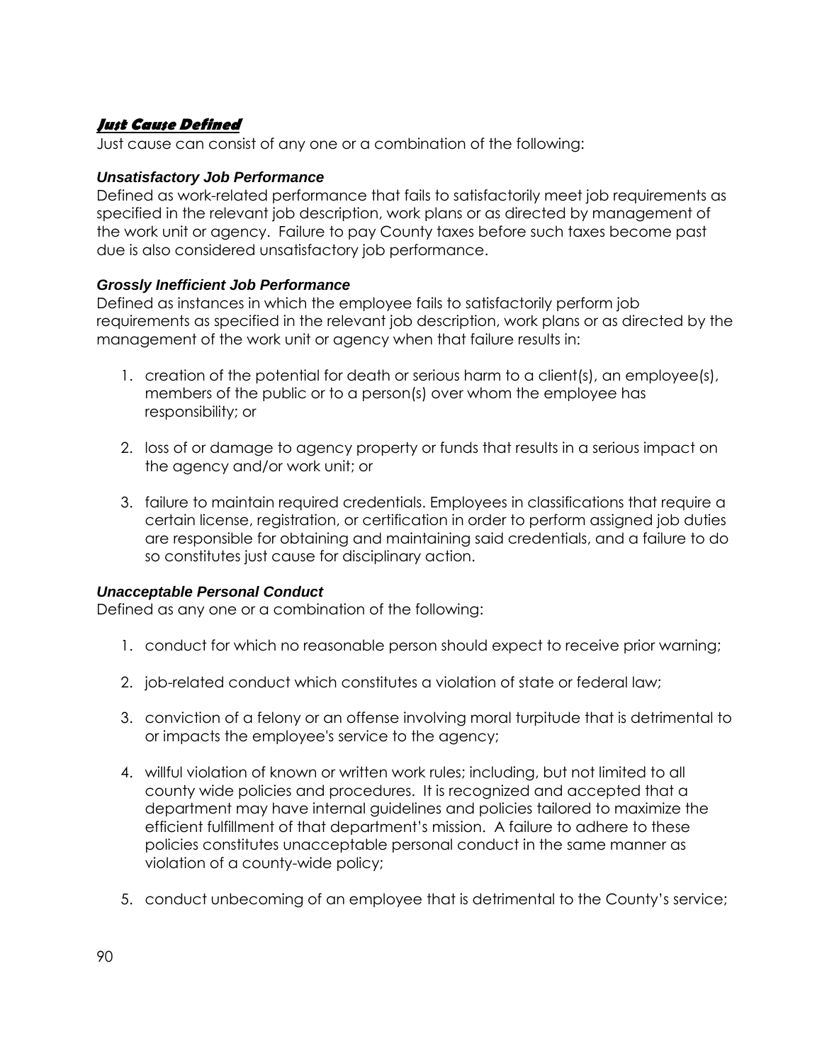## ***Just Cause Defined***

Just cause can consist of any one or a combination of the following:

### ***Unsatisfactory Job Performance***

Defined as work-related performance that fails to satisfactorily meet job requirements as specified in the relevant job description, work plans or as directed by management of the work unit or agency. Failure to pay County taxes before such taxes become past due is also considered unsatisfactory job performance.

### ***Grossly Inefficient Job Performance***

Defined as instances in which the employee fails to satisfactorily perform job requirements as specified in the relevant job description, work plans or as directed by the management of the work unit or agency when that failure results in:

1. creation of the potential for death or serious harm to a client(s), an employee(s), members of the public or to a person(s) over whom the employee has responsibility; or

2. loss of or damage to agency property or funds that results in a serious impact on the agency and/or work unit; or

3. failure to maintain required credentials. Employees in classifications that require a certain license, registration, or certification in order to perform assigned job duties are responsible for obtaining and maintaining said credentials, and a failure to do so constitutes just cause for disciplinary action.

### ***Unacceptable Personal Conduct***

Defined as any one or a combination of the following:

1. conduct for which no reasonable person should expect to receive prior warning;

2. job-related conduct which constitutes a violation of state or federal law;

3. conviction of a felony or an offense involving moral turpitude that is detrimental to or impacts the employee's service to the agency;

4. willful violation of known or written work rules; including, but not limited to all county wide policies and procedures. It is recognized and accepted that a department may have internal guidelines and policies tailored to maximize the efficient fulfillment of that department's mission. A failure to adhere to these policies constitutes unacceptable personal conduct in the same manner as violation of a county-wide policy;

5. conduct unbecoming of an employee that is detrimental to the County's service;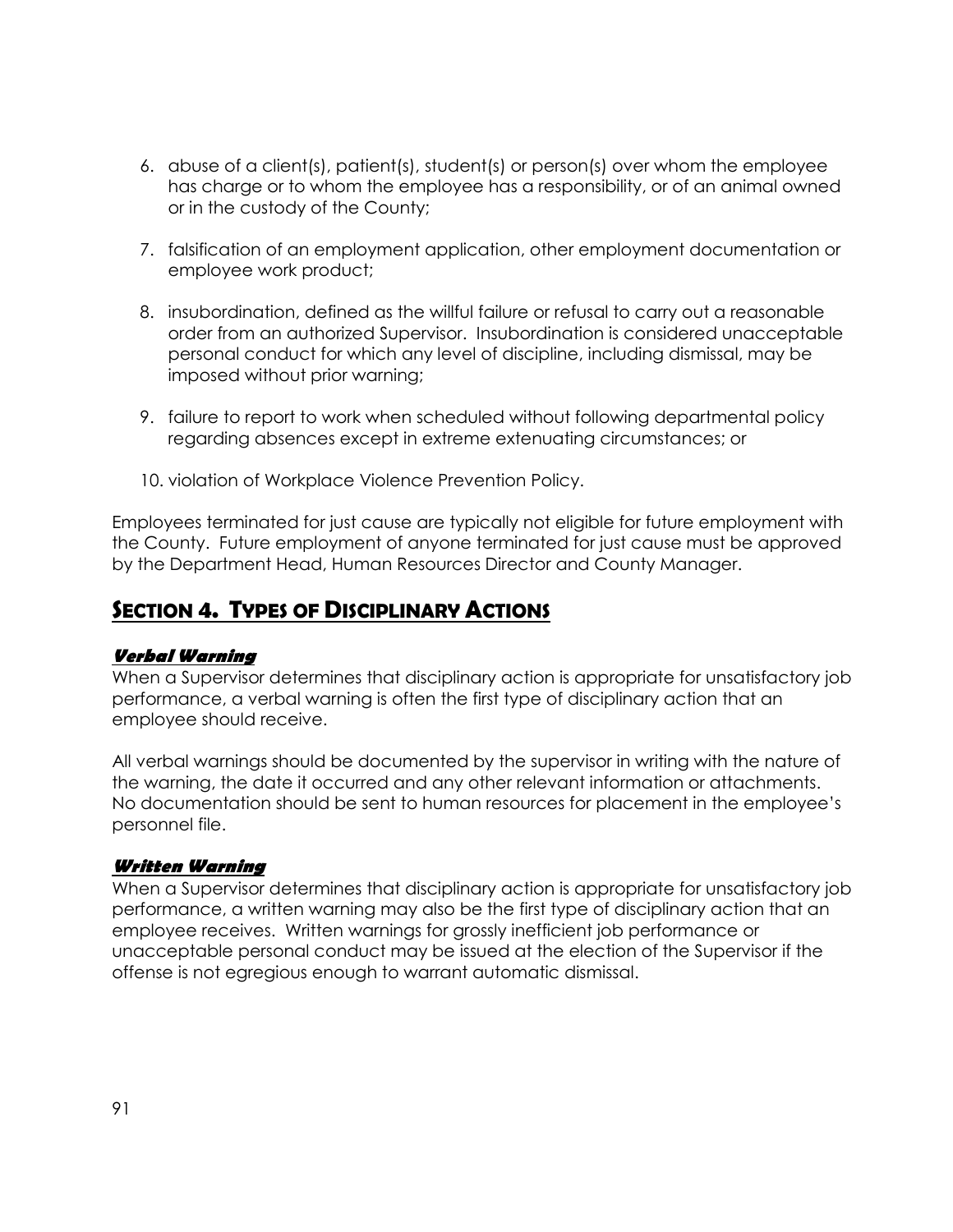6. abuse of a client(s), patient(s), student(s) or person(s) over whom the employee has charge or to whom the employee has a responsibility, or of an animal owned or in the custody of the County;

7. falsification of an employment application, other employment documentation or employee work product;

8. insubordination, defined as the willful failure or refusal to carry out a reasonable order from an authorized Supervisor. Insubordination is considered unacceptable personal conduct for which any level of discipline, including dismissal, may be imposed without prior warning;

9. failure to report to work when scheduled without following departmental policy regarding absences except in extreme extenuating circumstances; or

10. violation of Workplace Violence Prevention Policy.

Employees terminated for just cause are typically not eligible for future employment with the County. Future employment of anyone terminated for just cause must be approved by the Department Head, Human Resources Director and County Manager.

## Section 4. Types of Disciplinary Actions

### *Verbal Warning*

When a Supervisor determines that disciplinary action is appropriate for unsatisfactory job performance, a verbal warning is often the first type of disciplinary action that an employee should receive.

All verbal warnings should be documented by the supervisor in writing with the nature of the warning, the date it occurred and any other relevant information or attachments. No documentation should be sent to human resources for placement in the employee's personnel file.

### *Written Warning*

When a Supervisor determines that disciplinary action is appropriate for unsatisfactory job performance, a written warning may also be the first type of disciplinary action that an employee receives. Written warnings for grossly inefficient job performance or unacceptable personal conduct may be issued at the election of the Supervisor if the offense is not egregious enough to warrant automatic dismissal.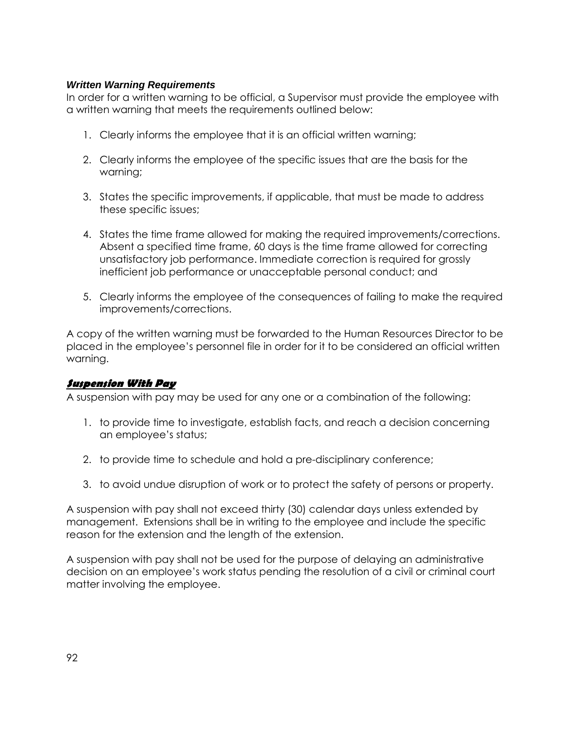### *Written Warning Requirements*

In order for a written warning to be official, a Supervisor must provide the employee with a written warning that meets the requirements outlined below:

1. Clearly informs the employee that it is an official written warning;

2. Clearly informs the employee of the specific issues that are the basis for the warning;

3. States the specific improvements, if applicable, that must be made to address these specific issues;

4. States the time frame allowed for making the required improvements/corrections. Absent a specified time frame, 60 days is the time frame allowed for correcting unsatisfactory job performance. Immediate correction is required for grossly inefficient job performance or unacceptable personal conduct; and

5. Clearly informs the employee of the consequences of failing to make the required improvements/corrections.

A copy of the written warning must be forwarded to the Human Resources Director to be placed in the employee's personnel file in order for it to be considered an official written warning.

### ***Suspension With Pay***

A suspension with pay may be used for any one or a combination of the following:

1. to provide time to investigate, establish facts, and reach a decision concerning an employee's status;

2. to provide time to schedule and hold a pre-disciplinary conference;

3. to avoid undue disruption of work or to protect the safety of persons or property.

A suspension with pay shall not exceed thirty (30) calendar days unless extended by management. Extensions shall be in writing to the employee and include the specific reason for the extension and the length of the extension.

A suspension with pay shall not be used for the purpose of delaying an administrative decision on an employee's work status pending the resolution of a civil or criminal court matter involving the employee.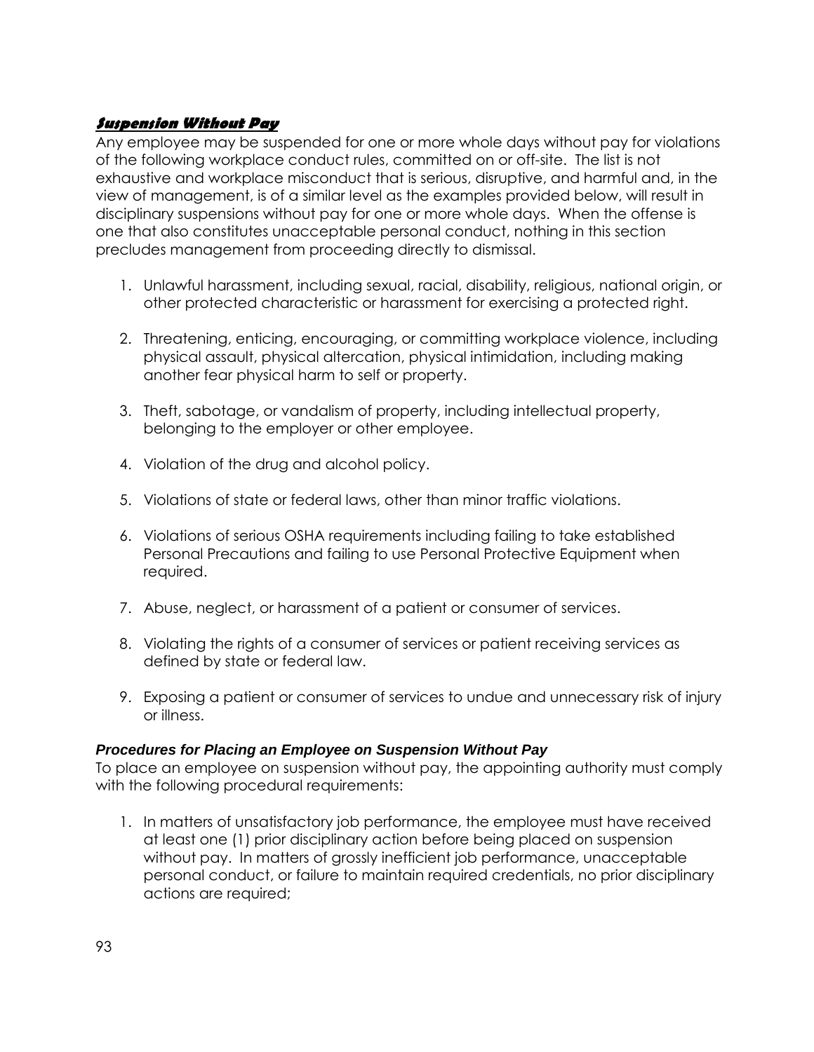## ***Suspension Without Pay***

Any employee may be suspended for one or more whole days without pay for violations of the following workplace conduct rules, committed on or off-site. The list is not exhaustive and workplace misconduct that is serious, disruptive, and harmful and, in the view of management, is of a similar level as the examples provided below, will result in disciplinary suspensions without pay for one or more whole days. When the offense is one that also constitutes unacceptable personal conduct, nothing in this section precludes management from proceeding directly to dismissal.

1. Unlawful harassment, including sexual, racial, disability, religious, national origin, or other protected characteristic or harassment for exercising a protected right.

2. Threatening, enticing, encouraging, or committing workplace violence, including physical assault, physical altercation, physical intimidation, including making another fear physical harm to self or property.

3. Theft, sabotage, or vandalism of property, including intellectual property, belonging to the employer or other employee.

4. Violation of the drug and alcohol policy.

5. Violations of state or federal laws, other than minor traffic violations.

6. Violations of serious OSHA requirements including failing to take established Personal Precautions and failing to use Personal Protective Equipment when required.

7. Abuse, neglect, or harassment of a patient or consumer of services.

8. Violating the rights of a consumer of services or patient receiving services as defined by state or federal law.

9. Exposing a patient or consumer of services to undue and unnecessary risk of injury or illness.

### ***Procedures for Placing an Employee on Suspension Without Pay***

To place an employee on suspension without pay, the appointing authority must comply with the following procedural requirements:

1. In matters of unsatisfactory job performance, the employee must have received at least one (1) prior disciplinary action before being placed on suspension without pay. In matters of grossly inefficient job performance, unacceptable personal conduct, or failure to maintain required credentials, no prior disciplinary actions are required;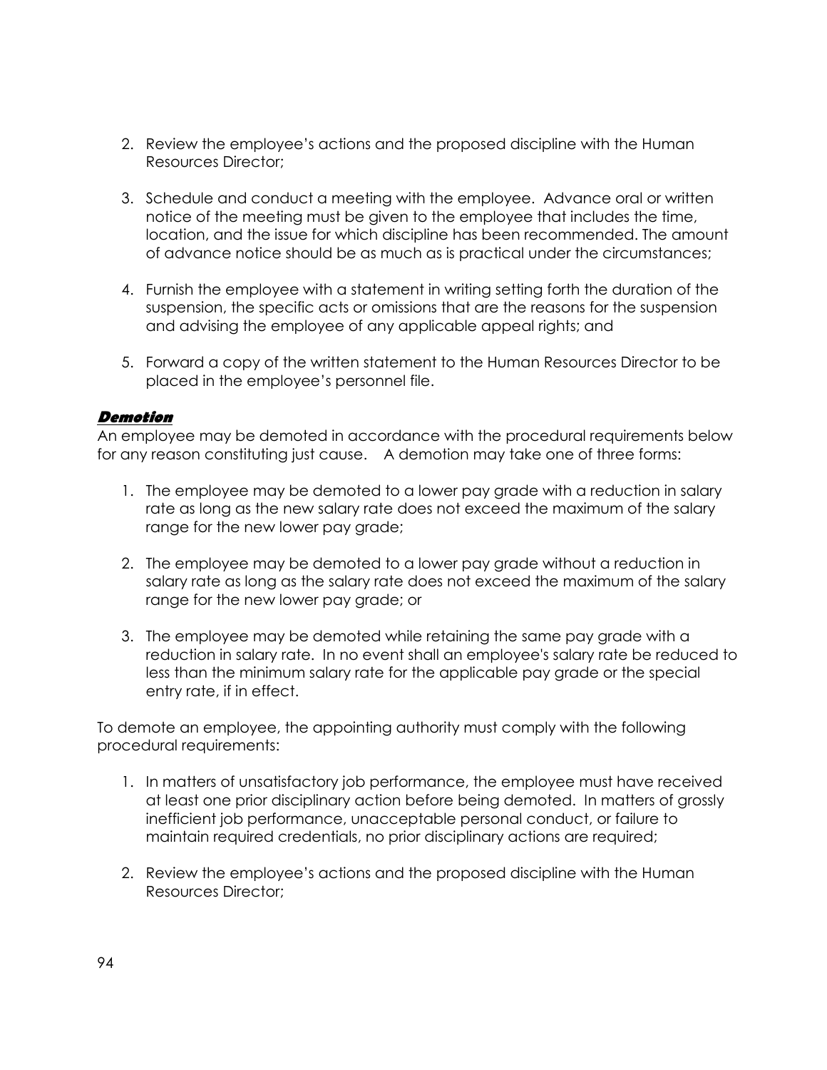2. Review the employee's actions and the proposed discipline with the Human Resources Director;

3. Schedule and conduct a meeting with the employee. Advance oral or written notice of the meeting must be given to the employee that includes the time, location, and the issue for which discipline has been recommended. The amount of advance notice should be as much as is practical under the circumstances;

4. Furnish the employee with a statement in writing setting forth the duration of the suspension, the specific acts or omissions that are the reasons for the suspension and advising the employee of any applicable appeal rights; and

5. Forward a copy of the written statement to the Human Resources Director to be placed in the employee's personnel file.

***Demotion***

An employee may be demoted in accordance with the procedural requirements below for any reason constituting just cause. A demotion may take one of three forms:

1. The employee may be demoted to a lower pay grade with a reduction in salary rate as long as the new salary rate does not exceed the maximum of the salary range for the new lower pay grade;

2. The employee may be demoted to a lower pay grade without a reduction in salary rate as long as the salary rate does not exceed the maximum of the salary range for the new lower pay grade; or

3. The employee may be demoted while retaining the same pay grade with a reduction in salary rate. In no event shall an employee's salary rate be reduced to less than the minimum salary rate for the applicable pay grade or the special entry rate, if in effect.

To demote an employee, the appointing authority must comply with the following procedural requirements:

1. In matters of unsatisfactory job performance, the employee must have received at least one prior disciplinary action before being demoted. In matters of grossly inefficient job performance, unacceptable personal conduct, or failure to maintain required credentials, no prior disciplinary actions are required;

2. Review the employee's actions and the proposed discipline with the Human Resources Director;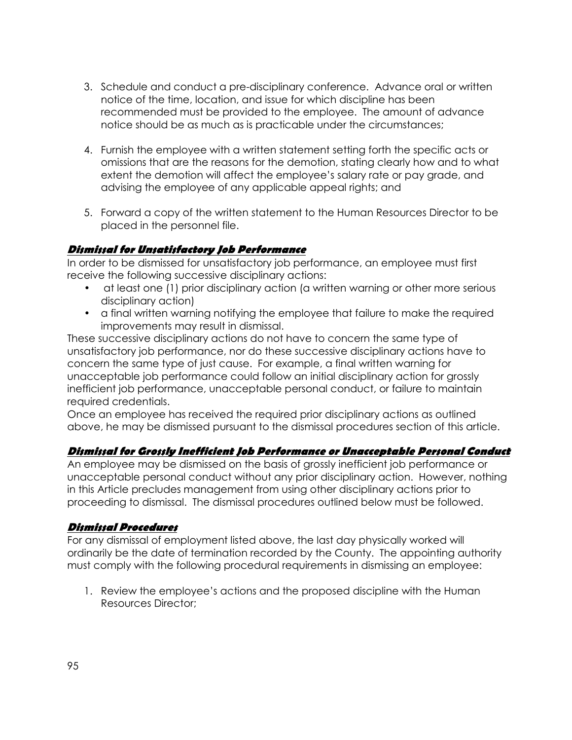3. Schedule and conduct a pre-disciplinary conference. Advance oral or written notice of the time, location, and issue for which discipline has been recommended must be provided to the employee. The amount of advance notice should be as much as is practicable under the circumstances;

4. Furnish the employee with a written statement setting forth the specific acts or omissions that are the reasons for the demotion, stating clearly how and to what extent the demotion will affect the employee's salary rate or pay grade, and advising the employee of any applicable appeal rights; and

5. Forward a copy of the written statement to the Human Resources Director to be placed in the personnel file.

***Dismissal for Unsatisfactory Job Performance***

In order to be dismissed for unsatisfactory job performance, an employee must first receive the following successive disciplinary actions:

- at least one (1) prior disciplinary action (a written warning or other more serious disciplinary action)
- a final written warning notifying the employee that failure to make the required improvements may result in dismissal.

These successive disciplinary actions do not have to concern the same type of unsatisfactory job performance, nor do these successive disciplinary actions have to concern the same type of just cause. For example, a final written warning for unacceptable job performance could follow an initial disciplinary action for grossly inefficient job performance, unacceptable personal conduct, or failure to maintain required credentials.

Once an employee has received the required prior disciplinary actions as outlined above, he may be dismissed pursuant to the dismissal procedures section of this article.

***Dismissal for Grossly Inefficient Job Performance or Unacceptable Personal Conduct***

An employee may be dismissed on the basis of grossly inefficient job performance or unacceptable personal conduct without any prior disciplinary action. However, nothing in this Article precludes management from using other disciplinary actions prior to proceeding to dismissal. The dismissal procedures outlined below must be followed.

***Dismissal Procedures***

For any dismissal of employment listed above, the last day physically worked will ordinarily be the date of termination recorded by the County. The appointing authority must comply with the following procedural requirements in dismissing an employee:

1. Review the employee's actions and the proposed discipline with the Human Resources Director;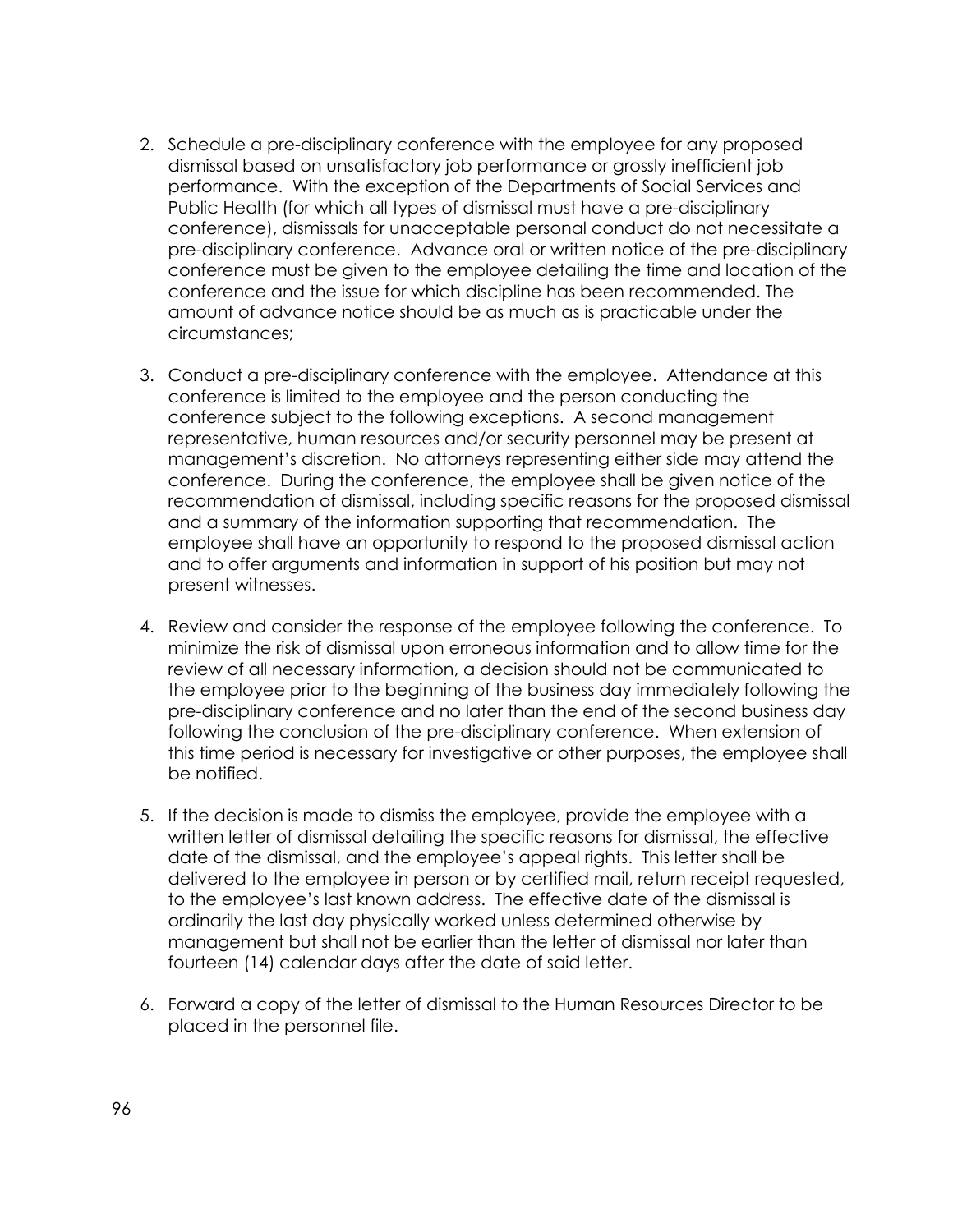2. Schedule a pre-disciplinary conference with the employee for any proposed dismissal based on unsatisfactory job performance or grossly inefficient job performance. With the exception of the Departments of Social Services and Public Health (for which all types of dismissal must have a pre-disciplinary conference), dismissals for unacceptable personal conduct do not necessitate a pre-disciplinary conference. Advance oral or written notice of the pre-disciplinary conference must be given to the employee detailing the time and location of the conference and the issue for which discipline has been recommended. The amount of advance notice should be as much as is practicable under the circumstances;

3. Conduct a pre-disciplinary conference with the employee. Attendance at this conference is limited to the employee and the person conducting the conference subject to the following exceptions. A second management representative, human resources and/or security personnel may be present at management's discretion. No attorneys representing either side may attend the conference. During the conference, the employee shall be given notice of the recommendation of dismissal, including specific reasons for the proposed dismissal and a summary of the information supporting that recommendation. The employee shall have an opportunity to respond to the proposed dismissal action and to offer arguments and information in support of his position but may not present witnesses.

4. Review and consider the response of the employee following the conference. To minimize the risk of dismissal upon erroneous information and to allow time for the review of all necessary information, a decision should not be communicated to the employee prior to the beginning of the business day immediately following the pre-disciplinary conference and no later than the end of the second business day following the conclusion of the pre-disciplinary conference. When extension of this time period is necessary for investigative or other purposes, the employee shall be notified.

5. If the decision is made to dismiss the employee, provide the employee with a written letter of dismissal detailing the specific reasons for dismissal, the effective date of the dismissal, and the employee's appeal rights. This letter shall be delivered to the employee in person or by certified mail, return receipt requested, to the employee's last known address. The effective date of the dismissal is ordinarily the last day physically worked unless determined otherwise by management but shall not be earlier than the letter of dismissal nor later than fourteen (14) calendar days after the date of said letter.

6. Forward a copy of the letter of dismissal to the Human Resources Director to be placed in the personnel file.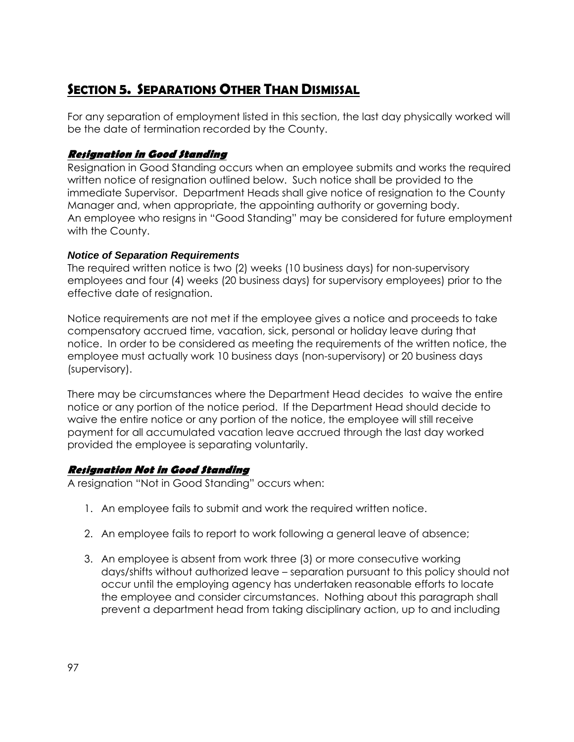## SECTION 5. SEPARATIONS OTHER THAN DISMISSAL

For any separation of employment listed in this section, the last day physically worked will be the date of termination recorded by the County.

### *Resignation in Good Standing*

Resignation in Good Standing occurs when an employee submits and works the required written notice of resignation outlined below. Such notice shall be provided to the immediate Supervisor. Department Heads shall give notice of resignation to the County Manager and, when appropriate, the appointing authority or governing body.
An employee who resigns in "Good Standing" may be considered for future employment with the County.

#### *Notice of Separation Requirements*

The required written notice is two (2) weeks (10 business days) for non-supervisory employees and four (4) weeks (20 business days) for supervisory employees) prior to the effective date of resignation.

Notice requirements are not met if the employee gives a notice and proceeds to take compensatory accrued time, vacation, sick, personal or holiday leave during that notice. In order to be considered as meeting the requirements of the written notice, the employee must actually work 10 business days (non-supervisory) or 20 business days (supervisory).

There may be circumstances where the Department Head decides to waive the entire notice or any portion of the notice period. If the Department Head should decide to waive the entire notice or any portion of the notice, the employee will still receive payment for all accumulated vacation leave accrued through the last day worked provided the employee is separating voluntarily.

### *Resignation Not in Good Standing*

A resignation "Not in Good Standing" occurs when:

1. An employee fails to submit and work the required written notice.
2. An employee fails to report to work following a general leave of absence;
3. An employee is absent from work three (3) or more consecutive working days/shifts without authorized leave – separation pursuant to this policy should not occur until the employing agency has undertaken reasonable efforts to locate the employee and consider circumstances. Nothing about this paragraph shall prevent a department head from taking disciplinary action, up to and including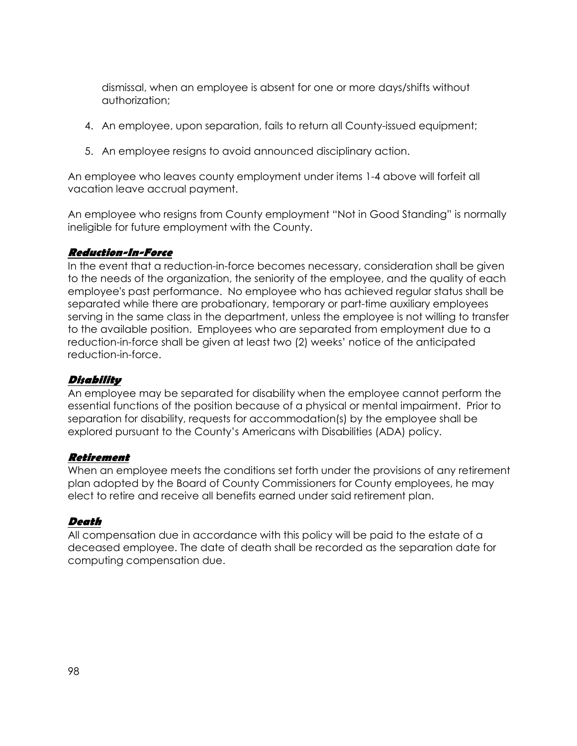dismissal, when an employee is absent for one or more days/shifts without authorization;

4. An employee, upon separation, fails to return all County-issued equipment;
5. An employee resigns to avoid announced disciplinary action.

An employee who leaves county employment under items 1-4 above will forfeit all vacation leave accrual payment.

An employee who resigns from County employment "Not in Good Standing" is normally ineligible for future employment with the County.

### ***Reduction-In-Force***

In the event that a reduction-in-force becomes necessary, consideration shall be given to the needs of the organization, the seniority of the employee, and the quality of each employee's past performance. No employee who has achieved regular status shall be separated while there are probationary, temporary or part-time auxiliary employees serving in the same class in the department, unless the employee is not willing to transfer to the available position. Employees who are separated from employment due to a reduction-in-force shall be given at least two (2) weeks' notice of the anticipated reduction-in-force.

### ***Disability***

An employee may be separated for disability when the employee cannot perform the essential functions of the position because of a physical or mental impairment. Prior to separation for disability, requests for accommodation(s) by the employee shall be explored pursuant to the County's Americans with Disabilities (ADA) policy.

### ***Retirement***

When an employee meets the conditions set forth under the provisions of any retirement plan adopted by the Board of County Commissioners for County employees, he may elect to retire and receive all benefits earned under said retirement plan.

### ***Death***

All compensation due in accordance with this policy will be paid to the estate of a deceased employee. The date of death shall be recorded as the separation date for computing compensation due.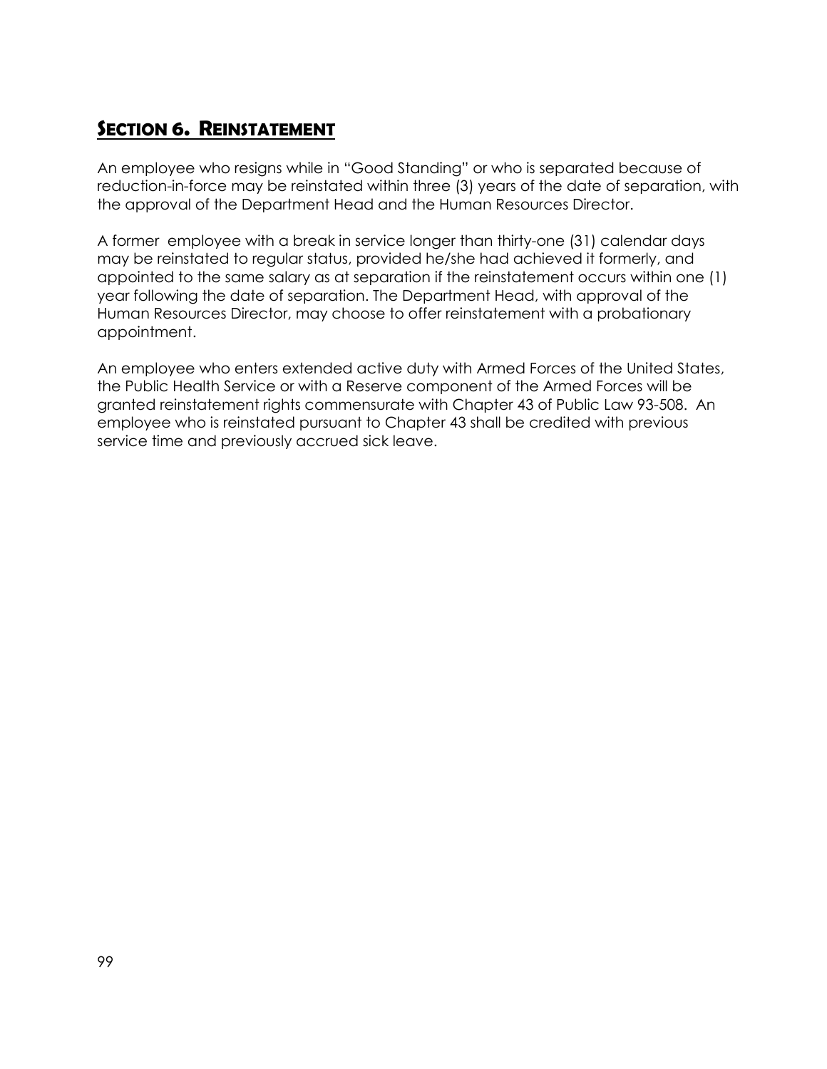## SECTION 6. REINSTATEMENT

An employee who resigns while in "Good Standing" or who is separated because of reduction-in-force may be reinstated within three (3) years of the date of separation, with the approval of the Department Head and the Human Resources Director.

A former employee with a break in service longer than thirty-one (31) calendar days may be reinstated to regular status, provided he/she had achieved it formerly, and appointed to the same salary as at separation if the reinstatement occurs within one (1) year following the date of separation. The Department Head, with approval of the Human Resources Director, may choose to offer reinstatement with a probationary appointment.

An employee who enters extended active duty with Armed Forces of the United States, the Public Health Service or with a Reserve component of the Armed Forces will be granted reinstatement rights commensurate with Chapter 43 of Public Law 93-508. An employee who is reinstated pursuant to Chapter 43 shall be credited with previous service time and previously accrued sick leave.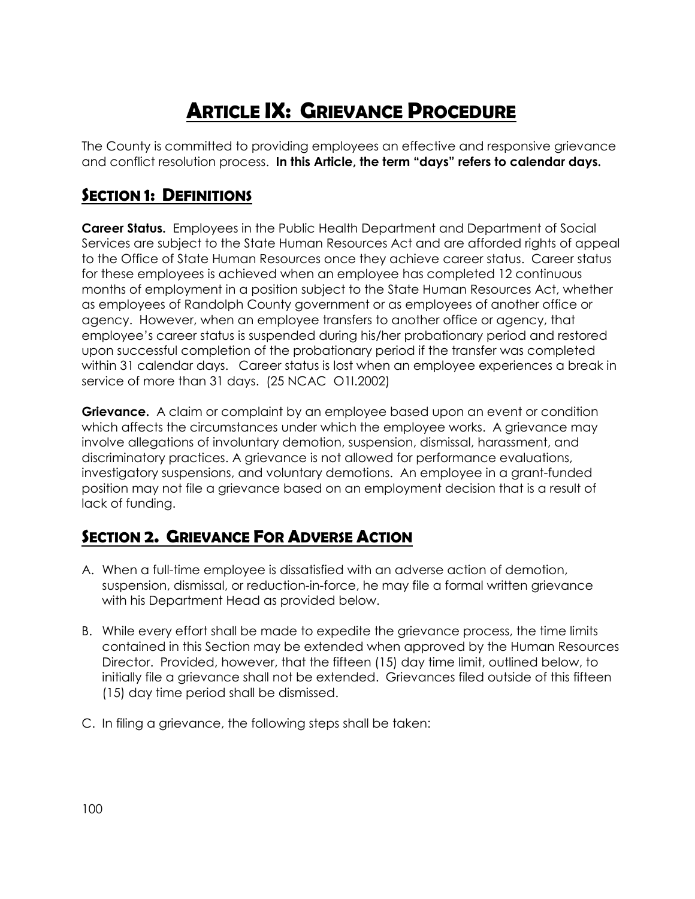# ARTICLE IX: GRIEVANCE PROCEDURE

The County is committed to providing employees an effective and responsive grievance and conflict resolution process. **In this Article, the term "days" refers to calendar days.**

## SECTION 1: DEFINITIONS

**Career Status.** Employees in the Public Health Department and Department of Social Services are subject to the State Human Resources Act and are afforded rights of appeal to the Office of State Human Resources once they achieve career status. Career status for these employees is achieved when an employee has completed 12 continuous months of employment in a position subject to the State Human Resources Act, whether as employees of Randolph County government or as employees of another office or agency. However, when an employee transfers to another office or agency, that employee's career status is suspended during his/her probationary period and restored upon successful completion of the probationary period if the transfer was completed within 31 calendar days. Career status is lost when an employee experiences a break in service of more than 31 days. (25 NCAC O1I.2002)

**Grievance.** A claim or complaint by an employee based upon an event or condition which affects the circumstances under which the employee works. A grievance may involve allegations of involuntary demotion, suspension, dismissal, harassment, and discriminatory practices. A grievance is not allowed for performance evaluations, investigatory suspensions, and voluntary demotions. An employee in a grant-funded position may not file a grievance based on an employment decision that is a result of lack of funding.

## SECTION 2. GRIEVANCE FOR ADVERSE ACTION

A. When a full-time employee is dissatisfied with an adverse action of demotion, suspension, dismissal, or reduction-in-force, he may file a formal written grievance with his Department Head as provided below.

B. While every effort shall be made to expedite the grievance process, the time limits contained in this Section may be extended when approved by the Human Resources Director. Provided, however, that the fifteen (15) day time limit, outlined below, to initially file a grievance shall not be extended. Grievances filed outside of this fifteen (15) day time period shall be dismissed.

C. In filing a grievance, the following steps shall be taken: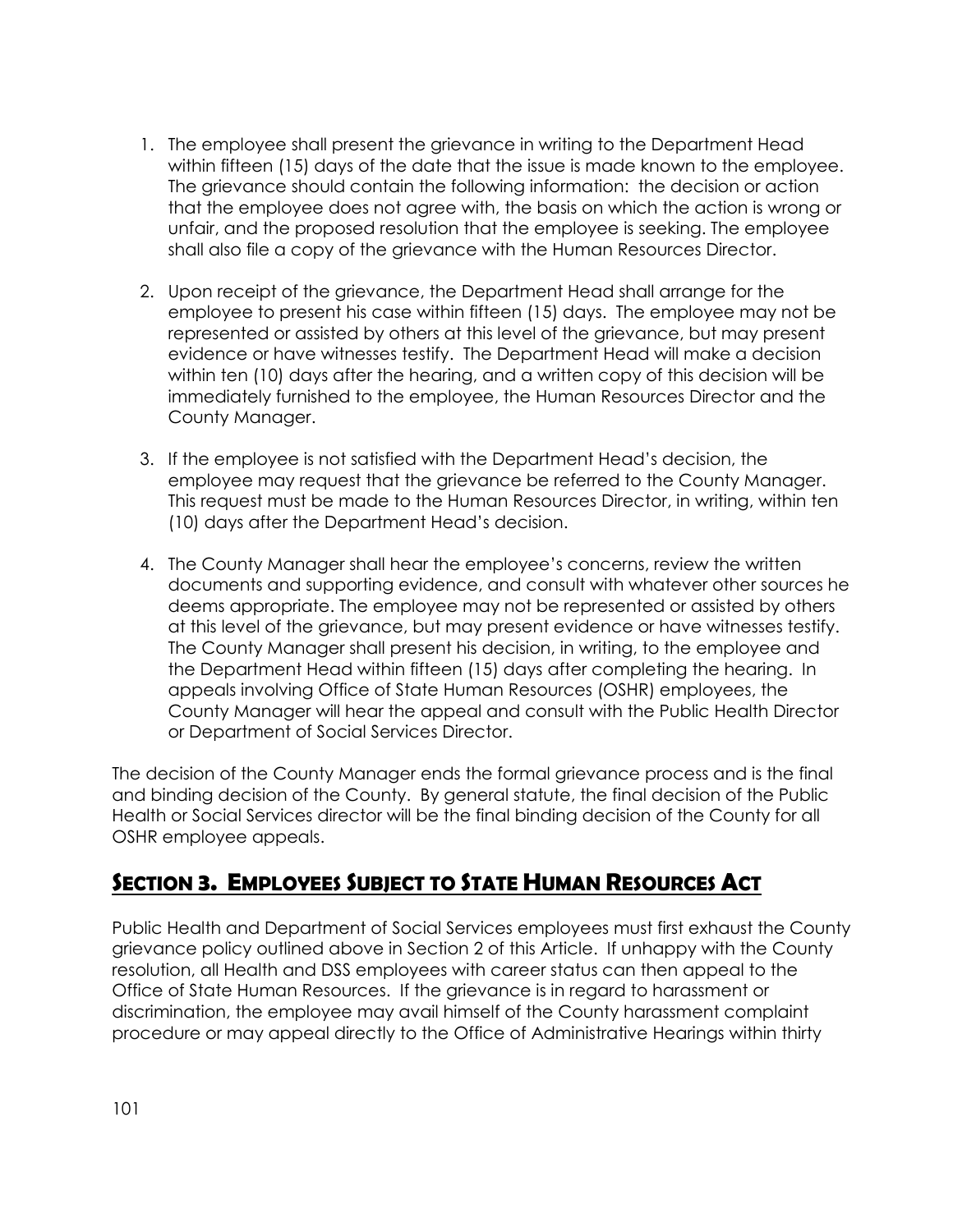1. The employee shall present the grievance in writing to the Department Head within fifteen (15) days of the date that the issue is made known to the employee. The grievance should contain the following information: the decision or action that the employee does not agree with, the basis on which the action is wrong or unfair, and the proposed resolution that the employee is seeking. The employee shall also file a copy of the grievance with the Human Resources Director.

2. Upon receipt of the grievance, the Department Head shall arrange for the employee to present his case within fifteen (15) days. The employee may not be represented or assisted by others at this level of the grievance, but may present evidence or have witnesses testify. The Department Head will make a decision within ten (10) days after the hearing, and a written copy of this decision will be immediately furnished to the employee, the Human Resources Director and the County Manager.

3. If the employee is not satisfied with the Department Head's decision, the employee may request that the grievance be referred to the County Manager. This request must be made to the Human Resources Director, in writing, within ten (10) days after the Department Head's decision.

4. The County Manager shall hear the employee's concerns, review the written documents and supporting evidence, and consult with whatever other sources he deems appropriate. The employee may not be represented or assisted by others at this level of the grievance, but may present evidence or have witnesses testify. The County Manager shall present his decision, in writing, to the employee and the Department Head within fifteen (15) days after completing the hearing. In appeals involving Office of State Human Resources (OSHR) employees, the County Manager will hear the appeal and consult with the Public Health Director or Department of Social Services Director.

The decision of the County Manager ends the formal grievance process and is the final and binding decision of the County. By general statute, the final decision of the Public Health or Social Services director will be the final binding decision of the County for all OSHR employee appeals.

## Section 3. Employees Subject to State Human Resources Act

Public Health and Department of Social Services employees must first exhaust the County grievance policy outlined above in Section 2 of this Article. If unhappy with the County resolution, all Health and DSS employees with career status can then appeal to the Office of State Human Resources. If the grievance is in regard to harassment or discrimination, the employee may avail himself of the County harassment complaint procedure or may appeal directly to the Office of Administrative Hearings within thirty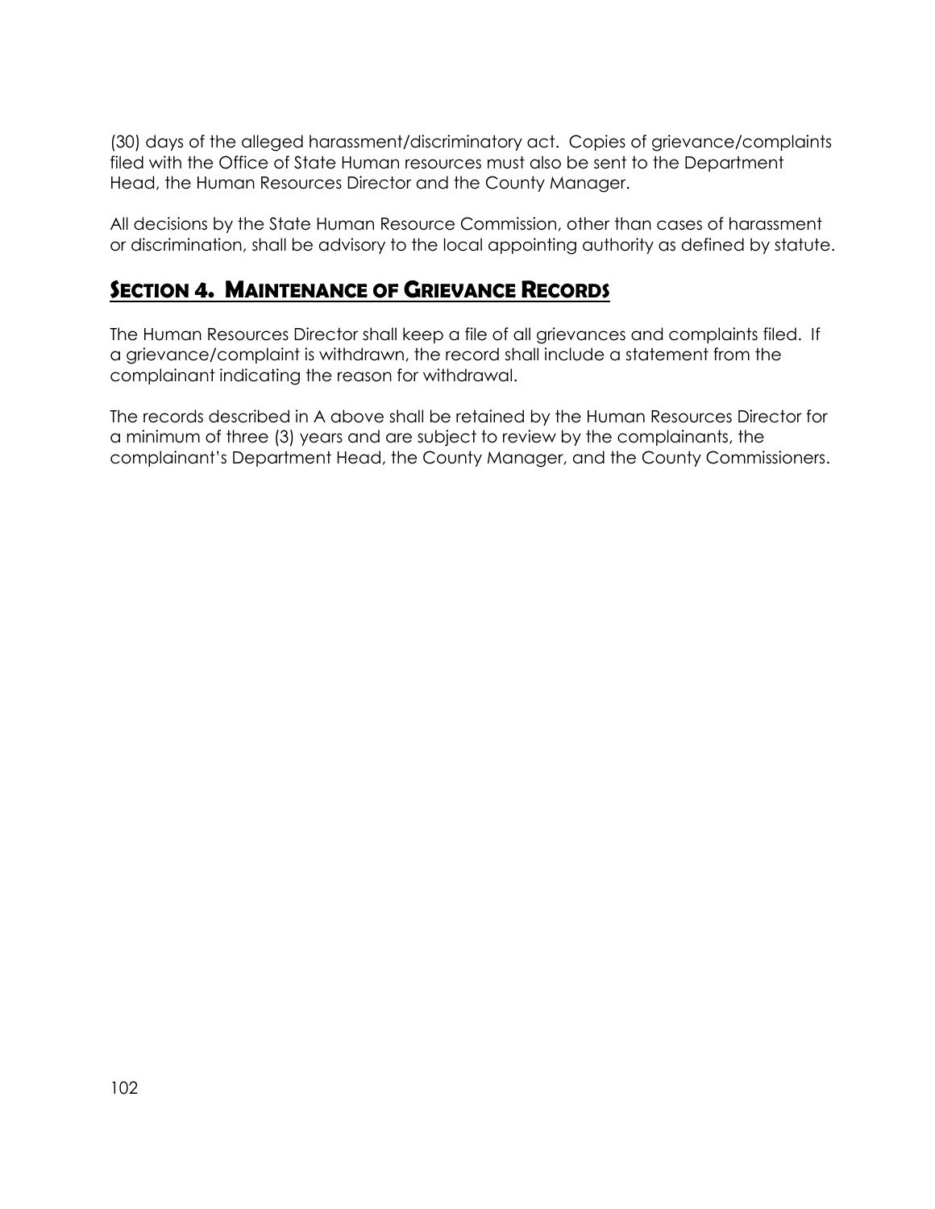(30) days of the alleged harassment/discriminatory act. Copies of grievance/complaints filed with the Office of State Human resources must also be sent to the Department Head, the Human Resources Director and the County Manager.

All decisions by the State Human Resource Commission, other than cases of harassment or discrimination, shall be advisory to the local appointing authority as defined by statute.

## **SECTION 4. MAINTENANCE OF GRIEVANCE RECORDS**

The Human Resources Director shall keep a file of all grievances and complaints filed. If a grievance/complaint is withdrawn, the record shall include a statement from the complainant indicating the reason for withdrawal.

The records described in A above shall be retained by the Human Resources Director for a minimum of three (3) years and are subject to review by the complainants, the complainant's Department Head, the County Manager, and the County Commissioners.